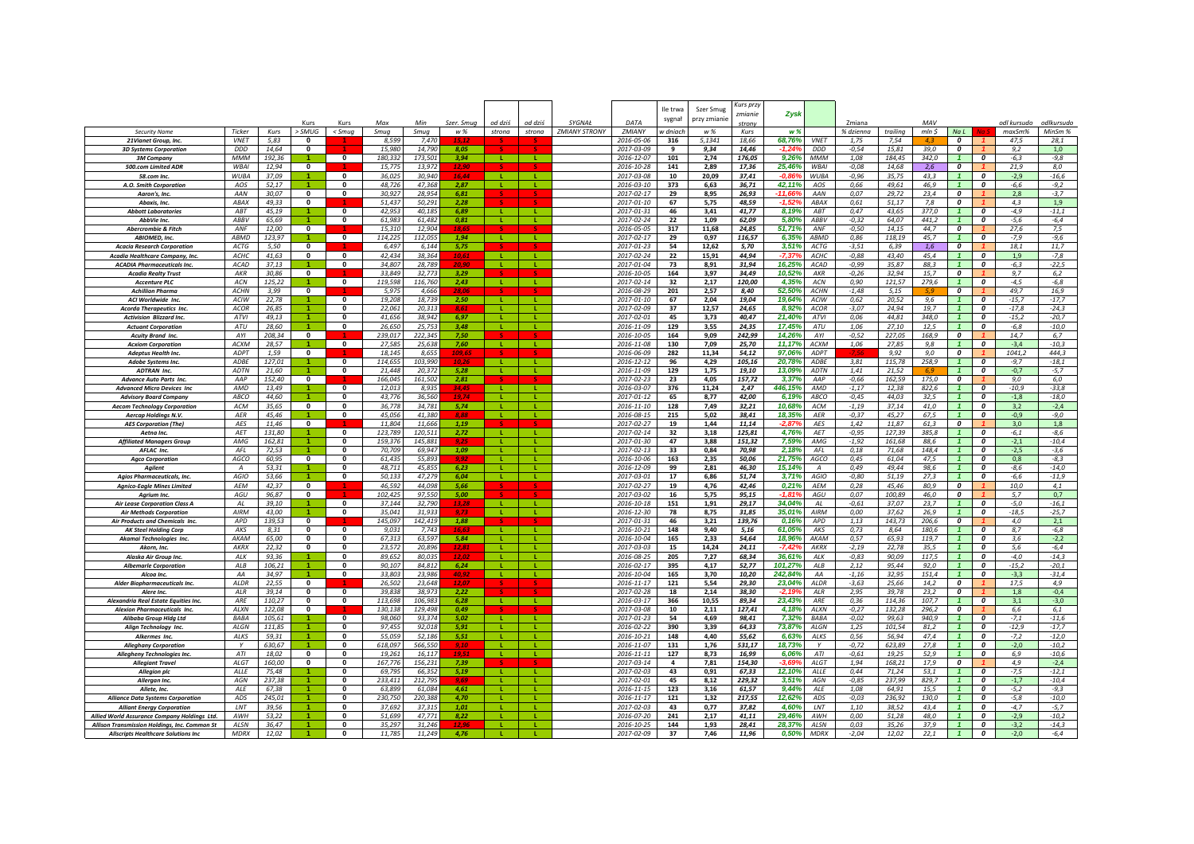| Security Name | Ticker | Kurs | Kurs > SMUG | Kurs < Smug | Max Smug | Min Smug | Szer. Smug w % | od dziś strona | od dziś strona | SYGNAŁ ZMIANY STRONY | DATA ZMIANY | Ile trwa sygnał w dniach | Szer Smug przy zmianie w % | Kurs przy zmianie strony Kurs | Zysk w % | | Zmiana % dzienna | trailing | MAV mln $ | Na L | Na S | odl kursudo maxSm% | odlkursudo MinSm % |
|---|---|---|---|---|---|---|---|---|---|---|---|---|---|---|---|---|---|---|---|---|---|---|---|
| 21Vianet Group, Inc. | VNET | 5,83 | 0 | 1 | 8,599 | 7,470 | 15,12 | S | S | | 2016-05-06 | 316 | 5,1341 | 18,66 | 68,76% | VNET | 1,75 | 7,54 | 4,3 | 0 | 1 | 47,5 | 28,1 |
| 3D Systems Corporation | DDD | 14,64 | 0 | 1 | 15,980 | 14,790 | 8,05 | S | S | | 2017-03-09 | 9 | 9,34 | 14,46 | -1,24% | DDD | -0,54 | 15,81 | 39,0 | 0 | 1 | 9,2 | 1,0 |
| 3M Company | MMM | 192,36 | 1 | 0 | 180,332 | 173,501 | 3,94 | L | L | | 2016-12-07 | 101 | 2,74 | 176,05 | 9,26% | MMM | 1,08 | 184,45 | 342,0 | 1 | 0 | -6,3 | -9,8 |
| 500.com Limited ADR | WBAI | 12,94 | 0 | 1 | 15,775 | 13,972 | 12,90 | S | S | | 2016-10-28 | 141 | 2,89 | 17,36 | 25,46% | WBAI | -0,08 | 14,68 | 2,6 | 0 | 1 | 21,9 | 8,0 |
| 58.com Inc. | WUBA | 37,09 | 1 | 0 | 36,025 | 30,940 | 16,44 | L | L | | 2017-03-08 | 10 | 20,09 | 37,41 | -0,86% | WUBA | -0,96 | 35,75 | 43,3 | 1 | 0 | -2,9 | -16,6 |
| A.O. Smith Corporation | AOS | 52,17 | 1 | 0 | 48,726 | 47,368 | 2,87 | L | L | | 2016-03-10 | 373 | 6,63 | 36,71 | 42,11% | AOS | 0,66 | 49,61 | 46,9 | 1 | 0 | -6,6 | -9,2 |
| Aaron's, Inc. | AAN | 30,07 | 0 | 0 | 30,927 | 28,954 | 6,81 | S | S | | 2017-02-17 | 29 | 8,95 | 26,93 | -11,66% | AAN | 0,07 | 29,72 | 23,4 | 0 | 1 | 2,8 | -3,7 |
| Abaxis, Inc. | ABAX | 49,33 | 0 | 1 | 51,437 | 50,291 | 2,28 | S | S | | 2017-01-10 | 67 | 5,75 | 48,59 | -1,52% | ABAX | 0,61 | 51,17 | 7,8 | 0 | 1 | 4,3 | 1,9 |
| Abbott Laboratories | ABT | 45,19 | 1 | 0 | 42,953 | 40,185 | 6,89 | L | L | | 2017-01-31 | 46 | 3,41 | 41,77 | 8,19% | ABT | 0,47 | 43,65 | 377,0 | 1 | 0 | -4,9 | -11,1 |
| AbbVie Inc. | ABBV | 65,69 | 1 | 0 | 61,983 | 61,482 | 0,81 | L | L | | 2017-02-24 | 22 | 1,09 | 62,09 | 5,80% | ABBV | -0,32 | 64,07 | 441,2 | 1 | 0 | -5,6 | -6,4 |
| Abercrombie & Fitch | ANF | 12,00 | 0 | 1 | 15,310 | 12,904 | 18,65 | S | S | | 2016-05-05 | 317 | 11,68 | 24,85 | 51,71% | ANF | -0,50 | 14,15 | 44,7 | 0 | 1 | 27,6 | 7,5 |
| ABIOMED, Inc. | ABMD | 123,97 | 1 | 0 | 114,225 | 112,055 | 1,94 | L | L | | 2017-02-17 | 29 | 0,97 | 116,57 | 6,35% | ABMD | 0,86 | 118,19 | 45,7 | 1 | 0 | -7,9 | -9,6 |
| Acacia Research Corporation | ACTG | 5,50 | 0 | 1 | 6,497 | 6,144 | 5,75 | S | S | | 2017-01-23 | 54 | 12,62 | 5,70 | 3,51% | ACTG | -3,51 | 6,39 | 1,6 | 0 | 1 | 18,1 | 11,7 |
| Acadia Healthcare Company, Inc. | ACHC | 41,63 | 0 | 0 | 42,434 | 38,364 | 10,61 | S | S | | 2017-02-24 | 22 | 15,91 | 44,94 | -7,37% | ACHC | -0,88 | 43,40 | 45,4 | 1 | 0 | 1,9 | -7,8 |
| ACADIA Pharmaceuticals Inc. | ACAD | 37,13 | 1 | 0 | 34,807 | 28,789 | 20,90 | L | L | | 2017-01-04 | 73 | 8,91 | 31,94 | 16,25% | ACAD | -0,99 | 35,87 | 88,3 | 1 | 0 | -6,3 | -22,5 |
| Acadia Realty Trust | AKR | 30,86 | 0 | 1 | 33,849 | 32,773 | 3,29 | S | S | | 2016-10-05 | 164 | 3,97 | 34,49 | 10,52% | AKR | -0,26 | 32,94 | 15,7 | 0 | 1 | 9,7 | 6,2 |
| Accenture PLC | ACN | 125,22 | 1 | 0 | 119,598 | 116,760 | 2,43 | L | L | | 2017-02-14 | 32 | 2,17 | 120,00 | 4,35% | ACN | 0,90 | 121,57 | 279,6 | 1 | 0 | -4,5 | -6,8 |
| Achillion Pharma | ACHN | 3,99 | 0 | 1 | 5,975 | 4,666 | 28,06 | S | S | | 2016-08-29 | 201 | 2,57 | 8,40 | 52,50% | ACHN | -1,48 | 5,15 | 5,9 | 0 | 1 | 49,7 | 16,9 |
| ACI Worldwide Inc. | ACIW | 22,78 | 1 | 0 | 19,208 | 18,739 | 2,50 | L | L | | 2017-01-10 | 67 | 2,04 | 19,04 | 19,64% | ACIW | 0,62 | 20,52 | 9,6 | 1 | 0 | -15,7 | -17,7 |
| Acorda Therapeutics Inc. | ACOR | 26,85 | 1 | 0 | 22,061 | 20,313 | 8,61 | L | L | | 2017-02-09 | 37 | 12,57 | 24,65 | 8,92% | ACOR | -3,07 | 24,94 | 19,7 | 1 | 0 | -17,8 | -24,3 |
| Activision Blizzard Inc. | ATVI | 49,13 | 1 | 0 | 41,656 | 38,942 | 6,97 | L | L | | 2017-02-01 | 45 | 3,73 | 40,47 | 21,40% | ATVI | 0,06 | 44,81 | 348,0 | 1 | 0 | -15,2 | -20,7 |
| Actuant Corporation | ATU | 28,60 | 1 | 0 | 26,650 | 25,753 | 3,48 | L | L | | 2016-11-09 | 129 | 3,55 | 24,35 | 17,45% | ATU | 1,06 | 27,10 | 12,5 | 1 | 0 | -6,8 | -10,0 |
| Acuity Brand Inc. | AYI | 208,34 | 0 | 1 | 239,017 | 222,345 | 7,50 | S | S | | 2016-10-05 | 164 | 9,09 | 242,99 | 14,26% | AYI | -0,52 | 227,05 | 168,9 | 0 | 1 | 14,7 | 6,7 |
| Acxiom Corporation | ACXM | 28,57 | 1 | 0 | 27,585 | 25,638 | 7,60 | L | L | | 2016-11-08 | 130 | 7,09 | 25,70 | 11,17% | ACXM | 1,06 | 27,85 | 9,8 | 1 | 0 | -3,4 | -10,3 |
| Adeptus Health Inc. | ADPT | 1,59 | 0 | 1 | 18,145 | 8,655 | 109,65 | S | S | | 2016-06-09 | 282 | 11,34 | 54,12 | 97,06% | ADPT | -7,56 | 9,92 | 9,0 | 0 | 1 | 1041,2 | 444,3 |
| Adobe Systems Inc. | ADBE | 127,01 | 1 | 0 | 114,655 | 103,990 | 10,26 | L | L | | 2016-12-12 | 96 | 4,29 | 105,16 | 20,78% | ADBE | 3,81 | 115,78 | 258,9 | 1 | 0 | -9,7 | -18,1 |
| ADTRAN Inc. | ADTN | 21,60 | 1 | 0 | 21,448 | 20,372 | 5,28 | L | L | | 2016-11-09 | 129 | 1,75 | 19,10 | 13,09% | ADTN | 1,41 | 21,52 | 6,9 | 1 | 0 | -0,7 | -5,7 |
| Advance Auto Parts Inc. | AAP | 152,40 | 0 | 1 | 166,045 | 161,502 | 2,81 | S | S | | 2017-02-23 | 23 | 4,05 | 157,72 | 3,37% | AAP | -0,66 | 162,59 | 175,0 | 0 | 1 | 9,0 | 6,0 |
| Advanced Micro Devices Inc | AMD | 13,49 | 1 | 0 | 12,013 | 8,935 | 34,45 | L | L | | 2016-03-07 | 376 | 11,24 | 2,47 | 446,15% | AMD | -1,17 | 12,38 | 822,6 | 1 | 0 | -10,9 | -33,8 |
| Advisory Board Company | ABCO | 44,60 | 1 | 0 | 43,776 | 36,560 | 19,74 | L | L | | 2017-01-12 | 65 | 8,77 | 42,00 | 6,19% | ABCO | -0,45 | 44,03 | 32,5 | 1 | 0 | -1,8 | -18,0 |
| Aecom Technology Corporation | ACM | 35,65 | 0 | 0 | 36,778 | 34,781 | 5,74 | L | L | | 2016-11-10 | 128 | 7,49 | 32,21 | 10,68% | ACM | -1,19 | 37,14 | 41,0 | 1 | 0 | 3,2 | -2,4 |
| Aercap Holdings N.V. | AER | 45,46 | 1 | 0 | 45,056 | 41,380 | 8,88 | L | L | | 2016-08-15 | 215 | 5,02 | 38,41 | 18,35% | AER | -0,37 | 45,27 | 67,5 | 1 | 0 | -0,9 | -9,0 |
| AES Corporation (The) | AES | 11,46 | 0 | 1 | 11,804 | 11,666 | 1,19 | S | S | | 2017-02-27 | 19 | 1,44 | 11,14 | -2,87% | AES | 1,42 | 11,87 | 61,3 | 0 | 1 | 3,0 | 1,8 |
| Aetna Inc. | AET | 131,80 | 1 | 0 | 123,789 | 120,511 | 2,72 | L | L | | 2017-02-14 | 32 | 3,18 | 125,81 | 4,76% | AET | -0,95 | 127,39 | 385,8 | 1 | 0 | -6,1 | -8,6 |
| Affiliated Managers Group | AMG | 162,81 | 1 | 0 | 159,376 | 145,881 | 9,25 | L | L | | 2017-01-30 | 47 | 3,88 | 151,32 | 7,59% | AMG | -1,92 | 161,68 | 88,6 | 1 | 0 | -2,1 | -10,4 |
| AFLAC Inc. | AFL | 72,53 | 1 | 0 | 70,709 | 69,947 | 1,09 | L | L | | 2017-02-13 | 33 | 0,84 | 70,98 | 2,18% | AFL | 0,18 | 71,68 | 148,4 | 1 | 0 | -2,5 | -3,6 |
| Agco Corporation | AGCO | 60,95 | 0 | 0 | 61,435 | 55,893 | 9,92 | L | L | | 2016-10-06 | 163 | 2,35 | 50,06 | 21,75% | AGCO | 0,45 | 61,04 | 47,5 | 1 | 0 | 0,8 | -8,3 |
| Agilent | A | 53,31 | 1 | 0 | 48,711 | 45,855 | 6,23 | L | L | | 2016-12-09 | 99 | 2,81 | 46,30 | 15,14% | A | 0,49 | 49,44 | 98,6 | 1 | 0 | -8,6 | -14,0 |
| Agios Pharmaceuticals, Inc. | AGIO | 53,66 | 1 | 0 | 50,133 | 47,279 | 6,04 | L | L | | 2017-03-01 | 17 | 6,86 | 51,74 | 3,71% | AGIO | -0,80 | 51,19 | 27,3 | 1 | 0 | -6,6 | -11,9 |
| Agnico-Eagle Mines Limited | AEM | 42,37 | 0 | 1 | 46,592 | 44,098 | 5,66 | S | S | | 2017-02-27 | 19 | 4,76 | 42,46 | 0,21% | AEM | 0,28 | 45,46 | 80,9 | 0 | 1 | 10,0 | 4,1 |
| Agrium Inc. | AGU | 96,87 | 0 | 1 | 102,425 | 97,550 | 5,00 | S | S | | 2017-03-02 | 16 | 5,75 | 95,15 | -1,81% | AGU | 0,07 | 100,89 | 46,0 | 0 | 1 | 5,7 | 0,7 |
| Air Lease Corporation Class A | AL | 39,10 | 1 | 0 | 37,144 | 32,790 | 13,28 | L | L | | 2016-10-18 | 151 | 1,91 | 29,17 | 34,04% | AL | -0,61 | 37,07 | 23,7 | 1 | 0 | -5,0 | -16,1 |
| Air Methods Corporation | AIRM | 43,00 | 1 | 0 | 35,041 | 31,933 | 9,73 | L | L | | 2016-12-30 | 78 | 8,75 | 31,85 | 35,01% | AIRM | 0,00 | 37,62 | 26,9 | 1 | 0 | -18,5 | -25,7 |
| Air Products and Chemicals Inc. | APD | 139,53 | 0 | 1 | 145,097 | 142,419 | 1,88 | S | S | | 2017-01-31 | 46 | 3,21 | 139,76 | 0,16% | APD | 1,13 | 143,73 | 206,6 | 0 | 1 | 4,0 | 2,1 |
| AK Steel Holding Corp | AKS | 8,31 | 0 | 0 | 9,031 | 7,743 | 16,63 | L | L | | 2016-10-21 | 148 | 9,40 | 5,16 | 61,05% | AKS | 0,73 | 8,64 | 180,6 | 1 | 0 | 8,7 | -6,8 |
| Akamai Technologies Inc. | AKAM | 65,00 | 0 | 0 | 67,313 | 63,597 | 5,84 | L | L | | 2016-10-04 | 165 | 2,33 | 54,64 | 18,96% | AKAM | 0,57 | 65,93 | 119,7 | 1 | 0 | 3,6 | -2,2 |
| Akorn, Inc. | AKRX | 22,32 | 0 | 0 | 23,572 | 20,896 | 12,81 | L | L | | 2017-03-03 | 15 | 14,24 | 24,11 | -7,42% | AKRX | -2,19 | 22,78 | 35,5 | 1 | 0 | 5,6 | -6,4 |
| Alaska Air Group Inc. | ALK | 93,36 | 1 | 0 | 89,652 | 80,035 | 12,02 | L | L | | 2016-08-25 | 205 | 7,27 | 68,34 | 36,61% | ALK | -0,83 | 90,09 | 117,5 | 1 | 0 | -4,0 | -14,3 |
| Albemarle Corporation | ALB | 106,21 | 1 | 0 | 90,107 | 84,812 | 6,24 | L | L | | 2016-02-17 | 395 | 4,17 | 52,77 | 101,27% | ALB | 2,12 | 95,44 | 92,0 | 1 | 0 | -15,2 | -20,1 |
| Alcoa Inc. | AA | 34,97 | 1 | 0 | 33,803 | 23,986 | 40,92 | L | L | | 2016-10-04 | 165 | 3,70 | 10,20 | 242,84% | AA | -1,16 | 32,95 | 151,4 | 1 | 0 | -3,3 | -31,4 |
| Alder Biopharmaceuticals Inc. | ALDR | 22,55 | 0 | 1 | 26,502 | 23,648 | 12,07 | S | S | | 2016-11-17 | 121 | 5,54 | 29,30 | 23,04% | ALDR | -3,63 | 25,66 | 14,2 | 0 | 1 | 17,5 | 4,9 |
| Alere Inc. | ALR | 39,14 | 0 | 0 | 39,838 | 38,973 | 2,22 | S | S | | 2017-02-28 | 18 | 2,14 | 38,30 | -2,19% | ALR | 2,95 | 39,78 | 23,2 | 0 | 1 | 1,8 | -0,4 |
| Alexandria Real Estate Equities Inc. | ARE | 110,27 | 0 | 0 | 113,698 | 106,983 | 6,28 | L | L | | 2016-03-17 | 366 | 10,55 | 89,34 | 23,43% | ARE | 0,36 | 114,36 | 107,7 | 1 | 0 | 3,1 | -3,0 |
| Alexion Pharmaceuticals Inc. | ALXN | 122,08 | 0 | 1 | 130,138 | 129,498 | 0,49 | S | S | | 2017-03-08 | 10 | 2,11 | 127,41 | 4,18% | ALXN | -0,27 | 132,28 | 296,2 | 0 | 1 | 6,6 | 6,1 |
| Alibaba Group Hldg Ltd | BABA | 105,61 | 1 | 0 | 98,060 | 93,374 | 5,02 | L | L | | 2017-01-23 | 54 | 4,69 | 98,41 | 7,32% | BABA | -0,02 | 99,63 | 940,9 | 1 | 0 | -7,1 | -11,6 |
| Align Technology Inc. | ALGN | 111,85 | 1 | 0 | 97,455 | 92,018 | 5,91 | L | L | | 2016-02-22 | 390 | 3,39 | 64,33 | 73,87% | ALGN | 1,25 | 101,54 | 81,2 | 1 | 0 | -12,9 | -17,7 |
| Alkermes Inc. | ALKS | 59,31 | 1 | 0 | 55,059 | 52,186 | 5,51 | L | L | | 2016-10-21 | 148 | 4,40 | 55,62 | 6,63% | ALKS | 0,56 | 56,94 | 47,4 | 1 | 0 | -7,2 | -12,0 |
| Alleghany Corporation | Y | 630,67 | 1 | 0 | 618,097 | 566,550 | 9,10 | L | L | | 2016-11-07 | 131 | 1,76 | 531,17 | 18,73% | Y | -0,72 | 623,89 | 27,8 | 1 | 0 | -2,0 | -10,2 |
| Allegheny Technologies Inc. | ATI | 18,02 | 0 | 0 | 19,261 | 16,117 | 19,51 | L | L | | 2016-11-11 | 127 | 8,73 | 16,99 | 6,06% | ATI | -0,61 | 19,25 | 52,9 | 1 | 0 | 6,9 | -10,6 |
| Allegiant Travel | ALGT | 160,00 | 0 | 0 | 167,776 | 156,231 | 7,39 | S | S | | 2017-03-14 | 4 | 7,81 | 154,30 | -3,69% | ALGT | 1,94 | 168,21 | 17,9 | 0 | 1 | 4,9 | -2,4 |
| Allegion plc | ALLE | 75,48 | 1 | 0 | 69,795 | 66,352 | 5,19 | L | L | | 2017-02-03 | 43 | 0,91 | 67,33 | 12,10% | ALLE | 0,44 | 71,24 | 53,1 | 1 | 0 | -7,5 | -12,1 |
| Allergan Inc. | AGN | 237,38 | 1 | 0 | 233,411 | 212,795 | 9,69 | L | L | | 2017-02-01 | 45 | 8,12 | 229,32 | 3,51% | AGN | -0,85 | 237,99 | 829,7 | 1 | 0 | -1,7 | -10,4 |
| Allete, Inc. | ALE | 67,38 | 1 | 0 | 63,899 | 61,084 | 4,61 | L | L | | 2016-11-15 | 123 | 3,16 | 61,57 | 9,44% | ALE | 1,08 | 64,91 | 15,5 | 1 | 0 | -5,2 | -9,3 |
| Alliance Data Systems Corporation | ADS | 245,01 | 1 | 0 | 230,750 | 220,388 | 4,70 | L | L | | 2016-11-17 | 121 | 1,32 | 217,55 | 12,62% | ADS | -0,03 | 236,92 | 130,0 | 1 | 0 | -5,8 | -10,0 |
| Alliant Energy Corporation | LNT | 39,56 | 1 | 0 | 37,692 | 37,315 | 1,01 | L | L | | 2017-02-03 | 43 | 0,77 | 37,82 | 4,60% | LNT | 1,10 | 38,52 | 43,4 | 1 | 0 | -4,7 | -5,7 |
| Allied World Assurance Company Holdings Ltd. | AWH | 53,22 | 1 | 0 | 51,699 | 47,771 | 8,22 | L | L | | 2016-07-20 | 241 | 2,17 | 41,11 | 29,46% | AWH | 0,00 | 51,28 | 48,0 | 1 | 0 | -2,9 | -10,2 |
| Allison Transmission Holdings, Inc. Common St | ALSN | 36,47 | 1 | 0 | 35,297 | 31,246 | 12,96 | L | L | | 2016-10-25 | 144 | 1,93 | 28,41 | 28,37% | ALSN | 0,03 | 35,26 | 37,9 | 1 | 0 | -3,2 | -14,3 |
| Allscripts Healthcare Solutions Inc | MDRX | 12,02 | 1 | 0 | 11,785 | 11,249 | 4,76 | L | L | | 2017-02-09 | 37 | 7,46 | 11,96 | 0,50% | MDRX | -2,04 | 12,02 | 22,1 | 1 | 0 | -2,0 | -6,4 |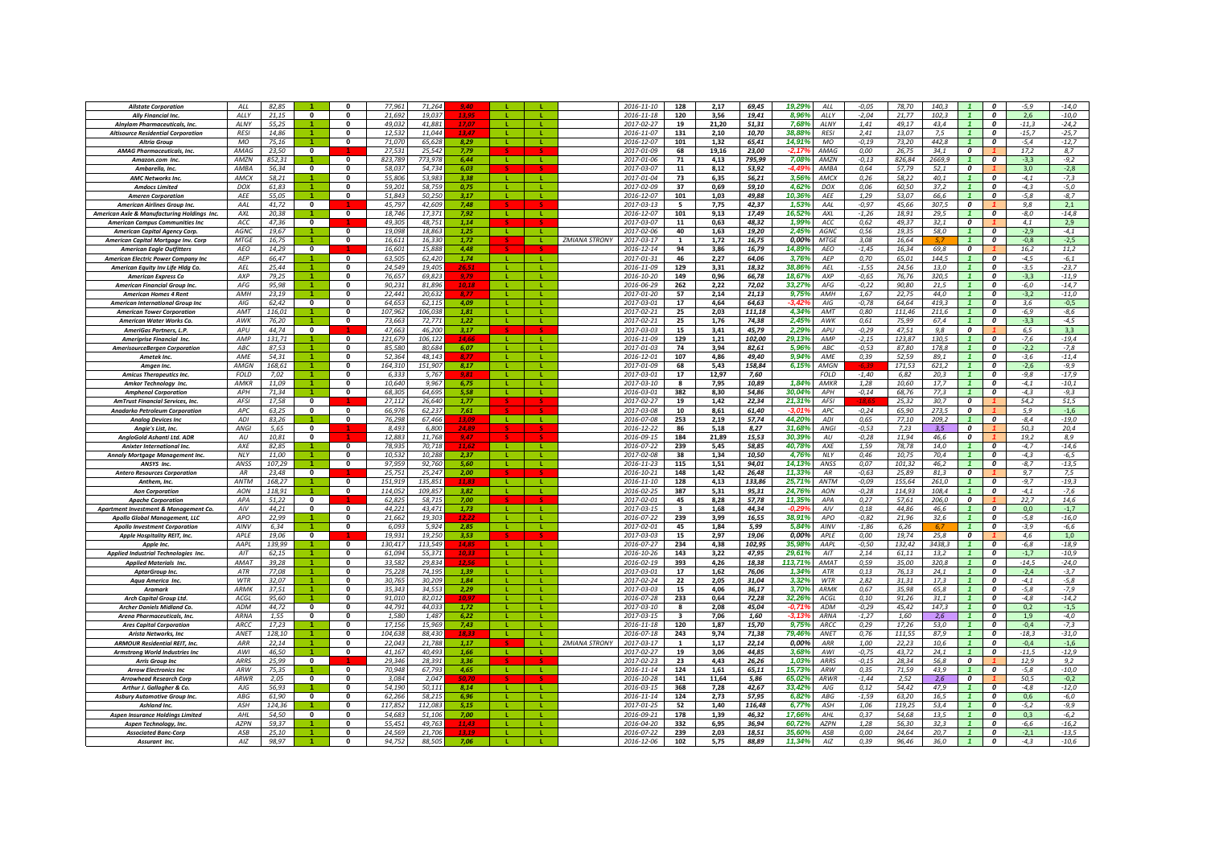| | | | | | | | | | | | | | | | | | | | | | | | | | |
|---|---|---|---|---|---|---|---|---|---|---|---|---|---|---|---|---|---|---|---|---|---|---|---|---|---|
| Allstate Corporation | ALL | 82,85 | 1 | 0 | 77,961 | 71,264 | 9,40 | L | L | | 2016-11-10 | 128 | 2,17 | 69,45 | 19,29% | ALL | -0,05 | 78,70 | 140,3 | 1 | 0 | -5,9 | -14,0 |
| Ally Financial Inc. | ALLY | 21,15 | 0 | 0 | 21,692 | 19,037 | 13,95 | L | L | | 2016-11-18 | 120 | 3,56 | 19,41 | 8,96% | ALLY | -2,04 | 21,77 | 102,3 | 1 | 0 | 2,6 | -10,0 |
| Alnylam Pharmaceuticals, Inc. | ALNY | 55,25 | 1 | 0 | 49,032 | 41,881 | 17,07 | L | L | | 2017-02-27 | 19 | 21,20 | 51,31 | 7,68% | ALNY | 1,41 | 49,17 | 43,4 | 1 | 0 | -11,3 | -24,2 |
| Altisource Residential Corporation | RESI | 14,86 | 1 | 0 | 12,532 | 11,044 | 13,47 | L | L | | 2016-11-07 | 131 | 2,10 | 10,70 | 38,88% | RESI | 2,41 | 13,07 | 7,5 | 1 | 0 | -15,7 | -25,7 |
| Altria Group | MO | 75,16 | 1 | 0 | 71,070 | 65,628 | 8,29 | L | L | | 2016-12-07 | 101 | 1,32 | 65,41 | 14,91% | MO | -0,19 | 73,20 | 442,8 | 1 | 0 | -5,4 | -12,7 |
| AMAG Pharmaceuticals, Inc. | AMAG | 23,50 | 0 | 1 | 27,531 | 25,542 | 7,79 | S | S | | 2017-01-09 | 68 | 19,16 | 23,00 | -2,17% | AMAG | 0,00 | 26,75 | 34,1 | 0 | 1 | 17,2 | 8,7 |
| Amazon.com inc. | AMZN | 852,31 | 1 | 0 | 823,789 | 773,978 | 6,44 | L | L | | 2017-01-06 | 71 | 4,13 | 795,99 | 7,08% | AMZN | -0,13 | 826,84 | 2669,9 | 1 | 0 | -3,3 | -9,2 |
| Ambarella, Inc. | AMBA | 56,34 | 0 | 1 | 58,037 | 54,734 | 6,03 | S | S | | 2017-03-07 | 11 | 8,12 | 53,92 | -4,49% | AMBA | 0,64 | 57,79 | 52,1 | 0 | 1 | 3,0 | -2,8 |
| AMC Networks Inc. | AMCX | 58,21 | 1 | 0 | 55,806 | 53,983 | 3,38 | L | L | | 2017-01-04 | 73 | 6,35 | 56,21 | 3,56% | AMCX | 0,26 | 58,22 | 40,1 | 1 | 0 | -4,1 | -7,3 |
| Amdocs Limited | DOX | 61,83 | 1 | 0 | 59,201 | 58,759 | 0,75 | L | L | | 2017-02-09 | 37 | 0,69 | 59,10 | 4,62% | DOX | 0,06 | 60,50 | 37,2 | 1 | 0 | -4,3 | -5,0 |
| Ameren Corporation | AEE | 55,05 | 1 | 0 | 51,843 | 50,250 | 3,17 | L | L | | 2016-12-07 | 101 | 1,03 | 49,88 | 10,36% | AEE | 1,29 | 53,07 | 66,6 | 1 | 0 | -5,8 | -8,7 |
| American Airlines Group Inc. | AAL | 41,72 | 0 | 1 | 45,797 | 42,609 | 7,48 | S | S | | 2017-03-13 | 5 | 7,75 | 42,37 | 1,53% | AAL | -0,97 | 45,66 | 307,5 | 0 | 1 | 9,8 | 2,1 |
| American Axle & Manufacturing Holdings Inc. | AXL | 20,38 | 1 | 0 | 18,746 | 17,371 | 7,92 | L | L | | 2016-12-07 | 101 | 9,13 | 17,49 | 16,52% | AXL | -1,26 | 18,91 | 29,5 | 1 | 0 | -8,0 | -14,8 |
| American Campus Communities Inc | ACC | 47,36 | 0 | 1 | 49,305 | 48,751 | 1,14 | S | S | | 2017-03-07 | 11 | 0,63 | 48,32 | 1,99% | ACC | 0,62 | 49,37 | 32,1 | 0 | 1 | 4,1 | 2,9 |
| American Capital Agency Corp. | AGNC | 19,67 | 1 | 0 | 19,098 | 18,863 | 1,25 | L | L | | 2017-02-06 | 40 | 1,63 | 19,20 | 2,45% | AGNC | 0,56 | 19,35 | 58,0 | 1 | 0 | -2,9 | -4,1 |
| American Capitol Mortgage Inv. Corp | MTGE | 16,75 | 1 | 0 | 16,611 | 16,330 | 1,72 | S | L | ZMIANA STRONY | 2017-03-17 | 1 | 1,72 | 16,75 | 0,00% | MTGE | 3,08 | 16,64 | 5,7 | 1 | 0 | -0,8 | -2,5 |
| American Eagle Outfitters | AEO | 14,29 | 0 | 1 | 16,601 | 15,888 | 4,48 | S | S | | 2016-12-14 | 94 | 3,86 | 16,79 | 14,89% | AEO | -1,45 | 16,34 | 69,8 | 0 | 1 | 16,2 | 11,2 |
| American Electric Power Company Inc | AEP | 66,47 | 1 | 0 | 63,505 | 62,420 | 1,74 | L | L | | 2017-01-31 | 46 | 2,27 | 64,06 | 3,76% | AEP | 0,70 | 65,01 | 144,5 | 1 | 0 | -4,5 | -6,1 |
| American Equity Inv Life Hldg Co. | AEL | 25,44 | 1 | 0 | 24,549 | 19,405 | 26,51 | L | L | | 2016-11-09 | 129 | 3,31 | 18,32 | 38,86% | AEL | -1,55 | 24,56 | 13,0 | 1 | 0 | -3,5 | -23,7 |
| American Express Co | AXP | 79,25 | 1 | 0 | 76,657 | 69,823 | 9,79 | L | L | | 2016-10-20 | 149 | 0,96 | 66,78 | 18,67% | AXP | -0,65 | 76,76 | 320,5 | 1 | 0 | -3,3 | -11,9 |
| American Financial Group Inc. | AFG | 95,98 | 1 | 0 | 90,231 | 81,896 | 10,18 | L | L | | 2016-06-29 | 262 | 2,22 | 72,02 | 33,27% | AFG | -0,22 | 90,80 | 21,5 | 1 | 0 | -6,0 | -14,7 |
| American Homes 4 Rent | AMH | 23,19 | 1 | 0 | 22,441 | 20,632 | 8,77 | L | L | | 2017-01-20 | 57 | 2,14 | 21,13 | 9,75% | AMH | 1,67 | 22,75 | 44,0 | 1 | 0 | -3,2 | -11,0 |
| American International Group Inc | AIG | 62,42 | 0 | 0 | 64,653 | 62,115 | 4,09 | L | L | | 2017-03-01 | 17 | 4,64 | 64,63 | -3,42% | AIG | -0,78 | 64,64 | 419,3 | 1 | 0 | 3,6 | -0,5 |
| American Tower Corporation | AMT | 116,01 | 1 | 0 | 107,962 | 106,038 | 1,81 | L | L | | 2017-02-21 | 25 | 2,03 | 111,18 | 4,34% | AMT | 0,80 | 111,46 | 211,6 | 1 | 0 | -6,9 | -8,6 |
| American Water Works Co. | AWK | 76,20 | 1 | 0 | 73,663 | 72,771 | 1,22 | L | L | | 2017-02-21 | 25 | 1,76 | 74,38 | 2,45% | AWK | 0,61 | 75,99 | 67,4 | 1 | 0 | -3,3 | -4,5 |
| AmeriGas Partners, L.P. | APU | 44,74 | 0 | 1 | 47,663 | 46,200 | 3,17 | S | S | | 2017-03-03 | 15 | 3,41 | 45,79 | 2,29% | APU | -0,29 | 47,51 | 9,8 | 0 | 1 | 6,5 | 3,3 |
| Ameriprise Financial Inc. | AMP | 131,71 | 1 | 0 | 121,679 | 106,122 | 14,66 | L | L | | 2016-11-09 | 129 | 1,21 | 102,00 | 29,13% | AMP | -2,15 | 123,87 | 130,5 | 1 | 0 | -7,6 | -19,4 |
| AmerisourceBergen Corporation | ABC | 87,53 | 1 | 0 | 85,580 | 80,684 | 6,07 | L | L | | 2017-01-03 | 74 | 3,94 | 82,61 | 5,96% | ABC | -0,53 | 87,80 | 178,8 | 1 | 0 | -2,2 | -7,8 |
| Ametek Inc. | AME | 54,31 | 1 | 0 | 52,364 | 48,143 | 8,77 | L | L | | 2016-12-01 | 107 | 4,86 | 49,40 | 9,94% | AME | 0,39 | 52,59 | 89,1 | 1 | 0 | -3,6 | -11,4 |
| Amgen Inc. | AMGN | 168,61 | 1 | 0 | 164,310 | 151,907 | 8,17 | L | L | | 2017-01-09 | 68 | 5,43 | 158,84 | 6,15% | AMGN | -6,29 | 171,53 | 621,2 | 1 | 0 | -2,6 | -9,9 |
| Amicus Therapeutics Inc. | FOLD | 7,02 | 1 | 0 | 6,333 | 5,767 | 9,81 | L | L | | 2017-03-01 | 17 | 12,97 | 7,60 | | FOLD | -1,40 | 6,82 | 20,3 | 1 | 0 | -9,8 | -17,9 |
| Amkor Technology Inc. | AMKR | 11,09 | 1 | 0 | 10,640 | 9,967 | 6,75 | L | L | | 2017-03-10 | 8 | 7,95 | 10,89 | 1,84% | AMKR | 1,28 | 10,60 | 17,7 | 1 | 0 | -4,1 | -10,1 |
| Amphenol Corporation | APH | 71,34 | 1 | 0 | 68,305 | 64,695 | 5,58 | L | L | | 2016-03-01 | 382 | 8,30 | 54,86 | 30,04% | APH | -0,14 | 68,76 | 77,3 | 1 | 0 | -4,3 | -9,3 |
| AmTrust Financial Services, Inc. | AFSI | 17,58 | 0 | 1 | 27,112 | 26,640 | 1,77 | S | S | | 2017-02-27 | 19 | 1,42 | 22,34 | 21,31% | AFSI | -16,65 | 25,32 | 30,7 | 0 | 1 | 54,2 | 51,5 |
| Anadarko Petroleum Corporation | APC | 63,25 | 0 | 1 | 66,976 | 62,237 | 7,61 | S | S | | 2017-03-08 | 10 | 8,61 | 61,40 | -3,01% | APC | -0,24 | 65,90 | 273,5 | 0 | 1 | 5,9 | -1,6 |
| Analog Devices Inc | ADI | 83,26 | 1 | 0 | 76,298 | 67,466 | 13,09 | L | L | | 2016-07-08 | 253 | 2,19 | 57,74 | 44,20% | ADI | 0,65 | 77,10 | 209,2 | 1 | 0 | -8,4 | -19,0 |
| Angie's List, Inc. | ANGI | 5,65 | 0 | 1 | 8,493 | 6,800 | 24,89 | S | S | | 2016-12-22 | 86 | 5,18 | 8,27 | 31,68% | ANGI | -0,53 | 7,23 | 3,5 | 0 | 1 | 50,3 | 20,4 |
| AngloGold Ashanti Ltd. ADR | AU | 10,81 | 0 | 1 | 12,883 | 11,768 | 9,47 | S | S | | 2016-09-15 | 184 | 21,89 | 15,53 | 30,39% | AU | -0,28 | 11,94 | 46,6 | 0 | 1 | 19,2 | 8,9 |
| Anixter International Inc. | AXE | 82,85 | 1 | 0 | 78,935 | 70,718 | 11,62 | L | L | | 2016-07-22 | 239 | 5,45 | 58,85 | 40,78% | AXE | 1,59 | 78,78 | 14,0 | 1 | 0 | -4,7 | -14,6 |
| Annaly Mortgage Management Inc. | NLY | 11,00 | 1 | 0 | 10,532 | 10,288 | 2,37 | L | L | | 2017-02-08 | 38 | 1,34 | 10,50 | 4,76% | NLY | 0,46 | 10,75 | 70,4 | 1 | 0 | -4,3 | -6,5 |
| ANSYS Inc. | ANSS | 107,29 | 1 | 0 | 97,959 | 92,760 | 5,60 | L | L | | 2016-11-23 | 115 | 1,51 | 94,01 | 14,13% | ANSS | 0,07 | 101,32 | 46,2 | 1 | 0 | -8,7 | -13,5 |
| Antero Resources Corporation | AR | 23,48 | 0 | 1 | 25,751 | 25,247 | 2,00 | S | S | | 2016-10-21 | 148 | 1,42 | 26,48 | 11,33% | AR | -0,63 | 25,89 | 81,3 | 0 | 1 | 9,7 | 7,5 |
| Anthem, Inc. | ANTM | 168,27 | 1 | 0 | 151,919 | 135,851 | 11,83 | L | L | | 2016-11-10 | 128 | 4,13 | 133,86 | 25,71% | ANTM | -0,09 | 155,64 | 261,0 | 1 | 0 | -9,7 | -19,3 |
| Aon Corporation | AON | 118,91 | 1 | 0 | 114,052 | 109,857 | 3,82 | L | L | | 2016-02-25 | 387 | 5,31 | 95,31 | 24,76% | AON | -0,28 | 114,93 | 108,4 | 1 | 0 | -4,1 | -7,6 |
| Apache Corporation | APA | 51,22 | 0 | 1 | 62,825 | 58,715 | 7,00 | S | S | | 2017-02-01 | 45 | 8,28 | 57,78 | 11,35% | APA | 0,27 | 57,61 | 206,0 | 0 | 1 | 22,7 | 14,6 |
| Apartment Investment & Management Co. | AIV | 44,21 | 0 | 0 | 44,221 | 43,471 | 1,73 | L | L | | 2017-03-15 | 3 | 1,68 | 44,34 | -0,29% | AIV | 0,18 | 44,86 | 46,6 | 1 | 0 | 0,0 | -1,7 |
| Apollo Global Management, LLC | APO | 22,99 | 1 | 0 | 21,662 | 19,303 | 12,22 | L | L | | 2016-07-22 | 239 | 3,99 | 16,55 | 38,91% | APO | -0,82 | 21,96 | 32,6 | 1 | 0 | -5,8 | -16,0 |
| Apollo Investment Corporation | AINV | 6,34 | 1 | 0 | 6,093 | 5,924 | 2,85 | L | L | | 2017-02-01 | 45 | 1,84 | 5,99 | 5,84% | AINV | -1,86 | 6,26 | 6,7 | 1 | 0 | -3,9 | -6,6 |
| Apple Hospitality REIT, Inc. | APLE | 19,06 | 0 | 1 | 19,931 | 19,250 | 3,53 | S | S | | 2017-03-03 | 15 | 2,97 | 19,06 | 0,00% | APLE | 0,00 | 19,74 | 25,8 | 0 | 1 | 4,6 | 1,0 |
| Apple Inc. | AAPL | 139,99 | 1 | 0 | 130,417 | 113,549 | 14,85 | L | L | | 2016-07-27 | 234 | 4,38 | 102,95 | 35,98% | AAPL | -0,50 | 132,42 | 3438,3 | 1 | 0 | -6,8 | -18,9 |
| Applied Industrial Technologies Inc. | AIT | 62,15 | 1 | 0 | 61,094 | 55,371 | 10,33 | L | L | | 2016-10-26 | 143 | 3,22 | 47,95 | 29,61% | AIT | 2,14 | 61,11 | 13,2 | 1 | 0 | -1,7 | -10,9 |
| Applied Materials Inc. | AMAT | 39,28 | 1 | 0 | 33,582 | 29,834 | 12,56 | L | L | | 2016-02-19 | 393 | 4,26 | 18,38 | 113,71% | AMAT | 0,59 | 35,00 | 320,8 | 1 | 0 | -14,5 | -24,0 |
| AptarGroup Inc. | ATR | 77,08 | 1 | 0 | 75,228 | 74,195 | 1,39 | L | L | | 2017-03-01 | 17 | 1,62 | 76,06 | 1,34% | ATR | 0,13 | 76,13 | 24,1 | 1 | 0 | -2,4 | -3,7 |
| Aqua America Inc. | WTR | 32,07 | 1 | 0 | 30,765 | 30,209 | 1,84 | L | L | | 2017-02-24 | 22 | 2,05 | 31,04 | 3,32% | WTR | 2,82 | 31,31 | 17,3 | 1 | 0 | -4,1 | -5,8 |
| Aramark | ARMK | 37,51 | 1 | 0 | 35,343 | 34,553 | 2,29 | L | L | | 2017-03-03 | 15 | 4,06 | 36,17 | 3,70% | ARMK | 0,67 | 35,98 | 65,8 | 1 | 0 | -5,8 | -7,9 |
| Arch Capital Group Ltd. | ACGL | 95,60 | 1 | 0 | 91,010 | 82,012 | 10,97 | L | L | | 2016-07-28 | 233 | 0,64 | 72,28 | 32,26% | ACGL | 0,10 | 91,26 | 31,1 | 1 | 0 | -4,8 | -14,2 |
| Archer Daniels Midland Co. | ADM | 44,72 | 0 | 0 | 44,791 | 44,033 | 1,72 | L | L | | 2017-03-10 | 8 | 2,08 | 45,04 | -0,71% | ADM | -0,29 | 45,42 | 147,3 | 1 | 0 | 0,2 | -1,5 |
| Arena Pharmaceuticals, Inc. | ARNA | 1,55 | 0 | 0 | 1,580 | 1,487 | 6,22 | L | L | | 2017-03-15 | 3 | 7,06 | 1,60 | -3,13% | ARNA | -1,27 | 1,60 | 2,6 | 1 | 0 | 1,9 | -4,0 |
| Ares Capital Corporation | ARCC | 17,23 | 1 | 0 | 17,156 | 15,969 | 7,43 | L | L | | 2016-11-18 | 120 | 1,87 | 15,70 | 9,75% | ARCC | 0,29 | 17,26 | 53,0 | 1 | 0 | -0,4 | -7,3 |
| Arista Networks, Inc | ANET | 128,10 | 1 | 0 | 104,638 | 88,430 | 18,33 | L | L | | 2016-07-18 | 243 | 9,74 | 71,38 | 79,46% | ANET | 0,76 | 111,55 | 87,9 | 1 | 0 | -18,3 | -31,0 |
| ARMOUR Residential REIT, Inc. | ARR | 22,14 | 1 | 0 | 22,043 | 21,788 | 1,17 | S | L | ZMIANA STRONY | 2017-03-17 | 1 | 1,17 | 22,14 | 0,00% | ARR | 1,00 | 22,23 | 10,6 | 1 | 0 | -0,4 | -1,6 |
| Armstrong World Industries Inc | AWI | 46,50 | 1 | 0 | 41,167 | 40,493 | 1,66 | L | L | | 2017-02-27 | 19 | 3,06 | 44,85 | 3,68% | AWI | -0,75 | 43,72 | 24,1 | 1 | 0 | -11,5 | -12,9 |
| Arris Group Inc | ARRS | 25,99 | 0 | 1 | 29,346 | 28,391 | 3,36 | S | S | | 2017-02-23 | 23 | 4,43 | 26,26 | 1,03% | ARRS | -0,15 | 28,34 | 56,8 | 0 | 1 | 12,9 | 9,2 |
| Arrow Electronics Inc | ARW | 75,35 | 1 | 0 | 70,948 | 67,793 | 4,65 | L | L | | 2016-11-14 | 124 | 1,61 | 65,11 | 15,73% | ARW | 0,35 | 71,59 | 43,9 | 1 | 0 | -5,8 | -10,0 |
| Arrowhead Research Corp | ARWR | 2,05 | 0 | 1 | 3,084 | 2,047 | 50,70 | S | S | | 2016-10-28 | 141 | 11,64 | 5,86 | 65,02% | ARWR | -1,44 | 2,52 | 2,6 | 0 | 1 | 50,5 | -0,2 |
| Arthur J. Gallagher & Co. | AJG | 56,93 | 1 | 0 | 54,190 | 50,111 | 8,14 | L | L | | 2016-03-15 | 368 | 7,28 | 42,67 | 33,42% | AJG | 0,12 | 54,42 | 47,9 | 1 | 0 | -4,8 | -12,0 |
| Asbury Automotive Group Inc. | ABG | 61,90 | 0 | 0 | 62,266 | 58,215 | 6,96 | L | L | | 2016-11-14 | 124 | 2,73 | 57,95 | 6,82% | ABG | -1,59 | 63,20 | 16,5 | 1 | 0 | 0,6 | -6,0 |
| Ashland Inc. | ASH | 124,36 | 1 | 0 | 117,852 | 112,083 | 5,15 | L | L | | 2017-01-25 | 52 | 1,40 | 116,48 | 6,77% | ASH | 1,06 | 119,25 | 53,4 | 1 | 0 | -5,2 | -9,9 |
| Aspen Insurance Holdings Limited | AHL | 54,50 | 0 | 0 | 54,683 | 51,106 | 7,00 | L | L | | 2016-09-21 | 178 | 1,39 | 46,32 | 17,66% | AHL | 0,37 | 54,68 | 13,5 | 1 | 0 | 0,3 | -6,2 |
| Aspen Technology, Inc. | AZPN | 59,37 | 1 | 0 | 55,451 | 49,763 | 11,43 | L | L | | 2016-04-20 | 332 | 6,95 | 36,94 | 60,72% | AZPN | 1,28 | 56,30 | 32,3 | 1 | 0 | -6,6 | -16,2 |
| Associated Banc-Corp | ASB | 25,10 | 1 | 0 | 24,569 | 21,706 | 13,19 | L | L | | 2016-07-22 | 239 | 2,03 | 18,51 | 35,60% | ASB | 0,00 | 24,64 | 20,7 | 1 | 0 | -2,1 | -13,5 |
| Assurant Inc. | AIZ | 98,97 | 1 | 0 | 94,752 | 88,505 | 7,06 | L | L | | 2016-12-06 | 102 | 5,75 | 88,89 | 11,34% | AIZ | 0,39 | 96,46 | 36,0 | 1 | 0 | -4,3 | -10,6 |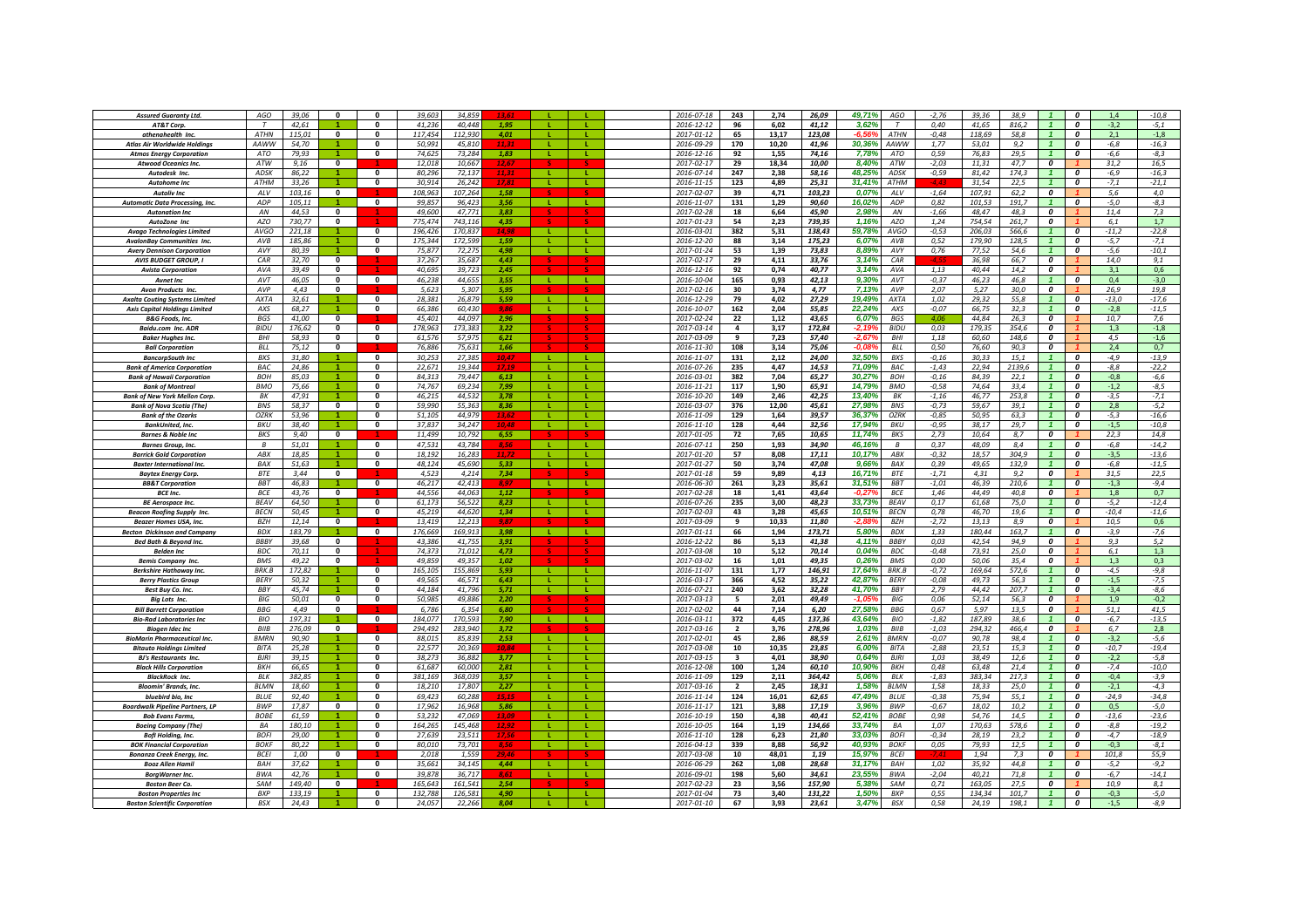| | | | | | | | | | | | | | | | | | | | | | | |
|---|---|---|---|---|---|---|---|---|---|---|---|---|---|---|---|---|---|---|---|---|---|---|
| Assured Guaranty Ltd. | AGO | 39,06 | 0 | 0 | 39,603 | 34,859 | 13,61 | L | L | 2016-07-18 | 243 | 2,74 | 26,09 | 49,71% | AGO | -2,76 | 39,36 | 38,9 | 1 | 0 | 1,4 | -10,8 |
| AT&T Corp. | T | 42,61 | 1 | 0 | 41,236 | 40,448 | 1,95 | L | L | 2016-12-12 | 96 | 6,02 | 41,12 | 3,62% | T | 0,40 | 41,65 | 816,2 | 1 | 0 | -3,2 | -5,1 |
| athenahealth Inc. | ATHN | 115,01 | 0 | 0 | 117,454 | 112,930 | 4,01 | L | L | 2017-01-12 | 65 | 13,17 | 123,08 | -6,56% | ATHN | -0,48 | 118,69 | 58,8 | 1 | 0 | 2,1 | -1,8 |
| Atlas Air Worldwide Holdings | AAWW | 54,70 | 1 | 0 | 50,991 | 45,810 | 11,31 | L | L | 2016-09-29 | 170 | 10,20 | 41,96 | 30,36% | AAWW | 1,77 | 53,01 | 9,2 | 1 | 0 | -6,8 | -16,3 |
| Atmos Energy Corporation | ATO | 79,93 | 1 | 0 | 74,625 | 73,284 | 1,83 | L | L | 2016-12-16 | 92 | 1,55 | 74,16 | 7,78% | ATO | 0,59 | 76,83 | 29,5 | 1 | 0 | -6,6 | -8,3 |
| Atwood Oceanics Inc. | ATW | 9,16 | 0 | 1 | 12,018 | 10,667 | 12,67 | S | S | 2017-02-17 | 29 | 18,34 | 10,00 | 8,40% | ATW | -2,03 | 11,31 | 47,7 | 0 | 1 | 31,2 | 16,5 |
| Autodesk Inc. | ADSK | 86,22 | 1 | 0 | 80,296 | 72,137 | 11,31 | L | L | 2016-07-14 | 247 | 2,38 | 58,16 | 48,25% | ADSK | -0,59 | 81,42 | 174,3 | 1 | 0 | -6,9 | -16,3 |
| Autohome Inc | ATHM | 33,26 | 1 | 0 | 30,914 | 26,242 | 17,81 | L | L | 2016-11-15 | 123 | 4,89 | 25,31 | 31,41% | ATHM | -4,43 | 31,54 | 22,5 | 1 | 0 | -7,1 | -21,1 |
| Autoliv Inc | ALV | 103,16 | 0 | 1 | 108,963 | 107,264 | 1,58 | S | S | 2017-02-07 | 39 | 4,71 | 103,23 | 0,07% | ALV | -1,64 | 107,91 | 62,2 | 0 | 1 | 5,6 | 4,0 |
| Automatic Data Processing, Inc. | ADP | 105,11 | 1 | 0 | 99,857 | 96,423 | 3,56 | L | L | 2016-11-07 | 131 | 1,29 | 90,60 | 16,02% | ADP | 0,82 | 101,53 | 191,7 | 1 | 0 | -5,0 | -8,3 |
| Autonation Inc | AN | 44,53 | 0 | 1 | 49,600 | 47,771 | 3,83 | S | S | 2017-02-28 | 18 | 6,64 | 45,90 | 2,98% | AN | -1,66 | 48,47 | 48,3 | 0 | 1 | 11,4 | 7,3 |
| AutoZone Inc | AZO | 730,77 | 0 | 1 | 775,474 | 743,116 | 4,35 | S | S | 2017-01-23 | 54 | 2,23 | 739,35 | 1,16% | AZO | 1,24 | 754,54 | 261,7 | 0 | 1 | 6,1 | 1,7 |
| Avago Technologies Limited | AVGO | 221,18 | 1 | 0 | 196,426 | 170,837 | 14,98 | L | L | 2016-03-01 | 382 | 5,31 | 138,43 | 59,78% | AVGO | -0,53 | 206,03 | 566,6 | 1 | 0 | -11,2 | -22,8 |
| AvalonBay Communities Inc. | AVB | 185,86 | 1 | 0 | 175,344 | 172,599 | 1,59 | L | L | 2016-12-20 | 88 | 3,14 | 175,23 | 6,07% | AVB | 0,52 | 179,90 | 128,5 | 1 | 0 | -5,7 | -7,1 |
| Avery Dennison Corporation | AVY | 80,39 | 1 | 0 | 75,877 | 72,275 | 4,98 | L | L | 2017-01-24 | 53 | 1,39 | 73,83 | 8,89% | AVY | 0,26 | 77,52 | 54,6 | 1 | 0 | -5,6 | -10,1 |
| AVIS BUDGET GROUP, I | CAR | 32,70 | 0 | 1 | 37,267 | 35,687 | 4,43 | S | S | 2017-02-17 | 29 | 4,11 | 33,76 | 3,14% | CAR | -4,25 | 36,98 | 66,7 | 0 | 1 | 14,0 | 9,1 |
| Avista Corporation | AVA | 39,49 | 0 | 1 | 40,695 | 39,723 | 2,45 | S | S | 2016-12-16 | 92 | 0,74 | 40,77 | 3,14% | AVA | 1,13 | 40,44 | 14,2 | 0 | 1 | 3,1 | 0,6 |
| Avnet Inc | AVT | 46,05 | 0 | 0 | 46,238 | 44,655 | 3,55 | L | L | 2016-10-04 | 165 | 0,93 | 42,13 | 9,30% | AVT | -0,37 | 46,23 | 46,8 | 1 | 0 | 0,4 | -3,0 |
| Avon Products Inc. | AVP | 4,43 | 0 | 1 | 5,623 | 5,307 | 5,95 | S | S | 2017-02-16 | 30 | 3,74 | 4,77 | 7,13% | AVP | 2,07 | 5,27 | 30,0 | 0 | 1 | 26,9 | 19,8 |
| Axalta Coating Systems Limited | AXTA | 32,61 | 1 | 0 | 28,381 | 26,879 | 5,59 | L | L | 2016-12-29 | 79 | 4,02 | 27,29 | 19,49% | AXTA | 1,02 | 29,32 | 55,8 | 1 | 0 | -13,0 | -17,6 |
| Axis Capital Holdings Limited | AXS | 68,27 | 1 | 0 | 66,386 | 60,430 | 9,86 | L | L | 2016-10-07 | 162 | 2,04 | 55,85 | 22,24% | AXS | -0,07 | 66,75 | 32,3 | 1 | 0 | -2,8 | -11,5 |
| B&G Foods, Inc. | BGS | 41,00 | 0 | 1 | 45,401 | 44,097 | 2,96 | S | S | 2017-02-24 | 22 | 1,12 | 43,65 | 6,07% | BGS | 4,06 | 44,84 | 26,3 | 0 | 1 | 10,7 | 7,6 |
| Baidu.com Inc. ADR | BIDU | 176,62 | 0 | 0 | 178,963 | 173,383 | 3,22 | S | S | 2017-03-14 | 4 | 3,17 | 172,84 | -2,19% | BIDU | 0,03 | 179,35 | 354,6 | 0 | 1 | 1,3 | -1,8 |
| Baker Hughes Inc. | BHI | 58,93 | 0 | 0 | 61,576 | 57,975 | 6,21 | S | S | 2017-03-09 | 9 | 7,23 | 57,40 | -2,67% | BHI | 1,18 | 60,60 | 148,6 | 0 | 1 | 4,5 | -1,6 |
| Ball Corporation | BLL | 75,12 | 0 | 1 | 76,886 | 75,631 | 1,66 | S | S | 2016-11-30 | 108 | 3,14 | 75,06 | -0,08% | BLL | 0,50 | 76,60 | 90,3 | 0 | 1 | 2,4 | 0,7 |
| BancorpSouth Inc | BXS | 31,80 | 1 | 0 | 30,253 | 27,385 | 10,47 | L | L | 2016-11-07 | 131 | 2,12 | 24,00 | 32,50% | BXS | -0,16 | 30,33 | 15,1 | 1 | 0 | -4,9 | -13,9 |
| Bank of America Corporation | BAC | 24,86 | 1 | 0 | 22,671 | 19,344 | 17,19 | L | L | 2016-07-26 | 235 | 4,47 | 14,53 | 71,09% | BAC | -1,43 | 22,94 | 2139,6 | 1 | 0 | -8,8 | -22,2 |
| Bank of Hawaii Corporation | BOH | 85,03 | 1 | 0 | 84,313 | 79,447 | 6,13 | L | L | 2016-03-01 | 382 | 7,04 | 65,27 | 30,27% | BOH | -0,16 | 84,39 | 22,1 | 1 | 0 | -0,8 | -6,6 |
| Bank of Montreal | BMO | 75,66 | 1 | 0 | 74,767 | 69,234 | 7,99 | L | L | 2016-11-21 | 117 | 1,90 | 65,91 | 14,79% | BMO | -0,58 | 74,64 | 33,4 | 1 | 0 | -1,2 | -8,5 |
| Bank of New York Mellon Corp. | BK | 47,91 | 1 | 0 | 46,215 | 44,532 | 3,78 | L | L | 2016-10-20 | 149 | 2,46 | 42,25 | 13,40% | BK | -1,16 | 46,77 | 253,8 | 1 | 0 | -3,5 | -7,1 |
| Bank of Nova Scotia (The) | BNS | 58,37 | 0 | 0 | 59,990 | 55,363 | 8,36 | L | L | 2016-03-07 | 376 | 12,00 | 45,61 | 27,98% | BNS | -0,73 | 59,67 | 39,1 | 1 | 0 | 2,8 | -5,2 |
| Bank of the Ozarks | OZRK | 53,96 | 1 | 0 | 51,105 | 44,979 | 13,62 | L | L | 2016-11-09 | 129 | 1,64 | 39,57 | 36,37% | OZRK | -0,85 | 50,95 | 63,3 | 1 | 0 | -5,3 | -16,6 |
| BankUnited, Inc. | BKU | 38,40 | 1 | 0 | 37,837 | 34,247 | 10,48 | L | L | 2016-11-10 | 128 | 4,44 | 32,56 | 17,94% | BKU | -0,95 | 38,17 | 29,7 | 1 | 0 | -1,5 | -10,8 |
| Barnes & Noble Inc | BKS | 9,40 | 0 | 1 | 11,499 | 10,792 | 6,55 | S | S | 2017-01-05 | 72 | 7,65 | 10,65 | 11,74% | BKS | 2,73 | 10,64 | 8,7 | 0 | 1 | 22,3 | 14,8 |
| Barnes Group, Inc. | B | 51,01 | 1 | 0 | 47,531 | 43,784 | 8,56 | L | L | 2016-07-11 | 250 | 1,93 | 34,90 | 46,16% | B | 0,37 | 48,09 | 8,4 | 1 | 0 | -6,8 | -14,2 |
| Barrick Gold Corporation | ABX | 18,85 | 1 | 0 | 18,192 | 16,283 | 11,72 | L | L | 2017-01-20 | 57 | 8,08 | 17,11 | 10,17% | ABX | -0,32 | 18,57 | 304,9 | 1 | 0 | -3,5 | -13,6 |
| Baxter International Inc. | BAX | 51,63 | 1 | 0 | 48,124 | 45,690 | 5,33 | L | L | 2017-01-27 | 50 | 3,74 | 47,08 | 9,66% | BAX | 0,39 | 49,65 | 132,9 | 1 | 0 | -6,8 | -11,5 |
| Baytex Energy Corp. | BTE | 3,44 | 0 | 1 | 4,523 | 4,214 | 7,34 | S | S | 2017-01-18 | 59 | 9,89 | 4,13 | 16,71% | BTE | -1,71 | 4,31 | 9,2 | 0 | 1 | 31,5 | 22,5 |
| BB&T Corporation | BBT | 46,83 | 1 | 0 | 46,217 | 42,413 | 8,97 | L | L | 2016-06-30 | 261 | 3,23 | 35,61 | 31,51% | BBT | -1,01 | 46,39 | 210,6 | 1 | 0 | -1,3 | -9,4 |
| BCE Inc. | BCE | 43,76 | 0 | 1 | 44,556 | 44,063 | 1,12 | S | S | 2017-02-28 | 18 | 1,41 | 43,64 | -0,27% | BCE | 1,46 | 44,49 | 40,8 | 0 | 1 | 1,8 | 0,7 |
| BE Aerospace Inc. | BEAV | 64,50 | 1 | 0 | 61,173 | 56,522 | 8,23 | L | L | 2016-07-26 | 235 | 3,00 | 48,23 | 33,73% | BEAV | 0,17 | 61,68 | 75,0 | 1 | 0 | -5,2 | -12,4 |
| Beacon Roofing Supply Inc. | BECN | 50,45 | 1 | 0 | 45,219 | 44,620 | 1,34 | L | L | 2017-02-03 | 43 | 3,28 | 45,65 | 10,51% | BECN | 0,78 | 46,70 | 19,6 | 1 | 0 | -10,4 | -11,6 |
| Beazer Homes USA, Inc. | BZH | 12,14 | 0 | 1 | 13,419 | 12,213 | 9,87 | S | S | 2017-03-09 | 9 | 10,33 | 11,80 | -2,88% | BZH | -2,72 | 13,13 | 8,9 | 0 | 1 | 10,5 | 0,6 |
| Becton Dickinson and Company | BDX | 183,79 | 1 | 0 | 176,669 | 169,913 | 3,98 | L | L | 2017-01-11 | 66 | 1,94 | 173,71 | 5,80% | BDX | 1,33 | 180,44 | 163,7 | 1 | 0 | -3,9 | -7,6 |
| Bed Bath & Beyond Inc. | BBBY | 39,68 | 0 | 1 | 43,386 | 41,755 | 3,91 | S | S | 2016-12-22 | 86 | 5,13 | 41,38 | 4,11% | BBBY | 0,03 | 42,54 | 94,9 | 0 | 1 | 9,3 | 5,2 |
| Belden Inc | BDC | 70,11 | 0 | 1 | 74,373 | 71,012 | 4,73 | S | S | 2017-03-08 | 10 | 5,12 | 70,14 | 0,04% | BDC | -0,48 | 73,91 | 25,0 | 0 | 1 | 6,1 | 1,3 |
| Bemis Company Inc. | BMS | 49,22 | 0 | 1 | 49,859 | 49,357 | 1,02 | S | S | 2017-03-02 | 16 | 1,01 | 49,35 | 0,26% | BMS | 0,00 | 50,06 | 35,4 | 0 | 1 | 1,3 | 0,3 |
| Berkshire Hathaway Inc. | BRK.B | 172,82 | 1 | 0 | 165,105 | 155,869 | 5,93 | L | L | 2016-11-07 | 131 | 1,77 | 146,91 | 17,64% | BRK.B | -0,72 | 169,64 | 572,6 | 1 | 0 | -4,5 | -9,8 |
| Berry Plastics Group | BERY | 50,32 | 1 | 0 | 49,565 | 46,571 | 6,43 | L | L | 2016-03-17 | 366 | 4,52 | 35,22 | 42,87% | BERY | -0,08 | 49,73 | 56,3 | 1 | 0 | -1,5 | -7,5 |
| Best Buy Co. Inc. | BBY | 45,74 | 1 | 0 | 44,184 | 41,796 | 5,71 | L | L | 2016-07-21 | 240 | 3,62 | 32,28 | 41,70% | BBY | 2,79 | 44,42 | 207,7 | 1 | 0 | -3,4 | -8,6 |
| Big Lots Inc. | BIG | 50,01 | 0 | 0 | 50,985 | 49,886 | 2,20 | S | S | 2017-03-13 | 5 | 2,01 | 49,49 | -1,05% | BIG | 0,06 | 52,14 | 56,3 | 0 | 1 | 1,9 | -0,2 |
| Bill Barrett Corporation | BBG | 4,49 | 0 | 1 | 6,786 | 6,354 | 6,80 | S | S | 2017-02-02 | 44 | 7,14 | 6,20 | 27,58% | BBG | 0,67 | 5,97 | 13,5 | 0 | 1 | 51,1 | 41,5 |
| Bio-Rad Laboratories Inc | BIO | 197,31 | 1 | 0 | 184,077 | 170,593 | 7,90 | L | L | 2016-03-11 | 372 | 4,45 | 137,36 | 43,64% | BIO | -1,82 | 187,89 | 38,6 | 1 | 0 | -6,7 | -13,5 |
| Biogen Idec Inc | BIIB | 276,09 | 0 | 1 | 294,492 | 283,940 | 3,72 | S | S | 2017-03-16 | 2 | 3,76 | 278,96 | 1,03% | BIIB | -1,03 | 294,32 | 466,4 | 0 | 1 | 6,7 | 2,8 |
| BioMarin Pharmaceutical Inc. | BMRN | 90,90 | 1 | 0 | 88,015 | 85,839 | 2,53 | L | L | 2017-02-01 | 45 | 2,86 | 88,59 | 2,61% | BMRN | -0,07 | 90,78 | 98,4 | 1 | 0 | -3,2 | -5,6 |
| Bitauto Holdings Limited | BITA | 25,28 | 1 | 0 | 22,577 | 20,369 | 10,84 | L | L | 2017-03-08 | 10 | 10,35 | 23,85 | 6,00% | BITA | -2,88 | 23,51 | 15,3 | 1 | 0 | -10,7 | -19,4 |
| BJ's Restaurants Inc. | BJRI | 39,15 | 1 | 0 | 38,273 | 36,882 | 3,77 | L | L | 2017-03-13 | 5 | 4,01 | 38,90 | 0,64% | BJRI | 1,03 | 38,49 | 12,6 | 1 | 0 | -2,2 | -5,8 |
| Black Hills Corporation | BKH | 66,65 | 1 | 0 | 61,687 | 60,000 | 2,81 | L | L | 2016-12-08 | 100 | 1,24 | 60,10 | 10,90% | BKH | 0,48 | 63,48 | 21,4 | 1 | 0 | -7,4 | -10,0 |
| BlackRock Inc. | BLK | 382,85 | 1 | 0 | 381,169 | 368,039 | 3,57 | L | L | 2016-11-09 | 129 | 2,11 | 364,42 | 5,06% | BLK | -1,83 | 383,34 | 217,3 | 1 | 0 | -0,4 | -3,9 |
| Bloomin' Brands, Inc. | BLMN | 18,60 | 1 | 0 | 18,210 | 17,807 | 2,27 | L | L | 2017-03-16 | 2 | 2,45 | 18,31 | 1,58% | BLMN | 1,58 | 18,33 | 25,0 | 1 | 0 | -2,1 | -4,3 |
| bluebird bio, Inc | BLUE | 92,40 | 1 | 0 | 69,423 | 60,288 | 15,15 | L | L | 2016-11-14 | 124 | 16,01 | 62,65 | 47,49% | BLUE | -0,38 | 75,94 | 55,1 | 1 | 0 | -24,9 | -34,8 |
| Boardwalk Pipeline Partners, LP | BWP | 17,87 | 0 | 0 | 17,962 | 16,968 | 5,86 | L | L | 2016-11-17 | 121 | 3,88 | 17,19 | 3,96% | BWP | -0,67 | 18,02 | 10,2 | 1 | 0 | 0,5 | -5,0 |
| Bob Evans Farms, | BOBE | 61,59 | 1 | 0 | 53,232 | 47,069 | 13,09 | L | L | 2016-10-19 | 150 | 4,38 | 40,41 | 52,41% | BOBE | 0,98 | 54,76 | 14,5 | 1 | 0 | -13,6 | -23,6 |
| Boeing Company (The) | BA | 180,10 | 1 | 0 | 164,265 | 145,468 | 12,92 | L | L | 2016-10-05 | 164 | 1,19 | 134,66 | 33,74% | BA | 1,07 | 170,63 | 578,6 | 1 | 0 | -8,8 | -19,2 |
| Bofi Holding, Inc. | BOFI | 29,00 | 1 | 0 | 27,639 | 23,511 | 17,56 | L | L | 2016-11-10 | 128 | 6,23 | 21,80 | 33,03% | BOFI | -0,34 | 28,19 | 23,2 | 1 | 0 | -4,7 | -18,9 |
| BOK Financial Corporation | BOKF | 80,22 | 1 | 0 | 80,010 | 73,701 | 8,56 | L | L | 2016-04-13 | 339 | 8,88 | 56,92 | 40,93% | BOKF | 0,05 | 79,93 | 12,5 | 1 | 0 | -0,3 | -8,1 |
| Bonanza Creek Energy, Inc. | BCEI | 1,00 | 0 | 1 | 2,018 | 1,559 | 29,46 | S | S | 2017-03-08 | 10 | 48,01 | 1,19 | 15,97% | BCEI | -7,41 | 1,94 | 7,3 | 0 | 1 | 101,8 | 55,9 |
| Booz Allen Hamil | BAH | 37,62 | 1 | 0 | 35,661 | 34,145 | 4,44 | L | L | 2016-06-29 | 262 | 1,08 | 28,68 | 31,17% | BAH | 1,02 | 35,92 | 44,8 | 1 | 0 | -5,2 | -9,2 |
| BorgWarner Inc. | BWA | 42,76 | 1 | 0 | 39,878 | 36,717 | 8,61 | L | L | 2016-09-01 | 198 | 5,60 | 34,61 | 23,55% | BWA | -2,04 | 40,21 | 71,8 | 1 | 0 | -6,7 | -14,1 |
| Boston Beer Co. | SAM | 149,40 | 0 | 1 | 165,643 | 161,541 | 2,54 | S | S | 2017-02-23 | 23 | 3,56 | 157,90 | 5,38% | SAM | 0,71 | 163,05 | 27,5 | 0 | 1 | 10,9 | 8,1 |
| Boston Properties Inc | BXP | 133,19 | 1 | 0 | 132,788 | 126,581 | 4,90 | L | L | 2017-01-04 | 73 | 3,40 | 131,22 | 1,50% | BXP | 0,55 | 134,34 | 101,7 | 1 | 0 | -0,3 | -5,0 |
| Boston Scientific Corporation | BSX | 24,43 | 1 | 0 | 24,057 | 22,266 | 8,04 | L | L | 2017-01-10 | 67 | 3,93 | 23,61 | 3,47% | BSX | 0,58 | 24,19 | 198,1 | 1 | 0 | -1,5 | -8,9 |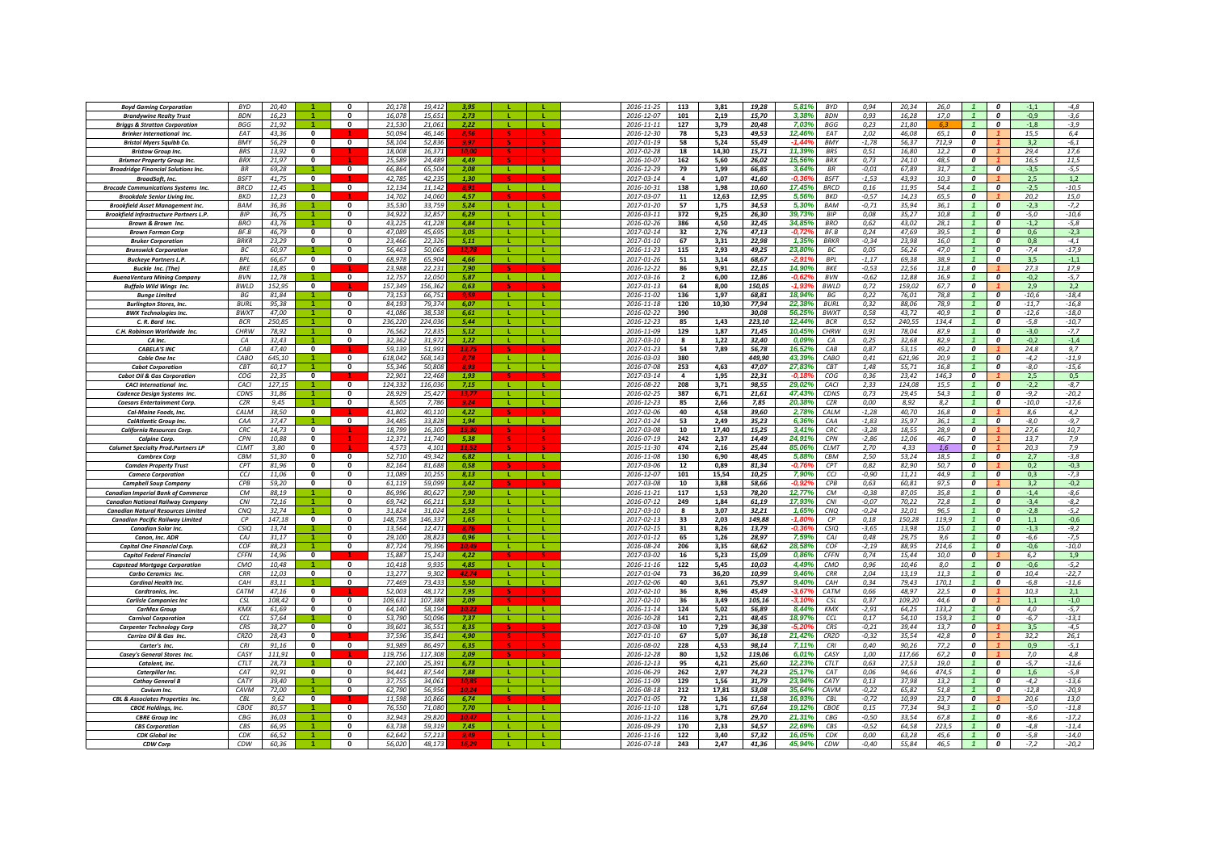| | | | | | | | | | | | | | | | | | | | | | | | | |
|---|---|---|---|---|---|---|---|---|---|---|---|---|---|---|---|---|---|---|---|---|---|---|---|---|
| Boyd Gaming Corporation | BYD | 20,40 | 1 | 0 | 20,178 | 19,412 | 3,95 | L | L | 2016-11-25 | 113 | 3,81 | 19,28 | 5,81% | BYD | 0,94 | 20,34 | 26,0 | 1 | 0 | -1,1 | -4,8 |
| Brandywine Realty Trust | BDN | 16,23 | 1 | 0 | 16,078 | 15,651 | 2,73 | L | L | 2016-12-07 | 101 | 2,19 | 15,70 | 3,38% | BDN | 0,93 | 16,28 | 17,0 | 1 | 0 | -0,9 | -3,6 |
| Briggs & Stratton Corporation | BGG | 21,92 | 1 | 0 | 21,530 | 21,061 | 2,22 | L | L | 2016-11-11 | 127 | 3,79 | 20,48 | 7,03% | BGG | 0,23 | 21,80 | 6,3 | 1 | 0 | -1,8 | -3,9 |
| Brinker International Inc. | EAT | 43,36 | 0 | 1 | 50,094 | 46,146 | 8,56 | S | S | 2016-12-30 | 78 | 5,23 | 49,53 | 12,46% | EAT | 2,02 | 46,08 | 65,1 | 0 | 1 | 15,5 | 6,4 |
| Bristol Myers Squibb Co. | BMY | 56,29 | 0 | 0 | 58,104 | 52,836 | 9,97 | S | S | 2017-01-19 | 58 | 5,24 | 55,49 | -1,44% | BMY | -1,78 | 56,37 | 712,9 | 0 | 1 | 3,2 | -6,1 |
| Bristow Group Inc. | BRS | 13,92 | 0 | 1 | 18,008 | 16,371 | 10,00 | S | S | 2017-02-28 | 18 | 14,30 | 15,71 | 11,39% | BRS | 0,51 | 16,80 | 12,2 | 0 | 1 | 29,4 | 17,6 |
| Brixmor Property Group Inc. | BRX | 21,97 | 0 | 1 | 25,589 | 24,489 | 4,49 | S | S | 2016-10-07 | 162 | 5,60 | 26,02 | 15,56% | BRX | 0,73 | 24,10 | 48,5 | 0 | 1 | 16,5 | 11,5 |
| Broadridge Financial Solutions Inc. | BR | 69,28 | 1 | 0 | 66,864 | 65,504 | 2,08 | L | L | 2016-12-29 | 79 | 1,99 | 66,85 | 3,64% | BR | -0,01 | 67,89 | 31,7 | 1 | 0 | -3,5 | -5,5 |
| BroadSoft, Inc. | BSFT | 41,75 | 0 | 1 | 42,785 | 42,235 | 1,30 | S | S | 2017-03-14 | 4 | 1,07 | 41,60 | -0,36% | BSFT | -1,53 | 43,93 | 10,3 | 0 | 1 | 2,5 | 1,2 |
| Brocade Communications Systems Inc. | BRCD | 12,45 | 1 | 0 | 12,134 | 11,142 | 8,91 | L | L | 2016-10-31 | 138 | 1,98 | 10,60 | 17,45% | BRCD | 0,16 | 11,95 | 54,4 | 1 | 0 | -2,5 | -10,5 |
| Brookdale Senior Living Inc. | BKD | 12,23 | 0 | 1 | 14,702 | 14,060 | 4,57 | S | S | 2017-03-07 | 11 | 12,63 | 12,95 | 5,56% | BKD | -0,57 | 14,23 | 65,5 | 0 | 1 | 20,2 | 15,0 |
| Brookfield Asset Management Inc. | BAM | 36,36 | 1 | 0 | 35,530 | 33,759 | 5,24 | L | L | 2017-01-20 | 57 | 1,75 | 34,53 | 5,30% | BAM | -0,71 | 35,94 | 36,1 | 1 | 0 | -2,3 | -7,2 |
| Brookfield Infrastructure Partners L.P. | BIP | 36,75 | 1 | 0 | 34,922 | 32,857 | 6,29 | L | L | 2016-03-11 | 372 | 9,25 | 26,30 | 39,73% | BIP | 0,08 | 35,27 | 10,8 | 1 | 0 | -5,0 | -10,6 |
| Brown & Brown Inc. | BRO | 43,76 | 1 | 0 | 43,225 | 41,228 | 4,84 | L | L | 2016-02-26 | 386 | 4,50 | 32,45 | 34,85% | BRO | 0,62 | 43,02 | 28,1 | 1 | 0 | -1,2 | -5,8 |
| Brown Forman Corp | BF.B | 46,79 | 0 | 0 | 47,089 | 45,695 | 3,05 | L | L | 2017-02-14 | 32 | 2,76 | 47,13 | -0,72% | BF.B | 0,24 | 47,69 | 39,5 | 1 | 0 | 0,6 | -2,3 |
| Bruker Corporation | BRKR | 23,29 | 0 | 0 | 23,466 | 22,326 | 5,11 | L | L | 2017-01-10 | 67 | 3,31 | 22,98 | 1,35% | BRKR | -0,34 | 23,98 | 16,0 | 1 | 0 | 0,8 | -4,1 |
| Brunswick Corporation | BC | 60,97 | 1 | 0 | 56,463 | 50,065 | 12,78 | L | L | 2016-11-23 | 115 | 2,93 | 49,25 | 23,80% | BC | 0,05 | 56,26 | 47,0 | 1 | 0 | -7,4 | -17,9 |
| Buckeye Partners L.P. | BPL | 66,67 | 0 | 0 | 68,978 | 65,904 | 4,66 | L | L | 2017-01-26 | 51 | 3,14 | 68,67 | -2,91% | BPL | -1,17 | 69,38 | 38,9 | 1 | 0 | 3,5 | -1,1 |
| Buckle Inc. (The) | BKE | 18,85 | 0 | 1 | 23,988 | 22,231 | 7,90 | S | S | 2016-12-22 | 86 | 9,91 | 22,15 | 14,90% | BKE | -0,53 | 22,56 | 11,8 | 0 | 1 | 27,3 | 17,9 |
| BuenaVentura Mining Company | BVN | 12,78 | 1 | 0 | 12,757 | 12,050 | 5,87 | L | L | 2017-03-16 | 2 | 6,00 | 12,86 | -0,62% | BVN | -0,62 | 12,88 | 16,9 | 1 | 0 | -0,2 | -5,7 |
| Buffalo Wild Wings Inc. | BWLD | 152,95 | 0 | 1 | 157,349 | 156,362 | 0,63 | S | S | 2017-01-13 | 64 | 8,00 | 150,05 | -1,93% | BWLD | 0,72 | 159,02 | 67,7 | 0 | 1 | 2,9 | 2,2 |
| Bunge Limited | BG | 81,84 | 1 | 0 | 73,153 | 66,751 | 9,59 | L | L | 2016-11-02 | 136 | 1,97 | 68,81 | 18,94% | BG | 0,22 | 76,01 | 78,8 | 1 | 0 | -10,6 | -18,4 |
| Burlington Stores, Inc. | BURL | 95,38 | 1 | 0 | 84,193 | 79,374 | 6,07 | L | L | 2016-11-18 | 120 | 10,30 | 77,94 | 22,38% | BURL | 0,32 | 88,06 | 78,9 | 1 | 0 | -11,7 | -16,8 |
| BWX Technologies Inc. | BWXT | 47,00 | 1 | 0 | 41,086 | 38,538 | 6,61 | L | L | 2016-02-22 | 390 | | 30,08 | 56,25% | BWXT | 0,58 | 43,72 | 40,9 | 1 | 0 | -12,6 | -18,0 |
| C. R. Bard Inc. | BCR | 250,85 | 1 | 0 | 236,220 | 224,036 | 5,44 | L | L | 2016-12-23 | 85 | 1,43 | 223,10 | 12,44% | BCR | 0,52 | 240,55 | 134,4 | 1 | 0 | -5,8 | -10,7 |
| C.H. Robinson Worldwide Inc. | CHRW | 78,92 | 1 | 0 | 76,562 | 72,835 | 5,12 | L | L | 2016-11-09 | 129 | 1,87 | 71,45 | 10,45% | CHRW | 0,91 | 78,04 | 87,9 | 1 | 0 | -3,0 | -7,7 |
| CA Inc. | CA | 32,43 | 1 | 0 | 32,362 | 31,972 | 1,22 | L | L | 2017-03-10 | 8 | 1,22 | 32,40 | 0,09% | CA | 0,25 | 32,68 | 82,9 | 1 | 0 | -0,2 | -1,4 |
| CABELA'S INC | CAB | 47,40 | 0 | 1 | 59,139 | 51,991 | 13,75 | S | S | 2017-01-23 | 54 | 7,89 | 56,78 | 16,52% | CAB | 0,87 | 53,15 | 49,2 | 0 | 1 | 24,8 | 9,7 |
| Cable One Inc | CABO | 645,10 | 1 | 0 | 618,042 | 568,143 | 8,78 | L | L | 2016-03-03 | 380 | | 449,90 | 43,39% | CABO | 0,41 | 621,96 | 20,9 | 1 | 0 | -4,2 | -11,9 |
| Cabot Corporation | CBT | 60,17 | 1 | 0 | 55,346 | 50,808 | 8,93 | L | L | 2016-07-08 | 253 | 4,63 | 47,07 | 27,83% | CBT | 1,48 | 55,71 | 16,8 | 1 | 0 | -8,0 | -15,6 |
| Cabot Oil & Gas Corporation | COG | 22,35 | 0 | 1 | 22,901 | 22,468 | 1,93 | S | S | 2017-03-14 | 4 | 1,95 | 22,31 | -0,18% | COG | 0,36 | 23,42 | 146,3 | 0 | 1 | 2,5 | 0,5 |
| CACI International Inc. | CACI | 127,15 | 1 | 0 | 124,332 | 116,036 | 7,15 | L | L | 2016-08-22 | 208 | 3,71 | 98,55 | 29,02% | CACI | 2,33 | 124,08 | 15,5 | 1 | 0 | -2,2 | -8,7 |
| Cadence Design Systems Inc. | CDNS | 31,86 | 1 | 0 | 28,929 | 25,427 | 13,77 | L | L | 2016-02-25 | 387 | 6,71 | 21,61 | 47,43% | CDNS | 0,73 | 29,45 | 54,3 | 1 | 0 | -9,2 | -20,2 |
| Caesars Entertainment Corp. | CZR | 9,45 | 1 | 0 | 8,505 | 7,786 | 9,24 | L | L | 2016-12-23 | 85 | 2,66 | 7,85 | 20,38% | CZR | 0,00 | 8,92 | 8,2 | 1 | 0 | -10,0 | -17,6 |
| Cal-Maine Foods, Inc. | CALM | 38,50 | 0 | 1 | 41,802 | 40,110 | 4,22 | S | S | 2017-02-06 | 40 | 4,58 | 39,60 | 2,78% | CALM | -1,28 | 40,70 | 16,8 | 0 | 1 | 8,6 | 4,2 |
| CalAtlantic Group Inc. | CAA | 37,47 | 1 | 0 | 34,485 | 33,828 | 1,94 | L | L | 2017-01-24 | 53 | 2,49 | 35,23 | 6,36% | CAA | -1,83 | 35,97 | 36,1 | 1 | 0 | -8,0 | -9,7 |
| California Resources Corp. | CRC | 14,73 | 0 | 1 | 18,799 | 16,305 | 15,30 | S | S | 2017-03-08 | 10 | 17,40 | 15,25 | 3,41% | CRC | -3,28 | 18,55 | 28,9 | 0 | 1 | 27,6 | 10,7 |
| Calpine Corp. | CPN | 10,88 | 0 | 1 | 12,371 | 11,740 | 5,38 | S | S | 2016-07-19 | 242 | 2,37 | 14,49 | 24,91% | CPN | -2,86 | 12,06 | 46,7 | 0 | 1 | 13,7 | 7,9 |
| Calumet Specialty Prod.Partners LP | CLMT | 3,80 | 0 | 1 | 4,573 | 4,101 | 11,52 | S | S | 2015-11-30 | 474 | 2,16 | 25,44 | 85,06% | CLMT | 2,70 | 4,33 | 1,6 | 0 | 1 | 20,3 | 7,9 |
| Cambrex Corp | CBM | 51,30 | 0 | 0 | 52,710 | 49,342 | 6,82 | L | L | 2016-11-08 | 130 | 6,90 | 48,45 | 5,88% | CBM | 2,50 | 53,24 | 18,5 | 1 | 0 | 2,7 | -3,8 |
| Camden Property Trust | CPT | 81,96 | 0 | 0 | 82,164 | 81,688 | 0,58 | S | S | 2017-03-06 | 12 | 0,89 | 81,34 | -0,76% | CPT | 0,82 | 82,90 | 50,7 | 0 | 1 | 0,2 | -0,3 |
| Cameco Corporation | CCJ | 11,06 | 0 | 0 | 11,089 | 10,255 | 8,13 | L | L | 2016-12-07 | 101 | 15,54 | 10,25 | 7,90% | CCJ | -0,90 | 11,21 | 44,9 | 1 | 0 | 0,3 | -7,3 |
| Campbell Soup Company | CPB | 59,20 | 0 | 0 | 61,119 | 59,099 | 3,42 | S | S | 2017-03-08 | 10 | 3,88 | 58,66 | -0,92% | CPB | 0,63 | 60,81 | 97,5 | 0 | 1 | 3,2 | -0,2 |
| Canadian Imperial Bank of Commerce | CM | 88,19 | 1 | 0 | 86,996 | 80,627 | 7,90 | L | L | 2016-11-21 | 117 | 1,53 | 78,20 | 12,77% | CM | -0,38 | 87,05 | 35,8 | 1 | 0 | -1,4 | -8,6 |
| Canadian National Railway Company | CNI | 72,16 | 1 | 0 | 69,742 | 66,211 | 5,33 | L | L | 2016-12-07 | 249 | 1,84 | 61,19 | 17,93% | CNI | -0,07 | 70,22 | 72,8 | 1 | 0 | -3,4 | -8,2 |
| Canadian Natural Resources Limited | CNQ | 32,74 | 1 | 0 | 31,824 | 31,024 | 2,58 | L | L | 2017-03-10 | 8 | 3,07 | 32,21 | 1,65% | CNQ | -0,24 | 32,01 | 96,5 | 1 | 0 | -2,8 | -5,2 |
| Canadian Pacific Railway Limited | CP | 147,18 | 0 | 0 | 148,758 | 146,337 | 1,65 | L | L | 2016-07-12 | 33 | 2,03 | 149,88 | -1,80% | CP | 0,18 | 150,28 | 119,9 | 1 | 0 | 1,1 | -0,6 |
| Canadian Solar Inc. | CSIQ | 13,74 | 1 | 0 | 13,564 | 12,471 | 8,76 | L | L | 2017-02-15 | 31 | 8,26 | 13,79 | -0,36% | CSIQ | -3,65 | 13,98 | 15,0 | 1 | 0 | -1,3 | -9,2 |
| Canon, Inc. ADR | CAJ | 31,17 | 1 | 0 | 29,100 | 28,823 | 0,96 | L | L | 2017-01-12 | 65 | 1,26 | 28,97 | 7,59% | CAJ | 0,48 | 29,75 | 9,6 | 1 | 0 | -6,6 | -7,5 |
| Capital One Financial Corp. | COF | 88,23 | 1 | 0 | 87,724 | 79,396 | 10,49 | L | L | 2016-08-24 | 206 | 3,35 | 68,62 | 28,58% | COF | -2,19 | 88,95 | 214,6 | 1 | 0 | -0,6 | -10,0 |
| Capitol Federal Financial | CFFN | 14,96 | 0 | 1 | 15,887 | 15,243 | 4,22 | S | S | 2017-03-02 | 16 | 5,23 | 15,09 | 0,86% | CFFN | 0,74 | 15,44 | 10,0 | 0 | 1 | 6,2 | 1,9 |
| Capstead Mortgage Corporation | CMO | 10,48 | 1 | 0 | 10,418 | 9,935 | 4,85 | L | L | 2016-11-16 | 122 | 5,45 | 10,03 | 4,49% | CMO | 0,96 | 10,46 | 8,0 | 1 | 0 | -0,6 | -5,2 |
| Carbo Ceramics Inc. | CRR | 12,03 | 0 | 0 | 13,277 | 9,302 | 42,74 | L | L | 2017-01-04 | 73 | 36,20 | 10,99 | 9,46% | CRR | 2,04 | 13,19 | 11,3 | 1 | 0 | 10,4 | -22,7 |
| Cardinal Health Inc. | CAH | 83,11 | 1 | 0 | 77,469 | 73,433 | 5,50 | L | L | 2017-02-06 | 40 | 3,61 | 75,97 | 9,40% | CAH | 0,34 | 79,43 | 170,1 | 1 | 0 | -6,8 | -11,6 |
| Cardtronics, Inc. | CATM | 47,16 | 0 | 1 | 52,003 | 48,172 | 7,95 | S | S | 2017-02-10 | 36 | 8,96 | 45,49 | -3,67% | CATM | 0,66 | 48,97 | 22,5 | 0 | 1 | 10,3 | 2,1 |
| Carlisle Companies Inc | CSL | 108,42 | 0 | 0 | 109,631 | 107,388 | 2,09 | S | S | 2017-02-10 | 36 | 3,49 | 105,16 | -3,10% | CSL | 0,37 | 109,20 | 44,6 | 0 | 1 | 1,1 | -1,0 |
| CarMax Group | KMX | 61,69 | 0 | 0 | 64,140 | 58,194 | 10,22 | L | L | 2016-11-14 | 124 | 5,02 | 56,89 | 8,44% | KMX | -2,91 | 64,25 | 133,2 | 1 | 0 | 4,0 | -5,7 |
| Carnival Corporation | CCL | 57,64 | 1 | 0 | 53,790 | 50,096 | 7,37 | L | L | 2016-10-28 | 141 | 2,21 | 48,45 | 18,97% | CCL | 0,17 | 54,10 | 159,3 | 1 | 0 | -6,7 | -13,1 |
| Carpenter Technology Corp | CRS | 38,27 | 0 | 0 | 39,601 | 36,551 | 8,35 | S | S | 2017-03-08 | 10 | 7,29 | 36,38 | -5,20% | CRS | -0,21 | 39,44 | 13,7 | 0 | 1 | 3,5 | -4,5 |
| Carrizo Oil & Gas Inc. | CRZO | 28,43 | 0 | 1 | 37,596 | 35,841 | 4,90 | S | S | 2017-01-10 | 67 | 5,07 | 36,18 | 21,42% | CRZO | -0,32 | 35,54 | 42,8 | 0 | 1 | 32,2 | 26,1 |
| Carter's Inc. | CRI | 91,16 | 0 | 0 | 91,989 | 86,497 | 6,35 | S | S | 2016-08-02 | 228 | 4,53 | 98,14 | 7,11% | CRI | 0,40 | 90,26 | 77,2 | 0 | 1 | 0,9 | -5,1 |
| Casey's General Stores Inc. | CASY | 111,91 | 0 | 1 | 119,756 | 117,308 | 2,09 | S | S | 2016-12-28 | 80 | 1,52 | 119,06 | 6,01% | CASY | 1,00 | 117,66 | 67,2 | 0 | 1 | 7,0 | 4,8 |
| Catalent, Inc. | CTLT | 28,73 | 1 | 0 | 27,100 | 25,391 | 6,73 | L | L | 2016-12-13 | 95 | 4,21 | 25,60 | 12,23% | CTLT | 0,63 | 27,53 | 19,0 | 1 | 0 | -5,7 | -11,6 |
| Caterpillar Inc. | CAT | 92,91 | 0 | 0 | 94,441 | 87,544 | 7,88 | L | L | 2016-06-29 | 262 | 2,97 | 74,23 | 25,17% | CAT | 0,06 | 94,66 | 474,5 | 1 | 0 | 1,6 | -5,8 |
| Cathay General B | CATY | 39,40 | 1 | 0 | 37,755 | 34,061 | 10,85 | L | L | 2016-11-09 | 129 | 1,56 | 31,79 | 23,94% | CATY | 0,13 | 37,98 | 13,2 | 1 | 0 | -4,2 | -13,6 |
| Cavium Inc. | CAVM | 72,00 | 1 | 0 | 62,790 | 56,956 | 10,24 | L | L | 2016-08-18 | 212 | 17,81 | 53,08 | 35,64% | CAVM | -0,22 | 65,82 | 51,8 | 1 | 0 | -12,8 | -20,9 |
| CBL & Associates Properties Inc. | CBL | 9,62 | 0 | 1 | 11,598 | 10,866 | 6,74 | S | S | 2017-01-05 | 72 | 1,36 | 11,58 | 16,93% | CBL | -0,72 | 10,99 | 23,7 | 0 | 1 | 20,6 | 13,0 |
| CBOE Holdings, Inc. | CBOE | 80,57 | 1 | 0 | 76,550 | 71,080 | 7,70 | L | L | 2016-11-10 | 128 | 1,71 | 67,64 | 19,12% | CBOE | 0,15 | 77,34 | 94,3 | 1 | 0 | -5,0 | -11,8 |
| CBRE Group Inc | CBG | 36,03 | 1 | 0 | 32,943 | 29,820 | 10,47 | L | L | 2016-11-22 | 116 | 3,78 | 29,70 | 21,31% | CBG | -0,50 | 33,54 | 67,8 | 1 | 0 | -8,6 | -17,2 |
| CBS Corporation | CBS | 66,95 | 1 | 0 | 63,738 | 59,319 | 7,45 | L | L | 2016-09-29 | 170 | 2,33 | 54,57 | 22,69% | CBS | -0,52 | 64,58 | 223,5 | 1 | 0 | -4,8 | -11,4 |
| CDK Global Inc | CDK | 66,52 | 1 | 0 | 62,642 | 57,213 | 9,49 | L | L | 2016-11-16 | 122 | 3,40 | 57,32 | 16,05% | CDK | 0,00 | 63,28 | 45,6 | 1 | 0 | -5,8 | -14,0 |
| CDW Corp | CDW | 60,36 | 1 | 0 | 56,020 | 48,173 | 16,29 | L | L | 2016-07-18 | 243 | 2,47 | 41,36 | 45,94% | CDW | -0,40 | 55,84 | 46,5 | 1 | 0 | -7,2 | -20,2 |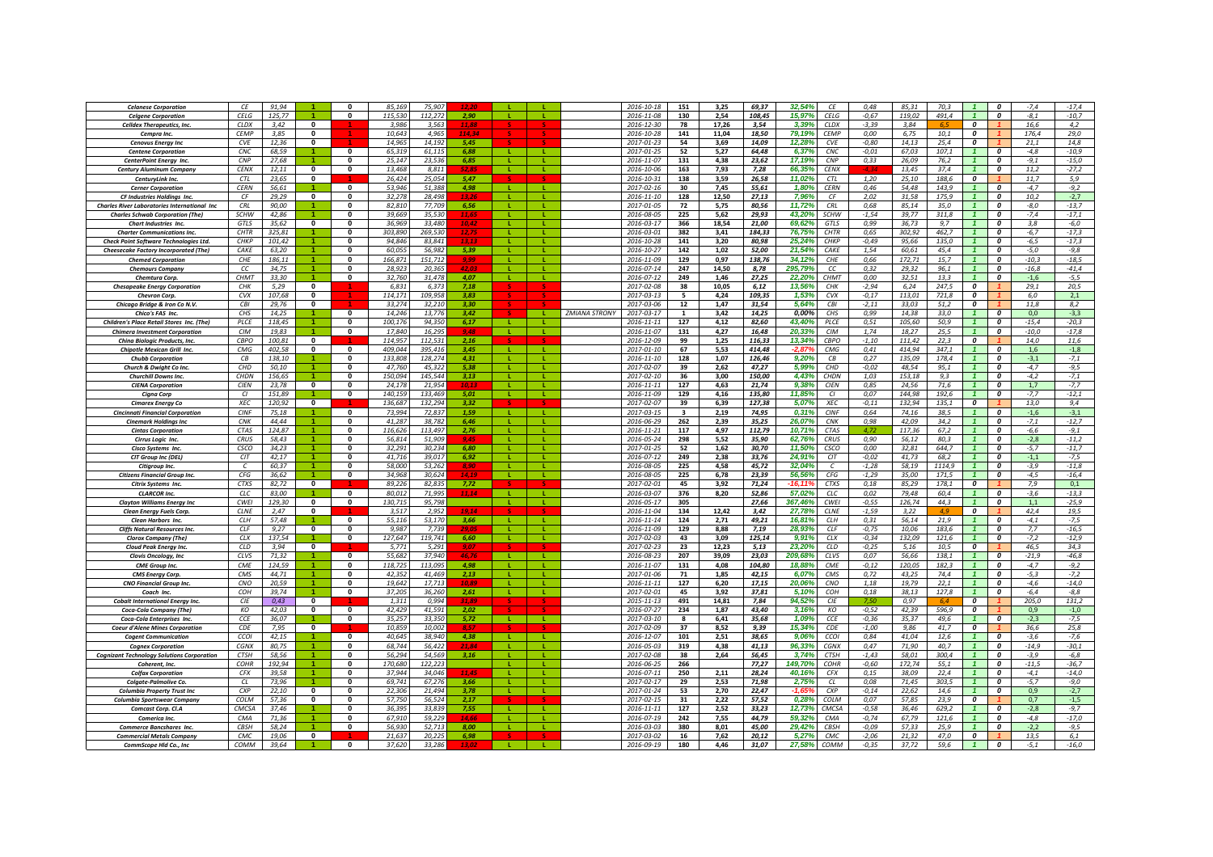| | | | | | | | | | | | | | | | | | | | | | | | | |
|---|---|---|---|---|---|---|---|---|---|---|---|---|---|---|---|---|---|---|---|---|---|---|---|---|
| Celanese Corporation | CE | 91,94 | 1 | 0 | 85,169 | 75,907 | 12,20 | L | L | | 2016-10-18 | 151 | 3,25 | 69,37 | 32,54% | CE | 0,48 | 85,31 | 70,3 | 1 | 0 | -7,4 | -17,4 |
| Celgene Corporation | CELG | 125,77 | 1 | 0 | 115,530 | 112,272 | 2,90 | L | L | | 2016-11-08 | 130 | 2,54 | 108,45 | 15,97% | CELG | -0,67 | 119,02 | 491,4 | 1 | 0 | -8,1 | -10,7 |
| Celldex Therapeutics, Inc. | CLDX | 3,42 | 0 | 1 | 3,986 | 3,563 | 11,88 | S | S | | 2016-12-30 | 78 | 17,26 | 3,54 | 3,39% | CLDX | -3,39 | 3,84 | 6,5 | 0 | 1 | 16,6 | 4,2 |
| Cempra Inc. | CEMP | 3,85 | 0 | 1 | 10,643 | 4,965 | 114,34 | S | S | | 2016-10-28 | 141 | 11,04 | 18,50 | 79,19% | CEMP | 0,00 | 6,75 | 10,1 | 0 | 1 | 176,4 | 29,0 |
| Cenovus Energy Inc | CVE | 12,36 | 0 | 1 | 14,965 | 14,192 | 5,45 | S | S | | 2017-01-23 | 54 | 3,69 | 14,09 | 12,28% | CVE | -0,80 | 14,13 | 25,4 | 0 | 1 | 21,1 | 14,8 |
| Centene Corporation | CNC | 68,59 | 1 | 0 | 65,319 | 61,115 | 6,88 | L | L | | 2017-01-25 | 52 | 5,27 | 64,48 | 6,37% | CNC | -0,01 | 67,03 | 107,1 | 1 | 0 | -4,8 | -10,9 |
| CenterPoint Energy Inc. | CNP | 27,68 | 1 | 0 | 25,147 | 23,536 | 6,85 | L | L | | 2016-11-07 | 131 | 4,38 | 23,62 | 17,19% | CNP | 0,33 | 26,09 | 76,2 | 1 | 0 | -9,1 | -15,0 |
| Century Aluminum Company | CENX | 12,11 | 1 | 0 | 13,468 | 8,811 | 52,85 | L | L | | 2016-10-06 | 163 | 7,93 | 7,28 | 66,35% | CENX | 4,74 | 13,45 | 37,4 | 1 | 0 | 11,2 | -27,2 |
| CenturyLink Inc. | CTL | 23,65 | 0 | 1 | 26,424 | 25,054 | 5,47 | S | S | | 2016-10-31 | 138 | 3,59 | 26,58 | 11,02% | CTL | 1,20 | 25,10 | 188,6 | 0 | 1 | 11,7 | 5,9 |
| Cerner Corporation | CERN | 56,61 | 1 | 0 | 53,946 | 51,388 | 4,98 | L | L | | 2017-02-16 | 30 | 7,45 | 55,61 | 1,80% | CERN | 0,46 | 54,48 | 143,9 | 1 | 0 | -4,7 | -9,2 |
| CF Industries Holdings Inc. | CF | 29,29 | 0 | 0 | 32,278 | 28,498 | 13,26 | L | L | | 2016-11-10 | 128 | 12,50 | 27,13 | 7,96% | CF | 2,02 | 31,58 | 175,9 | 1 | 0 | 10,2 | -2,7 |
| Charles River Laboratories International Inc | CRL | 90,00 | 1 | 0 | 82,810 | 77,709 | 6,56 | L | L | | 2017-01-05 | 72 | 5,75 | 80,56 | 11,72% | CRL | 0,68 | 85,14 | 35,0 | 1 | 0 | -8,0 | -13,7 |
| Charles Schwab Corporation (The) | SCHW | 42,86 | 1 | 0 | 39,669 | 35,530 | 11,65 | L | L | | 2016-08-05 | 225 | 5,62 | 29,93 | 43,20% | SCHW | -1,54 | 39,77 | 311,8 | 1 | 0 | -7,4 | -17,1 |
| Chart Industries Inc. | GTLS | 35,62 | 0 | 0 | 36,969 | 33,480 | 10,42 | L | L | | 2016-03-17 | 366 | 18,54 | 21,00 | 69,62% | GTLS | 0,99 | 36,73 | 9,7 | 1 | 0 | 3,8 | -6,0 |
| Charter Communications Inc. | CHTR | 325,81 | 1 | 0 | 303,890 | 269,530 | 12,75 | L | L | | 2016-03-01 | 382 | 3,41 | 184,33 | 76,75% | CHTR | 0,65 | 302,92 | 462,7 | 1 | 0 | -6,7 | -17,3 |
| Check Point Software Technologies Ltd. | CHKP | 101,42 | 1 | 0 | 94,846 | 83,841 | 13,13 | L | L | | 2016-10-28 | 141 | 3,20 | 80,98 | 25,24% | CHKP | -0,49 | 95,66 | 135,0 | 1 | 0 | -6,5 | -17,3 |
| Cheesecake Factory Incorporated (The) | CAKE | 63,20 | 1 | 0 | 60,055 | 56,982 | 5,39 | L | L | | 2016-10-27 | 142 | 1,02 | 52,00 | 21,54% | CAKE | 1,54 | 60,61 | 45,4 | 1 | 0 | -5,0 | -9,8 |
| Chemed Corporation | CHE | 186,11 | 1 | 0 | 166,871 | 151,712 | 9,99 | L | L | | 2016-11-09 | 129 | 0,97 | 138,76 | 34,12% | CHE | 0,66 | 172,71 | 15,7 | 1 | 0 | -10,3 | -18,5 |
| Chemours Company | CC | 34,75 | 1 | 0 | 28,923 | 20,365 | 42,03 | L | L | | 2016-07-14 | 247 | 14,50 | 8,78 | 295,79% | CC | 0,32 | 29,32 | 96,1 | 1 | 0 | -16,8 | -41,4 |
| Chemtura Corp. | CHMT | 33,30 | 1 | 0 | 32,760 | 31,478 | 4,07 | L | L | | 2016-07-12 | 249 | 1,46 | 27,25 | 22,20% | CHMT | 0,00 | 32,51 | 13,3 | 1 | 0 | -1,6 | -5,5 |
| Chesapeake Energy Corporation | CHK | 5,29 | 0 | 1 | 6,831 | 6,373 | 7,18 | S | S | | 2017-02-08 | 38 | 10,05 | 6,12 | 13,56% | CHK | -2,94 | 6,24 | 247,5 | 0 | 1 | 29,1 | 20,5 |
| Chevron Corp. | CVX | 107,68 | 0 | 1 | 114,171 | 109,958 | 3,83 | S | S | | 2017-02-13 | 5 | 4,24 | 109,35 | 1,53% | CVX | -0,17 | 113,01 | 721,8 | 0 | 1 | 6,0 | 2,1 |
| Chicago Bridge & Iron Co N.V. | CBI | 29,76 | 0 | 1 | 33,274 | 32,210 | 3,30 | S | S | | 2017-03-06 | 12 | 1,47 | 31,54 | 5,64% | CBI | -2,11 | 33,03 | 51,2 | 0 | 1 | 11,8 | 8,2 |
| Chico's FAS Inc. | CHS | 14,25 | 1 | 0 | 14,246 | 13,776 | 3,42 | S | L | ZMIANA STRONY | 2017-03-17 | 1 | 3,42 | 14,25 | 0,00% | CHS | 0,99 | 14,38 | 33,0 | 1 | 0 | 0,0 | -3,3 |
| Children's Place Retail Stores Inc. (The) | PLCE | 118,45 | 1 | 0 | 100,176 | 94,350 | 6,17 | L | L | | 2016-11-11 | 127 | 4,12 | 82,60 | 43,40% | PLCE | 0,51 | 105,60 | 50,9 | 1 | 0 | -15,4 | -20,3 |
| Chimera Investment Corporation | CIM | 19,83 | 1 | 0 | 17,840 | 16,295 | 9,48 | L | L | | 2016-11-07 | 131 | 4,27 | 16,48 | 20,33% | CIM | 1,74 | 18,27 | 25,5 | 1 | 0 | -10,0 | -17,8 |
| China Biologic Products, Inc. | CBPO | 100,81 | 0 | 1 | 114,957 | 112,531 | 2,16 | S | S | | 2016-12-09 | 99 | 1,25 | 116,33 | 13,34% | CBPO | -1,10 | 111,42 | 22,3 | 0 | 1 | 14,0 | 11,6 |
| Chipotle Mexican Grill Inc. | CMG | 402,58 | 0 | 0 | 409,044 | 395,416 | 3,45 | L | L | | 2017-01-10 | 67 | 5,53 | 414,48 | -2,87% | CMG | 0,41 | 414,94 | 347,1 | 1 | 0 | 1,6 | -1,8 |
| Chubb Corporation | CB | 138,10 | 1 | 0 | 133,808 | 128,274 | 4,31 | L | L | | 2016-11-10 | 128 | 1,07 | 126,46 | 9,20% | CB | 0,27 | 135,09 | 178,4 | 1 | 0 | -3,1 | -7,1 |
| Church & Dwight Co Inc. | CHD | 50,10 | 1 | 0 | 47,760 | 45,322 | 5,38 | L | L | | 2017-02-07 | 39 | 2,62 | 47,27 | 5,99% | CHD | -0,02 | 48,54 | 95,1 | 1 | 0 | -4,7 | -9,5 |
| Churchill Downs Inc. | CHDN | 156,65 | 1 | 0 | 150,094 | 145,544 | 3,13 | L | L | | 2017-02-10 | 36 | 3,00 | 150,00 | 4,43% | CHDN | 1,03 | 153,18 | 9,3 | 1 | 0 | -4,2 | -7,1 |
| CIENA Corporation | CIEN | 23,78 | 0 | 0 | 24,178 | 21,954 | 10,13 | L | L | | 2016-11-11 | 127 | 4,63 | 21,74 | 9,38% | CIEN | 0,85 | 24,56 | 71,6 | 1 | 0 | 1,7 | -7,7 |
| Cigna Corp | CI | 151,89 | 1 | 0 | 140,159 | 133,469 | 5,01 | L | L | | 2016-11-09 | 129 | 4,16 | 135,80 | 11,85% | CI | 0,07 | 144,98 | 192,6 | 1 | 0 | -7,7 | -12,1 |
| Cimarex Energy Co | XEC | 120,92 | 0 | 1 | 136,687 | 132,294 | 3,32 | S | S | | 2017-02-07 | 39 | 6,39 | 127,38 | 5,07% | XEC | -0,11 | 132,94 | 135,1 | 0 | 1 | 13,0 | 9,4 |
| Cincinnati Financial Corporation | CINF | 75,18 | 1 | 0 | 73,994 | 72,837 | 1,59 | L | L | | 2017-03-15 | 3 | 2,19 | 74,95 | 0,31% | CINF | 0,64 | 74,16 | 38,5 | 1 | 0 | -1,6 | -3,1 |
| Cinemark Holdings Inc | CNK | 44,44 | 1 | 0 | 41,287 | 38,782 | 6,46 | L | L | | 2016-06-29 | 262 | 2,39 | 35,25 | 26,07% | CNK | 0,98 | 42,09 | 34,2 | 1 | 0 | -7,1 | -12,7 |
| Cintas Corporation | CTAS | 124,87 | 1 | 0 | 116,626 | 113,497 | 2,76 | L | L | | 2016-11-21 | 117 | 4,97 | 112,79 | 10,71% | CTAS | 4,72 | 117,36 | 67,2 | 1 | 0 | -6,6 | -9,1 |
| Cirrus Logic Inc. | CRUS | 58,43 | 1 | 0 | 56,814 | 51,909 | 9,45 | L | L | | 2016-05-24 | 298 | 5,52 | 35,90 | 62,76% | CRUS | 0,90 | 56,12 | 80,3 | 1 | 0 | -2,8 | -11,2 |
| Cisco Systems Inc. | CSCO | 34,23 | 1 | 0 | 32,291 | 30,234 | 6,80 | L | L | | 2017-01-25 | 52 | 1,62 | 30,70 | 11,50% | CSCO | 0,00 | 32,81 | 644,7 | 1 | 0 | -5,7 | -11,7 |
| CIT Group Inc (DEL) | CIT | 42,17 | 1 | 0 | 41,716 | 39,017 | 6,92 | L | L | | 2016-07-12 | 249 | 2,38 | 33,76 | 24,91% | CIT | -0,02 | 41,73 | 68,2 | 1 | 0 | -1,1 | -7,5 |
| Citigroup Inc. | C | 60,37 | 1 | 0 | 58,000 | 53,262 | 8,90 | L | L | | 2016-08-05 | 225 | 4,58 | 45,72 | 32,04% | C | -1,28 | 58,19 | 1114,9 | 1 | 0 | -3,9 | -11,8 |
| Citizens Financial Group Inc. | CFG | 36,62 | 1 | 0 | 34,968 | 30,624 | 14,19 | L | L | | 2016-08-05 | 225 | 6,78 | 23,39 | 56,56% | CFG | -1,29 | 35,00 | 171,5 | 1 | 0 | -4,5 | -16,4 |
| Citrix Systems Inc. | CTXS | 82,72 | 0 | 1 | 89,226 | 82,835 | 7,72 | S | S | | 2017-02-01 | 45 | 3,92 | 71,24 | -16,11% | CTXS | 0,18 | 85,29 | 178,1 | 0 | 1 | 7,9 | 0,1 |
| CLARCOR Inc. | CLC | 83,00 | 1 | 0 | 80,012 | 71,995 | 11,14 | L | L | | 2016-03-07 | 376 | 8,20 | 52,86 | 57,02% | CLC | 0,02 | 79,48 | 60,4 | 1 | 0 | -3,6 | -13,3 |
| Clayton Williams Energy Inc | CWEI | 129,30 | 0 | 0 | 130,715 | 95,798 | | L | L | | 2016-05-17 | 305 | | 27,66 | 367,46% | CWEI | -0,55 | 126,74 | 44,3 | 1 | 0 | 1,1 | -25,9 |
| Clean Energy Fuels Corp. | CLNE | 2,47 | 0 | 1 | 3,517 | 2,952 | 19,14 | S | S | | 2016-11-04 | 134 | 12,42 | 3,42 | 27,78% | CLNE | -1,59 | 3,22 | 4,9 | 0 | 1 | 42,4 | 19,5 |
| Clean Harbors Inc. | CLH | 57,48 | 1 | 0 | 55,116 | 53,170 | 3,66 | L | L | | 2016-11-14 | 124 | 2,71 | 49,21 | 16,81% | CLH | 0,31 | 56,14 | 21,9 | 1 | 0 | -4,1 | -7,5 |
| Cliffs Natural Resources Inc. | CLF | 9,27 | 0 | 0 | 9,987 | 7,739 | 29,05 | L | L | | 2016-11-09 | 129 | 8,88 | 7,19 | 28,93% | CLF | -0,75 | 10,06 | 183,6 | 1 | 0 | 7,7 | -16,5 |
| Clorox Company (The) | CLX | 137,54 | 1 | 0 | 127,647 | 119,741 | 6,60 | L | L | | 2017-02-03 | 43 | 3,09 | 125,14 | 9,91% | CLX | -0,34 | 132,09 | 121,6 | 1 | 0 | -7,2 | -12,9 |
| Cloud Peak Energy Inc. | CLD | 3,94 | 0 | 1 | 5,771 | 5,291 | 9,07 | S | S | | 2017-02-23 | 23 | 12,23 | 5,13 | 23,20% | CLD | -0,25 | 5,16 | 10,5 | 0 | 1 | 46,5 | 34,3 |
| Clovis Oncology, Inc | CLVS | 71,32 | 1 | 0 | 55,682 | 37,940 | 46,76 | L | L | | 2016-08-23 | 207 | 39,09 | 23,03 | 209,68% | CLVS | 0,07 | 56,66 | 138,1 | 1 | 0 | -21,9 | -46,8 |
| CME Group Inc. | CME | 124,59 | 1 | 0 | 118,725 | 113,095 | 4,98 | L | L | | 2016-11-07 | 131 | 4,08 | 104,80 | 18,88% | CME | -0,12 | 120,05 | 182,3 | 1 | 0 | -4,7 | -9,2 |
| CMS Energy Corp. | CMS | 44,71 | 1 | 0 | 42,352 | 41,469 | 2,13 | L | L | | 2017-01-06 | 71 | 1,85 | 42,15 | 6,07% | CMS | 0,72 | 43,25 | 74,4 | 1 | 0 | -5,3 | -7,2 |
| CNO Financial Group Inc. | CNO | 20,59 | 1 | 0 | 19,642 | 17,713 | 10,89 | L | L | | 2016-11-11 | 127 | 6,20 | 17,15 | 20,06% | CNO | 1,18 | 19,79 | 22,1 | 1 | 0 | -4,6 | -14,0 |
| Coach Inc. | COH | 39,74 | 1 | 0 | 37,205 | 36,260 | 2,61 | L | L | | 2017-02-01 | 45 | 3,92 | 37,81 | 5,10% | COH | 0,18 | 38,13 | 127,8 | 1 | 0 | -6,4 | -8,8 |
| Cobalt International Energy Inc. | CIE | 0,43 | 0 | 1 | 1,311 | 0,994 | 31,89 | S | S | | 2015-11-13 | 491 | 14,81 | 7,84 | 94,52% | CIE | 7,50 | 0,97 | 6,4 | 0 | 1 | 205,0 | 131,2 |
| Coca-Cola Company (The) | KO | 42,03 | 0 | 1 | 42,429 | 41,591 | 2,02 | S | S | | 2016-07-27 | 234 | 1,87 | 43,40 | 3,16% | KO | -0,52 | 42,39 | 596,9 | 0 | 1 | 0,9 | -1,0 |
| Coca-Cola Enterprises Inc. | CCE | 36,07 | 1 | 0 | 35,257 | 33,350 | 5,72 | L | L | | 2017-03-10 | 8 | 6,41 | 35,68 | 1,09% | CCE | -0,36 | 35,37 | 49,6 | 1 | 0 | -2,3 | -7,5 |
| Coeur d'Alene Mines Corporation | CDE | 7,95 | 0 | 1 | 10,859 | 10,002 | 8,57 | S | S | | 2017-02-09 | 37 | 8,52 | 9,39 | 15,34% | CDE | -1,00 | 9,86 | 41,7 | 0 | 1 | 36,6 | 25,8 |
| Cogent Communication | CCOI | 42,15 | 1 | 0 | 40,645 | 38,940 | 4,38 | L | L | | 2016-12-07 | 101 | 2,51 | 38,65 | 9,06% | CCOI | 0,84 | 41,04 | 12,6 | 1 | 0 | -3,6 | -7,6 |
| Cognex Corporation | CGNX | 80,75 | 1 | 0 | 68,744 | 56,422 | 21,84 | L | L | | 2016-05-03 | 319 | 4,38 | 41,13 | 96,33% | CGNX | 0,47 | 71,90 | 40,7 | 1 | 0 | -14,9 | -30,1 |
| Cognizant Technology Solutions Corporation | CTSH | 58,56 | 1 | 0 | 56,294 | 54,569 | 3,16 | L | L | | 2017-02-08 | 38 | 2,64 | 56,45 | 3,74% | CTSH | -1,43 | 58,01 | 300,4 | 1 | 0 | -3,9 | -6,8 |
| Coherent, Inc. | COHR | 192,94 | 1 | 0 | 170,680 | 122,223 | | L | L | | 2016-06-25 | 266 | | 77,27 | 149,70% | COHR | -0,60 | 172,74 | 55,1 | 1 | 0 | -11,5 | -36,7 |
| Colfax Corporation | CFX | 39,58 | 1 | 0 | 37,944 | 34,046 | 11,45 | L | L | | 2016-07-11 | 250 | 2,11 | 28,24 | 40,16% | CFX | 0,15 | 38,09 | 22,4 | 1 | 0 | -4,1 | -14,0 |
| Colgate-Palmolive Co. | CL | 73,96 | 1 | 0 | 69,741 | 67,276 | 3,66 | L | L | | 2017-02-17 | 29 | 2,53 | 71,98 | 2,75% | CL | 0,08 | 71,45 | 303,5 | 1 | 0 | -5,7 | -9,0 |
| Columbia Property Trust Inc | CXP | 22,10 | 0 | 0 | 22,306 | 21,494 | 3,78 | L | L | | 2017-01-24 | 53 | 2,70 | 22,47 | -1,65% | CXP | -0,14 | 22,62 | 14,6 | 1 | 0 | 0,9 | -2,7 |
| Columbia Sportswear Company | COLM | 57,36 | 0 | 0 | 57,750 | 56,524 | 2,17 | S | S | | 2017-02-15 | 31 | 2,22 | 57,52 | 0,28% | COLM | 0,07 | 57,85 | 23,9 | 0 | 1 | 0,7 | -1,5 |
| Comcast Corp. Cl.A | CMCSA | 37,46 | 1 | 0 | 36,395 | 33,839 | 7,55 | L | L | | 2016-11-11 | 127 | 2,52 | 33,23 | 12,73% | CMCSA | -0,58 | 36,46 | 629,2 | 1 | 0 | -2,8 | -9,7 |
| Comerica Inc. | CMA | 71,36 | 1 | 0 | 67,910 | 59,229 | 14,66 | L | L | | 2016-07-19 | 242 | 7,55 | 44,79 | 59,32% | CMA | -0,74 | 67,79 | 121,6 | 1 | 0 | -4,8 | -17,0 |
| Commerce Bancshares Inc. | CBSH | 58,24 | 1 | 0 | 56,930 | 52,713 | 8,00 | L | L | | 2016-03-03 | 380 | 8,01 | 45,00 | 29,42% | CBSH | -0,09 | 57,33 | 25,9 | 1 | 0 | -2,2 | -9,5 |
| Commercial Metals Company | CMC | 19,06 | 0 | 1 | 21,637 | 20,225 | 6,98 | S | S | | 2017-03-02 | 16 | 7,62 | 20,12 | 5,27% | CMC | -2,06 | 21,32 | 47,0 | 0 | 1 | 13,5 | 6,1 |
| CommScope Hld Co., Inc | COMM | 39,64 | 1 | 0 | 37,620 | 33,286 | 13,02 | L | L | | 2016-09-19 | 180 | 4,46 | 31,07 | 27,58% | COMM | -0,35 | 37,72 | 59,6 | 1 | 0 | -5,1 | -16,0 |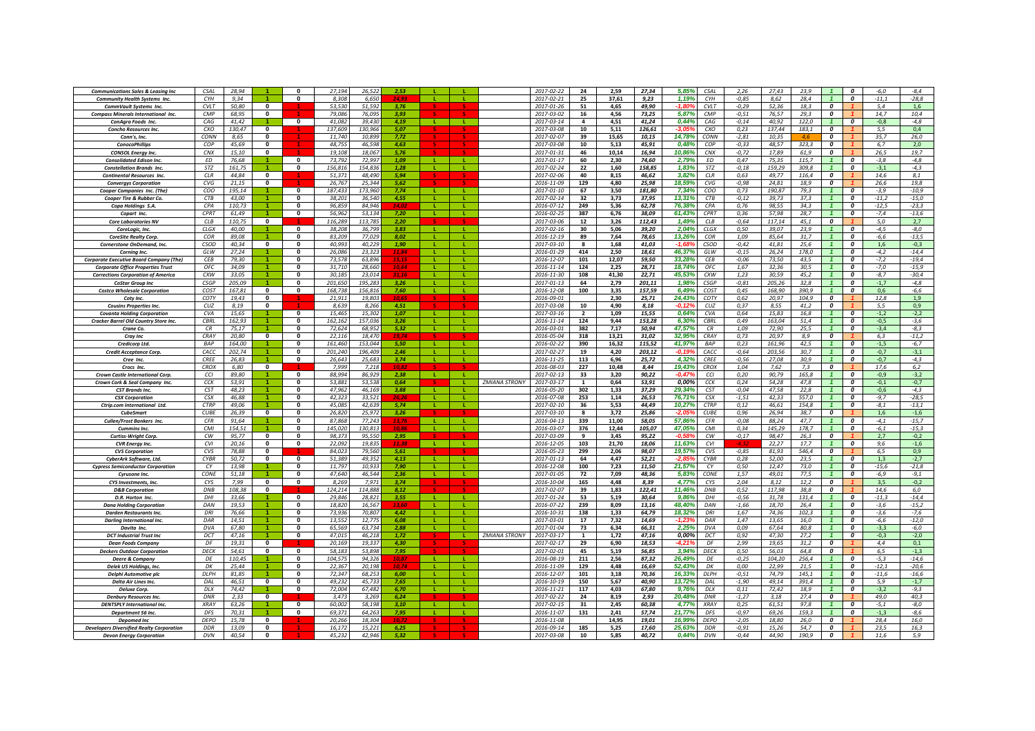| Company | Ticker | Price | | | | | | | | | Date | Days | | | | Ticker | | | | | | | |
|---|---|---|---|---|---|---|---|---|---|---|---|---|---|---|---|---|---|---|---|---|---|---|---|
| Communications Sales & Leasing Inc | CSAL | 28,94 | 1 | 0 | 27,194 | 26,522 | 2,53 | L | L | | 2017-02-22 | 24 | 2,59 | 27,34 | 5,85% | CSAL | 2,26 | 27,43 | 23,9 | 1 | 0 | -6,0 | -8,4 |
| Community Health Systems Inc. | CYH | 9,34 | 1 | 0 | 8,308 | 6,650 | 24,93 | L | L | | 2017-02-21 | 25 | 37,61 | 9,23 | 1,19% | CYH | -0,85 | 8,62 | 28,4 | 1 | 0 | -11,1 | -28,8 |
| CommVault Systems Inc. | CVLT | 50,80 | 0 | 1 | 53,530 | 51,592 | 3,76 | S | S | | 2017-01-26 | 51 | 4,65 | 49,90 | -1,80% | CVLT | -0,29 | 52,36 | 18,3 | 0 | 1 | 5,4 | 1,6 |
| Compass Minerals International Inc. | CMP | 68,95 | 0 | 1 | 79,086 | 76,095 | 3,93 | S | S | | 2017-02-02 | 16 | 4,56 | 73,25 | 5,87% | CMP | -0,51 | 76,57 | 29,3 | 0 | 1 | 14,7 | 10,4 |
| ConAgra Foods Inc. | CAG | 41,42 | 1 | 0 | 41,082 | 39,430 | 4,19 | L | L | | 2017-03-14 | 4 | 4,51 | 41,24 | 0,44% | CAG | -0,14 | 40,92 | 122,0 | 1 | 0 | -0,8 | -4,8 |
| Concho Resources Inc. | CXO | 130,47 | 0 | 1 | 137,609 | 130,966 | 5,07 | S | S | | 2017-03-08 | 10 | 5,11 | 126,61 | -3,05% | CXO | 0,23 | 137,44 | 183,1 | 0 | 1 | 5,5 | 0,4 |
| Conn's, Inc. | CONN | 8,65 | 0 | 1 | 11,740 | 10,899 | 7,72 | S | S | | 2017-07-07 | 39 | 15,65 | 10,15 | 14,78% | CONN | -2,81 | 10,35 | 4,6 | 0 | 1 | 35,7 | 26,0 |
| ConocoPhillips | COP | 45,69 | 0 | 1 | 48,755 | 46,598 | 4,63 | S | S | | 2017-03-08 | 10 | 5,13 | 45,91 | 0,48% | COP | -0,33 | 48,57 | 323,3 | 0 | 1 | 6,7 | 2,0 |
| CONSOL Energy Inc. | CNX | 15,10 | 0 | 1 | 19,108 | 18,067 | 5,76 | S | S | | 2017-01-31 | 46 | 10,14 | 16,94 | 10,86% | CNX | -0,72 | 17,89 | 61,9 | 0 | 1 | 26,5 | 19,7 |
| Consolidated Edison Inc. | ED | 76,68 | 1 | 0 | 73,792 | 72,997 | 1,09 | L | L | | 2017-01-17 | 60 | 2,30 | 74,60 | 2,79% | ED | 0,47 | 75,35 | 115,7 | 1 | 0 | -3,8 | -4,8 |
| Constellation Brands Inc. | STZ | 161,75 | 1 | 0 | 156,816 | 154,836 | 1,28 | L | L | | 2017-02-24 | 22 | 1,60 | 158,85 | 1,83% | STZ | -0,18 | 159,29 | 309,8 | 1 | 0 | -3,1 | -4,3 |
| Continental Resources Inc. | CLR | 44,84 | 0 | 1 | 51,371 | 48,490 | 5,94 | S | S | | 2017-02-06 | 40 | 8,15 | 46,62 | 3,82% | CLR | 0,63 | 49,77 | 116,4 | 0 | 1 | 14,6 | 8,1 |
| Convergys Corporation | CVG | 21,15 | 0 | 1 | 26,767 | 25,344 | 5,62 | S | S | | 2016-11-09 | 129 | 4,80 | 25,98 | 18,59% | CVG | -0,98 | 24,81 | 18,9 | 0 | 1 | 26,6 | 19,8 |
| Cooper Companies Inc. (The) | COO | 195,14 | 1 | 0 | 187,433 | 173,960 | 7,74 | L | L | | 2017-01-10 | 67 | 3,50 | 181,80 | 7,34% | COO | 0,73 | 190,87 | 79,3 | 1 | 0 | -3,9 | -10,9 |
| Cooper Tire & Rubber Co. | CTB | 43,00 | 1 | 0 | 38,201 | 36,540 | 4,55 | L | L | | 2017-02-14 | 32 | 3,73 | 37,95 | 13,31% | CTB | -0,12 | 39,73 | 37,3 | 1 | 0 | -11,2 | -15,0 |
| Copa Holdings S.A. | CPA | 110,73 | 1 | 0 | 96,859 | 84,946 | 14,02 | L | L | | 2016-07-12 | 249 | 5,36 | 62,78 | 76,38% | CPA | 0,76 | 98,55 | 34,3 | 1 | 0 | -12,5 | -23,3 |
| Copart Inc. | CPRT | 61,49 | 1 | 0 | 56,962 | 53,134 | 7,20 | L | L | | 2016-02-25 | 387 | 6,76 | 38,09 | 61,43% | CPRT | 0,36 | 57,98 | 28,7 | 1 | 0 | -7,4 | -13,6 |
| Core Laboratories NV | CLB | 110,75 | 0 | 1 | 116,289 | 113,785 | 2,20 | S | S | | 2017-03-06 | 12 | 3,26 | 112,43 | 1,49% | CLB | -0,64 | 117,14 | 45,1 | 0 | 1 | 5,0 | 2,7 |
| CoreLogic, Inc. | CLGX | 40,00 | 1 | 0 | 38,208 | 36,799 | 3,83 | L | L | | 2017-02-16 | 30 | 5,06 | 39,20 | 2,04% | CLGX | 0,50 | 39,07 | 23,9 | 1 | 0 | -4,5 | -8,0 |
| CoreSite Realty Corp. | COR | 89,08 | 1 | 0 | 83,209 | 77,029 | 8,02 | L | L | | 2016-12-19 | 89 | 7,64 | 78,65 | 13,26% | COR | 1,09 | 85,64 | 31,7 | 1 | 0 | -6,6 | -13,5 |
| Cornerstone OnDemand, Inc. | CSOD | 40,34 | 0 | 0 | 40,993 | 40,229 | 1,90 | L | L | | 2017-03-10 | 8 | 1,68 | 41,03 | -1,68% | CSOD | -0,42 | 41,81 | 25,6 | 1 | 0 | 1,6 | -0,3 |
| Corning Inc. | GLW | 27,24 | 1 | 0 | 26,086 | 23,323 | 11,84 | L | L | | 2016-01-29 | 414 | 2,50 | 18,61 | 46,37% | GLW | -0,15 | 26,24 | 178,0 | 1 | 0 | -4,2 | -14,4 |
| Corporate Executive Board Company (The) | CEB | 79,30 | 1 | 0 | 73,578 | 63,896 | 15,15 | L | L | | 2016-12-07 | 101 | 12,07 | 59,50 | 33,28% | CEB | -0,06 | 73,50 | 43,5 | 1 | 0 | -7,2 | -19,4 |
| Corporate Office Properties Trust | OFC | 34,09 | 1 | 0 | 31,710 | 28,660 | 10,64 | L | L | | 2016-11-14 | 124 | 2,25 | 28,71 | 18,74% | OFC | 1,67 | 32,36 | 30,5 | 1 | 0 | -7,0 | -15,9 |
| Corrections Corporation of America | CXW | 33,05 | 1 | 0 | 30,185 | 23,014 | 31,16 | L | L | | 2016-11-30 | 108 | 41,30 | 22,71 | 45,53% | CXW | 1,23 | 30,59 | 45,2 | 1 | 0 | -8,7 | -30,4 |
| CoStar Group Inc | CSGP | 205,09 | 1 | 0 | 201,650 | 195,283 | 3,26 | L | L | | 2017-01-13 | 64 | 2,79 | 201,11 | 1,98% | CSGP | -0,81 | 205,26 | 32,8 | 1 | 0 | -1,7 | -4,8 |
| Costco Wholesale Corporation | COST | 167,81 | 0 | 0 | 168,738 | 156,816 | 7,60 | L | L | | 2016-12-08 | 100 | 3,35 | 157,59 | 6,49% | COST | 0,45 | 168,90 | 390,9 | 1 | 0 | 0,6 | -6,6 |
| Coty Inc. | COTY | 19,43 | 0 | 1 | 21,911 | 19,803 | 10,65 | S | S | | 2016-09-01 | | 2,30 | 25,71 | 24,43% | COTY | 0,62 | 20,97 | 104,9 | 0 | 1 | 12,8 | 1,9 |
| Cousins Properties Inc. | CUZ | 8,19 | 0 | 1 | 8,639 | 8,266 | 4,51 | S | S | | 2017-03-08 | 10 | 4,90 | 8,18 | -0,12% | CUZ | 0,37 | 8,55 | 41,2 | 0 | 1 | 5,5 | 0,9 |
| Covanta Holding Corporation | CVA | 15,65 | 1 | 0 | 15,465 | 15,302 | 1,07 | L | L | | 2017-03-16 | 2 | 1,09 | 15,55 | 0,64% | CVA | 0,64 | 15,83 | 16,8 | 1 | 0 | -1,2 | -2,2 |
| Cracker Barrel Old Country Store Inc. | CBRL | 162,93 | 1 | 0 | 162,162 | 157,036 | 3,26 | L | L | | 2016-11-14 | 124 | 9,44 | 153,28 | 6,30% | CBRL | 0,49 | 163,04 | 51,4 | 1 | 0 | -0,5 | -3,6 |
| Crane Co. | CR | 75,17 | 1 | 0 | 72,624 | 68,952 | 5,32 | L | L | | 2016-03-01 | 382 | 7,17 | 50,94 | 47,57% | CR | 1,09 | 72,90 | 25,5 | 1 | 0 | -3,4 | -8,3 |
| Cray Inc | CRAY | 20,80 | 0 | 0 | 22,116 | 18,470 | 19,74 | S | S | | 2016-05-04 | 318 | 13,21 | 31,02 | 32,95% | CRAY | 0,73 | 20,97 | 8,9 | 0 | 0 | 6,3 | -11,2 |
| Credicorp Ltd. | BAP | 164,00 | 1 | 0 | 161,460 | 153,044 | 5,50 | L | L | | 2016-02-22 | 390 | 16,32 | 115,52 | 41,97% | BAP | 0,23 | 161,96 | 42,5 | 1 | 0 | -1,5 | -6,7 |
| Credit Acceptance Corp. | CACC | 202,74 | 1 | 0 | 201,240 | 196,409 | 2,46 | L | L | | 2017-02-27 | 19 | 4,20 | 203,12 | -0,19% | CACC | -0,64 | 203,56 | 30,7 | 1 | 0 | -0,7 | -3,1 |
| Cree Inc. | CREE | 26,83 | 1 | 0 | 26,643 | 25,683 | 3,74 | L | L | | 2016-11-25 | 113 | 6,96 | 25,72 | 4,32% | CREE | -0,56 | 27,08 | 30,9 | 1 | 0 | -0,7 | -4,3 |
| Crocs Inc. | CROX | 6,80 | 0 | 1 | 7,999 | 7,218 | 10,82 | S | S | | 2016-08-03 | 227 | 10,48 | 8,44 | 19,43% | CROX | 1,04 | 7,62 | 7,3 | 0 | 1 | 17,6 | 6,2 |
| Crown Castle International Corp. | CCI | 89,80 | 1 | 0 | 88,994 | 86,929 | 2,38 | L | L | | 2017-02-13 | 33 | 3,20 | 90,22 | -0,47% | CCI | 0,20 | 90,79 | 165,8 | 1 | 0 | -0,9 | -3,2 |
| Crown Cork & Seal Company Inc. | CCK | 53,91 | 1 | 0 | 53,881 | 53,538 | 0,64 | S | L | ZMIANA STRONY | 2017-03-17 | 1 | 0,64 | 53,91 | 0,00% | CCK | 0,24 | 54,28 | 47,8 | 1 | 0 | -0,1 | -0,7 |
| CST Brands Inc. | CST | 48,23 | 1 | 0 | 47,962 | 46,169 | 3,88 | L | L | | 2016-05-20 | 302 | 1,33 | 37,29 | 29,34% | CST | -0,04 | 47,58 | 22,8 | 1 | 0 | -0,6 | -4,3 |
| CSX Corporation | CSX | 46,88 | 1 | 0 | 42,323 | 33,521 | 26,26 | L | L | | 2016-07-08 | 253 | 1,14 | 26,53 | 76,71% | CSX | -1,51 | 42,33 | 557,0 | 1 | 0 | -9,7 | -28,5 |
| Ctrip.com International Ltd. | CTRP | 49,06 | 1 | 0 | 45,085 | 42,639 | 5,74 | L | L | | 2016-05-04 | 318 | 13,21 | 37,02 | 32,52% | CTRP | 0,12 | 46,61 | 154,8 | 1 | 0 | -8,1 | -13,1 |
| CubeSmart | CUBE | 26,39 | 0 | 0 | 26,820 | 25,972 | 3,26 | S | S | | 2017-03-10 | 8 | 3,72 | 25,86 | -2,05% | CUBE | 0,96 | 26,94 | 38,7 | 0 | 1 | 1,6 | -1,6 |
| Cullen/Frost Bankers Inc. | CFR | 91,64 | 1 | 0 | 87,868 | 77,243 | 13,76 | L | L | | 2016-04-13 | 339 | 11,00 | 58,05 | 57,86% | CFR | -0,08 | 88,24 | 47,7 | 1 | 0 | -4,1 | -15,7 |
| Cummins Inc. | CMI | 154,51 | 1 | 0 | 145,020 | 130,813 | 10,86 | L | L | | 2016-03-07 | 376 | 12,44 | 105,07 | 47,05% | CMI | 0,34 | 145,29 | 178,7 | 1 | 0 | -6,1 | -15,3 |
| Curtiss-Wright Corp. | CW | 95,77 | 0 | 0 | 98,373 | 95,550 | 2,95 | S | S | | 2017-03-09 | 9 | 3,45 | 95,22 | -0,58% | CW | -0,17 | 98,47 | 26,3 | 0 | 1 | 2,7 | -0,2 |
| CVR Energy Inc. | CVI | 20,16 | 0 | 0 | 22,092 | 19,835 | 11,38 | L | L | | 2016-12-05 | 103 | 21,70 | 18,06 | 11,63% | CVI | -4,92 | 22,27 | 17,7 | 1 | 0 | 9,6 | -1,6 |
| CVS Corporation | CVS | 78,88 | 0 | 1 | 84,023 | 79,560 | 5,61 | S | S | | 2016-05-23 | 299 | 2,06 | 98,07 | 19,57% | CVS | -0,85 | 81,93 | 546,4 | 0 | 1 | 6,5 | 0,9 |
| CyberArk Software, Ltd. | CYBR | 50,72 | 0 | 0 | 51,389 | 49,352 | 4,13 | L | L | | 2017-01-13 | 64 | 4,47 | 52,21 | -2,85% | CYBR | 0,28 | 52,00 | 23,5 | 1 | 0 | 1,3 | -2,7 |
| Cypress Semiconductor Corporation | CY | 13,98 | 1 | 0 | 11,797 | 10,933 | 7,90 | L | L | | 2016-12-08 | 100 | 7,23 | 11,50 | 21,57% | CY | 0,50 | 12,47 | 73,0 | 1 | 0 | -15,6 | -21,8 |
| Cyrusone Inc. | CONE | 51,18 | 1 | 0 | 47,640 | 46,544 | 2,36 | L | L | | 2017-01-05 | 72 | 7,09 | 48,36 | 5,83% | CONE | 1,57 | 49,01 | 77,5 | 1 | 0 | -6,9 | -9,1 |
| CYS Investments, Inc. | CYS | 7,99 | 0 | 0 | 8,269 | 7,971 | 3,74 | S | S | | 2016-10-04 | 165 | 4,48 | 8,39 | 4,77% | CYS | 2,04 | 8,12 | 12,2 | 0 | 1 | 3,5 | -0,2 |
| D&B Corporation | DNB | 108,38 | 0 | 1 | 124,214 | 114,888 | 8,12 | S | S | | 2017-02-07 | 39 | 1,83 | 122,41 | 11,46% | DNB | 0,52 | 117,98 | 38,8 | 0 | 1 | 14,6 | 6,0 |
| D.R. Horton Inc. | DHI | 33,66 | 1 | 0 | 29,846 | 28,821 | 3,55 | L | L | | 2017-01-24 | 53 | 5,19 | 30,64 | 9,86% | DHI | -0,56 | 31,78 | 131,4 | 1 | 0 | -11,3 | -14,4 |
| Dana Holding Corporation | DAN | 19,53 | 1 | 0 | 18,820 | 16,567 | 13,60 | L | L | | 2016-07-22 | 239 | 8,09 | 13,16 | 48,40% | DAN | -1,66 | 18,70 | 26,4 | 1 | 0 | -3,6 | -15,2 |
| Darden Restaurants Inc. | DRI | 76,66 | 1 | 0 | 73,936 | 70,807 | 4,42 | L | L | | 2016-10-31 | 138 | 1,33 | 64,79 | 18,32% | DRI | 1,67 | 74,36 | 102,3 | 1 | 0 | -3,6 | -7,6 |
| Darling International Inc. | DAR | 14,51 | 1 | 0 | 13,552 | 12,775 | 6,08 | L | L | | 2017-03-01 | 17 | 7,32 | 14,69 | -1,23% | DAR | 1,47 | 13,65 | 16,0 | 1 | 0 | -6,6 | -12,0 |
| Davita Inc. | DVA | 67,80 | 1 | 0 | 65,569 | 63,734 | 2,88 | L | L | | 2017-01-04 | 73 | 6,34 | 66,31 | 2,25% | DVA | 0,09 | 67,64 | 80,8 | 1 | 0 | -3,3 | -6,0 |
| DCT Industrial Trust Inc | DCT | 47,16 | 1 | 0 | 47,015 | 46,218 | 1,72 | S | L | ZMIANA STRONY | 2017-03-17 | 1 | 1,72 | 47,16 | 0,00% | DCT | 0,92 | 47,30 | 27,2 | 1 | 0 | -0,3 | -2,0 |
| Dean Foods Company | DF | 19,31 | 0 | 1 | 20,169 | 19,337 | 4,30 | S | S | | 2017-02-17 | 29 | 6,90 | 18,53 | -4,21% | DF | 2,99 | 19,65 | 31,2 | 0 | 1 | 4,4 | 0,1 |
| Deckers Outdoor Corporation | DECK | 54,61 | 0 | 0 | 58,183 | 53,898 | 7,95 | S | S | | 2017-02-01 | 45 | 5,19 | 56,85 | 3,94% | DECK | 0,50 | 56,03 | 64,8 | 0 | 1 | 6,5 | -1,3 |
| Deere & Company | DE | 110,45 | 1 | 0 | 104,575 | 94,326 | 10,87 | L | L | | 2016-08-19 | 211 | 2,56 | 87,32 | 26,49% | DE | -0,25 | 104,20 | 256,4 | 1 | 0 | -5,3 | -14,6 |
| Delek US Holdings, Inc. | DK | 25,44 | 1 | 0 | 22,367 | 20,198 | 10,74 | L | L | | 2016-11-09 | 129 | 4,48 | 16,69 | 52,43% | DK | 0,00 | 22,99 | 21,5 | 1 | 0 | -12,1 | -20,6 |
| Delphi Automotive plc | DLPH | 81,85 | 1 | 0 | 72,347 | 68,253 | 6,00 | L | L | | 2016-12-07 | 101 | 3,18 | 70,36 | 16,33% | DLPH | -0,51 | 74,79 | 145,1 | 1 | 0 | -11,6 | -16,6 |
| Delta Air Lines Inc. | DAL | 46,51 | 0 | 0 | 49,232 | 45,733 | 7,65 | L | L | | 2016-10-19 | 150 | 5,67 | 40,90 | 13,72% | DAL | -1,90 | 49,14 | 391,4 | 1 | 0 | 5,9 | -1,7 |
| Deluxe Corp. | DLX | 74,42 | 1 | 0 | 72,004 | 67,482 | 6,70 | L | L | | 2016-11-21 | 117 | 4,03 | 67,80 | 9,76% | DLX | 0,11 | 72,42 | 18,9 | 1 | 0 | -3,2 | -9,3 |
| Denbury Resources Inc. | DNR | 2,33 | 0 | 1 | 3,473 | 3,269 | 6,24 | S | S | | 2017-02-22 | 24 | 8,19 | 2,93 | 20,48% | DNR | -1,27 | 3,18 | 27,4 | 0 | 1 | 49,0 | 40,3 |
| DENTSPLY International Inc. | XRAY | 63,26 | 1 | 0 | 60,002 | 58,198 | 3,10 | L | L | | 2017-02-15 | 31 | 2,45 | 60,38 | 4,77% | XRAY | 0,25 | 61,51 | 97,8 | 1 | 0 | -5,1 | -8,0 |
| Department 56 Inc. | DFS | 70,31 | 1 | 0 | 69,371 | 64,263 | 7,95 | L | L | | 2016-11-07 | 131 | 2,41 | 57,74 | 21,77% | DFS | -0,97 | 69,26 | 159,3 | 1 | 0 | -1,3 | -8,6 |
| Depomed Inc | DEPO | 15,78 | 0 | 1 | 20,266 | 18,304 | 10,72 | S | S | | 2016-11-08 | | 14,95 | 19,01 | 16,99% | DEPO | -2,05 | 18,80 | 26,0 | 0 | 1 | 28,4 | 16,0 |
| Developers Diversified Realty Corporation | DDR | 13,09 | 0 | 1 | 16,172 | 15,221 | 6,25 | S | S | | 2016-09-14 | 185 | 5,25 | 17,60 | 25,63% | DDR | -0,91 | 15,26 | 54,7 | 0 | 1 | 23,5 | 16,3 |
| Devon Energy Corporation | DVN | 40,54 | 0 | 1 | 45,232 | 42,946 | 5,32 | S | S | | 2017-03-08 | 10 | 5,85 | 40,72 | 0,44% | DVN | -0,44 | 44,90 | 190,9 | 0 | 1 | 11,6 | 5,9 |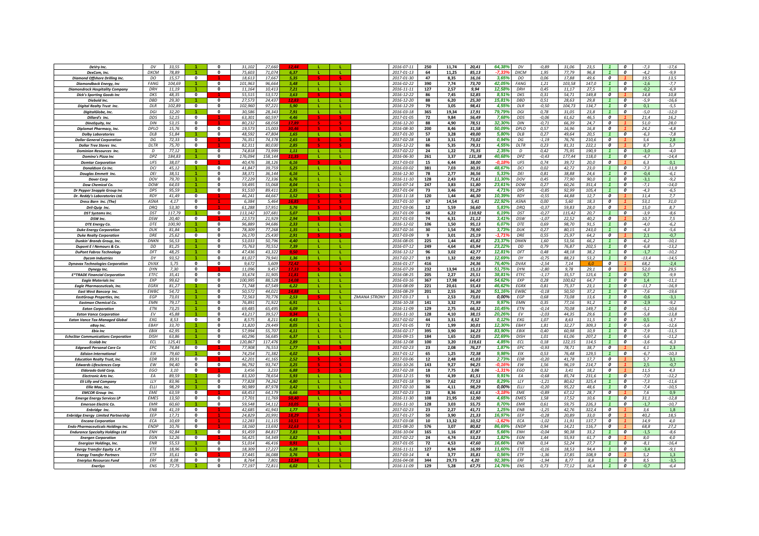| | | | | | | | | | | | | | | | | | | | | | | | | |
|---|---|---|---|---|---|---|---|---|---|---|---|---|---|---|---|---|---|---|---|---|---|---|---|---|
| DeVry Inc. | DV | 33,55 | 1 | 0 | 31,102 | 27,660 | 12,44 | L | L | | 2016-07-11 | 250 | 11,74 | 20,41 | 64,38% | DV | -0,89 | 31,06 | 23,5 | 1 | 0 | -7,3 | -17,6 |
| DexCom, Inc. | DXCM | 78,89 | 1 | 0 | 75,603 | 71,074 | 6,37 | L | L | | 2017-01-13 | 64 | 11,25 | 85,13 | -7,33% | DXCM | 1,95 | 77,79 | 96,8 | 1 | 0 | -4,2 | -9,9 |
| Diamond Offshore Drilling Inc. | DO | 15,57 | 0 | 1 | 18,613 | 17,667 | 5,35 | S | S | | 2017-01-30 | 47 | 8,35 | 16,16 | 3,65% | DO | 0,06 | 17,88 | 49,6 | 0 | 1 | 19,5 | 13,5 |
| Diamondback Energy, Inc | FANG | 104,69 | 1 | 0 | 101,963 | 96,664 | 5,48 | L | L | | 2016-02-22 | 390 | 7,74 | 73,70 | 42,05% | FANG | 1,21 | 103,58 | 147,0 | 1 | 0 | -2,6 | -7,7 |
| Diamondrock Hospitality Company | DRH | 11,19 | 1 | 0 | 11,164 | 10,413 | 7,21 | L | L | | 2016-11-11 | 127 | 2,57 | 9,94 | 12,58% | DRH | 0,45 | 11,17 | 27,5 | 1 | 0 | -0,2 | -6,9 |
| Dick's Sporting Goods Inc | DKS | 48,35 | 0 | 1 | 55,515 | 53,572 | 3,63 | S | S | | 2016-12-22 | 86 | 7,45 | 52,85 | 8,51% | DKS | 0,31 | 54,71 | 149,8 | 0 | 1 | 14,8 | 10,8 |
| Diebold Inc. | DBD | 29,30 | 1 | 0 | 27,573 | 24,437 | 12,83 | L | L | | 2016-12-20 | 88 | 6,20 | 25,30 | 15,81% | DBD | 0,51 | 28,63 | 29,8 | 1 | 0 | -5,9 | -16,6 |
| Digital Realty Trust Inc. | DLR | 102,89 | 0 | 0 | 102,960 | 97,221 | 5,90 | L | L | | 2016-12-29 | 79 | 3,05 | 98,41 | 4,55% | DLR | -0,50 | 104,73 | 134,7 | 1 | 0 | 0,1 | -5,5 |
| DigitalGlobe, Inc. | DGI | 32,20 | 1 | 0 | 30,586 | 28,343 | 7,91 | L | L | | 2016-03-18 | 365 | 19,34 | 17,91 | 79,79% | DGI | 0,78 | 31,05 | 23,8 | 1 | 0 | -5,0 | -12,0 |
| Dillard's Inc. | DDS | 52,15 | 0 | 1 | 63,301 | 60,597 | 4,46 | S | S | | 2017-01-05 | 72 | 9,84 | 56,49 | 7,68% | DDS | -0,06 | 61,62 | 46,5 | 0 | 1 | 21,4 | 16,2 |
| DineEquity, Inc | DIN | 53,15 | 0 | 1 | 80,232 | 68,058 | 17,89 | S | S | | 2016-12-20 | 88 | 4,90 | 78,51 | 32,30% | DIN | -0,71 | 66,39 | 24,7 | 0 | 1 | 51,0 | 28,0 |
| Diplomat Pharmacy, Inc. | DPLO | 15,76 | 0 | 1 | 19,573 | 15,003 | 30,46 | S | S | | 2016-08-30 | 200 | 8,46 | 31,58 | 50,09% | DPLO | 0,57 | 16,96 | 16,8 | 0 | 1 | 24,2 | -4,8 |
| Dolby Laboratories | DLB | 51,84 | 1 | 0 | 48,592 | 47,804 | 1,65 | L | L | | 2017-01-20 | 57 | 3,28 | 49,00 | 5,80% | DLB | 0,27 | 49,64 | 20,5 | 1 | 0 | -6,3 | -7,8 |
| Dollar General Corporation | DG | 72,33 | 0 | 1 | 76,351 | 74,378 | 2,65 | S | S | | 2017-02-28 | 18 | 3,31 | 73,02 | 0,94% | DG | -1,19 | 76,76 | 210,6 | 0 | 1 | 5,6 | 2,8 |
| Dollar Tree Stores Inc. | DLTR | 75,70 | 0 | 1 | 82,311 | 80,030 | 2,85 | S | S | | 2016-12-22 | 86 | 5,35 | 79,31 | 4,55% | DLTR | 0,23 | 81,31 | 222,1 | 0 | 1 | 8,7 | 5,7 |
| Dominion Resources Inc. | D | 77,12 | 1 | 0 | 74,818 | 73,999 | 1,11 | L | L | | 2017-02-22 | 24 | 1,22 | 75,35 | 2,35% | D | 0,42 | 75,95 | 190,9 | 1 | 0 | -3,0 | -4,0 |
| Domino's Pizza Inc | DPZ | 184,83 | 1 | 0 | 176,094 | 158,144 | 11,35 | L | L | | 2016-06-30 | 261 | 3,37 | 131,38 | 40,68% | DPZ | -0,43 | 177,44 | 118,0 | 1 | 0 | -4,7 | -14,4 |
| Domtar Corporation | UFS | 38,07 | 0 | 1 | 40,476 | 38,126 | 6,16 | S | S | | 2017-03-03 | 15 | 6,44 | 38,00 | -0,18% | UFS | 0,74 | 39,72 | 20,0 | 0 | 1 | 6,3 | 0,1 |
| Donaldson Co Inc. | DCI | 45,12 | 1 | 0 | 41,847 | 39,759 | 5,25 | L | L | | 2016-03-02 | 381 | 7,03 | 30,35 | 48,67% | DCI | 0,02 | 42,72 | 23,0 | 1 | 0 | -7,3 | -11,9 |
| Douglas Emmett Inc. | DEI | 38,51 | 1 | 0 | 38,371 | 36,144 | 6,16 | L | L | | 2016-12-30 | 78 | 2,77 | 36,56 | 5,33% | DEI | 0,81 | 38,88 | 24,6 | 1 | 0 | -0,4 | -6,1 |
| Dover Corp | DOV | 79,70 | 1 | 0 | 77,229 | 72,336 | 6,76 | L | L | | 2016-11-10 | 128 | 2,43 | 71,61 | 11,30% | DOV | 0,45 | 77,90 | 90,0 | 1 | 0 | -3,1 | -9,2 |
| Dow Chemical Co. | DOW | 64,03 | 1 | 0 | 59,495 | 55,068 | 8,04 | L | L | | 2016-07-14 | 247 | 3,83 | 51,80 | 23,61% | DOW | 0,27 | 60,26 | 351,4 | 1 | 0 | -7,1 | -14,0 |
| Dr Pepper Snapple Group Inc | DPS | 95,59 | 1 | 0 | 91,510 | 89,411 | 2,35 | L | L | | 2017-01-04 | 73 | 3,46 | 91,29 | 4,71% | DPS | -0,85 | 92,99 | 105,4 | 1 | 0 | -4,3 | -6,5 |
| Dr. Reddy's Laboratories Ltd. | RDY | 41,49 | 0 | 1 | 46,241 | 44,667 | 3,52 | S | S | | 2016-11-18 | 120 | 1,44 | 46,30 | 10,39% | RDY | -0,55 | 44,88 | 12,7 | 0 | 1 | 11,4 | 7,7 |
| Dress Barn Inc. (The) | ASNA | 4,17 | 0 | 1 | 6,384 | 5,464 | 16,85 | S | S | | 2017-01-10 | 67 | 14,54 | 5,41 | 22,92% | ASNA | 0,00 | 5,60 | 18,3 | 0 | 1 | 53,1 | 31,0 |
| Dril-Quip Inc. | DRQ | 53,30 | 0 | 1 | 61,288 | 57,951 | 5,76 | S | S | | 2017-03-06 | 12 | 5,59 | 56,60 | 5,83% | DRQ | -0,37 | 59,83 | 28,0 | 0 | 1 | 15,0 | 8,7 |
| DST Systems Inc. | DST | 117,79 | 1 | 0 | 113,142 | 107,681 | 5,07 | L | L | | 2017-01-09 | 68 | 6,22 | 110,92 | 6,19% | DST | -0,27 | 115,42 | 20,7 | 1 | 0 | -3,9 | -8,6 |
| DSW Inc. | DSW | 20,40 | 0 | 1 | 22,573 | 21,929 | 2,94 | S | S | | 2017-01-03 | 74 | 6,31 | 21,12 | 3,41% | DSW | -1,07 | 22,52 | 40,2 | 0 | 1 | 10,7 | 7,5 |
| DTE Energy Co. | DTE | 100,90 | 1 | 0 | 96,889 | 94,686 | 2,33 | L | L | | 2016-12-02 | 106 | 1,50 | 95,13 | 6,07% | DTE | 0,69 | 98,70 | 91,5 | 1 | 0 | -4,0 | -6,2 |
| Duke Energy Corporation | DUK | 81,84 | 1 | 0 | 78,309 | 77,268 | 1,35 | L | L | | 2017-02-16 | 30 | 1,54 | 78,90 | 3,73% | DUK | 0,27 | 80,15 | 243,0 | 1 | 0 | -4,3 | -5,6 |
| Duke Realty Corporation | DRE | 25,62 | 0 | 0 | 26,170 | 25,430 | 2,91 | S | S | | 2017-03-09 | 9 | 3,01 | 25,19 | -1,71% | DRE | 0,55 | 25,97 | 64,2 | 0 | 1 | 2,1 | -0,7 |
| Dunkin' Brands Group, Inc. | DNKN | 56,53 | 1 | 0 | 53,033 | 50,796 | 4,40 | L | L | | 2016-08-05 | 225 | 1,44 | 45,82 | 23,37% | DNKN | 1,60 | 53,56 | 66,2 | 1 | 0 | -6,2 | -10,1 |
| Dupont E I Nemours & Co. | DD | 81,25 | 1 | 0 | 75,763 | 70,552 | 7,39 | L | L | | 2016-07-12 | 249 | 4,64 | 65,94 | 23,22% | DD | 0,79 | 76,87 | 202,5 | 1 | 0 | -6,8 | -13,2 |
| DuPont Fabros Technology | DFT | 48,25 | 1 | 0 | 47,436 | 43,322 | 9,50 | L | L | | 2016-12-12 | 96 | 3,02 | 42,77 | 12,81% | DFT | 0,48 | 48,18 | 38,2 | 1 | 0 | -1,7 | -10,2 |
| Dycom Industries | DY | 93,52 | 1 | 0 | 81,027 | 79,941 | 1,36 | L | L | | 2017-02-27 | 19 | 1,32 | 82,99 | 12,69% | DY | -0,75 | 88,23 | 53,2 | 1 | 0 | -13,4 | -14,5 |
| Dynavax Technologies Corporation | DVAX | 5,75 | 0 | 0 | 9,672 | 5,609 | 72,42 | S | S | | 2016-01-27 | 416 | | 24,36 | 76,40% | DVAX | -2,54 | 7,14 | 6,0 | 0 | 1 | 68,2 | -2,4 |
| Dynegy Inc. | DYN | 7,30 | 0 | 1 | 11,096 | 9,457 | 17,33 | S | S | | 2016-07-29 | 232 | 13,94 | 15,13 | 51,75% | DYN | -2,80 | 9,78 | 29,1 | 0 | 1 | 52,0 | 29,5 |
| E*TRADE Financial Corporation | ETFC | 35,41 | 0 | 0 | 35,674 | 31,905 | 11,81 | L | L | | 2016-08-25 | 205 | 2,27 | 25,51 | 38,81% | ETFC | -1,17 | 35,57 | 125,6 | 1 | 0 | 0,7 | -9,9 |
| Eagle Materials Inc | EXP | 99,62 | 0 | 0 | 100,995 | 88,528 | 14,06 | L | L | | 2016-03-16 | 367 | 17,98 | 64,43 | 54,62% | EXP | 0,28 | 100,62 | 64,7 | 1 | 0 | 1,4 | -11,1 |
| Eagle Pharmaceuticals, Inc. | EGRX | 81,27 | 1 | 0 | 71,748 | 67,549 | 6,22 | L | L | | 2016-08-09 | 221 | 20,61 | 55,43 | 46,62% | EGRX | 0,81 | 75,37 | 23,1 | 1 | 0 | -11,7 | -16,9 |
| East West Bancorp Inc. | EWBC | 54,72 | 1 | 0 | 50,572 | 44,021 | 14,88 | L | L | | 2016-08-29 | 201 | 2,55 | 36,20 | 51,16% | EWBC | -0,18 | 50,50 | 37,2 | 1 | 0 | -7,6 | -19,6 |
| EastGroup Properties, Inc. | EGP | 73,01 | 1 | 0 | 72,563 | 70,776 | 2,53 | S | L | ZMIANA STRONY | 2017-03-17 | 1 | 2,53 | 73,01 | 0,00% | EGP | 0,68 | 73,08 | 13,6 | 1 | 0 | -0,6 | -3,1 |
| Eastman Chemical Co. | EMN | 79,17 | 1 | 0 | 76,891 | 71,922 | 6,91 | L | L | | 2016-10-28 | 141 | 3,32 | 71,99 | 9,97% | EMN | 0,35 | 77,16 | 91,2 | 1 | 0 | -2,9 | -9,2 |
| Eaton Corporation | ETN | 73,25 | 1 | 0 | 69,485 | 65,495 | 6,09 | L | L | | 2016-11-09 | 129 | 2,75 | 66,32 | 10,45% | ETN | -0,14 | 70,08 | 149,7 | 1 | 0 | -5,1 | -10,6 |
| Eaton Vance Corporation | EV | 45,88 | 1 | 0 | 43,217 | 39,527 | 9,34 | L | L | | 2016-11-10 | 128 | 4,10 | 38,15 | 20,26% | EV | -2,03 | 44,35 | 29,6 | 1 | 0 | -5,8 | -13,8 |
| Eaton Vance Tax-Managed Global | EXG | 8,53 | 0 | 0 | 8,575 | 8,211 | 4,43 | L | L | | 2017-02-02 | 44 | 3,31 | 8,52 | 0,12% | EXG | 1,07 | 8,63 | 11,5 | 1 | 0 | 0,5 | -3,7 |
| eBay Inc. | EBAY | 33,70 | 1 | 0 | 31,820 | 29,449 | 8,05 | L | L | | 2017-01-05 | 72 | 1,99 | 30,01 | 12,30% | EBAY | 1,81 | 32,27 | 309,3 | 1 | 0 | -5,6 | -12,6 |
| Ebix Inc | EBIX | 62,95 | 1 | 0 | 57,994 | 55,707 | 4,11 | L | L | | 2016-02-17 | 395 | 3,90 | 34,23 | 83,90% | EBIX | 0,40 | 60,98 | 10,9 | 1 | 0 | -7,9 | -11,5 |
| EchoStar Communications Corporation | DISH | 63,86 | 1 | 0 | 60,296 | 56,685 | 6,37 | L | L | | 2016-09-15 | 184 | 1,65 | 52,05 | 22,69% | DISH | 1,01 | 61,06 | 207,2 | 1 | 0 | -5,6 | -11,2 |
| Ecolab Inc | ECL | 125,41 | 1 | 0 | 120,867 | 117,476 | 2,89 | L | L | | 2016-12-08 | 100 | 3,20 | 119,61 | 4,85% | ECL | 0,18 | 122,15 | 114,5 | 1 | 0 | -3,6 | -6,3 |
| Edgewell Personal Care Co | EPC | 74,84 | 0 | 1 | 77,908 | 76,553 | 1,77 | S | S | | 2017-02-23 | 23 | 2,08 | 76,27 | 1,87% | EPC | -0,93 | 78,71 | 38,7 | 0 | 1 | 4,1 | 2,3 |
| Edision International | EIX | 79,60 | 1 | 0 | 74,254 | 71,382 | 4,02 | L | L | | 2017-01-12 | 65 | 1,25 | 72,38 | 9,98% | EIX | 0,53 | 76,48 | 129,5 | 1 | 0 | -6,7 | -10,3 |
| Education Realty Trust, Inc. | EDR | 39,91 | 0 | 1 | 42,201 | 41,165 | 2,52 | S | S | | 2017-03-06 | 12 | 2,48 | 41,03 | 2,73% | EDR | -0,20 | 41,78 | 17,7 | 0 | 1 | 5,7 | 3,1 |
| Edwards Lifesciences Corp | EW | 94,40 | 0 | 0 | 96,792 | 93,747 | 3,25 | S | S | | 2016-10-26 | 143 | 9,27 | 94,25 | -0,16% | EW | 1,56 | 96,19 | 214,7 | 0 | 1 | 2,5 | -0,7 |
| Eldorado Gold Corp. | EGO | 3,10 | 0 | 1 | 3,456 | 3,233 | 6,88 | S | S | | 2017-02-28 | 18 | 7,75 | 3,06 | -1,31% | EGO | 0,32 | 3,41 | 18,2 | 0 | 1 | 11,5 | 4,3 |
| Electronic Arts Inc. | EA | 89,59 | 1 | 0 | 83,320 | 78,654 | 5,93 | L | L | | 2016-12-15 | 93 | 4,39 | 81,51 | 9,91% | EA | -0,68 | 85,74 | 231,6 | 1 | 0 | -7,0 | -12,2 |
| Eli Lilly and Company | LLY | 83,96 | 1 | 0 | 77,828 | 74,262 | 4,80 | L | L | | 2017-01-18 | 59 | 7,62 | 77,53 | 8,29% | LLY | -1,21 | 80,62 | 325,4 | 1 | 0 | -7,3 | -11,6 |
| Ellie Mae, Inc. | ELLI | 98,29 | 1 | 0 | 90,989 | 87,978 | 3,42 | L | L | | 2017-02-10 | 36 | 4,11 | 98,29 | 0,00% | ELLI | -0,20 | 95,22 | 48,6 | 1 | 0 | -7,4 | -10,5 |
| EMCOR Group Inc. | EME | 63,59 | 0 | 1 | 68,453 | 64,179 | 6,66 | S | S | | 2017-02-23 | 23 | 8,36 | 61,63 | -3,18% | EME | -0,89 | 67,12 | 28,7 | 0 | 1 | 7,6 | 0,9 |
| Emerge Energy Services LP | EMES | 13,50 | 0 | 0 | 17,701 | 11,769 | 50,40 | L | L | | 2016-11-30 | 108 | 21,95 | 12,90 | 4,65% | EMES | 1,58 | 17,52 | 10,6 | 1 | 0 | 31,1 | -12,8 |
| Emerson Electric Co. | EMR | 60,60 | 1 | 0 | 59,548 | 54,112 | 10,05 | L | L | | 2016-11-10 | 128 | 3,03 | 55,75 | 8,70% | EMR | 0,61 | 59,75 | 226,3 | 1 | 0 | -1,7 | -10,7 |
| Enbridge Inc. | ENB | 41,19 | 0 | 1 | 42,685 | 41,943 | 1,77 | S | S | | 2017-02-23 | 23 | 2,27 | 41,71 | 1,25% | ENB | -1,25 | 42,76 | 322,4 | 0 | 1 | 3,6 | 1,8 |
| Enbridge Energy Limited Partnership | EEP | 17,71 | 0 | 1 | 24,829 | 20,991 | 18,29 | S | S | | 2017-01-27 | 50 | 3,90 | 21,33 | 16,97% | EEP | -0,28 | 20,89 | 33,0 | 0 | 1 | 40,2 | 18,5 |
| Encana Corporation | ECA | 10,69 | 0 | 1 | 12,283 | 11,115 | 10,51 | S | S | | 2017-03-08 | 10 | 13,32 | 10,52 | -1,62% | ECA | -1,02 | 11,91 | 137,7 | 0 | 1 | 14,9 | 4,0 |
| Endo Pharmaceuticals Holdings Inc. | ENDP | 10,76 | 0 | 1 | 18,160 | 13,692 | 32,63 | S | S | | 2015-08-20 | 576 | 3,07 | 80,82 | 86,69% | ENDP | 0,94 | 14,21 | 116,7 | 0 | 1 | 68,8 | 27,2 |
| Endurance Specialty Holdings Ltd | ENH | 92,84 | 1 | 0 | 91,459 | 84,817 | 7,83 | L | L | | 2016-10-04 | 165 | 1,16 | 87,87 | 5,66% | ENH | -0,04 | 90,38 | 33,2 | 1 | 0 | -1,5 | -8,6 |
| Energen Corporation | EGN | 52,26 | 0 | 1 | 56,425 | 54,349 | 3,82 | S | S | | 2017-02-22 | 24 | 4,74 | 53,23 | 1,82% | EGN | 1,44 | 55,93 | 61,7 | 0 | 1 | 8,0 | 4,0 |
| Energizer Holdings, Inc. | ENR | 55,53 | 1 | 0 | 51,014 | 46,416 | 9,91 | L | L | | 2017-01-05 | 72 | 4,53 | 47,60 | 16,66% | ENR | 0,14 | 52,24 | 27,7 | 1 | 0 | -8,1 | -16,4 |
| Energy Transfer Equity L.P. | ETE | 18,96 | 1 | 0 | 18,309 | 17,227 | 6,28 | L | L | | 2016-11-11 | 127 | 8,94 | 16,99 | 11,60% | ETE | -0,16 | 18,53 | 94,4 | 1 | 0 | -3,4 | -9,1 |
| Energy Transfer Partners | ETP | 35,61 | 0 | 1 | 37,445 | 36,088 | 3,76 | S | S | | 2017-03-14 | 4 | 3,77 | 35,81 | 0,56% | ETP | -1,36 | 37,85 | 108,9 | 0 | 1 | 5,2 | 1,3 |
| Enerplus Resources Fund | ERF | 8,08 | 0 | 0 | 8,764 | 7,801 | 12,34 | L | L | | 2016-04-08 | 344 | 29,73 | 4,20 | 92,38% | ERF | -1,94 | 8,77 | 8,8 | 1 | 0 | 8,5 | -3,5 |
| EnerSys | ENS | 77,75 | 1 | 0 | 77,197 | 72,811 | 6,02 | L | L | | 2016-11-09 | 129 | 5,28 | 67,75 | 14,76% | ENS | 0,73 | 77,12 | 16,4 | 1 | 0 | -0,7 | -6,4 |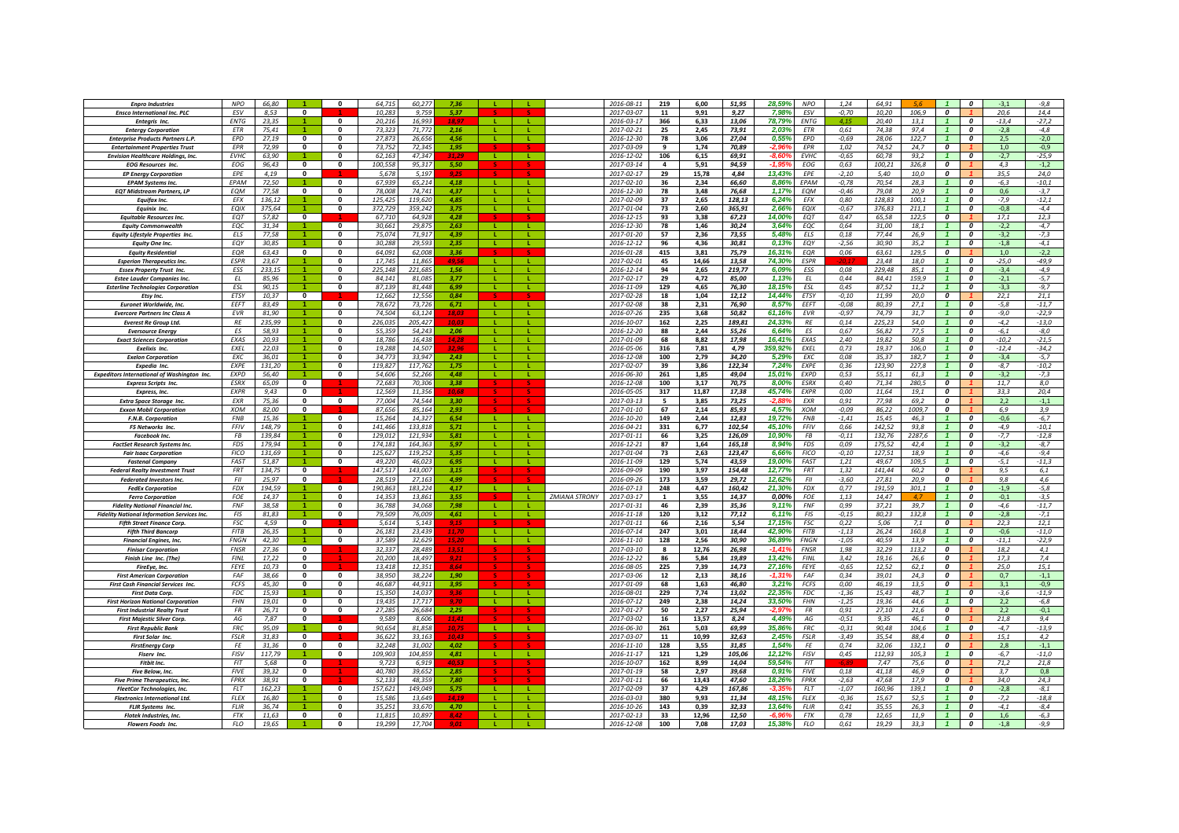| | | | | | | | | | | | | | | | | | | | | | | | | | |
|---|---|---|---|---|---|---|---|---|---|---|---|---|---|---|---|---|---|---|---|---|---|---|---|---|---|
| Enpro Industries | NPO | 66,80 | 1 | 0 | 64,715 | 60,277 | 7,36 | L | L | | 2016-08-11 | 219 | 6,00 | 51,95 | 28,59% | NPO | 1,24 | 64,91 | 5,6 | 1 | 0 | -3,1 | -9,8 |
| Ensco International Inc. PLC | ESV | 8,53 | 0 | 1 | 10,283 | 9,759 | 5,37 | S | S | | 2017-03-07 | 11 | 9,91 | 9,27 | 7,98% | ESV | -0,70 | 10,20 | 106,9 | 0 | 1 | 20,6 | 14,4 |
| Entegris Inc. | ENTG | 23,35 | 1 | 0 | 20,216 | 16,993 | 13,97 | L | L | | 2016-03-17 | 366 | 6,33 | 13,06 | 78,79% | ENTG | 4,15 | 20,40 | 13,1 | 1 | 0 | -13,4 | -27,2 |
| Entergy Corporation | ETR | 75,41 | 1 | 0 | 73,323 | 71,772 | 2,16 | L | L | | 2017-02-21 | 25 | 2,45 | 73,91 | 2,03% | ETR | 0,61 | 74,38 | 97,4 | 1 | 0 | -2,8 | -4,8 |
| Enterprise Products Partners L.P. | EPD | 27,19 | 0 | 0 | 27,873 | 26,656 | 4,56 | L | L | | 2016-12-30 | 78 | 3,06 | 27,04 | 0,55% | EPD | -0,69 | 28,06 | 122,7 | 1 | 0 | 2,5 | -2,0 |
| Entertainment Properties Trust | EPR | 72,99 | 0 | 0 | 73,752 | 72,345 | 1,95 | S | S | | 2017-03-09 | 9 | 1,74 | 70,89 | -2,96% | EPR | 1,02 | 74,52 | 24,7 | 0 | 1 | 1,0 | -0,9 |
| Envision Healthcare Holdings, Inc. | EVHC | 63,90 | 1 | 0 | 62,163 | 47,347 | 31,29 | L | L | | 2016-12-02 | 106 | 6,15 | 69,91 | -8,60% | EVHC | -0,65 | 60,78 | 93,2 | 1 | 0 | -2,7 | -25,9 |
| EOG Resources Inc. | EOG | 96,43 | 0 | 0 | 100,558 | 95,317 | 5,50 | S | S | | 2017-03-14 | 4 | 5,91 | 94,59 | -1,95% | EOG | 0,63 | 100,21 | 326,8 | 0 | 1 | 4,3 | -1,2 |
| EP Energy Corporation | EPE | 4,19 | 0 | 1 | 5,678 | 5,197 | 9,25 | S | L | | 2017-02-17 | 29 | 15,78 | 4,84 | 13,43% | EPE | -2,10 | 5,40 | 10,0 | 0 | 1 | 35,5 | 24,0 |
| EPAM Systems Inc. | EPAM | 72,50 | 1 | 0 | 67,939 | 65,214 | 4,18 | L | L | | 2017-02-10 | 36 | 2,34 | 66,60 | 8,86% | EPAM | -0,78 | 70,54 | 28,3 | 1 | 0 | -6,3 | -10,1 |
| EQT Midstream Partners, LP | EQM | 77,58 | 0 | 0 | 78,008 | 74,741 | 4,37 | L | L | | 2016-12-30 | 78 | 3,48 | 76,68 | 1,17% | EQM | -0,46 | 79,08 | 20,9 | 1 | 0 | 0,6 | -3,7 |
| Equifax Inc. | EFX | 136,12 | 1 | 0 | 125,425 | 119,620 | 4,85 | L | L | | 2017-02-09 | 37 | 2,65 | 128,13 | 6,24% | EFX | 0,80 | 128,83 | 100,1 | 1 | 0 | -7,9 | -12,1 |
| Equinix Inc. | EQIX | 375,64 | 1 | 0 | 372,729 | 359,242 | 3,75 | L | L | | 2017-01-04 | 73 | 2,60 | 365,91 | 2,66% | EQIX | -0,67 | 376,83 | 211,1 | 1 | 0 | -0,8 | -4,4 |
| Equitable Resources Inc. | EQT | 57,82 | 0 | 1 | 67,710 | 64,928 | 4,28 | S | S | | 2016-12-15 | 93 | 3,38 | 67,23 | 14,00% | EQT | 0,47 | 65,58 | 122,5 | 0 | 1 | 17,1 | 12,3 |
| Equity Commonwealth | EQC | 31,34 | 1 | 0 | 30,661 | 29,875 | 2,63 | L | L | | 2016-12-30 | 78 | 1,46 | 30,24 | 3,64% | EQC | 0,64 | 31,00 | 18,1 | 1 | 0 | -2,2 | -4,7 |
| Equity Lifestyle Properties Inc. | ELS | 77,58 | 1 | 0 | 75,074 | 71,917 | 4,39 | L | L | | 2017-01-20 | 57 | 2,36 | 73,55 | 5,48% | ELS | 0,18 | 77,44 | 26,9 | 1 | 0 | -3,2 | -7,3 |
| Equity One Inc. | EQY | 30,85 | 1 | 0 | 30,288 | 29,593 | 2,35 | L | L | | 2016-12-12 | 96 | 4,36 | 30,81 | 0,13% | EQY | -2,56 | 30,90 | 35,2 | 1 | 0 | -1,8 | -4,1 |
| Equity Residential | EQR | 63,43 | 0 | 0 | 64,091 | 62,008 | 3,36 | S | S | | 2016-01-28 | 415 | 3,81 | 75,79 | 16,31% | EQR | 0,06 | 63,61 | 129,5 | 0 | 1 | 1,0 | -2,2 |
| Esperion Therapeutics Inc. | ESPR | 23,67 | 1 | 0 | 17,745 | 11,865 | 49,56 | L | L | | 2017-02-01 | 45 | 14,66 | 13,58 | 74,30% | ESPR | -20,17 | 23,48 | 18,0 | 1 | 0 | -25,0 | -49,9 |
| Essex Property Trust Inc. | ESS | 233,15 | 1 | 0 | 225,148 | 221,685 | 1,56 | L | L | | 2016-12-14 | 94 | 2,65 | 219,77 | 6,09% | ESS | 0,08 | 229,48 | 85,1 | 1 | 0 | -3,4 | -4,9 |
| Estee Lauder Companies Inc. | EL | 85,96 | 1 | 0 | 84,141 | 81,085 | 3,77 | L | L | | 2017-02-17 | 29 | 4,72 | 85,00 | 1,13% | EL | 0,44 | 84,41 | 159,9 | 1 | 0 | -2,1 | -5,7 |
| Esterline Technologies Corporation | ESL | 90,15 | 1 | 0 | 87,139 | 81,448 | 6,99 | L | L | | 2016-11-09 | 129 | 4,65 | 76,30 | 18,15% | ESL | 0,45 | 87,52 | 11,2 | 1 | 0 | -3,3 | -9,7 |
| Etsy Inc. | ETSY | 10,37 | 0 | 1 | 12,662 | 12,556 | 0,84 | S | S | | 2017-02-28 | 18 | 1,04 | 12,12 | 14,44% | ETSY | -0,10 | 11,99 | 20,0 | 0 | 1 | 22,1 | 21,1 |
| Euronet Worldwide, Inc. | EEFT | 83,49 | 1 | 0 | 78,672 | 73,726 | 6,71 | L | L | | 2017-02-08 | 38 | 2,31 | 76,90 | 8,57% | EEFT | -0,08 | 80,39 | 27,1 | 1 | 0 | -5,8 | -11,7 |
| Evercore Partners Inc Class A | EVR | 81,90 | 1 | 0 | 74,504 | 63,124 | 18,03 | L | L | | 2016-07-26 | 235 | 3,68 | 50,82 | 61,16% | EVR | -0,97 | 74,79 | 31,7 | 1 | 0 | -9,0 | -22,9 |
| Everest Re Group Ltd. | RE | 235,99 | 1 | 0 | 226,035 | 205,427 | 10,03 | L | L | | 2016-10-07 | 162 | 2,25 | 189,81 | 24,33% | RE | 0,14 | 225,23 | 54,0 | 1 | 0 | -4,2 | -13,0 |
| Eversource Energy | ES | 58,93 | 1 | 0 | 55,359 | 54,243 | 2,06 | L | L | | 2016-12-20 | 88 | 2,44 | 55,26 | 6,64% | ES | 0,67 | 56,82 | 77,5 | 1 | 0 | -6,1 | -8,0 |
| Exact Sciences Corporation | EXAS | 20,93 | 1 | 0 | 18,786 | 16,438 | 14,28 | L | L | | 2017-01-09 | 68 | 8,82 | 17,98 | 16,41% | EXAS | 2,40 | 19,82 | 50,8 | 1 | 0 | -10,2 | -21,5 |
| Exelixis Inc. | EXEL | 22,03 | 1 | 0 | 19,288 | 14,507 | 32,96 | L | L | | 2016-05-06 | 316 | 7,81 | 4,79 | 359,92% | EXEL | 0,73 | 19,37 | 106,0 | 1 | 0 | -12,4 | -34,2 |
| Exelon Corporation | EXC | 36,01 | 1 | 0 | 34,773 | 33,947 | 2,43 | L | L | | 2016-12-08 | 100 | 2,79 | 34,20 | 5,29% | EXC | 0,08 | 35,37 | 182,7 | 1 | 0 | -3,4 | -5,7 |
| Expedia Inc. | EXPE | 131,20 | 1 | 0 | 119,827 | 117,762 | 1,75 | L | L | | 2017-02-07 | 39 | 3,86 | 122,34 | 7,24% | EXPE | 0,36 | 123,90 | 227,8 | 1 | 0 | -8,7 | -10,2 |
| Expeditors International of Washington Inc. | EXPD | 56,40 | 1 | 0 | 54,606 | 52,266 | 4,48 | L | L | | 2016-06-30 | 261 | 1,85 | 49,04 | 15,01% | EXPD | 0,53 | 55,11 | 61,3 | 1 | 0 | -3,2 | -7,3 |
| Express Scripts Inc. | ESRX | 65,09 | 0 | 1 | 72,683 | 70,206 | 3,38 | S | S | | 2016-12-08 | 100 | 3,17 | 70,75 | 8,00% | ESRX | 0,40 | 71,34 | 280,5 | 0 | 1 | 11,7 | 8,0 |
| Express, Inc. | EXPR | 9,43 | 0 | 1 | 12,569 | 11,356 | 10,68 | S | S | | 2016-05-05 | 317 | 11,87 | 17,38 | 45,74% | EXPR | 0,00 | 11,64 | 19,1 | 0 | 1 | 33,3 | 20,4 |
| Extra Space Storage Inc. | EXR | 75,36 | 0 | 0 | 77,004 | 74,544 | 3,30 | S | S | | 2017-03-13 | 5 | 3,85 | 73,25 | -2,88% | EXR | 0,91 | 77,98 | 69,2 | 0 | 1 | 2,2 | -1,1 |
| Exxon Mobil Corporation | XOM | 82,00 | 0 | 1 | 87,656 | 85,164 | 2,93 | S | S | | 2017-01-10 | 67 | 2,14 | 85,93 | 4,57% | XOM | -0,09 | 86,22 | 1009,7 | 0 | 1 | 6,9 | 3,9 |
| F.N.B. Corporation | FNB | 15,36 | 1 | 0 | 15,264 | 14,327 | 6,54 | L | L | | 2016-10-20 | 149 | 2,44 | 12,83 | 19,72% | FNB | -1,41 | 15,45 | 46,3 | 1 | 0 | -0,6 | -6,7 |
| F5 Networks Inc. | FFIV | 148,79 | 1 | 0 | 141,466 | 133,818 | 5,71 | L | L | | 2016-04-21 | 331 | 6,77 | 102,54 | 45,10% | FFIV | 0,66 | 142,52 | 93,8 | 1 | 0 | -4,9 | -10,1 |
| Facebook Inc. | FB | 139,84 | 1 | 0 | 129,012 | 121,934 | 5,81 | L | L | | 2017-01-11 | 66 | 3,25 | 126,09 | 10,90% | FB | -0,11 | 132,76 | 2287,6 | 1 | 0 | -7,7 | -12,8 |
| FactSet Research Systems Inc. | FDS | 179,94 | 1 | 0 | 174,181 | 164,363 | 5,97 | L | L | | 2016-12-21 | 87 | 1,64 | 165,18 | 8,94% | FDS | 0,09 | 175,52 | 42,4 | 1 | 0 | -3,2 | -8,7 |
| Fair Isaac Corporation | FICO | 131,69 | 1 | 0 | 125,627 | 119,252 | 5,35 | L | L | | 2017-01-04 | 73 | 2,63 | 123,47 | 6,66% | FICO | -0,10 | 127,51 | 18,9 | 1 | 0 | -4,6 | -9,4 |
| Fastenal Company | FAST | 51,87 | 1 | 0 | 49,220 | 46,023 | 6,95 | L | L | | 2016-11-09 | 129 | 5,74 | 43,59 | 19,00% | FAST | 1,21 | 49,67 | 109,5 | 1 | 0 | -5,1 | -11,3 |
| Federal Realty Investment Trust | FRT | 134,75 | 0 | 1 | 147,517 | 143,007 | 3,15 | S | S | | 2016-09-09 | 190 | 3,97 | 154,48 | 12,77% | FRT | 1,32 | 141,44 | 60,2 | 0 | 1 | 9,5 | 6,1 |
| Federated Investors Inc. | FII | 25,97 | 0 | 1 | 28,519 | 27,163 | 4,99 | S | S | | 2016-09-26 | 173 | 3,59 | 29,72 | 12,62% | FII | -3,60 | 27,81 | 20,9 | 0 | 1 | 9,8 | 4,6 |
| FedEx Corporation | FDX | 194,59 | 1 | 0 | 190,863 | 183,224 | 4,17 | L | L | | 2016-07-13 | 248 | 4,47 | 160,42 | 21,30% | FDX | 0,77 | 191,59 | 301,1 | 1 | 0 | -1,9 | -5,8 |
| Ferro Corporation | FOE | 14,37 | 1 | 0 | 14,353 | 13,861 | 3,55 | S | L | ZMIANA STRONY | 2017-03-17 | 1 | 3,55 | 14,37 | 0,00% | FOE | 1,13 | 14,47 | 4,7 | 1 | 0 | -0,1 | -3,5 |
| Fidelity National Financial Inc. | FNF | 38,58 | 1 | 0 | 36,788 | 34,068 | 7,98 | L | L | | 2017-01-31 | 46 | 2,29 | 35,36 | 9,11% | FNF | 0,99 | 37,21 | 39,7 | 1 | 0 | -4,6 | -11,7 |
| Fidelity National Information Services Inc. | FIS | 81,83 | 1 | 0 | 79,509 | 76,009 | 4,61 | L | L | | 2016-11-18 | 120 | 3,12 | 77,12 | 6,11% | FIS | -0,15 | 80,23 | 132,8 | 1 | 0 | -2,8 | -7,1 |
| Fifth Street Finance Corp. | FSC | 4,59 | 0 | 1 | 5,614 | 5,143 | 9,15 | S | S | | 2017-01-11 | 66 | 2,16 | 5,54 | 17,15% | FSC | 0,22 | 5,06 | 7,1 | 0 | 1 | 22,3 | 12,1 |
| Fifth Third Bancorp | FITB | 26,35 | 1 | 0 | 26,181 | 23,439 | 11,70 | L | L | | 2016-07-14 | 247 | 3,01 | 18,44 | 42,90% | FITB | -1,13 | 26,24 | 160,8 | 1 | 0 | -0,6 | -11,0 |
| Financial Engines, Inc. | FNGN | 42,30 | 1 | 0 | 37,589 | 32,629 | 15,20 | L | L | | 2016-11-10 | 128 | 2,56 | 30,90 | 36,89% | FNGN | -1,05 | 40,59 | 13,9 | 1 | 0 | -11,1 | -22,9 |
| Finisar Corporation | FNSR | 27,36 | 0 | 1 | 32,337 | 28,489 | 13,51 | S | S | | 2017-03-10 | 8 | 12,76 | 26,98 | -1,41% | FNSR | 1,98 | 32,29 | 113,2 | 0 | 1 | 18,2 | 4,1 |
| Finish Line Inc. (The) | FINL | 17,22 | 0 | 1 | 20,200 | 18,497 | 9,21 | S | S | | 2016-12-22 | 86 | 5,84 | 19,89 | 13,42% | FINL | 3,42 | 19,16 | 26,6 | 0 | 1 | 17,3 | 7,4 |
| FireEye, Inc. | FEYE | 10,73 | 0 | 1 | 13,418 | 12,351 | 8,64 | S | S | | 2016-08-05 | 225 | 7,39 | 14,73 | 27,16% | FEYE | -0,65 | 12,52 | 62,1 | 0 | 1 | 25,0 | 15,1 |
| First American Corporation | FAF | 38,66 | 0 | 0 | 38,950 | 38,224 | 1,90 | S | S | | 2017-03-06 | 12 | 2,13 | 38,16 | -1,31% | FAF | 0,34 | 39,01 | 24,3 | 0 | 1 | 0,7 | -1,1 |
| First Cash Financial Services Inc. | FCFS | 45,30 | 0 | 0 | 46,687 | 44,911 | 3,95 | S | S | | 2017-01-09 | 68 | 1,63 | 46,80 | 3,21% | FCFS | 0,00 | 46,19 | 13,5 | 0 | 1 | 3,1 | -0,9 |
| First Data Corp. | FDC | 15,93 | 1 | 0 | 15,350 | 14,037 | 9,36 | L | L | | 2016-08-01 | 229 | 7,74 | 13,02 | 22,35% | FDC | -1,36 | 15,43 | 48,7 | 1 | 0 | -3,6 | -11,9 |
| First Horizon National Corporation | FHN | 19,01 | 0 | 0 | 19,435 | 17,717 | 9,70 | L | L | | 2016-07-12 | 249 | 2,38 | 14,24 | 33,50% | FHN | -1,25 | 19,36 | 44,6 | 1 | 0 | 2,2 | -6,8 |
| First Industrial Realty Trust | FR | 26,71 | 0 | 0 | 27,285 | 26,684 | 2,25 | S | S | | 2017-01-27 | 50 | 2,27 | 25,94 | -2,97% | FR | 0,91 | 27,10 | 21,6 | 0 | 1 | 2,2 | -0,1 |
| First Majestic Silver Corp. | AG | 7,87 | 0 | 1 | 9,589 | 8,606 | 11,43 | S | S | | 2017-03-02 | 16 | 13,57 | 8,24 | 4,49% | AG | -0,51 | 9,35 | 46,1 | 0 | 1 | 21,8 | 9,4 |
| First Republic Bank | FRC | 95,09 | 1 | 0 | 90,654 | 81,858 | 10,75 | L | L | | 2016-06-30 | 261 | 5,03 | 69,99 | 35,86% | FRC | -0,31 | 90,48 | 104,6 | 1 | 0 | -4,7 | -13,9 |
| First Solar Inc. | FSLR | 31,83 | 0 | 1 | 36,622 | 33,163 | 10,43 | S | S | | 2017-03-07 | 11 | 10,99 | 32,63 | 2,45% | FSLR | -3,49 | 35,54 | 88,4 | 0 | 1 | 15,1 | 4,2 |
| FirstEnergy Corp | FE | 31,36 | 0 | 0 | 32,248 | 31,002 | 4,02 | S | S | | 2016-11-10 | 128 | 3,55 | 31,85 | 1,54% | FE | 0,74 | 32,06 | 132,1 | 0 | 1 | 2,8 | -1,1 |
| Fiserv Inc. | FISV | 117,79 | 1 | 0 | 109,903 | 104,859 | 4,81 | L | L | | 2016-11-17 | 121 | 1,29 | 105,06 | 12,12% | FISV | 0,45 | 112,93 | 105,3 | 1 | 0 | -6,7 | -11,0 |
| Fitbit Inc. | FIT | 5,68 | 0 | 1 | 9,723 | 6,919 | 40,53 | S | S | | 2016-10-07 | 162 | 8,99 | 14,04 | 59,54% | FIT | -6,89 | 7,47 | 75,6 | 0 | 1 | 71,2 | 21,8 |
| Five Below, Inc. | FIVE | 39,32 | 0 | 1 | 40,780 | 39,652 | 2,85 | S | S | | 2017-01-19 | 58 | 2,97 | 39,68 | 0,91% | FIVE | 0,18 | 41,18 | 46,9 | 0 | 1 | 3,7 | 0,8 |
| Five Prime Therapeutics, Inc. | FPRX | 38,91 | 0 | 1 | 52,133 | 48,359 | 7,80 | S | S | | 2017-01-11 | 66 | 13,43 | 47,60 | 18,26% | FPRX | -2,63 | 47,68 | 17,9 | 0 | 1 | 34,0 | 24,3 |
| FleetCor Technologies, Inc. | FLT | 162,23 | 1 | 0 | 157,621 | 149,049 | 5,75 | L | L | | 2017-02-09 | 37 | 4,29 | 167,86 | -3,35% | FLT | -1,07 | 160,96 | 139,1 | 1 | 0 | -2,8 | -8,1 |
| Flextronics International Ltd. | FLEX | 16,80 | 1 | 0 | 15,586 | 13,649 | 14,19 | L | L | | 2016-03-03 | 380 | 9,93 | 11,34 | 48,15% | FLEX | -0,36 | 15,67 | 52,5 | 1 | 0 | -7,2 | -18,8 |
| FLIR Systems Inc. | FLIR | 36,74 | 1 | 0 | 35,251 | 33,670 | 4,70 | L | L | | 2016-10-26 | 143 | 0,39 | 32,33 | 13,64% | FLIR | 0,41 | 35,55 | 26,3 | 1 | 0 | -4,1 | -8,4 |
| Flotek Industries, Inc. | FTK | 11,63 | 0 | 0 | 11,815 | 10,897 | 8,42 | L | L | | 2017-02-13 | 33 | 12,96 | 12,50 | -6,96% | FTK | 0,78 | 12,65 | 11,9 | 1 | 0 | 1,6 | -6,3 |
| Flowers Foods Inc. | FLO | 19,65 | 1 | 0 | 19,299 | 17,704 | 9,01 | L | L | | 2016-12-08 | 100 | 7,08 | 17,03 | 15,38% | FLO | 0,61 | 19,29 | 33,3 | 1 | 0 | -1,8 | -9,9 |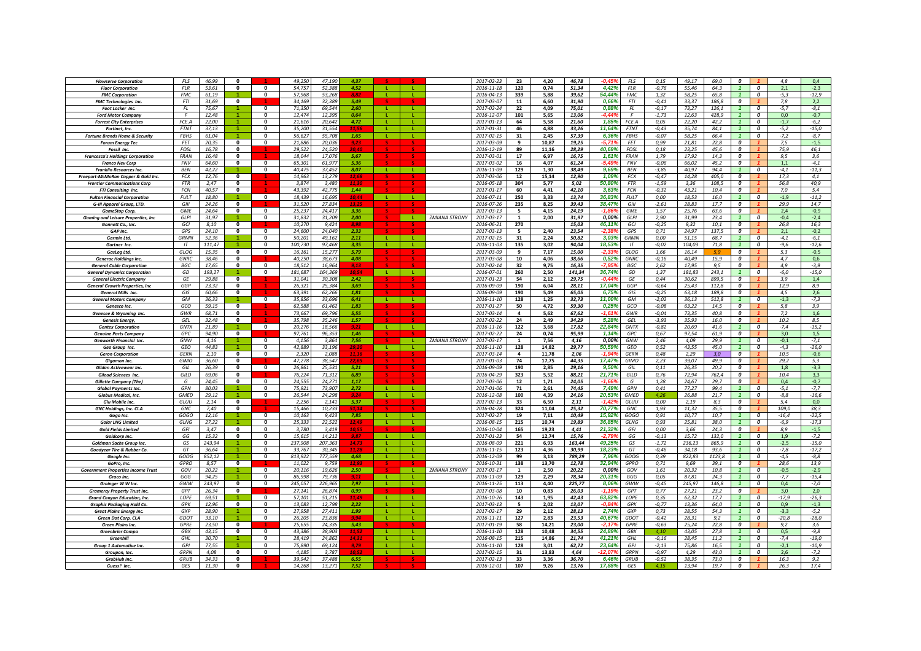| | | | | | | | | | | | | | | | | | | | | | | | | | |
|---|---|---|---|---|---|---|---|---|---|---|---|---|---|---|---|---|---|---|---|---|---|---|---|---|---|
| Flowserve Corporation | FLS | 46,99 | 0 | 1 | 49,250 | 47,190 | 4,37 | S | S | | 2017-02-23 | 23 | 4,20 | 46,78 | -0,45% | FLS | 0,15 | 49,17 | 69,0 | 0 | 1 | 4,8 | 0,4 |
| Fluor Corporation | FLR | 53,61 | 0 | 0 | 54,757 | 52,388 | 4,52 | L | L | | 2016-11-18 | 120 | 0,74 | 51,34 | 4,42% | FLR | -0,76 | 55,46 | 64,3 | 1 | 0 | 2,1 | -2,3 |
| FMC Corporation | FMC | 61,19 | 1 | 0 | 57,968 | 53,268 | 8,82 | L | L | | 2016-04-13 | 339 | 5,88 | 39,62 | 54,44% | FMC | 1,32 | 58,25 | 65,8 | 1 | 0 | -5,3 | -12,9 |
| FMC Technologies Inc. | FTI | 31,69 | 0 | 1 | 34,169 | 32,389 | 5,49 | S | S | | 2017-03-07 | 11 | 6,60 | 31,90 | 0,66% | FTI | -0,41 | 33,37 | 186,8 | 0 | 1 | 7,8 | 2,2 |
| Foot Locker Inc. | FL | 75,67 | 1 | 0 | 71,350 | 69,544 | 2,60 | L | L | | 2017-02-24 | 22 | 4,09 | 75,01 | 0,88% | FL | -0,17 | 73,27 | 126,1 | 1 | 0 | -5,7 | -8,1 |
| Ford Motor Company | F | 12,48 | 1 | 0 | 12,474 | 12,395 | 0,64 | L | L | | 2016-12-07 | 101 | 5,65 | 13,06 | -4,44% | F | -1,73 | 12,63 | 428,9 | 1 | 0 | 0,0 | -0,7 |
| Forest City Enterprises | FCE.A | 22,00 | 1 | 0 | 21,616 | 20,642 | 4,72 | L | L | | 2017-01-13 | 64 | 5,58 | 21,60 | 1,85% | FCE.A | 0,05 | 22,20 | 42,2 | 1 | 0 | -1,7 | -6,2 |
| Fortinet, Inc. | FTNT | 37,13 | 1 | 0 | 35,200 | 31,554 | 11,56 | L | L | | 2017-01-31 | 46 | 4,88 | 33,26 | 11,64% | FTNT | -0,43 | 35,74 | 84,1 | 1 | 0 | -5,2 | -15,0 |
| Fortune Brands Home & Security | FBHS | 61,04 | 1 | 0 | 56,627 | 55,708 | 1,65 | L | L | | 2017-02-15 | 31 | 2,45 | 57,39 | 6,36% | FBHS | -0,07 | 58,25 | 66,4 | 1 | 0 | -7,2 | -8,7 |
| Forum Energy Tec | FET | 20,35 | 0 | 0 | 21,886 | 20,036 | 9,23 | S | S | | 2017-03-09 | 9 | 10,87 | 19,25 | -5,71% | FET | 0,99 | 21,81 | 22,8 | 0 | 1 | 7,5 | -1,5 |
| Fossil Inc. | FOSL | 16,78 | 0 | 1 | 29,522 | 24,520 | 20,40 | S | S | | 2016-12-19 | 89 | 11,16 | 28,29 | 40,69% | FOSL | 0,18 | 23,25 | 45,6 | 0 | 1 | 75,9 | 46,1 |
| Francesca's Holdings Corporation | FRAN | 16,48 | 0 | 1 | 18,044 | 17,076 | 5,67 | S | S | | 2017-03-01 | 17 | 6,97 | 16,75 | 1,61% | FRAN | 1,79 | 17,92 | 14,3 | 0 | 1 | 9,5 | 3,6 |
| Franco Nev Corp | FNV | 64,60 | 0 | 0 | 65,301 | 61,977 | 5,36 | S | S | | 2017-03-02 | 16 | 4,07 | 61,24 | -5,49% | FNV | -0,06 | 66,02 | 45,2 | 0 | 1 | 1,1 | -4,1 |
| Franklin Resources Inc. | BEN | 42,22 | 1 | 0 | 40,475 | 37,452 | 8,07 | L | L | | 2016-11-09 | 129 | 1,30 | 38,49 | 9,69% | BEN | -3,85 | 40,97 | 94,4 | 1 | 0 | -4,1 | -11,3 |
| Freeport-McMoRan Copper & Gold Inc. | FCX | 12,76 | 0 | 1 | 14,963 | 13,279 | 12,68 | S | S | | 2017-03-06 | 12 | 15,14 | 12,90 | 1,09% | FCX | -0,47 | 14,28 | 405,0 | 0 | 1 | 17,3 | 4,1 |
| Frontier Communications Corp | FTR | 2,47 | 0 | 1 | 3,874 | 3,480 | 11,30 | S | S | | 2016-05-18 | 304 | 5,77 | 5,02 | 50,80% | FTR | -1,59 | 3,36 | 108,5 | 0 | 1 | 56,8 | 40,9 |
| FTI Consulting Inc. | FCN | 40,57 | 0 | 1 | 43,392 | 42,775 | 1,44 | S | S | | 2017-01-17 | 60 | 4,41 | 42,10 | 3,63% | FCN | -0,32 | 43,21 | 10,4 | 0 | 1 | 7,0 | 5,4 |
| Fulton Financial Corporation | FULT | 18,80 | 1 | 0 | 18,439 | 16,695 | 10,44 | L | L | | 2016-07-11 | 250 | 3,33 | 13,74 | 36,83% | FULT | 0,00 | 18,53 | 16,0 | 1 | 0 | -1,9 | -11,2 |
| G-III Apparel Group, LTD. | GIII | 24,26 | 0 | 1 | 31,520 | 27,834 | 13,25 | S | S | | 2016-07-26 | 235 | 8,25 | 39,43 | 38,47% | GIII | -2,61 | 28,83 | 17,7 | 0 | 1 | 29,9 | 14,7 |
| GameStop Corp. | GME | 24,64 | 0 | 0 | 25,237 | 24,417 | 3,36 | S | S | | 2017-03-13 | 5 | 4,15 | 24,19 | -1,86% | GME | 1,57 | 25,76 | 63,6 | 0 | 1 | 2,4 | -0,9 |
| Gaming and Leisure Properties, Inc | GLPI | 31,97 | 1 | 0 | 31,832 | 31,209 | 2,00 | S | L | ZMIANA STRONY | 2017-03-17 | 1 | 2,00 | 31,97 | 0,00% | GLPI | 2,90 | 31,99 | 23,4 | 1 | 0 | -0,4 | -2,4 |
| Gannett Co., Inc. | GCI | 8,10 | 0 | 1 | 10,270 | 9,424 | 8,98 | S | S | | 2016-06-21 | 270 | | 15,03 | 46,11% | GCI | -0,25 | 9,32 | 10,1 | 0 | 1 | 26,8 | 16,3 |
| GAP Inc. | GPS | 24,10 | 0 | 0 | 24,600 | 24,040 | 2,33 | S | S | | 2017-03-13 | 5 | 2,40 | 23,54 | -2,38% | GPS | 0,71 | 24,97 | 137,5 | 0 | 1 | 2,1 | -0,2 |
| Garmin Ltd. | GRMN | 52,36 | 1 | 0 | 50,201 | 49,162 | 2,11 | L | L | | 2017-02-15 | 31 | 2,24 | 50,82 | 3,03% | GRMN | 0,00 | 51,15 | 68,7 | 1 | 0 | -4,1 | -6,1 |
| Gartner Inc. | IT | 111,47 | 1 | 0 | 100,730 | 97,468 | 3,35 | L | L | | 2016-11-03 | 135 | 3,02 | 94,04 | 18,53% | IT | -0,02 | 104,03 | 71,8 | 1 | 0 | -9,6 | -12,6 |
| GasLog Ltd. | GLOG | 15,35 | 0 | 0 | 16,161 | 15,277 | 5,79 | S | S | | 2017-03-09 | 9 | 7,17 | 15,00 | -2,33% | GLOG | 1,66 | 16,14 | 5,9 | 0 | 1 | 5,3 | -0,5 |
| Generac Holdings Inc. | GNRC | 38,46 | 0 | 1 | 40,250 | 38,673 | 4,08 | S | S | | 2017-03-08 | 10 | 4,06 | 38,66 | 0,52% | GNRC | -0,16 | 40,49 | 15,9 | 0 | 1 | 4,7 | 0,6 |
| General Cable Corporation | BGC | 17,65 | 0 | 1 | 18,512 | 16,964 | 9,13 | S | S | | 2017-02-14 | 32 | 9,75 | 16,35 | -7,95% | BGC | 2,62 | 17,95 | 9,5 | 0 | 1 | 4,9 | -3,9 |
| General Dynamics Corporation | GD | 193,27 | 1 | 0 | 181,687 | 164,369 | 10,54 | L | L | | 2016-07-01 | 260 | 2,50 | 141,34 | 36,74% | GD | 1,37 | 181,83 | 243,1 | 1 | 0 | -6,0 | -15,0 |
| General Electric Company | GE | 29,88 | 0 | 1 | 31,041 | 30,308 | 2,42 | S | S | | 2017-01-23 | 54 | 2,12 | 29,75 | -0,44% | GE | 0,44 | 30,62 | 899,5 | 0 | 1 | 3,9 | 1,4 |
| General Growth Properties, Inc | GGP | 23,32 | 0 | 1 | 26,321 | 25,384 | 3,69 | S | S | | 2016-09-09 | 190 | 6,04 | 28,11 | 17,04% | GGP | -0,64 | 25,43 | 112,8 | 0 | 1 | 12,9 | 8,9 |
| General Mills Inc. | GIS | 60,66 | 0 | 1 | 63,391 | 62,266 | 1,81 | S | S | | 2016-09-09 | 190 | 5,49 | 65,05 | 6,75% | GIS | -0,25 | 63,18 | 189,8 | 0 | 1 | 4,5 | 2,6 |
| General Motors Company | GM | 36,33 | 1 | 0 | 35,856 | 33,696 | 6,41 | L | L | | 2016-11-10 | 128 | 1,25 | 32,73 | 11,00% | GM | -2,02 | 36,13 | 512,8 | 1 | 0 | -1,3 | -7,3 |
| Genesco Inc. | GCO | 59,15 | 0 | 1 | 62,588 | 61,462 | 1,83 | S | S | | 2017-01-27 | 50 | 4,72 | 59,30 | 0,25% | GCO | -0,08 | 63,22 | 14,5 | 0 | 1 | 5,8 | 3,9 |
| Genesee & Wyoming Inc. | GWR | 68,71 | 0 | 1 | 73,667 | 69,796 | 5,55 | S | S | | 2017-03-14 | 4 | 5,62 | 67,62 | -1,61% | GWR | -0,04 | 73,35 | 40,8 | 0 | 1 | 7,2 | 1,6 |
| Genesis Energy, | GEL | 32,48 | 0 | 1 | 35,798 | 35,246 | 1,57 | S | S | | 2017-02-22 | 24 | 2,49 | 34,29 | 5,28% | GEL | -3,93 | 35,93 | 16,0 | 0 | 1 | 10,2 | 8,5 |
| Gentex Corporation | GNTX | 21,89 | 1 | 0 | 20,276 | 18,566 | 9,21 | L | L | | 2016-11-16 | 122 | 3,68 | 17,82 | 22,84% | GNTX | -0,82 | 20,69 | 41,6 | 1 | 0 | -7,4 | -15,2 |
| Genuine Parts Company | GPC | 94,90 | 0 | 1 | 97,761 | 96,353 | 1,46 | S | S | | 2017-02-22 | 24 | 0,74 | 95,99 | 1,14% | GPC | 0,67 | 97,54 | 61,9 | 0 | 1 | 3,0 | 1,5 |
| Genworth Financial Inc. | GNW | 4,16 | 1 | 0 | 4,156 | 3,864 | 7,56 | S | L | ZMIANA STRONY | 2017-03-17 | 1 | 7,56 | 4,16 | 0,00% | GNW | 2,46 | 4,09 | 29,9 | 1 | 0 | -0,1 | -7,1 |
| Geo Group Inc. | GEO | 44,83 | 1 | 0 | 42,889 | 33,196 | 29,20 | L | L | | 2016-11-10 | 128 | 14,82 | 29,77 | 50,59% | GEO | 0,52 | 43,55 | 45,0 | 1 | 0 | -4,3 | -26,0 |
| Geron Corporation | GERN | 2,10 | 0 | 0 | 2,320 | 2,088 | 11,16 | S | S | | 2017-03-14 | 4 | 11,78 | 2,06 | -1,94% | GERN | 0,48 | 2,29 | 3,0 | 0 | 1 | 10,5 | -0,6 |
| Gigamon Inc. | GIMO | 36,60 | 0 | 1 | 47,278 | 38,547 | 22,65 | S | S | | 2017-01-09 | 74 | 17,75 | 44,35 | 17,47% | GIMO | 2,23 | 39,07 | 49,9 | 0 | 1 | 29,2 | 5,3 |
| Gildan Activewear Inc. | GIL | 26,39 | 0 | 0 | 26,861 | 25,531 | 5,21 | S | S | | 2016-09-09 | 190 | 2,85 | 29,16 | 9,50% | GIL | 0,11 | 26,35 | 20,2 | 0 | 1 | 1,8 | -3,3 |
| Gilead Sciences Inc. | GILD | 69,06 | 0 | 1 | 76,224 | 71,312 | 6,89 | S | S | | 2016-04-29 | 323 | 5,52 | 88,21 | 21,71% | GILD | 0,76 | 72,94 | 762,4 | 0 | 1 | 10,4 | 3,3 |
| Gillette Company (The) | G | 24,45 | 0 | 0 | 24,555 | 24,271 | 1,17 | S | S | | 2017-03-06 | 12 | 1,71 | 24,05 | -1,66% | G | 1,28 | 24,67 | 29,7 | 0 | 1 | 0,4 | -0,7 |
| Global Payments Inc. | GPN | 80,03 | 1 | 0 | 75,921 | 73,907 | 2,72 | L | L | | 2017-01-06 | 71 | 2,61 | 74,45 | 7,49% | GPN | 0,41 | 77,27 | 99,4 | 1 | 0 | -5,1 | -7,7 |
| Globus Medical, Inc. | GMED | 29,12 | 1 | 0 | 26,544 | 24,298 | 9,24 | L | L | | 2016-12-08 | 100 | 4,39 | 24,16 | 20,53% | GMED | 4,26 | 26,88 | 21,7 | 1 | 0 | -8,8 | -16,6 |
| Glu Mobile Inc. | GLUU | 2,14 | 0 | 1 | 2,256 | 2,141 | 5,37 | S | S | | 2017-02-13 | 33 | 6,50 | 2,11 | -1,42% | GLUU | 0,00 | 2,19 | 8,3 | 0 | 1 | 5,4 | 0,0 |
| GNC Holdings, Inc. Cl.A | GNC | 7,40 | 0 | 1 | 15,466 | 10,233 | 51,14 | S | S | | 2016-04-28 | 324 | 11,04 | 25,32 | 70,77% | GNC | 1,93 | 11,32 | 35,5 | 0 | 1 | 109,0 | 38,3 |
| Gogo Inc. | GOGO | 12,16 | 1 | 0 | 10,163 | 9,423 | 7,85 | L | L | | 2017-02-27 | 19 | 7,11 | 10,49 | 15,92% | GOGO | 0,91 | 10,77 | 10,7 | 1 | 0 | -16,4 | -22,5 |
| Golar LNG Limited | GLNG | 27,22 | 1 | 0 | 25,333 | 22,522 | 12,49 | L | L | | 2016-08-15 | 215 | 10,74 | 19,89 | 36,85% | GLNG | 0,93 | 25,81 | 38,0 | 1 | 0 | -6,9 | -17,3 |
| Gold Fields Limited | GFI | 3,47 | 0 | 0 | 3,780 | 3,419 | 10,55 | S | S | | 2016-10-04 | 165 | 19,23 | 4,41 | 21,32% | GFI | 0,00 | 3,66 | 24,3 | 0 | 1 | 8,9 | -1,5 |
| Goldcorp Inc. | GG | 15,32 | 0 | 0 | 15,615 | 14,212 | 9,87 | L | L | | 2017-01-23 | 54 | 12,74 | 15,76 | -2,79% | GG | -0,13 | 15,72 | 132,0 | 1 | 0 | 1,9 | -7,2 |
| Goldman Sachs Group Inc. | GS | 243,94 | 1 | 0 | 237,908 | 207,363 | 14,73 | L | L | | 2016-08-09 | 221 | 6,93 | 163,44 | 49,25% | GS | -1,72 | 236,23 | 865,9 | 1 | 0 | -2,5 | -15,0 |
| Goodyear Tire & Rubber Co. | GT | 36,64 | 1 | 0 | 33,767 | 30,345 | 11,28 | L | L | | 2016-11-15 | 123 | 4,36 | 30,99 | 18,23% | GT | -0,46 | 34,18 | 93,6 | 1 | 0 | -7,8 | -17,2 |
| Google Inc. | GOOG | 852,12 | 1 | 0 | 813,922 | 777,559 | 4,68 | L | L | | 2016-12-09 | 99 | 3,13 | 789,29 | 7,96% | GOOG | 0,39 | 822,83 | 1123,8 | 1 | 0 | -4,5 | -8,8 |
| GoPro, Inc. | GPRO | 8,57 | 0 | 1 | 11,022 | 9,759 | 12,93 | S | S | | 2016-10-31 | 138 | 13,70 | 12,78 | 32,94% | GPRO | 0,71 | 9,69 | 39,1 | 0 | 1 | 28,6 | 13,9 |
| Government Properties Income Trust | GOV | 20,22 | 1 | 0 | 20,116 | 19,626 | 2,50 | S | L | ZMIANA STRONY | 2017-03-17 | 1 | 2,50 | 20,22 | 0,00% | GOV | 1,61 | 20,32 | 10,8 | 1 | 0 | -0,5 | -2,9 |
| Graco Inc. | GGG | 94,25 | 1 | 0 | 86,998 | 79,736 | 9,11 | L | L | | 2016-11-09 | 129 | 2,29 | 78,34 | 20,31% | GGG | 0,05 | 87,81 | 24,3 | 1 | 0 | -7,7 | -15,4 |
| Grainger W W Inc. | GWW | 243,97 | 0 | 0 | 245,057 | 226,965 | 7,97 | L | L | | 2016-11-25 | 113 | 4,40 | 225,77 | 8,06% | GWW | -0,45 | 245,97 | 146,8 | 1 | 0 | 0,4 | -7,0 |
| Gramercy Property Trust Inc. | GPT | 26,34 | 0 | 1 | 27,141 | 26,874 | 0,99 | S | S | | 2017-03-08 | 10 | 0,83 | 26,03 | -1,19% | GPT | 0,77 | 27,21 | 23,2 | 0 | 1 | 3,0 | 2,0 |
| Grand Canyon Education, Inc. | LOPE | 69,51 | 1 | 0 | 57,101 | 51,215 | 11,49 | L | L | | 2016-10-26 | 143 | 1,95 | 42,43 | 63,82% | LOPE | 0,35 | 62,32 | 17,7 | 1 | 0 | -17,9 | -26,3 |
| Graphic Packaging Hold Co. | GPK | 12,96 | 0 | 0 | 13,083 | 12,798 | 2,22 | L | L | | 2017-03-13 | 5 | 2,02 | 13,07 | -0,84% | GPK | -0,77 | 13,36 | 64,0 | 1 | 0 | 0,9 | -1,3 |
| Great Plains Energy Inc. | GXP | 28,90 | 1 | 0 | 27,958 | 27,411 | 1,99 | L | L | | 2017-02-17 | 29 | 2,12 | 28,13 | 2,74% | GXP | 0,73 | 28,55 | 54,3 | 1 | 0 | -3,3 | -5,2 |
| Green Dot Corp. Cl.A | GDOT | 33,10 | 1 | 0 | 26,205 | 23,836 | 9,94 | L | L | | 2016-11-11 | 127 | 2,83 | 23,53 | 40,67% | GDOT | -0,42 | 28,31 | 9,2 | 1 | 0 | -20,8 | -28,0 |
| Green Plains Inc. | GPRE | 23,50 | 0 | 1 | 25,655 | 24,335 | 5,43 | S | S | | 2017-01-19 | 58 | 14,21 | 23,00 | -2,17% | GPRE | -0,63 | 25,24 | 22,8 | 0 | 1 | 9,2 | 3,6 |
| Greenbrier Compa | GBX | 43,15 | 0 | 0 | 43,386 | 38,903 | 11,52 | L | L | | 2016-11-10 | 128 | 10,48 | 34,55 | 24,89% | GBX | 4,10 | 43,05 | 27,8 | 1 | 0 | 0,5 | -9,8 |
| Greenhill | GHL | 30,70 | 1 | 0 | 28,419 | 24,862 | 14,31 | L | L | | 2016-08-15 | 215 | 14,86 | 21,74 | 41,21% | GHL | -0,16 | 28,45 | 11,2 | 1 | 0 | -7,4 | -19,0 |
| Group 1 Automotive Inc. | GPI | 77,55 | 1 | 0 | 75,890 | 69,124 | 9,79 | L | L | | 2016-11-10 | 128 | 3,01 | 62,72 | 23,64% | GPI | -2,13 | 75,86 | 16,5 | 1 | 0 | -2,1 | -10,9 |
| Groupon, Inc. | GRPN | 4,08 | 0 | 0 | 4,185 | 3,787 | 10,52 | L | L | | 2017-02-15 | 31 | 13,83 | 4,64 | -12,07% | GRPN | -0,97 | 4,29 | 43,0 | 1 | 0 | 2,6 | -7,2 |
| GrubHub Inc. | GRUB | 34,33 | 0 | 1 | 39,942 | 37,488 | 6,55 | S | S | | 2017-02-13 | 33 | 3,36 | 36,70 | 6,46% | GRUB | -0,52 | 38,35 | 73,0 | 0 | 1 | 16,3 | 9,2 |
| Guess? Inc. | GES | 11,30 | 0 | 1 | 14,268 | 13,271 | 7,52 | S | S | | 2016-12-01 | 107 | 9,26 | 13,76 | 17,88% | GES | 4,15 | 13,94 | 19,7 | 0 | 1 | 26,3 | 17,4 |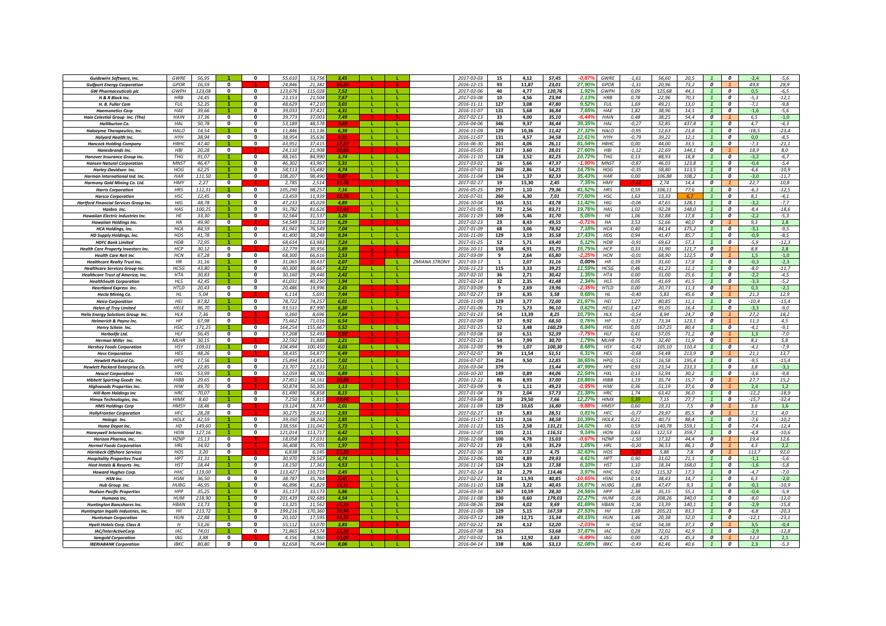| | | | | | | | | | | | | | | | | | | | | | | | | |
|---|---|---|---|---|---|---|---|---|---|---|---|---|---|---|---|---|---|---|---|---|---|---|---|---|
| Guidewire Software, Inc. | GWRE | 56,95 | 1 | 0 | 55,610 | 53,756 | 3,45 | L | L | | 2017-03-03 | 15 | 4,12 | 57,45 | -0,87% | GWRE | -1,61 | 56,60 | 20,5 | 1 | 0 | -2,4 | -5,6 |
| Gulfport Energy Corporation | GPOR | 16,59 | 0 | 1 | 24,846 | 21,382 | 16,20 | S | S | | 2016-12-15 | 93 | 11,87 | 23,01 | 27,90% | GPOR | -1,31 | 20,96 | 73,2 | 0 | 1 | 49,8 | 28,9 |
| GW Pharmaceuticals plc | GWPH | 123,08 | 1 | 0 | 123,676 | 115,028 | 7,52 | L | L | | 2017-02-06 | 40 | 4,77 | 120,76 | 1,92% | GWPH | 0,09 | 125,68 | 44,1 | 1 | 0 | 0,5 | -6,5 |
| H & R Block Inc. | HRB | 24,45 | 1 | 0 | 23,153 | 21,504 | 7,67 | L | L | | 2017-03-08 | 10 | 4,56 | 23,94 | 2,13% | HRB | 0,78 | 22,96 | 70,3 | 1 | 0 | -5,3 | -12,1 |
| H. B. Fuller Com | FUL | 52,35 | 1 | 0 | 48,629 | 47,210 | 3,01 | L | L | | 2016-11-11 | 127 | 3,08 | 47,80 | 9,52% | FUL | 1,69 | 49,21 | 13,0 | 1 | 0 | -7,1 | -9,8 |
| Haemonetics Corp | HAE | 39,66 | 1 | 0 | 39,033 | 37,421 | 4,31 | L | L | | 2016-11-07 | 131 | 5,68 | 36,84 | 7,65% | HAE | 1,82 | 38,96 | 14,1 | 1 | 0 | -1,6 | -5,6 |
| Hain Celestial Group Inc. (The) | HAIN | 37,36 | 0 | 0 | 39,773 | 37,003 | 7,49 | S | S | | 2017-02-13 | 33 | 4,00 | 35,10 | -6,44% | HAIN | 0,48 | 38,25 | 54,4 | 0 | 1 | 6,5 | -1,0 |
| Halliburton Co. | HAL | 50,78 | 0 | 0 | 53,189 | 48,578 | 9,49 | L | L | | 2016-04-06 | 346 | 9,37 | 36,44 | 39,35% | HAL | -0,27 | 52,85 | 437,8 | 1 | 0 | 4,7 | -4,3 |
| Halozyme Therapeutics, Inc. | HALO | 14,54 | 1 | 0 | 11,846 | 11,136 | 6,38 | L | L | | 2016-11-09 | 129 | 10,36 | 11,42 | 27,32% | HALO | -0,95 | 12,63 | 23,8 | 1 | 0 | -18,5 | -23,4 |
| Halyard Health Inc. | HYH | 38,94 | 0 | 0 | 38,954 | 35,636 | 9,31 | L | L | | 2016-11-07 | 131 | 4,57 | 34,58 | 12,61% | HYH | -0,79 | 39,22 | 12,1 | 1 | 0 | 0,0 | -8,5 |
| Hancock Holding Company | HBHC | 47,40 | 1 | 0 | 43,951 | 37,415 | 17,47 | L | L | | 2016-06-30 | 261 | 4,06 | 26,11 | 81,54% | HBHC | 0,00 | 44,00 | 33,5 | 1 | 0 | -7,3 | -21,1 |
| Hanesbrands Inc. | HBI | 20,28 | 0 | 1 | 24,110 | 21,908 | 10,05 | S | S | | 2016-05-05 | 317 | 3,60 | 28,01 | 27,60% | HBI | -1,12 | 22,69 | 144,1 | 0 | 1 | 18,9 | 8,0 |
| Hanover Insurance Group Inc. | THG | 91,07 | 1 | 0 | 88,165 | 84,990 | 3,74 | L | L | | 2016-11-10 | 128 | 3,52 | 82,25 | 10,72% | THG | 0,13 | 88,93 | 18,8 | 1 | 0 | -3,2 | -6,7 |
| Hansen Natural Corporation | MNST | 46,47 | 1 | 0 | 46,302 | 43,967 | 5,31 | L | L | | 2017-03-02 | 16 | 5,66 | 47,37 | -1,90% | MNST | -0,87 | 46,03 | 123,8 | 1 | 0 | -0,4 | -5,4 |
| Harley-Davidson Inc. | HOG | 62,25 | 1 | 0 | 58,113 | 55,482 | 4,74 | L | L | | 2016-07-01 | 260 | 2,86 | 54,25 | 14,75% | HOG | -0,35 | 58,80 | 113,5 | 1 | 0 | -6,6 | -10,9 |
| Harman International Ind. Inc. | HAR | 111,50 | 1 | 0 | 108,207 | 98,490 | 9,87 | L | L | | 2016-11-04 | 134 | 1,37 | 82,33 | 35,43% | HAR | 0,00 | 106,88 | 108,2 | 1 | 0 | -3,0 | -11,7 |
| Harmony Gold Mining Co. Ltd. | HMY | 2,27 | 0 | 1 | 2,785 | 2,514 | 10,76 | S | S | | 2017-02-27 | 19 | 15,30 | 2,45 | 7,35% | HMY | -5,42 | 2,74 | 14,4 | 0 | 1 | 22,7 | 10,8 |
| Harris Corporation | HRS | 112,31 | 1 | 0 | 105,290 | 98,257 | 7,16 | L | L | | 2016-05-25 | 297 | 1,10 | 79,36 | 41,52% | HRS | 0,59 | 106,11 | 77,6 | 1 | 0 | -6,3 | -12,5 |
| Harsco Corporation | HSC | 12,45 | 0 | 0 | 13,459 | 11,939 | 12,73 | L | L | | 2016-07-01 | 260 | 6,30 | 7,01 | 77,60% | HSC | 1,63 | 13,33 | 6,7 | 1 | 0 | 8,1 | -4,1 |
| Hartford Financial Services Group Inc. | HIG | 48,78 | 1 | 0 | 47,233 | 45,029 | 4,89 | L | L | | 2016-10-04 | 165 | 3,51 | 43,78 | 11,42% | HIG | -0,06 | 47,65 | 128,1 | 1 | 0 | -3,2 | -7,7 |
| Hasbro Inc. | HAS | 100,25 | 1 | 0 | 91,782 | 81,626 | 12,44 | L | L | | 2017-01-05 | 72 | 2,56 | 83,71 | 19,76% | HAS | 1,02 | 92,28 | 148,0 | 1 | 0 | -8,4 | -18,6 |
| Hawaiian Electric Industries Inc. | HE | 33,30 | 1 | 0 | 32,564 | 31,537 | 3,26 | L | L | | 2016-11-29 | 109 | 5,46 | 31,70 | 5,05% | HE | 1,06 | 32,88 | 17,8 | 1 | 0 | -2,2 | -5,3 |
| Hawaiian Holdings Inc. | HA | 49,90 | 0 | 1 | 54,549 | 51,319 | 6,29 | S | S | | 2017-02-23 | 23 | 8,43 | 49,55 | -0,71% | HA | 3,53 | 52,66 | 40,0 | 0 | 1 | 9,3 | 2,8 |
| HCA Holdings, Inc. | HCA | 84,59 | 1 | 0 | 81,941 | 76,549 | 7,04 | L | L | | 2017-01-09 | 68 | 3,06 | 78,92 | 7,18% | HCA | 0,40 | 84,14 | 175,2 | 1 | 0 | -3,1 | -9,5 |
| HD Supply Holdings, Inc. | HDS | 41,78 | 1 | 0 | 41,400 | 38,248 | 8,24 | L | L | | 2016-11-09 | 129 | 3,19 | 35,58 | 17,43% | HDS | 0,94 | 41,47 | 85,7 | 1 | 0 | -0,9 | -8,5 |
| HDFC Bank Limited | HDB | 72,95 | 1 | 0 | 68,614 | 63,983 | 7,24 | L | L | | 2017-01-25 | 52 | 5,71 | 69,40 | 5,12% | HDB | -0,91 | 69,63 | 57,3 | 1 | 0 | -5,9 | -12,3 |
| Health Care Property Investors Inc. | HCP | 30,12 | 0 | 1 | 32,779 | 30,956 | 5,89 | S | S | | 2016-10-11 | 158 | 4,91 | 35,75 | 15,75% | HCP | 0,33 | 31,90 | 121,7 | 0 | 1 | 8,8 | 2,8 |
| Health Care Reit Inc | HCN | 67,28 | 0 | 0 | 68,300 | 66,616 | 2,53 | S | S | | 2017-03-09 | 9 | 2,64 | 65,80 | -2,25% | HCN | -0,01 | 68,90 | 122,5 | 0 | 1 | 1,5 | -1,0 |
| Healthcare Realty Trust Inc. | HR | 31,16 | 1 | 0 | 31,065 | 30,437 | 2,07 | S | L | ZMIANA STRONY | 2017-03-17 | 1 | 2,07 | 31,16 | 0,00% | HR | 0,39 | 31,60 | 17,8 | 1 | 0 | -0,3 | -2,3 |
| Healthcare Services Group Inc. | HCSG | 43,80 | 1 | 0 | 40,300 | 38,667 | 4,22 | L | L | | 2016-11-23 | 115 | 3,33 | 39,25 | 11,59% | HCSG | 0,46 | 41,23 | 11,1 | 1 | 0 | -8,0 | -11,7 |
| Healthcare Trust of America, Inc. | HTA | 30,83 | 1 | 0 | 30,160 | 29,446 | 2,42 | L | L | | 2017-02-10 | 36 | 2,71 | 30,42 | 1,35% | HTA | 0,00 | 31,00 | 25,6 | 1 | 0 | -2,2 | -4,5 |
| HealthSouth Corporation | HLS | 42,45 | 1 | 0 | 41,031 | 40,250 | 1,94 | L | L | | 2017-02-14 | 32 | 2,35 | 41,48 | 2,34% | HLS | 0,05 | 41,69 | 41,5 | 1 | 0 | -3,3 | -5,2 |
| Heartland Express Inc. | HTLD | 20,43 | 0 | 0 | 20,486 | 19,996 | 2,45 | S | S | | 2017-03-09 | 9 | 2,69 | 19,96 | -2,35% | HTLD | 0,00 | 20,73 | 11,3 | 0 | 1 | 0,3 | -2,1 |
| Hecla Mining Co. | HL | 5,04 | 0 | 1 | 6,114 | 5,691 | 7,44 | S | S | | 2017-02-27 | 19 | 6,35 | 5,58 | 9,68% | HL | -0,40 | 5,83 | 45,6 | 0 | 1 | 21,3 | 12,9 |
| Heico Corporation | HEI | 87,82 | 1 | 0 | 78,722 | 74,257 | 6,01 | L | L | | 2016-11-09 | 129 | 3,77 | 72,00 | 21,97% | HEI | 1,27 | 80,85 | 11,1 | 1 | 0 | -10,4 | -15,4 |
| Helen of Troy Limited | HELE | 96,70 | 1 | 0 | 93,531 | 87,990 | 6,30 | L | L | | 2017-01-06 | 71 | 5,73 | 96,10 | 0,62% | HELE | 1,47 | 95,05 | 16,4 | 1 | 0 | -3,3 | -9,0 |
| Helix Energy Solutions Group Inc. | HLX | 7,36 | 0 | 1 | 9,360 | 8,696 | 7,64 | S | S | | 2017-01-23 | 54 | 13,39 | 8,25 | 10,79% | HLX | -0,54 | 8,94 | 24,7 | 0 | 1 | 27,2 | 18,2 |
| Helmerich & Payne Inc. | HP | 67,98 | 0 | 1 | 75,662 | 71,016 | 6,54 | S | S | | 2017-02-09 | 37 | 9,92 | 68,50 | 0,76% | HP | -0,37 | 73,34 | 123,1 | 0 | 1 | 11,3 | 4,5 |
| Henry Schein Inc. | HSIC | 171,25 | 1 | 0 | 164,254 | 155,667 | 5,52 | L | L | | 2017-01-25 | 52 | 3,48 | 160,29 | 6,84% | HSIC | 0,05 | 167,25 | 80,4 | 1 | 0 | -4,1 | -9,1 |
| Herbalife Ltd. | HLF | 56,45 | 0 | 0 | 57,208 | 52,493 | 8,98 | S | S | | 2017-03-08 | 10 | 6,51 | 52,39 | -7,75% | HLF | 0,41 | 57,05 | 71,2 | 0 | 1 | 1,3 | -7,0 |
| Herman Miller Inc. | MLHR | 30,15 | 0 | 1 | 32,592 | 31,888 | 2,21 | S | S | | 2017-01-23 | 54 | 7,99 | 30,70 | 1,79% | MLHR | -1,79 | 32,40 | 11,9 | 0 | 1 | 8,1 | 5,8 |
| Hershey Foods Corporation | HSY | 109,01 | 1 | 0 | 104,494 | 100,450 | 4,03 | L | L | | 2016-12-09 | 99 | 1,07 | 100,30 | 8,68% | HSY | -0,42 | 105,10 | 110,4 | 1 | 0 | -4,1 | -7,9 |
| Hess Corporation | HES | 48,26 | 0 | 1 | 58,435 | 54,877 | 6,49 | S | S | | 2017-02-07 | 39 | 11,54 | 51,51 | 6,31% | HES | -0,68 | 54,48 | 213,9 | 0 | 1 | 21,1 | 13,7 |
| Hewlett Packard Co. | HPQ | 17,56 | 1 | 0 | 15,894 | 14,852 | 7,02 | L | L | | 2016-07-07 | 254 | 9,50 | 12,85 | 36,65% | HPQ | -0,51 | 16,58 | 195,4 | 1 | 0 | -9,5 | -15,4 |
| Hewlett Packard Enterprise Co. | HPE | 22,85 | 0 | 0 | 23,707 | 22,133 | 7,11 | L | L | | 2016-03-04 | 379 | | 15,44 | 47,99% | HPE | 0,93 | 23,54 | 233,3 | 1 | 0 | 3,8 | -3,1 |
| Hexcel Corporation | HXL | 53,99 | 1 | 0 | 52,059 | 48,705 | 6,89 | L | L | | 2016-10-20 | 149 | 0,89 | 44,06 | 22,54% | HXL | 0,13 | 52,94 | 30,2 | 1 | 0 | -3,6 | -9,8 |
| Hibbett Sporting Goods Inc. | HIBB | 29,65 | 0 | 1 | 37,851 | 34,161 | 10,80 | S | S | | 2016-12-22 | 86 | 8,93 | 37,00 | 19,86% | HIBB | 1,19 | 35,74 | 15,7 | 0 | 1 | 27,7 | 15,2 |
| Highwoods Properties Inc. | HIW | 49,70 | 0 | 1 | 50,874 | 50,305 | 1,13 | S | S | | 2017-03-09 | 9 | 1,11 | 49,23 | -0,95% | HIW | 0,36 | 51,19 | 37,6 | 0 | 1 | 2,4 | 1,2 |
| Hill-Rom Holdings Inc | HRC | 70,07 | 1 | 0 | 61,490 | 56,858 | 8,15 | L | L | | 2017-01-04 | 73 | 2,04 | 57,73 | 21,38% | HRC | 1,74 | 63,42 | 36,0 | 1 | 0 | -12,2 | -18,9 |
| Himax Technologies, Inc. | HIMX | 8,60 | 1 | 0 | 7,250 | 5,815 | 24,66 | L | L | | 2017-03-08 | 10 | 29,50 | 7,66 | 12,27% | HIMX | 5,39 | 7,15 | 27,7 | 1 | 0 | -15,7 | -32,4 |
| HMS Holdings Corp | HMSY | 18,46 | 0 | 1 | 19,124 | 18,747 | 2,01 | S | S | | 2016-11-09 | 129 | 10,65 | 16,80 | -9,88% | HMSY | 0,60 | 19,31 | 7,5 | 0 | 1 | 3,6 | 1,6 |
| HollyFrontier Corporation | HFC | 28,28 | 0 | 1 | 30,275 | 29,413 | 2,93 | S | S | | 2017-02-27 | 19 | 5,83 | 28,51 | 0,81% | HFC | -0,77 | 29,97 | 85,5 | 0 | 1 | 7,1 | 4,0 |
| Hologic Inc. | HOLX | 42,59 | 1 | 0 | 39,350 | 38,262 | 2,85 | L | L | | 2016-11-17 | 121 | 3,16 | 38,58 | 10,39% | HOLX | 0,21 | 40,73 | 88,4 | 1 | 0 | -7,6 | -10,2 |
| Home Depot Inc. | HD | 149,60 | 1 | 0 | 138,556 | 131,042 | 5,73 | L | L | | 2016-11-23 | 115 | 2,58 | 131,21 | 14,02% | HD | 0,59 | 140,78 | 559,1 | 1 | 0 | -7,4 | -12,4 |
| Honeywell International Inc. | HON | 127,16 | 1 | 0 | 121,014 | 113,717 | 6,42 | L | L | | 2016-12-07 | 101 | 2,11 | 116,51 | 9,14% | HON | 0,63 | 122,53 | 359,7 | 1 | 0 | -4,8 | -10,6 |
| Horizon Pharma, Inc. | HZNP | 15,13 | 0 | 1 | 18,058 | 17,031 | 6,03 | S | S | | 2016-12-08 | 100 | 4,78 | 15,03 | -0,67% | HZNP | -1,50 | 17,32 | 44,4 | 0 | 1 | 19,4 | 12,6 |
| Hormel Foods Corporation | HRL | 34,92 | 0 | 1 | 36,408 | 35,705 | 1,97 | S | S | | 2017-02-23 | 23 | 1,93 | 35,29 | 1,06% | HRL | -0,20 | 36,53 | 86,1 | 0 | 1 | 4,3 | 2,2 |
| Hornbeck Offshore Services | HOS | 3,20 | 0 | 1 | 6,838 | 6,145 | 11,28 | S | S | | 2017-02-16 | 30 | 7,17 | 4,75 | 32,63% | HOS | -5,04 | 5,88 | 7,8 | 0 | 1 | 113,7 | 92,0 |
| Hospitality Properites Trust | HPT | 31,31 | 1 | 0 | 30,970 | 29,567 | 4,74 | L | L | | 2016-12-06 | 102 | 4,89 | 29,93 | 4,61% | HPT | 0,90 | 31,02 | 21,1 | 1 | 0 | -1,1 | -5,6 |
| Host Hotels & Resorts Inc. | HST | 18,44 | 1 | 0 | 18,150 | 17,363 | 4,53 | L | L | | 2016-11-14 | 124 | 3,23 | 17,38 | 6,10% | HST | 1,10 | 18,34 | 168,0 | 1 | 0 | -1,6 | -5,8 |
| Howard Hughes Corp. | HHC | 119,00 | 1 | 0 | 113,427 | 110,719 | 2,45 | L | L | | 2017-02-14 | 32 | 2,79 | 114,46 | 3,97% | HHC | 0,92 | 115,32 | 17,3 | 1 | 0 | -4,7 | -7,0 |
| HSN Inc. | HSNI | 36,50 | 0 | 0 | 38,787 | 35,764 | 8,45 | L | L | | 2017-02-22 | 24 | 11,93 | 40,85 | -10,65% | HSNI | 0,14 | 38,43 | 14,7 | 1 | 0 | 6,3 | -2,0 |
| Hub Group Inc. | HUBG | 46,95 | 1 | 0 | 46,896 | 41,829 | 12,11 | L | L | | 2016-11-10 | 128 | 3,22 | 40,45 | 16,07% | HUBG | -1,88 | 47,47 | 9,3 | 1 | 0 | -0,1 | -10,9 |
| Hudson Pacific Properties | HPP | 35,25 | 1 | 0 | 35,117 | 33,173 | 5,86 | L | L | | 2016-03-16 | 367 | 10,59 | 28,30 | 24,56% | HPP | 2,38 | 35,15 | 55,1 | 1 | 0 | -0,4 | -5,9 |
| Humana Inc. | HUM | 218,90 | 1 | 0 | 201,439 | 192,689 | 4,54 | L | L | | 2016-11-08 | 130 | 0,60 | 179,03 | 22,27% | HUM | -0,16 | 208,26 | 340,0 | 1 | 0 | -8,0 | -12,0 |
| Huntington Bancshares Inc. | HBAN | 13,73 | 1 | 0 | 13,325 | 11,562 | 15,25 | L | L | | 2016-08-26 | 204 | 4,02 | 9,69 | 41,69% | HBAN | -1,36 | 13,39 | 140,1 | 1 | 0 | -2,9 | -15,8 |
| Huntington Ingalls Industries, Inc. | HII | 213,72 | 1 | 0 | 199,216 | 170,360 | 16,94 | L | L | | 2016-11-09 | 129 | 5,15 | 167,59 | 27,53% | HII | 1,69 | 205,21 | 83,3 | 1 | 0 | -6,8 | -20,3 |
| Huntsman Corporation | HUN | 22,88 | 1 | 0 | 20,102 | 17,595 | 14,25 | L | L | | 2016-07-12 | 249 | 12,71 | 15,34 | 49,15% | HUN | 1,46 | 20,38 | 52,0 | 1 | 0 | -12,1 | -23,1 |
| Hyatt Hotels Corp. Class A | H | 53,26 | 0 | 0 | 55,112 | 53,070 | 3,85 | S | S | | 2017-02-22 | 24 | 4,12 | 52,20 | -2,03% | H | -0,54 | 54,38 | 37,3 | 0 | 1 | 3,5 | -0,4 |
| IAC/InterActiveCorp | IAC | 74,01 | 1 | 0 | 71,865 | 64,574 | 11,29 | L | L | | 2016-07-08 | 253 | | 53,68 | 37,87% | IAC | 0,28 | 72,02 | 42,9 | 1 | 0 | -2,9 | -12,8 |
| Iamgold Corporation | IAG | 3,88 | 0 | 1 | 4,356 | 3,960 | 10,00 | S | S | | 2017-03-07 | 16 | 12,92 | 3,63 | -6,89% | IAG | 0,00 | 4,25 | 45,3 | 0 | 1 | 12,3 | 2,1 |
| IBERIABANK Corporation | IBKC | 80,80 | 0 | 0 | 82,658 | 76,494 | 8,06 | L | L | | 2016-04-14 | 338 | 8,06 | 53,13 | 52,08% | IBKC | -0,49 | 82,46 | 40,6 | 1 | 0 | 2,3 | -5,3 |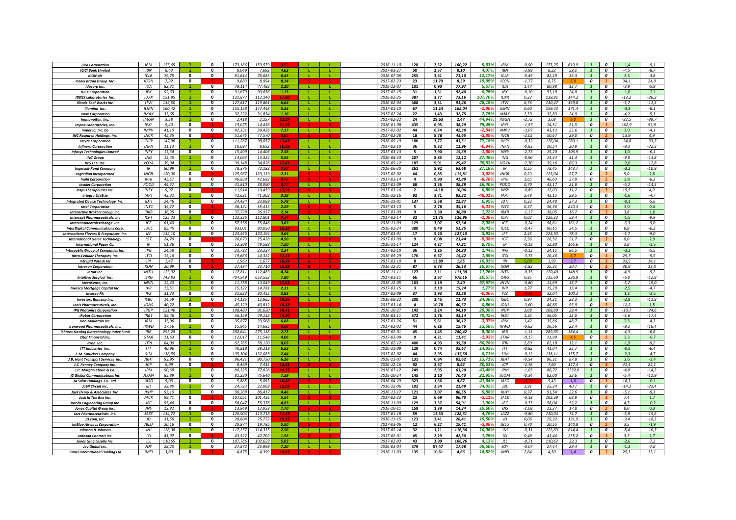| | | | | | | | | | | | | | | | | | | | | | | | | | | | |
|---|---|---|---|---|---|---|---|---|---|---|---|---|---|---|---|---|---|---|---|---|---|---|---|---|---|---|---|
| IBM Corporation | IBM | 175,65 | 1 | 0 | 173,186 | 159,579 | 8,53 | L | L | 2016-11-10 | 128 | 2,52 | 160,22 | 9,63% | IBM | -0,90 | 173,25 | 619,9 | 1 | 0 | -1,4 | -9,1 |
| ICICI Bank Limited | IBN | 8,43 | 1 | 0 | 8,049 | 7,693 | 4,62 | L | L | 2017-01-27 | 50 | 2,57 | 8,10 | 4,07% | IBN | -3,99 | 8,22 | 59,1 | 1 | 0 | -4,5 | -8,7 |
| ICON plc | ICLR | 79,75 | 0 | 0 | 81,614 | 76,683 | 6,43 | L | L | 2016-07-06 | 255 | 3,61 | 71,10 | 12,17% | ICLR | -0,49 | 82,29 | 32,3 | 1 | 0 | 2,3 | -3,8 |
| Iconix Brand Group Inc. | ICON | 7,22 | 0 | 1 | 9,683 | 8,954 | 8,14 | S | S | 2017-02-23 | 23 | 11,79 | 8,59 | 15,95% | ICON | -1,77 | 8,75 | 6,9 | 0 | 1 | 34,1 | 24,0 |
| Idacorp Inc. | IDA | 82,31 | 1 | 0 | 79,114 | 77,483 | 2,10 | L | L | 2016-12-07 | 101 | 0,90 | 77,97 | 5,57% | IDA | 1,47 | 80,98 | 13,7 | 1 | 0 | -3,9 | -5,9 |
| IDEX Corporation | IEX | 92,63 | 1 | 0 | 91,679 | 90,656 | 1,13 | L | L | 2017-02-15 | 31 | 1,51 | 92,40 | 0,25% | IEX | -0,10 | 93,10 | 24,8 | 1 | 0 | -1,0 | -2,1 |
| IDEXX Laboratories Inc. | IDXX | 151,95 | 1 | 0 | 131,877 | 112,140 | 17,60 | L | L | 2016-02-25 | 387 | 3,77 | 73,16 | 107,70% | IDXX | 0,22 | 139,81 | 144,2 | 1 | 0 | -13,2 | -26,2 |
| Illinois Tool Works Inc. | ITW | 135,50 | 1 | 0 | 127,817 | 119,861 | 6,64 | L | L | 2016-02-04 | 408 | 3,31 | 91,46 | 48,15% | ITW | 0,76 | 130,47 | 159,8 | 1 | 0 | -5,7 | -11,5 |
| Illumina Inc. | ILMN | 160,42 | 1 | 0 | 155,158 | 147,448 | 5,23 | L | L | 2017-01-10 | 67 | 11,24 | 165,04 | -2,80% | ILMN | 0,60 | 159,43 | 171,4 | 1 | 0 | -3,3 | -8,1 |
| Imax Corporation | IMAX | 33,65 | 1 | 0 | 32,222 | 31,854 | 1,16 | L | L | 2017-02-24 | 22 | 1,43 | 32,75 | 2,75% | IMAX | 2,59 | 32,83 | 24,9 | 1 | 0 | -4,2 | -5,3 |
| ImmunoGen, Inc. | IMGN | 3,58 | 1 | 0 | 2,418 | 2,157 | 12,07 | L | L | 2017-02-22 | 24 | 29,63 | 2,47 | 44,94% | IMGN | -2,72 | 3,08 | 6,0 | 1 | 0 | -32,5 | -39,7 |
| Impax Laboratories, Inc. | IPXL | 9,40 | 0 | 1 | 19,075 | 14,456 | 31,95 | S | S | 2016-01-08 | 435 | 6,95 | 38,29 | 75,45% | IPXL | -1,57 | 14,51 | 21,5 | 0 | 1 | 102,9 | 53,8 |
| Imperva, Inc. Co | IMPV | 41,10 | 0 | 0 | 42,331 | 39,426 | 7,37 | L | L | 2017-02-02 | 44 | 6,74 | 42,30 | -2,84% | IMPV | -3,07 | 43,13 | 25,6 | 1 | 0 | 3,0 | -4,1 |
| INC Research Holdings, Inc. | INCR | 45,35 | 0 | 1 | 51,675 | 47,570 | 8,63 | S | S | 2017-02-28 | 18 | 8,78 | 43,65 | -3,89% | INCR | -2,05 | 50,67 | 29,0 | 0 | 1 | 13,9 | 4,9 |
| Incyte Corporation | INCY | 147,96 | 1 | 0 | 111,267 | 98,057 | 13,47 | L | L | 2016-09-19 | 180 | 3,77 | 83,51 | 77,18% | INCY | -0,32 | 126,04 | 289,1 | 1 | 0 | -24,8 | -33,7 |
| Infinera Corporation | INFN | 11,13 | 1 | 0 | 10,097 | 8,653 | 16,69 | L | L | 2017-02-10 | 36 | 9,32 | 11,96 | -6,94% | INFN | -0,63 | 10,54 | 20,9 | 1 | 0 | -9,3 | -22,3 |
| Infosys Technologies Limited | INFY | 15,34 | 0 | 0 | 15,499 | 14,406 | 7,58 | L | L | 2017-03-13 | 5 | 7,90 | 15,59 | -1,60% | INFY | -2,73 | 15,20 | 106,9 | 1 | 0 | 1,0 | -6,1 |
| ING Group | ING | 15,45 | 1 | 0 | 14,063 | 13,324 | 5,55 | L | L | 2016-08-23 | 207 | 8,85 | 12,12 | 27,48% | ING | -0,90 | 14,44 | 41,4 | 1 | 0 | -9,0 | -13,8 |
| ING U.S. Inc. | VOYA | 39,94 | 1 | 0 | 39,148 | 34,826 | 12,41 | L | L | 2016-09-12 | 187 | 9,91 | 29,47 | 35,53% | VOYA | -2,70 | 39,16 | 66,3 | 1 | 0 | -2,0 | -12,8 |
| Ingersoll-Rand Company | IR | 80,99 | 1 | 0 | 78,376 | 72,182 | 8,58 | L | L | 2016-06-30 | 261 | 5,92 | 63,68 | 27,18% | IR | 0,55 | 78,45 | 143,7 | 1 | 0 | -3,2 | -10,9 |
| Ingredion Incorporated | INGR | 120,00 | 0 | 1 | 125,967 | 123,119 | 2,31 | S | S | 2017-02-02 | 44 | 0,85 | 115,81 | -3,62% | INGR | 0,23 | 125,04 | 57,7 | 0 | 1 | 5,0 | 2,6 |
| Inphi Corporation | IPHI | 45,57 | 0 | 1 | 46,839 | 42,682 | 9,74 | S | S | 2017-03-14 | 4 | 9,90 | 41,89 | -8,78% | IPHI | 1,65 | 46,63 | 37,9 | 0 | 1 | 2,8 | -6,3 |
| Insulet Corporation | PODD | 44,57 | 1 | 0 | 41,810 | 38,090 | 9,77 | L | L | 2017-01-09 | 68 | 3,36 | 38,29 | 16,40% | PODD | 0,70 | 43,17 | 21,8 | 1 | 0 | -6,2 | -14,5 |
| Insys Therapeutics Inc. | INSY | 9,97 | 0 | 1 | 11,914 | 10,459 | 13,91 | S | S | 2017-03-16 | 2 | 14,18 | 10,06 | 0,89% | INSY | -0,89 | 12,03 | 11,2 | 0 | 1 | 19,5 | 4,9 |
| Integra LifeScie | IART | 43,32 | 1 | 0 | 42,621 | 41,302 | 3,19 | L | L | 2016-12-16 | 92 | 3,71 | 83,32 | -48,01% | IART | 2,48 | 43,15 | 29,5 | 1 | 0 | -1,6 | -4,7 |
| Integrated Device Technology Inc. | IDTI | 24,46 | 1 | 0 | 24,424 | 23,089 | 5,78 | L | L | 2016-11-01 | 137 | 5,58 | 22,87 | 6,95% | IDTI | 0,33 | 24,48 | 37,3 | 1 | 0 | -0,1 | -5,6 |
| Intel Corporation | INTC | 35,27 | 0 | 1 | 36,331 | 35,413 | 2,59 | S | S | 2017-03-13 | 5 | 2,78 | 35,16 | -0,31% | INTC | 0,37 | 36,36 | 840,3 | 0 | 1 | 3,0 | 0,4 |
| Interactive Brokers Group Inc. | IBKR | 36,35 | 0 | 1 | 37,728 | 36,937 | 2,14 | S | S | 2017-03-09 | 9 | 2,30 | 36,80 | 1,22% | IBKR | -1,17 | 38,05 | 16,2 | 0 | 1 | 3,8 | 1,6 |
| Intercept Pharmaceuticals, Inc | ICPT | 125,23 | 1 | 0 | 123,336 | 112,801 | 9,34 | L | L | 2017-02-14 | 32 | 11,75 | 126,96 | -1,36% | ICPT | 0,02 | 126,22 | 59,4 | 1 | 0 | -1,5 | -9,9 |
| Intercontinentalexchange Inc. | ICE | 61,40 | 1 | 0 | 57,558 | 55,846 | 3,07 | L | L | 2016-11-09 | 129 | 3,07 | 57,34 | 7,08% | ICE | -0,24 | 58,61 | 161,2 | 1 | 0 | -6,3 | -9,0 |
| InterDigital Communications Corp. | IDCC | 85,45 | 0 | 0 | 93,001 | 80,050 | 16,18 | L | L | 2016-02-24 | 388 | 8,49 | 51,35 | 66,41% | IDCC | -0,47 | 90,15 | 34,5 | 1 | 0 | 8,8 | -6,3 |
| Internationa Flavors & Fragrances Inc. | IFF | 132,10 | 1 | 0 | 124,566 | 120,194 | 3,64 | L | L | 2017-03-01 | 17 | 5,20 | 127,10 | 3,93% | IFF | 2,45 | 124,93 | 78,3 | 1 | 0 | -5,7 | -9,0 |
| International Game Technology | IGT | 24,70 | 0 | 1 | 26,673 | 25,428 | 4,90 | S | S | 2017-03-09 | 9 | 6,08 | 23,44 | -5,38% | IGT | 2,36 | 26,52 | 21,7 | 0 | 1 | 8,0 | 2,9 |
| International Paper Co. | IP | 51,36 | 0 | 0 | 53,308 | 49,588 | 7,50 | L | L | 2016-11-14 | 124 | 4,27 | 47,21 | 8,79% | IP | -0,19 | 52,80 | 165,6 | 1 | 0 | 3,8 | -3,5 |
| Interpublic Group of Companies Inc. | IPG | 24,58 | 1 | 0 | 23,782 | 23,237 | 2,34 | L | L | 2017-02-10 | 36 | 1,25 | 24,23 | 1,44% | IPG | -0,12 | 24,11 | 86,5 | 1 | 0 | -3,2 | -5,5 |
| Intra-Cellular Therapies, Inc. | ITCI | 15,16 | 0 | 0 | 19,666 | 14,322 | 37,31 | S | S | 2016-09-29 | 170 | 6,67 | 15,42 | 1,69% | ITCI | -3,75 | 16,46 | 6,7 | 0 | 1 | 29,7 | -5,5 |
| Intrepid Potash Inc | IPI | 1,47 | 0 | 1 | 1,962 | 1,677 | 16,99 | S | S | 2017-03-10 | 8 | 12,89 | 1,65 | 10,91% | IPI | 5,00 | 1,99 | 3,7 | 0 | 1 | 33,5 | 14,1 |
| Intrexon Corporation | XON | 20,99 | 0 | 1 | 27,484 | 23,710 | 15,92 | S | S | 2016-12-21 | 87 | 6,73 | 26,13 | 19,67% | XON | -1,82 | 25,31 | 30,7 | 0 | 1 | 30,9 | 13,0 |
| Intuit Inc. | INTU | 123,92 | 1 | 0 | 117,811 | 112,483 | 4,74 | L | L | 2016-11-11 | 127 | 2,11 | 111,38 | 11,26% | INTU | -0,35 | 120,40 | 148,5 | 1 | 0 | -4,9 | -9,2 |
| Intuitive Surgical Inc. | ISRG | 749,83 | 1 | 0 | 704,549 | 653,552 | 7,80 | L | L | 2017-01-11 | 66 | 3,67 | 678,16 | 10,57% | ISRG | 0,85 | 715,60 | 236,9 | 1 | 0 | -6,0 | -12,8 |
| InvenSense, Inc. | INVN | 12,40 | 1 | 0 | 11,758 | 10,049 | 17,01 | L | L | 2016-12-05 | 103 | 1,19 | 7,40 | 67,57% | INVN | -0,80 | 11,69 | 38,7 | 1 | 0 | -5,2 | -19,0 |
| Invesco Mortgage Capital Inc. | IVR | 15,51 | 1 | 0 | 15,122 | 14,781 | 2,31 | L | L | 2017-03-15 | 3 | 2,19 | 15,24 | 1,77% | IVR | 1,77 | 15,29 | 13,4 | 1 | 0 | -2,5 | -4,7 |
| Invesco Plc | IVZ | 31,23 | 0 | 0 | 31,623 | 30,455 | 3,83 | L | L | 2017-02-09 | 37 | 1,93 | 31,50 | -0,86% | IVZ | -4,44 | 32,04 | 100,3 | 1 | 0 | 1,3 | -2,5 |
| Investors Bancorp Inc. | ISBC | 14,59 | 1 | 0 | 14,185 | 12,865 | 10,26 | L | L | 2016-08-22 | 208 | 2,45 | 11,73 | 24,38% | ISBC | 0,97 | 14,21 | 28,3 | 1 | 0 | -2,8 | -11,8 |
| Ionis Pharmaceuticals, Inc. | IONS | 40,22 | 0 | 1 | 45,129 | 40,812 | 10,58 | S | S | 2017-03-14 | 4 | 10,78 | 40,57 | 0,86% | IONS | -3,60 | 46,85 | 95,9 | 0 | 1 | 12,2 | 1,5 |
| IPG Photonics Corporation | IPGP | 121,46 | 1 | 0 | 108,483 | 91,620 | 18,41 | L | L | 2016-10-27 | 142 | 2,24 | 94,10 | 29,08% | IPGP | 1,08 | 108,89 | 29,4 | 1 | 0 | -10,7 | -24,6 |
| iRobot Corporation | IRBT | 59,46 | 1 | 0 | 56,159 | 49,132 | 14,30 | L | L | 2016-03-11 | 372 | 1,76 | 33,14 | 79,42% | IRBT | 1,35 | 56,05 | 32,0 | 1 | 0 | -5,6 | -17,4 |
| Iron Mountain Inc. | IRM | 35,06 | 0 | 0 | 35,877 | 33,568 | 6,88 | L | L | 2017-02-01 | 51 | 5,61 | 36,17 | -3,07% | IRM | 1,42 | 35,86 | 48,7 | 1 | 0 | 2,3 | -4,3 |
| Ironwood Pharmaceuticals, Inc. | IRWD | 17,56 | 1 | 0 | 15,945 | 14,685 | 8,58 | L | L | 2017-02-02 | 44 | 6,26 | 15,46 | 13,58% | IRWD | -0,62 | 16,56 | 22,4 | 1 | 0 | -9,2 | -16,4 |
| iShares Nasdaq Biotechnology Index Fund | IBB | 295,28 | 1 | 0 | 282,641 | 275,138 | 2,73 | L | L | 2017-02-01 | 45 | 1,45 | 280,42 | 5,30% | IBB | -1,11 | 289,65 | 384,4 | 1 | 0 | -4,3 | -6,8 |
| iStar Financial Inc. | STAR | 11,63 | 0 | 0 | 12,017 | 11,548 | 4,06 | S | S | 2017-03-09 | 9 | 4,21 | 11,41 | -1,93% | STAR | -0,17 | 11,99 | 4,5 | 0 | 1 | 3,3 | -0,7 |
| Itron Inc. | ITRI | 64,00 | 1 | 0 | 62,785 | 58,120 | 8,03 | L | L | 2016-02-12 | 400 | 4,93 | 35,50 | 80,28% | ITRI | 2,89 | 62,18 | 12,1 | 1 | 0 | -1,9 | -9,2 |
| ITT Industries Inc. | ITT | 40,96 | 1 | 0 | 40,819 | 38,319 | 6,53 | L | L | 2016-11-09 | 129 | 0,74 | 35,67 | 14,83% | ITT | -0,82 | 41,04 | 25,7 | 1 | 0 | -0,3 | -6,4 |
| J. M. Smucker Company | SJM | 138,55 | 1 | 0 | 135,304 | 132,085 | 2,44 | L | L | 2017-02-02 | 44 | 2,95 | 137,58 | 0,71% | SJM | -0,12 | 138,11 | 155,7 | 1 | 0 | -2,3 | -4,7 |
| J.B. Hunt Transport Services Inc. | JBHT | 93,95 | 0 | 0 | 96,431 | 90,750 | 6,26 | L | L | 2016-11-07 | 131 | 0,84 | 82,62 | 13,71% | JBHT | -0,54 | 96,31 | 87,8 | 1 | 0 | 2,6 | -3,4 |
| J.C. Penney Company Inc. | JCP | 5,99 | 0 | 1 | 8,469 | 7,435 | 13,91 | S | S | 2016-12-16 | 92 | 2,67 | 8,62 | 30,51% | JCP | -2,76 | 7,60 | 147,4 | 0 | 1 | 41,4 | 24,1 |
| J.P. Morgan Chase & Co. | JPM | 90,68 | 1 | 0 | 86,325 | 77,828 | 10,92 | L | L | 2016-07-12 | 249 | 2,95 | 63,20 | 43,48% | JPM | -1,05 | 86,72 | 1332,6 | 1 | 0 | -4,8 | -14,2 |
| j2 Global Communications Inc | JCOM | 85,89 | 1 | 0 | 81,230 | 75,640 | 7,39 | L | L | 2016-10-24 | 145 | 2,10 | 70,43 | 21,95% | JCOM | -0,34 | 82,00 | 32,6 | 1 | 0 | -5,4 | -11,9 |
| JA Solar Holdings Co. Ltd. | JASO | 5,06 | 0 | 0 | 5,885 | 5,053 | 16,46 | S | S | 2016-04-29 | 323 | 1,56 | 8,67 | 41,64% | JASO | -6,12 | 5,43 | 1,6 | 0 | 1 | 16,3 | -0,1 |
| Jabil Circuit Inc. | JBL | 28,80 | 1 | 0 | 24,723 | 22,069 | 12,03 | L | L | 2016-12-06 | 102 | 3,34 | 21,49 | 34,02% | JBL | 1,91 | 25,24 | 40,7 | 1 | 0 | -14,2 | -23,4 |
| Jack Henry & Associates Inc. | JKHY | 95,10 | 1 | 0 | 90,268 | 86,417 | 4,46 | L | L | 2016-11-17 | 121 | 3,07 | 86,55 | 9,88% | JKHY | 0,37 | 91,54 | 22,6 | 1 | 0 | -5,1 | -9,1 |
| Jack In The Box Inc. | JACK | 99,71 | 0 | 1 | 107,051 | 101,436 | 5,54 | S | S | 2017-02-23 | 23 | 6,69 | 96,70 | -3,11% | JACK | -0,18 | 102,39 | 68,9 | 0 | 1 | 7,4 | 1,7 |
| Jacobs Engineering Group Inc. | JEC | 55,46 | 0 | 0 | 58,047 | 55,376 | 4,83 | L | L | 2016-11-09 | 129 | 3,37 | 54,91 | 1,00% | JEC | -0,73 | 58,04 | 52,2 | 1 | 0 | 4,7 | -0,2 |
| Janus Capital Group Inc. | JNS | 12,82 | 0 | 1 | 13,849 | 12,859 | 7,70 | S | S | 2016-10-11 | 158 | 1,39 | 14,34 | 10,60% | JNS | -1,08 | 13,27 | 17,8 | 0 | 1 | 8,0 | 0,3 |
| Jazz Pharmaceuticals Inc. | JAZZ | 134,77 | 1 | 0 | 126,904 | 113,718 | 11,59 | L | L | 2017-01-18 | 59 | 13,53 | 128,61 | 4,79% | JAZZ | -0,80 | 130,04 | 74,7 | 1 | 0 | -5,8 | -15,6 |
| JD.com, Inc. | JD | 31,56 | 1 | 0 | 28,604 | 25,772 | 10,99 | L | L | 2016-11-15 | 123 | 3,41 | 26,41 | 19,50% | JD | 0,06 | 29,32 | 191,9 | 1 | 0 | -9,4 | -18,3 |
| JetBlue Airways Corporation | JBLU | 20,16 | 0 | 0 | 20,874 | 19,785 | 5,50 | S | S | 2017-03-06 | 12 | 6,27 | 19,41 | -3,86% | JBLU | 0,70 | 20,55 | 140,8 | 0 | 1 | 3,5 | -1,9 |
| Johnson & Johnson | JNJ | 128,06 | 1 | 0 | 117,257 | 114,335 | 2,56 | L | L | 2017-02-14 | 32 | 1,21 | 116,36 | 10,06% | JNJ | -0,31 | 122,83 | 814,4 | 1 | 0 | -8,4 | -10,7 |
| Johnson Controls Inc. | JCI | 41,97 | 0 | 1 | 43,522 | 42,702 | 1,92 | S | S | 2017-02-01 | 45 | 2,29 | 42,50 | 1,25% | JCI | 0,48 | 43,44 | 235,2 | 0 | 1 | 3,7 | 1,7 |
| Jones Lang Lasalle Inc. | JLL | 110,65 | 1 | 0 | 107,786 | 102,629 | 5,03 | L | L | 2017-02-03 | 43 | 3,90 | 106,26 | 4,13% | JLL | -0,71 | 110,62 | 39,3 | 1 | 0 | -2,6 | -7,2 |
| Joy Global Inc. | JOY | 28,20 | 1 | 0 | 27,872 | 25,999 | 7,20 | L | L | 2016-03-04 | 379 | 57,47 | 17,68 | 59,50% | JOY | -0,07 | 27,44 | 29,4 | 1 | 0 | -1,2 | -7,8 |
| Jumei International Holding Ltd | JMEI | 3,89 | 0 | 1 | 4,875 | 4,399 | 10,83 | S | S | 2016-11-03 | 135 | 10,61 | 4,66 | 16,52% | JMEI | 2,64 | 4,50 | 1,4 | 0 | 1 | 25,3 | 13,1 |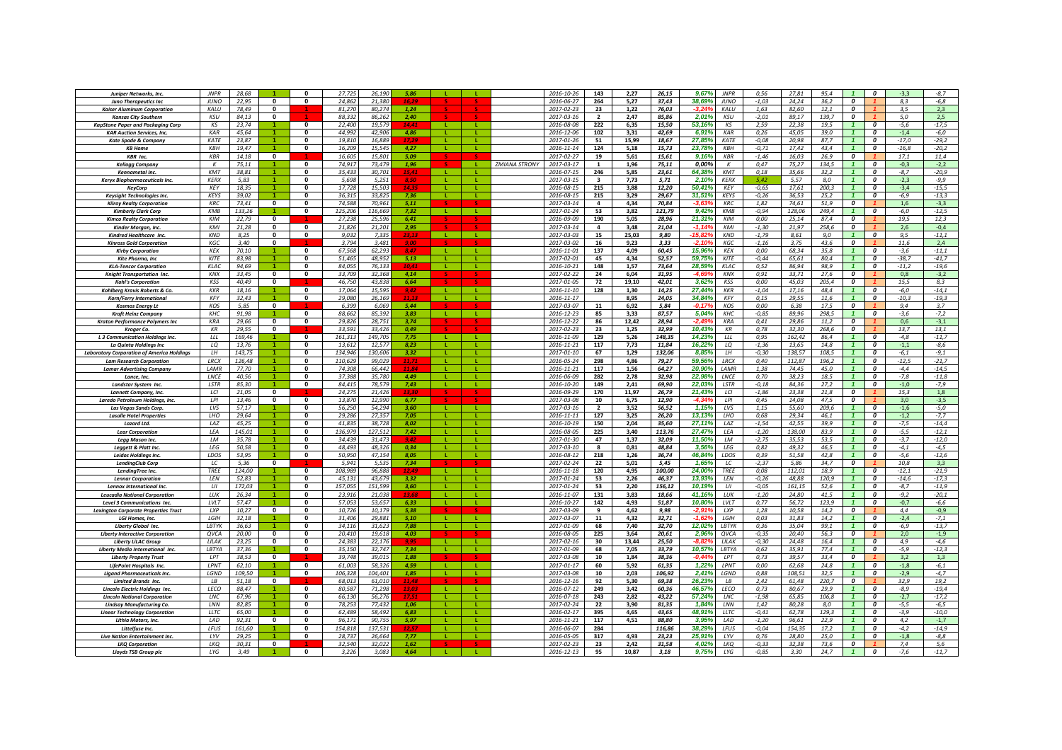| | | | | | | | | | | | | | | | | | | | | | | | | | |
|---|---|---|---|---|---|---|---|---|---|---|---|---|---|---|---|---|---|---|---|---|---|---|---|---|---|
| Juniper Networks, Inc. | JNPR | 28,68 | 1 | 0 | 27,725 | 26,190 | 5,86 | L | L | | 2016-10-26 | 143 | 2,27 | 26,15 | 9,67% | JNPR | 0,56 | 27,81 | 95,4 | 1 | 0 | -3,3 | -8,7 |
| Juno Therapeutics Inc | JUNO | 22,95 | 0 | 0 | 24,862 | 21,380 | 16,29 | S | S | | 2016-06-27 | 264 | 5,27 | 37,43 | 38,69% | JUNO | -1,03 | 24,24 | 36,2 | 0 | 1 | 8,3 | -6,8 |
| Kaiser Aluminum Corporation | KALU | 78,49 | 0 | 1 | 81,270 | 80,274 | 1,24 | S | S | | 2017-02-23 | 23 | 1,22 | 76,03 | -3,24% | KALU | 1,63 | 82,60 | 12,1 | 0 | 1 | 3,5 | 2,3 |
| Kansas City Southern | KSU | 84,13 | 0 | 1 | 88,332 | 86,262 | 2,40 | S | S | | 2017-03-16 | 2 | 2,47 | 85,86 | 2,01% | KSU | -2,01 | 89,17 | 139,7 | 0 | 1 | 5,0 | 2,5 |
| KapStone Paper and Packaging Corp | KS | 23,74 | 1 | 0 | 22,400 | 19,579 | 14,41 | L | L | | 2016-08-08 | 222 | 6,35 | 15,50 | 53,16% | KS | 2,59 | 22,38 | 19,5 | 1 | 0 | -5,6 | -17,5 |
| KAR Auction Services, Inc. | KAR | 45,64 | 1 | 0 | 44,992 | 42,906 | 4,86 | L | L | | 2016-12-06 | 102 | 3,31 | 42,69 | 6,91% | KAR | 0,26 | 45,05 | 39,0 | 1 | 0 | -1,4 | -6,0 |
| Kate Spade & Company | KATE | 23,87 | 1 | 0 | 19,810 | 16,889 | 17,29 | L | L | | 2017-01-26 | 51 | 15,99 | 18,67 | 27,85% | KATE | -0,08 | 20,98 | 87,7 | 1 | 0 | -17,0 | -29,2 |
| KB Home | KBH | 19,47 | 1 | 0 | 16,209 | 15,545 | 4,27 | L | L | | 2016-11-24 | 124 | 5,18 | 15,73 | 23,78% | KBH | -0,71 | 17,42 | 43,4 | 1 | 0 | -16,8 | -20,2 |
| KBR Inc. | KBR | 14,18 | 0 | 1 | 16,605 | 15,801 | 5,09 | S | S | | 2017-02-27 | 19 | 5,61 | 15,61 | 9,16% | KBR | -1,46 | 16,03 | 26,9 | 0 | 1 | 17,1 | 11,4 |
| Kellogg Company | K | 75,11 | 1 | 0 | 74,917 | 73,479 | 1,96 | S | L | ZMIANA STRONY | 2017-03-17 | 1 | 1,96 | 75,11 | 0,00% | K | 0,47 | 75,27 | 134,5 | 1 | 0 | -0,3 | -2,2 |
| Kennametal Inc. | KMT | 38,81 | 1 | 0 | 35,433 | 30,701 | 15,41 | L | L | | 2016-07-15 | 246 | 5,85 | 23,61 | 64,38% | KMT | 0,18 | 35,66 | 32,2 | 1 | 0 | -8,7 | -20,9 |
| Keryx Biopharmaceuticals Inc. | KERX | 5,83 | 1 | 0 | 5,698 | 5,251 | 8,50 | L | L | | 2017-03-15 | 3 | 7,73 | 5,71 | 2,10% | KERX | 5,42 | 5,57 | 8,0 | 1 | 0 | -2,3 | -9,9 |
| KeyCorp | KEY | 18,35 | 1 | 0 | 17,728 | 15,503 | 14,35 | L | L | | 2016-08-15 | 215 | 3,88 | 12,20 | 50,41% | KEY | -0,65 | 17,61 | 200,3 | 1 | 0 | -3,4 | -15,5 |
| Keysight Technologies Inc. | KEYS | 39,02 | 1 | 0 | 36,315 | 33,825 | 7,36 | L | L | | 2016-08-15 | 215 | 3,29 | 29,67 | 31,51% | KEYS | -0,26 | 36,53 | 25,2 | 1 | 0 | -6,9 | -13,3 |
| Kilroy Realty Corporation | KRC | 73,41 | 0 | 0 | 74,588 | 70,961 | 5,11 | S | L | | 2017-03-14 | 4 | 4,34 | 70,84 | -3,63% | KRC | 1,82 | 74,61 | 51,9 | 0 | 1 | 1,6 | -3,3 |
| Kimberly Clark Corp | KMB | 133,26 | 1 | 0 | 125,206 | 116,669 | 7,32 | L | L | | 2017-01-24 | 53 | 3,82 | 121,79 | 9,42% | KMB | -0,94 | 128,06 | 249,4 | 1 | 0 | -6,0 | -12,5 |
| Kimco Realty Corporation | KIM | 22,79 | 0 | 1 | 27,238 | 25,596 | 6,41 | S | S | | 2016-09-09 | 190 | 5,05 | 28,96 | 21,31% | KIM | 0,00 | 25,14 | 87,4 | 0 | 1 | 19,5 | 12,3 |
| Kinder Morgan, Inc. | KMI | 21,28 | 0 | 0 | 21,826 | 21,201 | 2,95 | S | S | | 2017-03-14 | 4 | 3,48 | 21,04 | -1,14% | KMI | -1,30 | 21,97 | 258,6 | 0 | 1 | 2,6 | -0,4 |
| Kindred Healthcare Inc. | KND | 8,25 | 0 | 0 | 9,032 | 7,335 | 23,13 | L | L | | 2017-03-03 | 15 | 25,03 | 9,80 | -15,82% | KND | -1,79 | 8,61 | 9,0 | 1 | 0 | 9,5 | -11,1 |
| Kinross Gold Corporation | KGC | 3,40 | 0 | 1 | 3,794 | 3,481 | 9,00 | S | S | | 2017-03-02 | 16 | 9,23 | 3,33 | -2,10% | KGC | -1,16 | 3,75 | 43,6 | 0 | 1 | 11,6 | 2,4 |
| Kirby Corporation | KEX | 70,10 | 1 | 0 | 67,568 | 62,293 | 8,47 | L | L | | 2016-11-01 | 137 | 4,09 | 60,45 | 15,96% | KEX | 0,00 | 68,34 | 35,8 | 1 | 0 | -3,6 | -11,1 |
| Kite Pharma, Inc | KITE | 83,98 | 1 | 0 | 51,465 | 48,952 | 5,13 | L | L | | 2017-02-01 | 45 | 4,34 | 52,57 | 59,75% | KITE | -0,44 | 65,61 | 80,4 | 1 | 0 | -38,7 | -41,7 |
| KLA-Tencor Corporation | KLAC | 94,69 | 1 | 0 | 84,055 | 76,133 | 10,41 | L | L | | 2016-10-21 | 148 | 1,57 | 73,64 | 28,59% | KLAC | 0,52 | 86,94 | 98,9 | 1 | 0 | -11,2 | -19,6 |
| Knight Transportation Inc. | KNX | 33,45 | 0 | 0 | 33,709 | 32,368 | 4,14 | S | S | | 2017-02-22 | 24 | 6,04 | 31,95 | -4,69% | KNX | 0,91 | 33,71 | 27,6 | 0 | 1 | 0,8 | -3,2 |
| Kohl's Corporation | KSS | 40,49 | 0 | 1 | 46,750 | 43,838 | 6,64 | S | S | | 2017-01-05 | 72 | 19,10 | 42,01 | 3,62% | KSS | 0,00 | 45,03 | 205,4 | 0 | 1 | 15,5 | 8,3 |
| Kohlberg Kravis Roberts & Co. | KKR | 18,16 | 1 | 0 | 17,064 | 15,595 | 9,42 | L | L | | 2016-11-10 | 128 | 1,30 | 14,25 | 27,44% | KKR | -1,04 | 17,16 | 48,4 | 1 | 0 | -6,0 | -14,1 |
| Korn/Ferry International | KFY | 32,43 | 1 | 0 | 29,080 | 26,169 | 11,13 | L | L | | 2016-11-17 | | 8,95 | 24,05 | 34,84% | KFY | 0,15 | 29,55 | 11,6 | 1 | 0 | -10,3 | -19,3 |
| Kosmos Energy Lt | KOS | 5,85 | 0 | 1 | 6,399 | 6,069 | 5,44 | S | S | | 2017-03-07 | 11 | 6,92 | 5,84 | -0,17% | KOS | 0,00 | 6,38 | 17,5 | 0 | 1 | 9,4 | 3,7 |
| Kraft Heinz Company | KHC | 91,98 | 1 | 0 | 88,662 | 85,392 | 3,83 | L | L | | 2016-12-23 | 85 | 3,33 | 87,57 | 5,04% | KHC | -0,85 | 89,96 | 298,5 | 1 | 0 | -3,6 | -7,2 |
| Kraton Performance Polymers Inc | KRA | 29,66 | 0 | 0 | 29,826 | 28,751 | 3,74 | S | S | | 2016-12-22 | 86 | 12,42 | 28,94 | -2,49% | KRA | 0,41 | 29,86 | 11,2 | 0 | 1 | 0,6 | -3,1 |
| Kroger Co. | KR | 29,55 | 0 | 1 | 33,591 | 33,426 | 0,49 | S | S | | 2017-02-23 | 23 | 1,25 | 32,99 | 10,43% | KR | 0,78 | 32,30 | 268,6 | 0 | 1 | 13,7 | 13,1 |
| L 3 Communication Holdings Inc. | LLL | 169,46 | 1 | 0 | 161,313 | 149,705 | 7,75 | L | L | | 2016-11-09 | 129 | 5,26 | 148,35 | 14,23% | LLL | 0,95 | 162,42 | 86,4 | 1 | 0 | -4,8 | -11,7 |
| La Quinta Holdings Inc | LQ | 13,76 | 1 | 0 | 13,612 | 12,577 | 8,23 | L | L | | 2016-11-21 | 117 | 7,73 | 11,84 | 16,22% | LQ | -1,36 | 13,65 | 14,8 | 1 | 0 | -1,1 | -8,6 |
| Laboratory Corporation of America Holdings | LH | 143,75 | 1 | 0 | 134,946 | 130,606 | 3,32 | L | L | | 2017-01-10 | 67 | 1,29 | 132,06 | 8,85% | LH | -0,30 | 138,57 | 108,5 | 1 | 0 | -6,1 | -9,1 |
| Lam Research Corporation | LRCX | 126,48 | 1 | 0 | 110,629 | 99,029 | 11,71 | L | L | | 2016-05-24 | 298 | 4,86 | 79,27 | 59,56% | LRCX | 0,40 | 112,87 | 196,2 | 1 | 0 | -12,5 | -21,7 |
| Lamar Advertising Company | LAMR | 77,70 | 1 | 0 | 74,308 | 66,442 | 11,84 | L | L | | 2016-11-21 | 117 | 1,56 | 64,27 | 20,90% | LAMR | 1,38 | 74,45 | 45,0 | 1 | 0 | -4,4 | -14,5 |
| Lance, Inc. | LNCE | 40,56 | 1 | 0 | 37,388 | 35,780 | 4,49 | L | L | | 2016-06-09 | 282 | 2,78 | 32,98 | 22,98% | LNCE | 0,70 | 38,23 | 18,5 | 1 | 0 | -7,8 | -11,8 |
| Landstar System Inc. | LSTR | 85,30 | 1 | 0 | 84,415 | 78,579 | 7,43 | L | L | | 2016-10-20 | 149 | 2,41 | 69,90 | 22,03% | LSTR | -0,18 | 84,36 | 27,2 | 1 | 0 | -1,0 | -7,9 |
| Lannett Company, Inc. | LCI | 21,05 | 0 | 1 | 24,275 | 21,426 | 13,30 | S | S | | 2016-09-29 | 170 | 11,97 | 26,79 | 21,43% | LCI | -1,86 | 23,38 | 21,8 | 0 | 1 | 15,3 | 1,8 |
| Laredo Petroleum Holdings, Inc. | LPI | 13,46 | 0 | 0 | 13,870 | 12,990 | 6,77 | S | S | | 2017-03-08 | 10 | 6,75 | 12,90 | -4,34% | LPI | 0,45 | 14,08 | 47,5 | 0 | 1 | 3,0 | -3,5 |
| Las Vegas Sands Corp. | LVS | 57,17 | 1 | 0 | 56,250 | 54,294 | 3,60 | L | L | | 2017-03-16 | 2 | 3,52 | 56,52 | 1,15% | LVS | 1,15 | 55,60 | 209,6 | 1 | 0 | -1,6 | -5,0 |
| Lasalle Hotel Properties | LHO | 29,64 | 1 | 0 | 29,286 | 27,357 | 7,05 | L | L | | 2016-11-21 | 127 | 3,25 | 26,20 | 13,13% | LHO | 0,68 | 29,34 | 46,1 | 1 | 0 | -1,2 | -7,7 |
| Lazard Ltd. | LAZ | 45,25 | 1 | 0 | 41,835 | 38,728 | 8,02 | L | L | | 2016-10-19 | 150 | 2,04 | 35,60 | 27,11% | LAZ | -1,54 | 42,55 | 39,9 | 1 | 0 | -7,5 | -14,4 |
| Lear Corporation | LEA | 145,01 | 1 | 0 | 136,979 | 127,512 | 7,42 | L | L | | 2016-08-05 | 225 | 3,40 | 113,76 | 27,47% | LEA | -1,20 | 138,00 | 83,9 | 1 | 0 | -5,5 | -12,1 |
| Legg Mason Inc. | LM | 35,78 | 1 | 0 | 34,439 | 31,473 | 9,42 | L | L | | 2017-01-30 | 47 | 1,37 | 32,09 | 11,50% | LM | -2,75 | 35,53 | 53,5 | 1 | 0 | -3,7 | -12,0 |
| Leggett & Platt Inc. | LEG | 50,58 | 1 | 0 | 48,493 | 48,326 | 0,34 | L | L | | 2017-03-10 | 8 | 0,81 | 48,84 | 3,56% | LEG | 0,82 | 49,32 | 46,5 | 1 | 0 | -4,1 | -4,5 |
| Leidos Holdings Inc. | LDOS | 53,95 | 1 | 0 | 50,950 | 47,154 | 8,05 | L | L | | 2016-08-12 | 218 | 1,26 | 36,74 | 46,84% | LDOS | 0,39 | 51,58 | 42,8 | 1 | 0 | -5,6 | -12,6 |
| LendingClub Corp | LC | 5,36 | 0 | 1 | 5,941 | 5,535 | 7,34 | S | S | | 2017-02-24 | 22 | 5,01 | 5,45 | 1,65% | LC | -2,37 | 5,86 | 34,7 | 0 | 1 | 10,8 | 3,3 |
| LendingTree Inc. | TREE | 124,00 | 1 | 0 | 108,989 | 96,888 | 12,49 | L | L | | 2016-11-18 | 120 | 4,95 | 100,00 | 24,00% | TREE | 0,08 | 112,01 | 18,9 | 1 | 0 | -12,1 | -21,9 |
| Lennar Corporation | LEN | 52,83 | 1 | 0 | 45,131 | 43,679 | 3,32 | L | L | | 2017-01-24 | 53 | 2,26 | 46,37 | 13,93% | LEN | -0,26 | 48,88 | 120,9 | 1 | 0 | -14,6 | -17,3 |
| Lennox International Inc. | LII | 172,03 | 1 | 0 | 157,055 | 151,599 | 3,60 | L | L | | 2017-01-24 | 53 | 2,20 | 156,12 | 10,19% | LII | -0,05 | 161,15 | 52,6 | 1 | 0 | -8,7 | -11,9 |
| Leucadia National Corporation | LUK | 26,34 | 1 | 0 | 23,916 | 21,038 | 13,68 | L | L | | 2016-11-07 | 131 | 3,83 | 18,66 | 41,16% | LUK | -1,20 | 24,80 | 41,5 | 1 | 0 | -9,2 | -20,1 |
| Level 3 Communications Inc. | LVLT | 57,47 | 1 | 0 | 57,053 | 53,657 | 6,33 | L | L | | 2016-10-27 | 142 | 4,93 | 51,87 | 10,80% | LVLT | 0,77 | 56,72 | 123,9 | 1 | 0 | -0,7 | -6,6 |
| Lexington Corporate Properties Trust | LXP | 10,27 | 0 | 0 | 10,726 | 10,179 | 5,38 | S | S | | 2017-03-09 | 9 | 4,62 | 9,98 | -2,91% | LXP | 1,28 | 10,58 | 14,2 | 0 | 1 | 4,4 | -0,9 |
| LGI Homes, Inc. | LGIH | 32,18 | 1 | 0 | 31,406 | 29,881 | 5,10 | L | L | | 2017-03-07 | 11 | 4,32 | 32,71 | -1,62% | LGIH | 0,03 | 31,83 | 14,2 | 1 | 0 | -2,4 | -7,1 |
| Liberty Global Inc. | LBTYK | 36,63 | 1 | 0 | 34,116 | 31,623 | 7,88 | L | L | | 2017-01-09 | 68 | 7,40 | 32,70 | 12,02% | LBTYK | 0,36 | 35,04 | 99,1 | 1 | 0 | -6,9 | -13,7 |
| Liberty Interactive Corporation | QVCA | 20,00 | 0 | 0 | 20,410 | 19,618 | 4,03 | S | S | | 2016-08-05 | 225 | 3,64 | 20,61 | 2,96% | QVCA | -0,35 | 20,40 | 56,3 | 0 | 1 | 2,0 | -1,9 |
| Liberty LiLAC Group | LILAK | 23,25 | 0 | 0 | 24,383 | 22,176 | 9,95 | L | L | | 2017-02-16 | 30 | 13,44 | 25,50 | -8,82% | LILAK | -0,30 | 24,48 | 16,4 | 1 | 0 | 4,9 | -4,6 |
| Liberty Media International Inc. | LBTYA | 37,36 | 1 | 0 | 35,150 | 32,747 | 7,34 | L | L | | 2017-01-09 | 68 | 7,05 | 33,79 | 10,57% | LBTYA | 0,62 | 35,91 | 77,4 | 1 | 0 | -5,9 | -12,3 |
| Liberty Property Trust | LPT | 38,53 | 0 | 1 | 39,748 | 39,015 | 1,88 | S | S | | 2017-03-08 | 10 | 1,84 | 38,36 | -0,44% | LPT | 0,73 | 39,57 | 33,4 | 0 | 1 | 3,2 | 1,3 |
| LifePoint Hospitals Inc. | LPNT | 62,10 | 1 | 0 | 61,003 | 58,326 | 4,59 | L | L | | 2017-01-17 | 60 | 5,92 | 61,35 | 1,22% | LPNT | 0,00 | 62,68 | 24,8 | 1 | 0 | -1,8 | -6,1 |
| Ligand Pharmaceuticals Inc. | LGND | 109,50 | 1 | 0 | 106,328 | 104,401 | 1,85 | L | L | | 2017-03-08 | 10 | 2,03 | 106,92 | 2,41% | LGND | 0,88 | 108,51 | 32,5 | 1 | 0 | -2,9 | -4,7 |
| Limited Brands Inc. | LB | 51,18 | 0 | 1 | 68,013 | 61,010 | 11,48 | S | S | | 2016-12-16 | 92 | 5,30 | 69,38 | 26,23% | LB | 2,42 | 61,48 | 220,7 | 0 | 1 | 32,9 | 19,2 |
| Lincoln Electric Holdings Inc. | LECO | 88,47 | 1 | 0 | 80,587 | 71,298 | 13,03 | L | L | | 2016-07-12 | 249 | 3,42 | 60,36 | 46,57% | LECO | 0,73 | 80,67 | 29,9 | 1 | 0 | -8,9 | -19,4 |
| Lincoln National Corporation | LNC | 67,96 | 1 | 0 | 66,130 | 56,276 | 17,51 | L | L | | 2016-07-18 | 243 | 2,82 | 43,22 | 57,24% | LNC | -1,98 | 65,85 | 106,8 | 1 | 0 | -2,7 | -17,2 |
| Lindsay Manufacturing Co. | LNN | 82,85 | 1 | 0 | 78,253 | 77,432 | 1,06 | L | L | | 2017-02-24 | 22 | 3,90 | 81,35 | 1,84% | LNN | 1,42 | 80,28 | 8,0 | 1 | 0 | -5,5 | -6,5 |
| Linear Technology Corporation | LLTC | 65,00 | 1 | 0 | 62,489 | 58,492 | 6,83 | L | L | | 2016-02-17 | 395 | 4,65 | 43,65 | 48,91% | LLTC | -0,41 | 62,78 | 129,3 | 1 | 0 | -3,9 | -10,0 |
| Lithia Motors, Inc. | LAD | 92,31 | 0 | 0 | 96,171 | 90,755 | 5,97 | L | L | | 2016-11-21 | 117 | 4,51 | 88,80 | 3,95% | LAD | -1,20 | 96,61 | 22,9 | 1 | 0 | 4,2 | -1,7 |
| Littelfuse Inc. | LFUS | 161,60 | 1 | 0 | 154,818 | 137,531 | 12,57 | L | L | | 2016-06-07 | 284 | | 116,86 | 38,29% | LFUS | -0,04 | 154,35 | 17,2 | 1 | 0 | -4,2 | -14,9 |
| Live Nation Entertainment Inc. | LYV | 29,25 | 1 | 0 | 28,737 | 26,664 | 7,77 | L | L | | 2016-05-05 | 317 | 4,93 | 23,23 | 25,91% | LYV | 0,76 | 28,80 | 25,0 | 1 | 0 | -1,8 | -8,8 |
| LKQ Corporation | LKQ | 30,31 | 0 | 1 | 32,540 | 32,022 | 1,62 | S | S | | 2017-02-23 | 23 | 2,42 | 31,58 | 4,02% | LKQ | -0,33 | 32,38 | 73,6 | 0 | 1 | 7,4 | 5,6 |
| Lloyds TSB Group plc | LYG | 3,49 | 1 | 0 | 3,226 | 3,083 | 4,64 | L | L | | 2016-12-13 | 95 | 10,87 | 3,18 | 9,75% | LYG | -0,85 | 3,30 | 24,7 | 1 | 0 | -7,6 | -11,7 |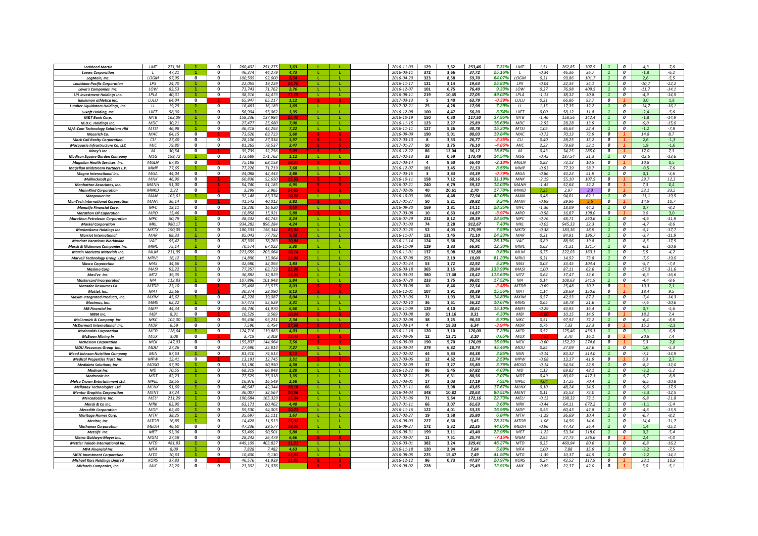| | | | | | | | | | | | | | | | | | | | | | | | | |
|---|---|---|---|---|---|---|---|---|---|---|---|---|---|---|---|---|---|---|---|---|---|---|---|---|
| Lockheed Martin | LMT | 271,98 | 1 | 0 | 260,402 | 251,275 | 3,63 | L | L | | 2016-11-09 | 129 | 3,62 | 253,46 | 7,31% | LMT | 1,51 | 262,85 | 307,5 | 1 | 0 | -4,3 | -7,6 |
| Loews Corporation | L | 47,21 | 1 | 0 | 46,374 | 44,279 | 4,73 | L | L | | 2016-03-11 | 372 | 3,66 | 37,72 | 25,16% | L | -0,34 | 46,36 | 36,7 | 1 | 0 | -1,8 | -6,2 |
| LogMein, Inc. | LOGM | 97,95 | 0 | 0 | 100,505 | 92,600 | 8,54 | L | L | | 2016-04-29 | 323 | 8,58 | 59,70 | 64,07% | LOGM | 0,31 | 99,86 | 101,7 | 1 | 0 | 2,6 | -5,5 |
| Louisiana Pacific Corporation | LPX | 24,70 | 1 | 0 | 22,055 | 19,229 | 14,70 | L | L | | 2016-11-17 | 121 | 3,14 | 19,63 | 25,83% | LPX | -0,04 | 22,34 | 34,1 | 1 | 0 | -10,7 | -22,2 |
| Lowe's Companies Inc. | LOW | 83,53 | 1 | 0 | 73,743 | 71,762 | 2,76 | L | L | | 2016-12-07 | 101 | 6,75 | 76,40 | 9,33% | LOW | 0,37 | 76,98 | 409,5 | 1 | 0 | -11,7 | -14,1 |
| LPL Investment Holdings Inc. | LPLA | 40,31 | 1 | 0 | 38,316 | 34,473 | 11,15 | L | L | | 2016-08-11 | 219 | 10,45 | 27,05 | 49,02% | LPLA | -1,13 | 38,32 | 30,8 | 1 | 0 | -4,9 | -14,5 |
| lululemon athletica inc. | LULU | 64,04 | 0 | 1 | 65,947 | 65,217 | 1,12 | S | S | | 2017-03-13 | 5 | 1,40 | 63,79 | -0,39% | LULU | 0,31 | 66,86 | 93,7 | 0 | 1 | 3,0 | 1,8 |
| Lumber Liquidators Holdings, Inc. | LL | 19,29 | 1 | 0 | 16,463 | 16,189 | 1,69 | L | L | | 2017-02-21 | 25 | 4,28 | 17,98 | 7,29% | LL | 1,15 | 17,35 | 12,2 | 1 | 0 | -14,7 | -16,1 |
| Luxoft Holding, Inc. | LXFT | 58,30 | 1 | 0 | 56,904 | 55,062 | 3,35 | L | L | | 2016-12-08 | 100 | 4,47 | 56,20 | 3,74% | LXFT | 0,00 | 58,12 | 11,8 | 1 | 0 | -2,4 | -5,6 |
| M&T Bank Corp. | MTB | 162,09 | 1 | 0 | 159,236 | 137,984 | 15,40 | L | L | | 2016-10-19 | 150 | 0,30 | 117,50 | 37,95% | MTB | -1,46 | 158,56 | 142,4 | 1 | 0 | -1,8 | -14,9 |
| M.D.C. Holdings Inc. | MDC | 30,21 | 1 | 0 | 27,477 | 25,680 | 7,00 | L | L | | 2016-11-15 | 123 | 2,27 | 25,89 | 16,69% | MDC | -2,55 | 28,28 | 13,9 | 1 | 0 | -9,0 | -15,0 |
| M/A-Com Technology Solutions Hld | MTSI | 46,98 | 1 | 0 | 46,418 | 43,293 | 7,22 | L | L | | 2016-11-11 | 127 | 5,26 | 40,78 | 15,20% | MTSI | 1,05 | 46,64 | 22,4 | 1 | 0 | -1,2 | -7,8 |
| Macerich Co. | MAC | 64,15 | 0 | 1 | 73,626 | 69,723 | 5,60 | S | S | | 2016-09-09 | 190 | 5,01 | 80,03 | 19,84% | MAC | -0,73 | 70,13 | 73,9 | 0 | 1 | 14,8 | 8,7 |
| Mack Cali Realty Corporation. | CLI | 27,40 | 0 | 0 | 28,106 | 27,034 | 3,97 | S | S | | 2017-03-10 | 8 | 3,53 | 26,77 | -2,35% | CLI | 0,40 | 28,25 | 15,2 | 0 | 1 | 2,6 | -1,3 |
| Macquarie Infrastructure Co. LLC | MIC | 79,80 | 0 | 0 | 81,265 | 78,537 | 3,47 | S | S | | 2017-01-27 | 50 | 3,75 | 76,10 | -4,86% | MIC | 2,22 | 79,68 | 53,1 | 0 | 1 | 1,8 | -1,6 |
| Macy's Inc | M | 30,54 | 0 | 1 | 35,735 | 32,756 | 9,09 | S | S | | 2016-12-22 | 86 | 12,04 | 36,17 | 15,57% | M | 0,43 | 34,25 | 285,0 | 0 | 1 | 17,0 | 7,3 |
| Madison Square Garden Company | MSG | 198,72 | 1 | 0 | 173,689 | 171,762 | 1,12 | L | L | | 2017-02-13 | 33 | 0,59 | 173,49 | 14,54% | MSG | -0,45 | 187,54 | 31,3 | 1 | 0 | -12,6 | -13,6 |
| Magellan Health Services Inc. | MGLN | 67,85 | 0 | 1 | 75,188 | 68,158 | 10,31 | S | S | | 2017-03-14 | 4 | 9,60 | 66,40 | -2,18% | MGLN | 0,82 | 73,13 | 10,5 | 0 | 1 | 10,8 | 0,5 |
| Magellan Midstream Partners L.P. | MMP | 77,65 | 1 | 0 | 77,226 | 71,719 | 7,68 | L | L | | 2016-12-07 | 101 | 3,45 | 71,53 | 8,56% | MMP | -0,93 | 77,39 | 58,7 | 1 | 0 | -0,5 | -7,6 |
| Magna International Inc. | MGA | 44,04 | 0 | 0 | 44,088 | 42,443 | 3,88 | L | L | | 2017-03-15 | 3 | 3,83 | 44,39 | -0,79% | MGA | -0,86 | 44,23 | 51,9 | 1 | 0 | 0,1 | -3,6 |
| Mallinckrodt plc | MNK | 46,90 | 0 | 1 | 60,836 | 52,650 | 15,55 | S | S | | 2016-10-11 | 158 | 7,12 | 68,16 | 31,19% | MNK | -2,19 | 55,10 | 107,5 | 0 | 1 | 29,7 | 12,3 |
| Manhattan Associates, Inc. | MANH | 51,00 | 0 | 1 | 54,740 | 51,185 | 6,95 | S | S | | 2016-07-21 | 240 | 6,79 | 59,32 | 14,03% | MANH | -1,45 | 52,64 | 32,2 | 0 | 1 | 7,3 | 0,4 |
| MannKind Corporation | MNKD | 2,22 | 0 | 1 | 3,399 | 2,965 | 14,65 | S | S | | 2017-02-06 | 40 | 20,61 | 2,70 | 17,78% | MNKD | 7,25 | 2,97 | 3,3 | 0 | 1 | 53,1 | 33,5 |
| Manpower Inc | MAN | 103,61 | 1 | 0 | 92,148 | 83,374 | 10,52 | L | L | | 2016-10-03 | 166 | 4,48 | 72,94 | 42,05% | MAN | 0,48 | 94,01 | 62,1 | 1 | 0 | -11,1 | -19,5 |
| ManTech International Corporation | MANT | 36,14 | 0 | 1 | 41,542 | 40,012 | 3,82 | S | S | | 2017-01-27 | 50 | 5,21 | 39,82 | 9,24% | MANT | -0,99 | 39,96 | 5,5 | 0 | 1 | 14,9 | 10,7 |
| Manulife Financial Corp. | MFC | 18,11 | 0 | 0 | 18,230 | 16,620 | 9,69 | L | L | | 2016-09-30 | 169 | 2,81 | 14,11 | 28,35% | MFC | -1,36 | 18,09 | 44,2 | 1 | 0 | 0,7 | -8,2 |
| Marathon Oil Corporation | MRO | 15,46 | 0 | 1 | 16,858 | 15,921 | 5,88 | S | S | | 2017-03-08 | 10 | 6,63 | 14,87 | -3,97% | MRO | -0,58 | 16,87 | 198,0 | 0 | 1 | 9,0 | 3,0 |
| Marathon Petroleum Corporation | MPC | 50,79 | 1 | 0 | 48,432 | 44,745 | 8,24 | L | L | | 2016-07-29 | 232 | 8,12 | 39,39 | 28,94% | MPC | -0,76 | 48,71 | 260,6 | 1 | 0 | -4,6 | -11,9 |
| Markel Corporation | MKL | 980,17 | 1 | 0 | 934,282 | 896,284 | 4,24 | L | L | | 2017-01-03 | 74 | 2,28 | 912,67 | 7,40% | MKL | -0,05 | 945,33 | 32,3 | 1 | 0 | -4,7 | -8,6 |
| MarketAxess Holdings Inc | MKTX | 190,05 | 1 | 0 | 180,333 | 156,344 | 15,34 | L | L | | 2017-01-25 | 52 | 4,03 | 175,99 | 7,99% | MKTX | -0,38 | 183,36 | 38,9 | 1 | 0 | -5,1 | -17,7 |
| Marriot International | MAR | 88,33 | 1 | 0 | 85,043 | 77,792 | 9,32 | L | L | | 2016-11-07 | 131 | 1,45 | 71,10 | 24,23% | MAR | 0,31 | 84,91 | 196,7 | 1 | 0 | -3,7 | -11,9 |
| Marriott Vacations Worldwide | VAC | 95,42 | 1 | 0 | 87,305 | 78,769 | 10,84 | L | L | | 2016-11-14 | 124 | 5,68 | 76,26 | 25,12% | VAC | 0,89 | 88,96 | 19,8 | 1 | 0 | -8,5 | -17,5 |
| Marsh & Mclennan Companies Inc. | MMC | 75,14 | 1 | 0 | 70,574 | 67,022 | 5,30 | L | L | | 2016-11-09 | 129 | 2,83 | 66,91 | 12,30% | MMC | 0,62 | 71,31 | 121,7 | 1 | 0 | -6,1 | -10,8 |
| Martin Marietta Materials Inc. | MLM | 211,95 | 0 | 0 | 223,659 | 203,064 | 10,14 | L | L | | 2016-11-01 | 137 | 5,08 | 192,88 | 9,89% | MLM | 0,75 | 222,03 | 160,1 | 1 | 0 | 5,5 | -4,2 |
| Marvell Technology Group Ltd. | MRVL | 16,12 | 1 | 0 | 14,890 | 13,064 | 13,98 | L | L | | 2016-07-08 | 253 | 2,19 | 10,00 | 61,20% | MRVL | 0,31 | 14,92 | 73,8 | 1 | 0 | -7,6 | -19,0 |
| Masco Corporation | MAS | 34,66 | 1 | 0 | 32,680 | 32,093 | 1,83 | L | L | | 2017-01-24 | 53 | 1,72 | 32,92 | 5,29% | MAS | 0,03 | 33,45 | 104,4 | 1 | 0 | -5,7 | -7,4 |
| Masimo Corp | MASI | 93,22 | 1 | 0 | 77,357 | 63,729 | 21,39 | L | L | | 2016-03-18 | 365 | 3,15 | 39,84 | 133,99% | MASI | 1,00 | 87,11 | 62,6 | 1 | 0 | -17,0 | -31,6 |
| MasTec Inc. | MTZ | 39,35 | 1 | 0 | 36,882 | 32,829 | 12,35 | L | L | | 2016-03-03 | 380 | 17,48 | 18,42 | 113,63% | MTZ | 0,64 | 37,47 | 32,6 | 1 | 0 | -6,3 | -16,6 |
| Mastercard Incorporated | MA | 112,83 | 1 | 0 | 107,896 | 101,948 | 5,84 | L | L | | 2016-07-28 | 233 | 1,75 | 96,01 | 17,52% | MA | 0,14 | 108,63 | 341,9 | 1 | 0 | -4,4 | -9,6 |
| Matador Resources Co | MTDR | 23,10 | 0 | 1 | 25,468 | 23,575 | 8,03 | S | S | | 2017-03-08 | 10 | 8,46 | 22,54 | -2,48% | MTDR | -0,69 | 25,48 | 30,7 | 0 | 1 | 10,3 | 2,1 |
| Mattel, Inc. | MAT | 25,66 | 0 | 1 | 30,374 | 28,090 | 8,13 | S | S | | 2016-12-01 | 107 | 1,91 | 30,39 | 15,56% | MAT | 1,14 | 28,69 | 150,6 | 0 | 1 | 18,4 | 9,5 |
| Maxim Integrated Products, Inc. | MXIM | 45,62 | 1 | 0 | 42,228 | 39,087 | 8,04 | L | L | | 2017-01-06 | 71 | 1,93 | 39,74 | 14,80% | MXIM | 0,57 | 42,93 | 87,2 | 1 | 0 | -7,4 | -14,3 |
| Maximus, Inc. | MMS | 62,22 | 1 | 0 | 57,473 | 55,629 | 3,31 | L | L | | 2017-02-10 | 36 | 1,61 | 56,22 | 10,67% | MMS | 0,65 | 58,78 | 21,6 | 1 | 0 | -7,6 | -10,6 |
| MB Financial Inc. | MBFI | 44,44 | 0 | 0 | 44,740 | 41,970 | 6,60 | L | L | | 2016-11-09 | 129 | 4,10 | 38,61 | 15,10% | MBFI | -0,29 | 44,95 | 16,4 | 1 | 0 | 0,7 | -5,6 |
| MBIA Inc. | MBI | 8,91 | 0 | 1 | 10,529 | 9,569 | 10,04 | S | S | | 2017-03-08 | 10 | 11,16 | 9,31 | 4,30% | MBI | -4,60 | 10,15 | 14,5 | 0 | 1 | 18,2 | 7,4 |
| McCormick & Company Inc. | MKC | 102,00 | 1 | 0 | 95,436 | 93,251 | 2,34 | L | L | | 2017-02-08 | 38 | 3,25 | 96,50 | 5,70% | MKC | 0,51 | 97,92 | 72,2 | 1 | 0 | -6,4 | -8,6 |
| McDermott International Inc. | MDR | 6,59 | 0 | 1 | 7,590 | 6,454 | 17,60 | S | S | | 2017-03-14 | 4 | 18,33 | 6,34 | -3,94% | MDR | 0,76 | 7,33 | 23,3 | 0 | 1 | 15,2 | -2,1 |
| Mcdonalds Corporation | MCD | 128,64 | 1 | 0 | 124,716 | 119,883 | 4,03 | L | L | | 2016-11-18 | 120 | 3,10 | 120,00 | 7,20% | MCD | 0,52 | 125,46 | 456,3 | 1 | 0 | -3,1 | -6,8 |
| McEwen Mining In | MUX | 3,08 | 0 | 1 | 3,719 | 3,308 | 12,43 | S | S | | 2017-03-06 | 12 | 13,71 | 3,10 | 0,65% | MUX | -7,51 | 3,70 | 16,1 | 0 | 1 | 20,8 | 7,4 |
| McKesson Corporation | MCK | 147,93 | 0 | 0 | 155,837 | 144,964 | 7,50 | S | S | | 2016-09-09 | 190 | 5,70 | 176,09 | 15,99% | MCK | -0,60 | 152,29 | 274,6 | 0 | 1 | 5,3 | -2,0 |
| MDU Resources Group Inc. | MDU | 27,26 | 0 | 0 | 27,690 | 25,814 | 7,27 | L | L | | 2016-03-04 | 379 | 6,82 | 18,74 | 45,46% | MDU | 0,85 | 27,09 | 32,6 | 1 | 0 | 1,6 | -5,3 |
| Mead Johnson Nutrition Company | MJN | 87,63 | 1 | 0 | 81,410 | 74,613 | 9,11 | L | L | | 2017-02-02 | 44 | 5,83 | 84,38 | 3,85% | MJN | -0,14 | 83,32 | 314,0 | 1 | 0 | -7,1 | -14,9 |
| Medical Properties Trust Inc. | MPW | 12,41 | 0 | 1 | 13,191 | 12,745 | 3,51 | S | S | | 2017-03-06 | 12 | 4,62 | 12,74 | 2,59% | MPW | -0,08 | 13,17 | 41,9 | 0 | 1 | 6,3 | 2,7 |
| Medidata Solutions, Inc. | MDSO | 57,90 | 1 | 0 | 53,180 | 50,950 | 4,38 | L | L | | 2017-02-09 | 37 | 3,27 | 55,80 | 3,76% | MDSO | -0,14 | 54,54 | 22,9 | 1 | 0 | -8,2 | -12,0 |
| Mednax Inc. | MD | 70,55 | 1 | 0 | 68,319 | 66,848 | 2,20 | L | L | | 2016-12-22 | 86 | 5,45 | 67,82 | 4,03% | MD | 1,13 | 69,82 | 48,1 | 1 | 0 | -3,2 | -5,2 |
| Medtronic Inc. | MDT | 82,23 | 1 | 0 | 77,529 | 75,018 | 3,35 | L | L | | 2017-02-21 | 25 | 6,31 | 80,56 | 2,07% | MDT | 0,49 | 80,02 | 417,3 | 1 | 0 | -5,7 | -8,8 |
| Melco Crown Entertainment Ltd. | MPEL | 18,55 | 1 | 0 | 16,976 | 16,549 | 2,58 | L | L | | 2017-03-01 | 17 | 3,03 | 17,19 | 7,91% | MPEL | 4,04 | 17,25 | 70,4 | 1 | 0 | -8,5 | -10,8 |
| Mellanox Technologies Ltd. | MLNX | 51,60 | 1 | 0 | 46,647 | 42,344 | 10,16 | L | L | | 2017-01-11 | 66 | 3,98 | 43,85 | 17,67% | MLNX | 0,10 | 48,24 | 34,5 | 1 | 0 | -9,6 | -17,9 |
| Mentor Graphics Corporation | MENT | 37,24 | 1 | 0 | 36,007 | 32,567 | 10,56 | L | L | | 2016-04-04 | 348 | 10,82 | 20,63 | 80,51% | MENT | 0,11 | 35,53 | 75,0 | 1 | 0 | -3,3 | -12,5 |
| MercadoLibre Inc. | MELI | 211,29 | 1 | 0 | 190,684 | 165,329 | 15,34 | L | L | | 2017-01-06 | 71 | 5,64 | 172,16 | 22,73% | MELI | -0,13 | 198,32 | 73,1 | 1 | 0 | -9,8 | -21,8 |
| Merck & Co Inc. | MRK | 63,90 | 1 | 0 | 63,171 | 60,462 | 4,48 | L | L | | 2017-01-11 | 66 | 3,07 | 61,63 | 3,68% | MRK | -0,44 | 64,11 | 672,2 | 1 | 0 | -1,1 | -5,4 |
| Meredith Corporation | MDP | 62,40 | 1 | 0 | 59,530 | 54,005 | 10,23 | L | L | | 2016-11-16 | 122 | 4,01 | 53,35 | 16,96% | MDP | 0,56 | 60,43 | 42,8 | 1 | 0 | -4,6 | -13,5 |
| Meritage Homes Corp. | MTH | 38,25 | 1 | 0 | 35,697 | 35,111 | 1,67 | L | L | | 2017-02-27 | 19 | 1,58 | 35,80 | 6,84% | MTH | -1,29 | 36,69 | 10,4 | 1 | 0 | -6,7 | -8,2 |
| Meritor, Inc. | MTOR | 16,85 | 1 | 0 | 14,428 | 11,513 | 25,32 | L | L | | 2016-08-03 | 227 | 6,60 | 9,45 | 78,31% | MTOR | -1,06 | 14,56 | 14,6 | 1 | 0 | -14,4 | -31,7 |
| Methanex Corporation | MEOH | 46,60 | 0 | 0 | 47,236 | 39,577 | 19,35 | L | L | | 2016-09-27 | 172 | 5,32 | 32,35 | 44,05% | MEOH | -0,96 | 47,43 | 36,4 | 1 | 0 | 1,4 | -15,1 |
| MetLife Inc. | MET | 53,36 | 0 | 0 | 53,469 | 50,501 | 5,88 | L | L | | 2016-08-31 | 199 | 3,11 | 43,40 | 22,95% | MET | -1,22 | 53,34 | 318,0 | 1 | 0 | 0,2 | -5,4 |
| Metro-Goldwyn-Mayer Inc. | MGM | 27,58 | 0 | 0 | 28,242 | 26,479 | 6,66 | S | S | | 2017-03-07 | 11 | 7,51 | 25,74 | -7,15% | MGM | 2,95 | 27,75 | 236,6 | 0 | 1 | 2,4 | -4,0 |
| Mettler Toledo International Inc. | MTD | 481,83 | 1 | 0 | 449,109 | 403,827 | 11,21 | L | L | | 2016-03-01 | 382 | 3,24 | 329,41 | 46,27% | MTD | 0,35 | 460,94 | 80,6 | 1 | 0 | -6,8 | -16,2 |
| MFA Financial Inc. | MFA | 8,09 | 1 | 0 | 7,828 | 7,482 | 4,63 | L | L | | 2016-11-18 | 120 | 2,94 | 7,64 | 5,89% | MFA | 1,00 | 7,88 | 15,9 | 1 | 0 | -3,2 | -7,5 |
| MGIC Investment Corporation | MTG | 10,63 | 1 | 0 | 10,400 | 9,130 | 13,91 | L | L | | 2016-08-05 | 225 | 15,47 | 7,49 | 41,92% | MTG | -1,39 | 10,37 | 44,5 | 1 | 0 | -2,2 | -14,1 |
| Michael Kors Holdings Limited | KORS | 37,83 | 0 | 1 | 46,576 | 41,939 | 11,05 | S | S | | 2016-12-12 | 96 | 0,73 | 47,87 | 20,97% | KORS | 0,24 | 42,52 | 117,9 | 0 | 1 | 23,1 | 10,9 |
| Michaels Companies, Inc. | MIK | 22,20 | 0 | 0 | 23,302 | 21,076 | | S | S | | 2016-08-02 | 228 | | 25,49 | 12,91% | MIK | -0,89 | 22,37 | 42,0 | 0 | 1 | 5,0 | -5,1 |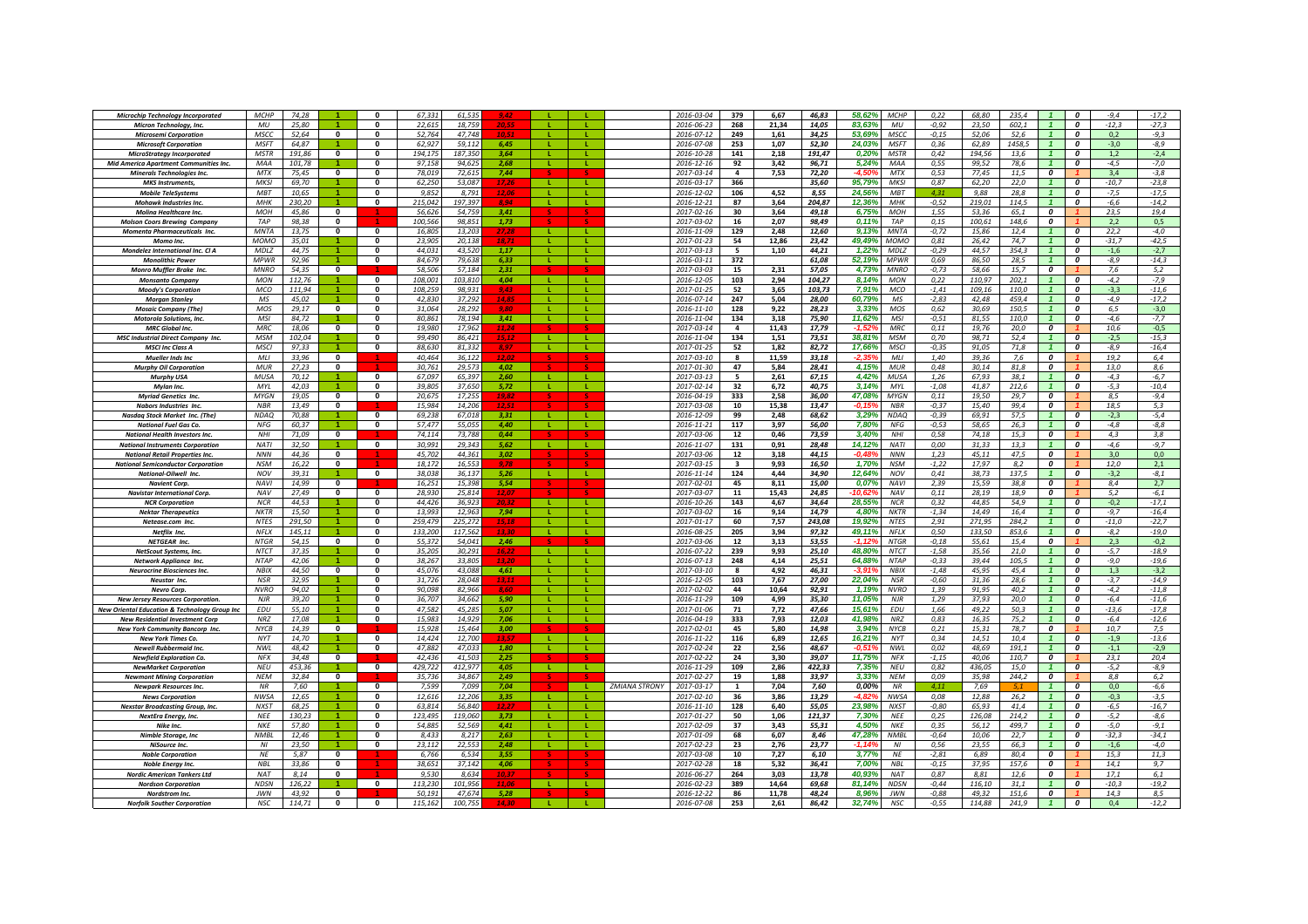| | | | | | | | | | | | | | | | | | | | | | | | | | |
|---|---|---|---|---|---|---|---|---|---|---|---|---|---|---|---|---|---|---|---|---|---|---|---|---|---|
| Microchip Technology Incorporated | MCHP | 74,28 | 1 | 0 | 67,331 | 61,535 | 9,42 | L | L | | 2016-03-04 | 379 | 6,67 | 46,83 | 58,62% | MCHP | 0,22 | 68,80 | 235,4 | 1 | 0 | -9,4 | -17,2 |
| Micron Technology, Inc. | MU | 25,80 | 1 | 0 | 22,615 | 18,759 | 20,55 | L | L | | 2016-06-23 | 268 | 21,34 | 14,05 | 83,63% | MU | -0,92 | 23,50 | 602,1 | 1 | 0 | -12,3 | -27,3 |
| Microsemi Corporation | MSCC | 52,64 | 0 | 0 | 52,764 | 47,748 | 10,51 | L | L | | 2016-07-12 | 249 | 1,61 | 34,25 | 53,69% | MSCC | -0,15 | 52,06 | 52,6 | 1 | 0 | 0,2 | -9,3 |
| Microsoft Corporation | MSFT | 64,87 | 1 | 0 | 62,927 | 59,112 | 6,45 | L | L | | 2016-07-08 | 253 | 1,07 | 52,30 | 24,03% | MSFT | 0,36 | 62,89 | 1458,5 | 1 | 0 | -3,0 | -8,9 |
| MicroStrategy Incorporated | MSTR | 191,86 | 0 | 0 | 194,175 | 187,350 | 3,64 | L | L | | 2016-10-28 | 141 | 2,18 | 191,47 | 0,20% | MSTR | 0,42 | 194,56 | 13,6 | 1 | 0 | 1,2 | -2,4 |
| Mid America Apartment Communities Inc. | MAA | 101,78 | 1 | 0 | 97,158 | 94,625 | 2,68 | L | L | | 2016-12-16 | 92 | 3,42 | 96,71 | 5,24% | MAA | 0,55 | 99,52 | 78,6 | 1 | 0 | -4,5 | -7,0 |
| Minerals Technologies Inc. | MTX | 75,45 | 0 | 0 | 78,019 | 72,615 | 7,44 | S | S | | 2017-03-14 | 4 | 7,53 | 72,20 | -4,50% | MTX | 0,53 | 77,45 | 11,5 | 0 | 1 | 3,4 | -3,8 |
| MKS Instruments, | MKSI | 69,70 | 1 | 0 | 62,250 | 53,087 | 17,26 | L | L | | 2016-03-17 | 366 | | 35,60 | 95,79% | MKSI | 0,87 | 62,20 | 22,0 | 1 | 0 | -10,7 | -23,8 |
| Mobile TeleSystems | MBT | 10,65 | 1 | 0 | 9,852 | 8,791 | 12,06 | L | L | | 2016-12-02 | 106 | 4,52 | 8,55 | 24,56% | MBT | 4,31 | 9,88 | 28,8 | 1 | 0 | -7,5 | -17,5 |
| Mohawk Industries Inc. | MHK | 230,20 | 1 | 0 | 215,042 | 197,397 | 8,94 | L | L | | 2016-12-21 | 87 | 3,64 | 204,87 | 12,36% | MHK | -0,52 | 219,01 | 114,5 | 1 | 0 | -6,6 | -14,2 |
| Molina Healthcare Inc. | MOH | 45,86 | 0 | 1 | 56,626 | 54,759 | 3,41 | S | S | | 2017-02-16 | 30 | 3,64 | 49,18 | 6,75% | MOH | 1,55 | 53,36 | 65,1 | 0 | 1 | 23,5 | 19,4 |
| Molson Coors Brewing Company | TAP | 98,38 | 0 | 1 | 100,566 | 98,851 | 1,73 | S | S | | 2017-03-02 | 16 | 2,07 | 98,49 | 0,11% | TAP | 0,15 | 100,61 | 148,6 | 0 | 1 | 2,2 | 0,5 |
| Momenta Pharmaceuticals Inc. | MNTA | 13,75 | 0 | 0 | 16,805 | 13,203 | 27,28 | L | L | | 2016-11-09 | 129 | 2,48 | 12,60 | 9,13% | MNTA | -0,72 | 15,86 | 12,4 | 1 | 0 | 22,2 | -4,0 |
| Momo Inc. | MOMO | 35,01 | 1 | 0 | 23,905 | 20,138 | 18,71 | L | L | | 2017-01-23 | 54 | 12,86 | 23,42 | 49,49% | MOMO | 0,81 | 26,42 | 74,7 | 1 | 0 | -31,7 | -42,5 |
| Mondelez International Inc. Cl A | MDLZ | 44,75 | 1 | 0 | 44,031 | 43,520 | 1,17 | L | L | | 2017-03-13 | 5 | 1,10 | 44,21 | 1,22% | MDLZ | -0,29 | 44,57 | 354,3 | 1 | 0 | -1,6 | -2,7 |
| Monolithic Power | MPWR | 92,96 | 1 | 0 | 84,679 | 79,638 | 6,33 | L | L | | 2016-03-11 | 372 | | 61,08 | 52,19% | MPWR | 0,69 | 86,50 | 28,5 | 1 | 0 | -8,9 | -14,3 |
| Monro Muffler Brake Inc. | MNRO | 54,35 | 0 | 1 | 58,506 | 57,184 | 2,31 | S | S | | 2017-03-03 | 15 | 2,31 | 57,05 | 4,73% | MNRO | -0,73 | 58,66 | 15,7 | 0 | 1 | 7,6 | 5,2 |
| Monsanto Company | MON | 112,76 | 1 | 0 | 108,001 | 103,810 | 4,04 | L | L | | 2016-12-05 | 103 | 2,94 | 104,27 | 8,14% | MON | 0,22 | 110,97 | 202,1 | 1 | 0 | -4,2 | -7,9 |
| Moody's Corporation | MCO | 111,94 | 1 | 0 | 108,259 | 98,931 | 9,43 | L | L | | 2017-01-25 | 52 | 3,65 | 103,73 | 7,91% | MCO | -1,41 | 109,16 | 110,0 | 1 | 0 | -3,3 | -11,6 |
| Morgan Stanley | MS | 45,02 | 1 | 0 | 42,830 | 37,292 | 14,85 | L | L | | 2016-07-14 | 247 | 5,04 | 28,00 | 60,79% | MS | -2,83 | 42,48 | 459,4 | 1 | 0 | -4,9 | -17,2 |
| Mosaic Company (The) | MOS | 29,17 | 0 | 0 | 31,064 | 28,292 | 9,80 | L | L | | 2016-11-10 | 128 | 9,22 | 28,23 | 3,33% | MOS | 0,62 | 30,69 | 150,5 | 1 | 0 | 6,5 | -3,0 |
| Motorola Solutions, Inc. | MSI | 84,72 | 1 | 0 | 80,861 | 78,194 | 3,41 | L | L | | 2016-11-04 | 134 | 3,18 | 75,90 | 11,62% | MSI | -0,51 | 81,55 | 110,0 | 1 | 0 | -4,6 | -7,7 |
| MRC Global Inc. | MRC | 18,06 | 0 | 0 | 19,980 | 17,962 | 11,24 | S | S | | 2017-03-14 | 4 | 11,43 | 17,79 | -1,52% | MRC | 0,11 | 19,76 | 20,0 | 0 | 1 | 10,6 | -0,5 |
| MSC Industrial Direct Company Inc. | MSM | 102,04 | 1 | 0 | 99,490 | 86,421 | 15,12 | L | L | | 2016-11-04 | 134 | 1,51 | 73,51 | 38,81% | MSM | 0,70 | 98,71 | 52,4 | 1 | 0 | -2,5 | -15,3 |
| MSCI Inc Class A | MSCI | 97,33 | 1 | 0 | 88,630 | 81,332 | 8,97 | L | L | | 2017-01-25 | 52 | 1,82 | 82,72 | 17,66% | MSCI | -0,35 | 91,05 | 71,8 | 1 | 0 | -8,9 | -16,4 |
| Mueller Inds Inc | MLI | 33,96 | 0 | 1 | 40,464 | 36,122 | 12,02 | S | S | | 2017-03-10 | 8 | 11,59 | 33,18 | -2,35% | MLI | 1,40 | 39,36 | 7,6 | 0 | 1 | 19,2 | 6,4 |
| Murphy Oil Corporation | MUR | 27,23 | 0 | 1 | 30,761 | 29,573 | 4,02 | S | S | | 2017-01-30 | 47 | 5,84 | 28,41 | 4,15% | MUR | 0,48 | 30,14 | 81,8 | 0 | 1 | 13,0 | 8,6 |
| Murphy USA | MUSA | 70,12 | 1 | 0 | 67,097 | 65,397 | 2,60 | L | L | | 2017-03-13 | 5 | 2,61 | 67,15 | 4,42% | MUSA | 1,26 | 67,93 | 38,1 | 1 | 0 | -4,3 | -6,7 |
| Mylan Inc. | MYL | 42,03 | 1 | 0 | 39,805 | 37,650 | 5,72 | L | L | | 2017-02-14 | 32 | 6,72 | 40,75 | 3,14% | MYL | -1,08 | 41,87 | 212,6 | 1 | 0 | -5,3 | -10,4 |
| Myriad Genetics Inc. | MYGN | 19,05 | 0 | 0 | 20,675 | 17,255 | 19,82 | S | S | | 2016-04-19 | 333 | 2,58 | 36,00 | 47,08% | MYGN | 0,11 | 19,50 | 29,7 | 0 | 1 | 8,5 | -9,4 |
| Nabors Industries Inc. | NBR | 13,49 | 0 | 1 | 15,984 | 14,206 | 12,51 | S | S | | 2017-03-08 | 10 | 15,38 | 13,47 | -0,15% | NBR | -0,37 | 15,40 | 99,4 | 0 | 1 | 18,5 | 5,3 |
| Nasdaq Stock Market Inc. (The) | NDAQ | 70,88 | 1 | 0 | 69,238 | 67,018 | 3,31 | L | L | | 2016-12-09 | 99 | 2,48 | 68,62 | 3,29% | NDAQ | -0,39 | 69,91 | 57,5 | 1 | 0 | -2,3 | -5,4 |
| National Fuel Gas Co. | NFG | 60,37 | 1 | 0 | 57,477 | 55,055 | 4,40 | L | L | | 2016-11-21 | 117 | 3,97 | 56,00 | 7,80% | NFG | -0,53 | 58,65 | 26,3 | 1 | 0 | -4,8 | -8,8 |
| National Health Investors Inc. | NHI | 71,09 | 0 | 1 | 74,114 | 73,788 | 0,44 | S | S | | 2017-03-06 | 12 | 0,46 | 73,59 | 3,40% | NHI | 0,58 | 74,18 | 15,3 | 0 | 1 | 4,3 | 3,8 |
| National Instruments Corporation | NATI | 32,50 | 1 | 0 | 30,991 | 29,343 | 5,62 | L | L | | 2016-11-07 | 131 | 0,91 | 28,48 | 14,12% | NATI | 0,00 | 31,33 | 13,3 | 1 | 0 | -4,6 | -9,7 |
| National Retail Properties Inc. | NNN | 44,36 | 0 | 1 | 45,702 | 44,361 | 3,02 | S | S | | 2017-03-06 | 12 | 3,18 | 44,15 | -0,48% | NNN | 1,23 | 45,11 | 47,5 | 0 | 1 | 3,0 | 0,0 |
| National Semiconductor Corporation | NSM | 16,22 | 0 | 1 | 18,172 | 16,553 | 9,78 | S | S | | 2017-03-15 | 3 | 9,93 | 16,50 | 1,70% | NSM | -1,22 | 17,97 | 8,2 | 0 | 1 | 12,0 | 2,1 |
| National-Oilwell Inc. | NOV | 39,31 | 1 | 0 | 38,038 | 36,137 | 5,26 | L | L | | 2016-11-14 | 124 | 4,44 | 34,90 | 12,64% | NOV | 0,41 | 38,73 | 137,5 | 1 | 0 | -3,2 | -8,1 |
| Navient Corp. | NAVI | 14,99 | 0 | 1 | 16,251 | 15,398 | 5,54 | S | S | | 2017-02-01 | 45 | 8,11 | 15,00 | 0,07% | NAVI | 2,39 | 15,59 | 38,8 | 0 | 1 | 8,4 | 2,7 |
| Navistar International Corp. | NAV | 27,49 | 0 | 0 | 28,930 | 25,814 | 12,07 | S | S | | 2017-03-07 | 11 | 15,43 | 24,85 | -10,62% | NAV | 0,11 | 28,19 | 18,9 | 0 | 1 | 5,2 | -6,1 |
| NCR Corporation | NCR | 44,53 | 1 | 0 | 44,426 | 36,923 | 20,32 | L | L | | 2016-10-26 | 143 | 4,67 | 34,64 | 28,55% | NCR | 0,32 | 44,85 | 54,9 | 1 | 0 | -0,2 | -17,1 |
| Nektar Therapeutics | NKTR | 15,50 | 1 | 0 | 13,993 | 12,963 | 7,94 | L | L | | 2017-03-02 | 16 | 9,14 | 14,79 | 4,80% | NKTR | -1,34 | 14,49 | 16,4 | 1 | 0 | -9,7 | -16,4 |
| Netease.com Inc. | NTES | 291,50 | 1 | 0 | 259,479 | 225,272 | 15,18 | L | L | | 2017-01-17 | 60 | 7,57 | 243,08 | 19,92% | NTES | 2,91 | 271,95 | 284,2 | 1 | 0 | -11,0 | -22,7 |
| Netflix Inc. | NFLX | 145,11 | 1 | 0 | 133,200 | 117,562 | 13,30 | L | L | | 2016-08-25 | 205 | 3,94 | 97,32 | 49,11% | NFLX | 0,50 | 133,50 | 853,6 | 1 | 0 | -8,2 | -19,0 |
| NETGEAR Inc. | NTGR | 54,15 | 0 | 0 | 55,372 | 54,041 | 2,46 | S | S | | 2017-03-06 | 12 | 3,13 | 54,76 | -1,12% | NTGR | -0,18 | 55,61 | 15,4 | 0 | 1 | 2,3 | -0,2 |
| NetScout Systems, Inc. | NTCT | 37,35 | 1 | 0 | 35,205 | 30,291 | 16,22 | L | L | | 2016-07-22 | 239 | 9,93 | 25,10 | 48,80% | NTCT | -1,58 | 35,56 | 21,0 | 1 | 0 | -5,7 | -18,9 |
| Network Appliance Inc. | NTAP | 42,06 | 1 | 0 | 38,267 | 33,805 | 13,20 | L | L | | 2016-07-13 | 248 | 4,14 | 25,51 | 64,88% | NTAP | -0,33 | 39,44 | 105,5 | 1 | 0 | -9,0 | -19,6 |
| Neurocrine Biosciences Inc. | NBIX | 44,50 | 0 | 0 | 45,076 | 43,088 | 4,61 | L | L | | 2017-03-10 | 8 | 4,92 | 46,31 | -3,91% | NBIX | -1,48 | 45,95 | 45,4 | 1 | 0 | 1,3 | -3,2 |
| Neustar Inc. | NSR | 32,95 | 1 | 0 | 31,726 | 28,048 | 13,11 | L | L | | 2016-12-05 | 103 | 7,67 | 27,00 | 22,04% | NSR | -0,60 | 31,36 | 28,6 | 1 | 0 | -3,7 | -14,9 |
| Nevro Corp. | NVRO | 94,02 | 1 | 0 | 90,098 | 82,966 | 8,60 | L | L | | 2017-02-02 | 44 | 10,64 | 92,91 | 1,19% | NVRO | 1,39 | 91,95 | 40,2 | 1 | 0 | -4,2 | -11,8 |
| New Jersey Resources Corporation. | NJR | 39,20 | 1 | 0 | 36,707 | 34,662 | 5,90 | L | L | | 2016-11-29 | 109 | 4,99 | 35,30 | 11,05% | NJR | 1,29 | 37,93 | 20,0 | 1 | 0 | -6,4 | -11,6 |
| New Oriental Education & Technology Group Inc | EDU | 55,10 | 1 | 0 | 47,582 | 45,285 | 5,07 | L | L | | 2017-01-06 | 71 | 7,72 | 47,66 | 15,61% | EDU | 1,66 | 49,22 | 50,3 | 1 | 0 | -13,6 | -17,8 |
| New Residential Investment Corp | NRZ | 17,08 | 1 | 0 | 15,983 | 14,929 | 7,06 | L | L | | 2016-04-19 | 333 | 7,93 | 12,03 | 41,98% | NRZ | 0,83 | 16,35 | 75,2 | 1 | 0 | -6,4 | -12,6 |
| New York Community Bancorp Inc. | NYCB | 14,39 | 0 | 1 | 15,928 | 15,464 | 3,00 | S | S | | 2017-02-01 | 45 | 5,80 | 14,98 | 3,94% | NYCB | 0,21 | 15,31 | 78,7 | 0 | 1 | 10,7 | 7,5 |
| New York Times Co. | NYT | 14,70 | 1 | 0 | 14,424 | 12,700 | 13,57 | L | L | | 2016-11-22 | 116 | 6,89 | 12,65 | 16,21% | NYT | 0,34 | 14,51 | 10,4 | 1 | 0 | -1,9 | -13,6 |
| Newell Rubbermaid Inc. | NWL | 48,42 | 1 | 0 | 47,882 | 47,033 | 1,80 | L | L | | 2017-02-24 | 22 | 2,56 | 48,67 | -0,51% | NWL | 0,02 | 48,69 | 191,1 | 1 | 0 | -1,1 | -2,9 |
| Newfield Exploration Co. | NFX | 34,48 | 0 | 1 | 42,436 | 41,503 | 2,25 | S | S | | 2017-02-22 | 24 | 3,30 | 39,07 | 11,75% | NFX | -1,15 | 40,06 | 110,7 | 0 | 1 | 23,1 | 20,4 |
| NewMarket Corporation | NEU | 453,36 | 1 | 0 | 429,722 | 412,977 | 4,05 | L | L | | 2016-11-29 | 109 | 2,86 | 422,33 | 7,35% | NEU | 0,82 | 436,05 | 15,0 | 1 | 0 | -5,2 | -8,9 |
| Newmont Mining Corporation | NEM | 32,84 | 0 | 1 | 35,736 | 34,867 | 2,49 | S | S | | 2017-02-27 | 19 | 1,88 | 33,97 | 3,33% | NEM | 0,09 | 35,98 | 244,2 | 0 | 1 | 8,8 | 6,2 |
| Newpark Resources Inc. | NR | 7,60 | 1 | 0 | 7,599 | 7,099 | 7,04 | S | L | ZMIANA STRONY | 2017-03-17 | 1 | 7,04 | 7,60 | 0,00% | NR | 4,11 | 7,69 | 5,1 | 1 | 0 | 0,0 | -6,6 |
| News Corporation | NWSA | 12,65 | 1 | 0 | 12,616 | 12,206 | 3,35 | L | L | | 2017-02-10 | 36 | 3,86 | 13,29 | -4,82% | NWSA | 0,08 | 12,88 | 26,2 | 1 | 0 | -0,3 | -3,5 |
| Nexstar Broadcasting Group, Inc. | NXST | 68,25 | 1 | 0 | 63,814 | 56,840 | 12,27 | L | L | | 2016-11-10 | 128 | 6,40 | 55,05 | 23,98% | NXST | -0,80 | 65,93 | 41,4 | 1 | 0 | -6,5 | -16,7 |
| NextEra Energy, Inc. | NEE | 130,23 | 1 | 0 | 123,495 | 119,060 | 3,73 | L | L | | 2017-01-27 | 50 | 1,06 | 121,37 | 7,30% | NEE | 0,25 | 126,08 | 214,2 | 1 | 0 | -5,2 | -8,6 |
| Nike Inc. | NKE | 57,80 | 1 | 0 | 54,885 | 52,569 | 4,41 | L | L | | 2017-02-09 | 37 | 3,43 | 55,31 | 4,50% | NKE | 0,35 | 56,12 | 499,7 | 1 | 0 | -5,0 | -9,1 |
| Nimble Storage, Inc | NMBL | 12,46 | 1 | 0 | 8,433 | 8,217 | 2,63 | L | L | | 2017-01-09 | 68 | 6,07 | 8,46 | 47,28% | NMBL | -0,64 | 10,06 | 22,7 | 1 | 0 | -32,3 | -34,1 |
| NiSource Inc. | NI | 23,50 | 1 | 0 | 23,112 | 22,553 | 2,48 | L | L | | 2017-02-23 | 23 | 2,76 | 23,77 | -1,14% | NI | 0,56 | 23,55 | 66,3 | 1 | 0 | -1,6 | -4,0 |
| Noble Corporation | NE | 5,87 | 0 | 1 | 6,766 | 6,534 | 3,55 | S | S | | 2017-03-08 | 10 | 7,27 | 6,10 | 3,77% | NE | -2,81 | 6,89 | 80,4 | 0 | 1 | 15,3 | 11,3 |
| Noble Energy Inc. | NBL | 33,86 | 0 | 1 | 38,651 | 37,142 | 4,06 | S | S | | 2017-02-28 | 18 | 5,32 | 36,41 | 7,00% | NBL | -0,15 | 37,95 | 157,6 | 0 | 1 | 14,1 | 9,7 |
| Nordic American Tankers Ltd | NAT | 8,14 | 0 | 1 | 9,530 | 8,634 | 10,37 | S | S | | 2016-06-27 | 264 | 3,03 | 13,78 | 40,93% | NAT | 0,87 | 8,81 | 12,6 | 0 | 1 | 17,1 | 6,1 |
| Nordson Corporation | NDSN | 126,22 | 1 | 0 | 113,230 | 101,956 | 11,06 | L | L | | 2016-02-23 | 389 | 14,64 | 69,68 | 81,14% | NDSN | -0,44 | 116,10 | 31,1 | 1 | 0 | -10,3 | -19,2 |
| Nordstrom Inc. | JWN | 43,92 | 0 | 1 | 50,191 | 47,674 | 5,28 | S | S | | 2016-12-22 | 86 | 11,78 | 48,24 | 8,96% | JWN | -0,88 | 49,32 | 151,6 | 0 | 1 | 14,3 | 8,5 |
| Norfolk Southern Corporation | NSC | 114,71 | 0 | 0 | 115,162 | 100,755 | 14,30 | L | L | | 2016-07-08 | 253 | 2,61 | 86,42 | 32,74% | NSC | -0,55 | 114,88 | 241,9 | 1 | 0 | 0,4 | -12,2 |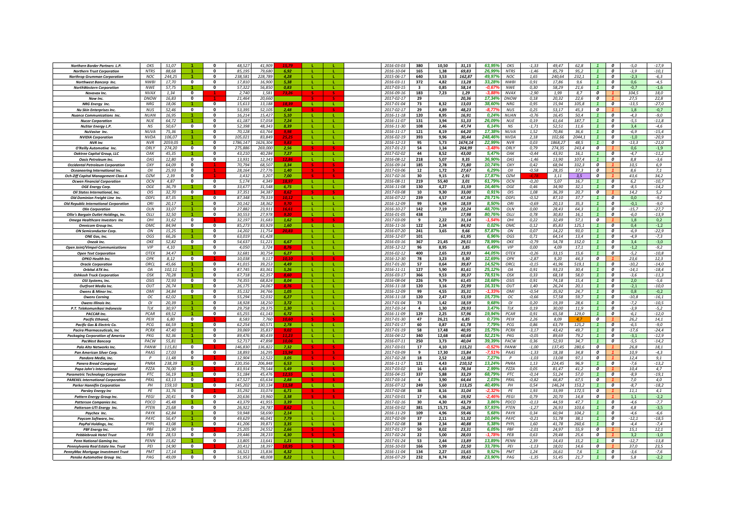| | | | | | | | | | | | | | | | | | | | | | | | |
|---|---|---|---|---|---|---|---|---|---|---|---|---|---|---|---|---|---|---|---|---|---|---|---|
| Northern Border Partners L.P. | OKS | 51,07 | 1 | 0 | 48,527 | 41,909 | 15,79 | L | L | 2016-03-03 | 380 | 10,50 | 31,15 | 63,95% | OKS | -1,33 | 49,47 | 62,8 | 1 | 0 | -5,0 | -17,9 |
| Northern Trust Corporation | NTRS | 88,68 | 1 | 0 | 85,195 | 79,680 | 6,92 | L | L | 2016-10-04 | 165 | 1,38 | 69,83 | 26,99% | NTRS | -1,46 | 85,79 | 95,2 | 1 | 0 | -3,9 | -10,1 |
| Northrop Grumman Corporation | NOC | 244,25 | 1 | 0 | 238,581 | 228,789 | 4,28 | L | L | 2015-06-17 | 640 | 3,53 | 162,87 | 49,97% | NOC | 1,65 | 240,64 | 232,1 | 1 | 0 | -2,3 | -6,3 |
| Northwest Bancorp Inc. | NWBI | 17,70 | 0 | 0 | 17,810 | 16,900 | 5,38 | L | L | 2016-03-11 | 372 | 4,82 | 13,28 | 33,28% | NWBI | 0,91 | 17,86 | 9,6 | 1 | 0 | 0,6 | -4,5 |
| NorthWestern Corporation | NWE | 57,75 | 1 | 0 | 57,322 | 56,850 | 0,83 | L | L | 2017-03-15 | 3 | 0,85 | 58,14 | -0,67% | NWE | 0,30 | 58,29 | 21,6 | 1 | 0 | -0,7 | -1,6 |
| Novavax Inc. | NVAX | 1,34 | 0 | 1 | 2,740 | 1,581 | 73,26 | S | S | 2016-09-16 | 183 | 7,23 | 1,29 | -3,88% | NVAX | -2,90 | 1,99 | 8,7 | 0 | 1 | 104,5 | 18,0 |
| Now Inc. | DNOW | 16,83 | 0 | 1 | 21,464 | 20,660 | 3,89 | S | S | 2017-02-17 | 29 | | 20,36 | 17,34% | DNOW | 0,18 | 20,32 | 22,6 | 0 | 1 | 27,5 | 22,6 |
| NRG Energy Inc. | NRG | 18,06 | 1 | 0 | 15,613 | 13,188 | 18,39 | L | L | 2017-01-04 | 73 | 8,32 | 13,03 | 38,60% | NRG | 0,95 | 15,94 | 105,8 | 1 | 0 | -13,5 | -27,0 |
| Nu Skin Enterprises Inc. | NUS | 52,46 | 0 | 1 | 53,395 | 52,105 | 2,48 | S | S | 2017-02-17 | 29 | 4,89 | 48,23 | -8,77% | NUS | 0,25 | 53,17 | 45,3 | 0 | 1 | 1,8 | -0,7 |
| Nuance Communications Inc. | NUAN | 16,95 | 1 | 0 | 16,214 | 15,427 | 5,10 | L | L | 2016-11-18 | 120 | 8,95 | 16,91 | 0,24% | NUAN | -0,76 | 16,45 | 50,4 | 1 | 0 | -4,3 | -9,0 |
| Nucor Corporation | NUE | 64,72 | 1 | 0 | 61,187 | 57,058 | 7,24 | L | L | 2016-11-07 | 131 | 3,94 | 51,33 | 26,09% | NUE | 0,19 | 61,64 | 187,7 | 1 | 0 | -5,5 | -11,8 |
| NuStar Energy L.P. | NS | 50,67 | 0 | 0 | 52,398 | 48,343 | 8,39 | L | L | 2016-11-30 | 108 | 2,46 | 47,74 | 6,14% | NS | -1,71 | 52,51 | 11,6 | 1 | 0 | 3,4 | -4,6 |
| NuVasive Inc. | NUVA | 75,36 | 1 | 0 | 70,128 | 63,764 | 9,98 | L | L | 2016-11-17 | 121 | 8,19 | 64,20 | 17,38% | NUVA | 1,52 | 70,86 | 36,6 | 1 | 0 | -6,9 | -15,4 |
| NVIDIA Corporation | NVDA | 106,07 | 1 | 0 | 105,021 | 83,849 | 25,25 | L | L | 2016-02-19 | 393 | 9,96 | 30,44 | 248,46% | NVDA | 2,18 | 102,66 | 2044,1 | 1 | 0 | -1,0 | -20,9 |
| NVR Inc | NVR | 2059,05 | 1 | 0 | 1786,147 | 1626,304 | 9,83 | L | L | 2016-12-13 | 95 | 5,73 | 1674,14 | 22,99% | NVR | 0,03 | 1868,27 | 48,5 | 1 | 0 | -13,3 | -21,0 |
| O'Reilly Automotive Inc. | ORLY | 274,20 | 0 | 0 | 275,886 | 269,000 | 2,56 | S | S | 2017-01-23 | 54 | 1,34 | 264,99 | -3,48% | ORLY | 0,79 | 274,35 | 243,4 | 0 | 1 | 0,6 | -1,9 |
| Oaktree Capital Group, LLC | OAK | 45,35 | 1 | 0 | 43,210 | 40,284 | 7,27 | L | L | 2017-02-02 | 44 | 8,52 | 43,00 | 5,47% | OAK | -0,44 | 43,91 | 16,1 | 1 | 0 | -4,7 | -11,2 |
| Oasis Petroleum Inc. | OAS | 12,80 | 0 | 0 | 13,931 | 12,343 | 12,86 | L | L | 2016-08-12 | 218 | 5,07 | 9,35 | 36,90% | OAS | -1,46 | 13,90 | 107,4 | 1 | 0 | 8,8 | -3,6 |
| Occidental Petroleum Corporation | OXY | 64,09 | 0 | 1 | 70,794 | 68,507 | 3,34 | S | S | 2016-09-14 | 185 | 2,78 | 71,80 | 10,74% | OXY | 0,42 | 68,94 | 332,3 | 0 | 1 | 10,5 | 6,9 |
| Oceaneering International Inc. | OII | 25,93 | 0 | 1 | 28,164 | 27,776 | 1,40 | S | S | 2017-03-06 | 12 | 1,72 | 27,67 | 6,29% | OII | -0,58 | 28,35 | 37,3 | 0 | 1 | 8,6 | 7,1 |
| Och-Ziff Capital Management Class A | OZM | 2,39 | 0 | 1 | 3,432 | 3,207 | 7,00 | S | S | 2017-02-16 | 30 | 9,15 | 2,91 | 17,87% | OZM | -4,78 | 3,11 | 3,5 | 0 | 1 | 43,6 | 34,2 |
| Ocwen Financial Corporation | OCN | 4,87 | 0 | 0 | 5,174 | 4,349 | 18,97 | L | L | 2016-08-11 | 219 | 55,40 | 3,01 | 61,79% | OCN | -0,20 | 5,07 | 16,7 | 1 | 0 | 6,2 | -10,7 |
| OGE Energy Corp. | OGE | 36,79 | 1 | 0 | 33,677 | 31,548 | 6,75 | L | L | 2016-11-08 | 130 | 4,27 | 31,59 | 16,46% | OGE | 0,46 | 34,90 | 32,1 | 1 | 0 | -8,5 | -14,2 |
| Oil States International, Inc. | OIS | 32,70 | 0 | 1 | 37,351 | 34,387 | 8,62 | S | S | 2017-03-08 | 10 | 9,30 | 33,00 | 0,91% | OIS | 1,08 | 36,39 | 20,7 | 0 | 1 | 14,2 | 5,2 |
| Old Dominion Freight Line Inc. | ODFL | 87,35 | 1 | 0 | 87,348 | 79,319 | 10,12 | L | L | 2016-07-22 | 239 | 4,57 | 67,34 | 29,71% | ODFL | -0,52 | 87,10 | 37,7 | 1 | 0 | 0,0 | -9,2 |
| Old Republic International Corporation | ORI | 20,17 | 1 | 0 | 20,142 | 18,362 | 9,70 | L | L | 2016-12-09 | 99 | 4,94 | 18,59 | 8,50% | ORI | -0,69 | 20,13 | 35,3 | 1 | 0 | -0,1 | -9,0 |
| Olin Corporation | OLN | 33,07 | 1 | 0 | 27,882 | 23,911 | 16,61 | L | L | 2016-10-27 | 142 | 7,19 | 22,24 | 48,70% | OLN | 0,00 | 28,43 | 64,3 | 1 | 0 | -15,7 | -27,7 |
| Ollie's Bargain Outlet Holdings, Inc. | OLLI | 32,50 | 1 | 0 | 30,553 | 27,978 | 9,20 | L | L | 2016-01-05 | 438 | | 17,98 | 80,76% | OLLI | 0,78 | 30,83 | 16,1 | 1 | 0 | -6,0 | -13,9 |
| Omega Healthcare Investors Inc | OHI | 31,62 | 0 | 1 | 32,197 | 31,683 | 1,62 | S | S | 2017-03-09 | 9 | 2,22 | 31,14 | -1,54% | OHI | 0,22 | 32,49 | 57,1 | 0 | 1 | 1,8 | 0,2 |
| Omnicom Group Inc. | OMC | 84,94 | 0 | 0 | 85,273 | 83,929 | 1,60 | L | L | 2016-11-16 | 122 | 2,34 | 84,92 | 0,02% | OMC | 0,12 | 85,83 | 125,1 | 1 | 0 | 0,4 | -1,2 |
| ON Semiconductor Corp. | ON | 15,25 | 1 | 0 | 14,202 | 11,754 | 20,83 | L | L | 2016-07-20 | 241 | 3,65 | 9,66 | 57,87% | ON | 0,07 | 14,22 | 93,0 | 1 | 0 | -6,9 | -22,9 |
| ONE Gas, Inc. | OGS | 66,26 | 1 | 0 | 63,019 | 61,428 | | L | L | 2016-12-07 | 101 | | 61,95 | 6,96% | OGS | 0,71 | 64,14 | 13,4 | 1 | 0 | -4,9 | -7,3 |
| Oneok Inc. | OKE | 52,82 | 0 | 0 | 54,637 | 51,221 | 6,67 | L | L | 2016-03-16 | 367 | 21,45 | 29,51 | 78,99% | OKE | -0,79 | 54,78 | 152,0 | 1 | 0 | 3,4 | -3,0 |
| Open Joint/Vimpel-Communications | VIP | 4,10 | 1 | 0 | 4,050 | 3,724 | 8,76 | L | L | 2016-12-12 | 96 | 8,95 | 3,85 | 6,49% | VIP | 0,00 | 4,09 | 17,1 | 1 | 0 | -1,2 | -9,2 |
| Open Text Corporation | OTEX | 34,47 | 1 | 0 | 32,681 | 30,754 | 6,27 | L | L | 2016-02-12 | 400 | 2,65 | 23,93 | 44,05% | OTEX | -0,26 | 33,15 | 15,6 | 1 | 0 | -5,2 | -10,8 |
| OPKO Health Inc. | OPK | 8,12 | 0 | 1 | 10,038 | 9,117 | 10,10 | S | S | 2016-12-30 | 78 | 3,23 | 9,30 | 12,69% | OPK | -2,87 | 9,20 | 44,3 | 0 | 1 | 23,6 | 12,3 |
| Oracle Corporation | ORCL | 45,66 | 1 | 0 | 41,015 | 39,253 | 4,49 | L | L | 2017-01-20 | 57 | 0,64 | 39,87 | 14,52% | ORCL | -0,15 | 41,96 | 519,1 | 1 | 0 | -10,2 | -14,0 |
| Orbital ATK Inc. | OA | 102,11 | 1 | 0 | 87,745 | 83,361 | 5,26 | L | L | 2016-11-11 | 127 | 5,90 | 81,61 | 25,12% | OA | 0,91 | 93,23 | 30,4 | 1 | 0 | -14,1 | -18,4 |
| Oshkosh Truck Corporation | OSK | 70,28 | 1 | 0 | 67,718 | 62,357 | 8,60 | L | L | 2016-03-17 | 366 | 9,53 | 39,37 | 78,51% | OSK | 0,33 | 68,18 | 58,0 | 1 | 0 | -3,6 | -11,3 |
| OSI Systems, Inc. | OSIS | 72,93 | 0 | 0 | 74,355 | 68,824 | 8,04 | L | L | 2016-08-04 | 226 | 9,79 | 61,45 | 18,68% | OSIS | 0,91 | 74,18 | 15,4 | 1 | 0 | 2,0 | -5,6 |
| Outfront Media Inc. | OUT | 26,74 | 1 | 0 | 26,175 | 24,067 | 8,76 | L | L | 2016-11-18 | 120 | 3,16 | 22,99 | 16,31% | OUT | 1,40 | 26,24 | 20,1 | 1 | 0 | -2,1 | -10,0 |
| Owens & Minor Inc. | OMI | 34,84 | 0 | 0 | 35,132 | 34,766 | 1,05 | L | L | 2016-12-09 | 99 | 4,55 | 35,31 | -1,33% | OMI | -0,54 | 35,92 | 24,7 | 1 | 0 | 0,8 | -0,2 |
| Owens Corning | OC | 62,02 | 1 | 0 | 55,294 | 52,032 | 6,27 | L | L | 2016-11-18 | 120 | 2,47 | 53,59 | 15,73% | OC | -0,66 | 57,58 | 59,7 | 1 | 0 | -10,8 | -16,1 |
| Owens Illinois Inc. | OI | 20,39 | 1 | 0 | 18,928 | 18,250 | 3,72 | L | L | 2017-01-04 | 73 | 1,42 | 18,59 | 9,68% | OI | 0,20 | 19,39 | 28,6 | 1 | 0 | -7,2 | -10,5 |
| P.T. Telekomunikasi Indonesia | TLK | 30,97 | 1 | 0 | 29,758 | 29,375 | 1,30 | L | L | 2017-03-14 | 4 | 1,30 | 29,93 | 3,47% | TLK | 0,19 | 30,00 | 11,9 | 1 | 0 | -3,9 | -5,2 |
| PACCAR Inc. | PCAR | 69,52 | 1 | 0 | 65,255 | 61,143 | 6,72 | L | L | 2016-11-09 | 129 | 2,25 | 57,96 | 19,94% | PCAR | 0,91 | 65,58 | 129,0 | 1 | 0 | -6,1 | -12,0 |
| Pacific Ethanol, | PEIX | 6,80 | 0 | 1 | 8,583 | 7,760 | 10,60 | S | S | 2017-01-30 | 47 | 26,21 | 6,85 | 0,73% | PEIX | 2,26 | 8,09 | 4,7 | 0 | 1 | 26,2 | 14,1 |
| Pacific Gas & Electric Co. | PCG | 66,59 | 1 | 0 | 62,254 | 60,571 | 2,78 | L | L | 2017-01-17 | 60 | 0,87 | 61,78 | 7,79% | PCG | 0,86 | 63,79 | 125,2 | 1 | 0 | -6,5 | -9,0 |
| Pacira Pharmaceuticals, Inc | PCRX | 47,40 | 1 | 0 | 39,069 | 35,837 | 9,02 | L | L | 2017-01-19 | 58 | 17,48 | 40,95 | 15,75% | PCRX | -3,17 | 43,42 | 49,7 | 1 | 0 | -17,6 | -24,4 |
| Packaging Corporation of America | PKG | 92,36 | 1 | 0 | 89,476 | 80,439 | 11,23 | L | L | 2016-04-12 | 340 | 12,68 | 60,68 | 52,21% | PKG | -0,05 | 89,69 | 79,2 | 1 | 0 | -3,1 | -12,9 |
| PacWest Bancorp | PACW | 55,81 | 1 | 0 | 52,717 | 47,898 | 10,06 | L | L | 2016-07-11 | 250 | 3,73 | 40,04 | 39,39% | PACW | 0,36 | 52,93 | 34,7 | 1 | 0 | -5,5 | -14,2 |
| Palo Alto Networks Inc. | PANW | 115,81 | 0 | 1 | 146,830 | 136,822 | 7,32 | S | S | 2017-03-01 | 17 | 4,10 | 115,21 | -0,52% | PANW | -1,00 | 137,45 | 280,6 | 0 | 1 | 26,8 | 18,1 |
| Pan American Silver Corp. | PAAS | 17,03 | 0 | 0 | 18,893 | 16,295 | 15,94 | S | S | 2017-03-09 | 9 | 17,30 | 15,84 | -7,51% | PAAS | -1,33 | 18,38 | 34,8 | 0 | 1 | 10,9 | -4,3 |
| Pandora Media, Inc. | P | 11,48 | 0 | 1 | 12,904 | 12,522 | 3,05 | S | S | 2017-02-28 | 18 | 2,52 | 12,38 | 7,27% | P | -1,03 | 13,08 | 97,1 | 0 | 1 | 12,4 | 9,1 |
| Panera Bread Company | PNRA | 238,39 | 1 | 0 | 220,356 | 206,848 | 6,53 | L | L | 2016-11-17 | 121 | 4,43 | 210,52 | 13,24% | PNRA | 1,13 | 224,45 | 96,9 | 1 | 0 | -7,6 | -13,2 |
| Papa John's International | PZZA | 76,00 | 0 | 1 | 83,914 | 79,544 | 5,49 | S | S | 2017-03-02 | 16 | 6,43 | 78,34 | 2,99% | PZZA | 0,05 | 81,47 | 41,2 | 0 | 1 | 10,4 | 4,7 |
| Parametric Technology Corporation | PTC | 56,19 | 1 | 0 | 51,184 | 45,476 | 12,55 | L | L | 2016-04-15 | 337 | 5,88 | 33,29 | 68,79% | PTC | -0,14 | 51,24 | 57,0 | 1 | 0 | -8,9 | -19,1 |
| PAREXEL International Corporation | PRXL | 63,13 | 0 | 1 | 67,527 | 65,634 | 2,88 | S | S | 2017-03-14 | 4 | 3,90 | 64,44 | 2,03% | PRXL | -0,82 | 66,87 | 67,5 | 0 | 1 | 7,0 | 4,0 |
| Parker Hannifin Corporation | PH | 159,10 | 1 | 0 | 145,202 | 130,134 | 11,58 | L | L | 2016-07-12 | 249 | 5,60 | 113,25 | 40,49% | PH | 0,54 | 146,24 | 153,2 | 1 | 0 | -8,7 | -18,2 |
| Parsley Energy Inc | PE | 31,76 | 0 | 1 | 35,292 | 33,074 | 6,71 | S | S | 2017-02-08 | 38 | 8,16 | 31,04 | -2,32% | PE | 1,93 | 33,99 | 172,5 | 0 | 1 | 11,1 | 4,1 |
| Pattern Energy Group Inc. | PEGI | 20,41 | 0 | 0 | 20,636 | 19,960 | 3,38 | S | S | 2017-03-01 | 17 | 4,36 | 19,92 | -2,46% | PEGI | 0,79 | 20,70 | 14,8 | 0 | 1 | 1,1 | -2,2 |
| Patterson Companies Inc. | PDCO | 45,48 | 1 | 0 | 43,379 | 41,955 | 3,39 | L | L | 2017-02-16 | 30 | 4,30 | 43,79 | 3,86% | PDCO | -0,13 | 44,59 | 47,7 | 1 | 0 | -4,6 | -7,7 |
| Patterson-UTI Energy Inc. | PTEN | 25,68 | 0 | 0 | 26,922 | 24,787 | 8,62 | L | L | 2016-03-02 | 381 | 15,71 | 16,26 | 57,93% | PTEN | -1,27 | 26,93 | 103,6 | 1 | 0 | 4,8 | -3,5 |
| Paychex Inc. | PAYX | 62,84 | 1 | 0 | 59,948 | 58,690 | 2,14 | L | L | 2016-11-29 | 109 | 4,96 | 59,46 | 5,68% | PAYX | 0,34 | 60,94 | 104,2 | 1 | 0 | -4,6 | -6,6 |
| Paycom Software, Inc. | PAYC | 56,47 | 1 | 0 | 49,629 | 46,041 | 7,79 | L | L | 2017-02-09 | 37 | 2,11 | 51,32 | 10,04% | PAYC | -0,21 | 51,78 | 38,1 | 1 | 0 | -12,1 | -18,5 |
| PayPal Holdings, Inc. | PYPL | 43,08 | 1 | 0 | 41,206 | 39,871 | 3,35 | L | L | 2017-02-08 | 38 | 2,34 | 40,88 | 5,38% | PYPL | 1,60 | 41,78 | 260,6 | 1 | 0 | -4,4 | -7,4 |
| Pebblebrook Hotel Trust | PEB | 28,53 | 0 | 0 | 29,446 | 28,233 | 4,30 | S | S | 2017-02-24 | 22 | 5,00 | 28,03 | -1,78% | PEB | 0,63 | 29,48 | 25,6 | 0 | 1 | 3,2 | -1,0 |
| Penn National Gaming Inc. | PENN | 15,82 | 1 | 0 | 13,805 | 13,641 | 1,21 | L | L | 2017-01-24 | 53 | 2,44 | 13,89 | 13,89% | PENN | 2,39 | 14,43 | 15,2 | 1 | 0 | -12,7 | -13,8 |
| Pennsylvania Real Estate Inv. Trust | PEI | 14,90 | 0 | 1 | 20,412 | 18,397 | 10,95 | S | S | 2016-10-03 | 166 | 5,99 | 22,50 | 33,78% | PEI | -1,13 | 18,01 | 14,6 | 0 | 1 | 37,0 | 23,5 |
| PennyMac Mortgage Investment Trust | PMT | 17,14 | 1 | 0 | 16,521 | 15,836 | 4,32 | L | L | 2016-11-04 | 134 | 2,27 | 15,65 | 9,52% | PMT | 1,24 | 16,61 | 7,6 | 1 | 0 | -3,6 | -7,6 |
| Penske Automotive Group Inc. | PAG | 49,09 | 0 | 0 | 51,953 | 48,008 | 8,22 | L | L | 2016-07-29 | 232 | 8,74 | 39,62 | 23,90% | PAG | -1,35 | 51,45 | 21,7 | 1 | 0 | 5,8 | -2,2 |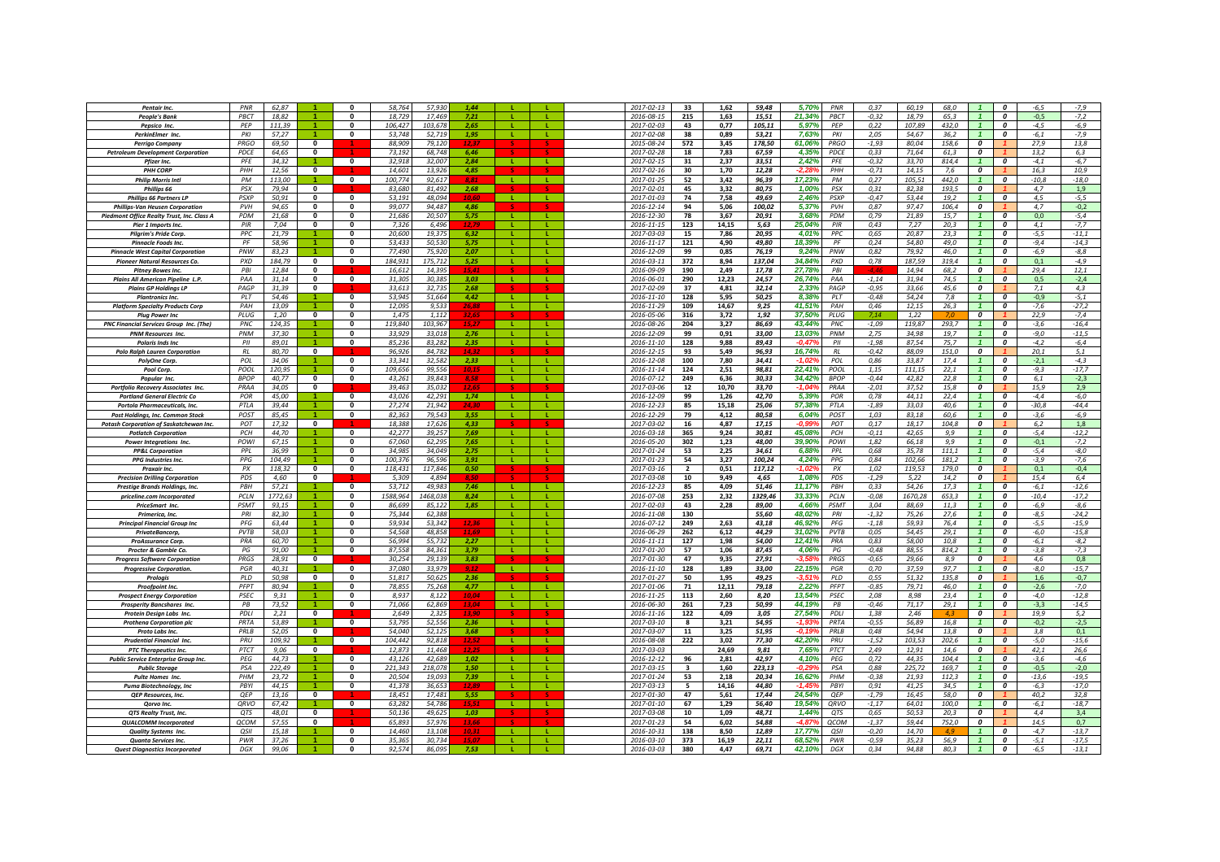| Pentair Inc. | PNR | 62,87 | 1 | 0 | 58,764 | 57,930 | 1,44 | L | L | 2017-02-13 | 33 | 1,62 | 59,48 | 5,70% | PNR | 0,37 | 60,19 | 68,0 | 1 | 0 | -6,5 | -7,9 |
|---|---|---|---|---|---|---|---|---|---|---|---|---|---|---|---|---|---|---|---|---|---|---|
| People's Bank | PBCT | 18,82 | 1 | 0 | 18,729 | 17,469 | 7,21 | L | L | 2016-08-15 | 215 | 1,63 | 15,51 | 21,34% | PBCT | -0,32 | 18,79 | 65,3 | 1 | 0 | -0,5 | -7,2 |
| Pepsico Inc. | PEP | 111,39 | 1 | 0 | 106,427 | 103,678 | 2,65 | L | L | 2017-02-03 | 43 | 0,77 | 105,11 | 5,97% | PEP | 0,22 | 107,89 | 432,0 | 1 | 0 | -4,5 | -6,9 |
| PerkinElmer Inc. | PKI | 57,27 | 1 | 0 | 53,748 | 52,719 | 1,95 | L | L | 2017-02-08 | 38 | 0,89 | 53,21 | 7,63% | PKI | 2,05 | 54,67 | 36,2 | 1 | 0 | -6,1 | -7,9 |
| Perrigo Company | PRGO | 69,50 | 0 | 1 | 88,909 | 79,120 | 12,37 | S | S | 2015-08-24 | 572 | 3,45 | 178,50 | 61,06% | PRGO | -1,93 | 80,04 | 158,6 | 0 | 1 | 27,9 | 13,8 |
| Petroleum Development Corporation | PDCE | 64,65 | 0 | 1 | 73,192 | 68,748 | 6,46 | S | S | 2017-02-28 | 18 | 7,83 | 67,59 | 4,35% | PDCE | 0,33 | 71,64 | 61,3 | 0 | 1 | 13,2 | 6,3 |
| Pfizer Inc. | PFE | 34,32 | 1 | 0 | 32,918 | 32,007 | 2,84 | L | L | 2017-02-15 | 31 | 2,37 | 33,51 | 2,42% | PFE | -0,32 | 33,70 | 814,4 | 1 | 0 | -4,1 | -6,7 |
| PHH CORP | PHH | 12,56 | 0 | 1 | 14,601 | 13,926 | 4,85 | S | S | 2017-02-16 | 30 | 1,70 | 12,28 | -2,28% | PHH | -0,71 | 14,15 | 7,6 | 0 | 1 | 16,3 | 10,9 |
| Philip Morris Intl | PM | 113,00 | 1 | 0 | 100,774 | 92,617 | 8,81 | L | L | 2017-01-25 | 52 | 3,42 | 96,39 | 17,23% | PM | 0,27 | 105,51 | 442,0 | 1 | 0 | -10,8 | -18,0 |
| Phillips 66 | PSX | 79,94 | 0 | 1 | 83,680 | 81,492 | 2,68 | S | S | 2017-02-01 | 45 | 3,32 | 80,75 | 1,00% | PSX | 0,31 | 82,38 | 193,5 | 0 | 1 | 4,7 | 1,9 |
| Phillips 66 Partners LP | PSXP | 50,91 | 0 | 0 | 53,191 | 48,094 | 10,60 | L | L | 2017-01-03 | 74 | 7,58 | 49,69 | 2,46% | PSXP | -0,47 | 53,44 | 19,2 | 1 | 0 | 4,5 | -5,5 |
| Phillips-Van Heusen Corporation | PVH | 94,65 | 0 | 0 | 99,077 | 94,487 | 4,86 | S | S | 2016-12-14 | 94 | 5,06 | 100,02 | 5,37% | PVH | 0,87 | 97,47 | 106,4 | 0 | 1 | 4,7 | -0,2 |
| Piedmont Office Realty Trust, Inc. Class A | PDM | 21,68 | 0 | 0 | 21,686 | 20,507 | 5,75 | L | L | 2016-12-30 | 78 | 3,67 | 20,91 | 3,68% | PDM | 0,79 | 21,89 | 15,7 | 1 | 0 | 0,0 | -5,4 |
| Pier 1 Imports Inc. | PIR | 7,04 | 0 | 0 | 7,326 | 6,496 | 12,79 | L | L | 2016-11-15 | 123 | 14,15 | 5,63 | 25,04% | PIR | 0,43 | 7,27 | 20,3 | 1 | 0 | 4,1 | -7,7 |
| Pilgrim's Pride Corp. | PPC | 21,79 | 1 | 0 | 20,600 | 19,375 | 6,32 | L | L | 2017-03-03 | 15 | 7,86 | 20,95 | 4,01% | PPC | 0,65 | 20,87 | 23,3 | 1 | 0 | -5,5 | -11,1 |
| Pinnacle Foods Inc. | PF | 58,96 | 1 | 0 | 53,433 | 50,530 | 5,75 | L | L | 2016-11-17 | 121 | 4,90 | 49,80 | 18,39% | PF | 0,24 | 54,80 | 49,0 | 1 | 0 | -9,4 | -14,3 |
| Pinnacle West Capital Corporation | PNW | 83,23 | 1 | 0 | 77,490 | 75,920 | 2,07 | L | L | 2016-12-09 | 99 | 0,85 | 76,19 | 9,24% | PNW | 0,82 | 79,92 | 46,0 | 1 | 0 | -6,9 | -8,8 |
| Pioneer Natural Resources Co. | PXD | 184,79 | 0 | 0 | 184,931 | 175,712 | 5,25 | L | L | 2016-03-11 | 372 | 8,94 | 137,04 | 34,84% | PXD | 0,78 | 187,59 | 319,4 | 1 | 0 | 0,1 | -4,9 |
| Pitney Bowes Inc. | PBI | 12,84 | 0 | 1 | 16,612 | 14,395 | 15,41 | S | S | 2016-09-09 | 190 | 2,49 | 17,78 | 27,78% | PBI | -4,46 | 14,94 | 68,2 | 0 | 1 | 29,4 | 12,1 |
| Plains All American Pipeline L.P. | PAA | 31,14 | 0 | 0 | 31,305 | 30,385 | 3,03 | L | L | 2016-06-01 | 290 | 12,23 | 24,57 | 26,74% | PAA | -1,14 | 31,94 | 74,5 | 1 | 0 | 0,5 | -2,4 |
| Plains GP Holdings LP | PAGP | 31,39 | 0 | 1 | 33,613 | 32,735 | 2,68 | S | S | 2017-02-09 | 37 | 4,81 | 32,14 | 2,33% | PAGP | -0,95 | 33,66 | 45,6 | 0 | 1 | 7,1 | 4,3 |
| Plantronics Inc. | PLT | 54,46 | 1 | 0 | 53,945 | 51,664 | 4,42 | L | L | 2016-11-10 | 128 | 5,95 | 50,25 | 8,38% | PLT | -0,48 | 54,24 | 7,8 | 1 | 0 | -0,9 | -5,1 |
| Platform Specialty Products Corp | PAH | 13,09 | 1 | 0 | 12,095 | 9,533 | 26,88 | L | L | 2016-11-29 | 109 | 14,67 | 9,25 | 41,51% | PAH | 0,46 | 12,15 | 26,3 | 1 | 0 | -7,6 | -27,2 |
| Plug Power Inc | PLUG | 1,20 | 0 | 0 | 1,475 | 1,112 | 32,65 | S | S | 2016-05-06 | 316 | 3,72 | 1,92 | 37,50% | PLUG | 7,14 | 1,22 | 7,0 | 0 | 1 | 22,9 | -7,4 |
| PNC Financial Services Group Inc. (The) | PNC | 124,35 | 1 | 0 | 119,840 | 103,967 | 15,27 | L | L | 2016-08-26 | 204 | 3,27 | 86,69 | 43,44% | PNC | -1,09 | 119,87 | 293,7 | 1 | 0 | -3,6 | -16,4 |
| PNM Resources Inc. | PNM | 37,30 | 1 | 0 | 33,929 | 33,018 | 2,76 | L | L | 2016-12-09 | 99 | 0,91 | 33,00 | 13,03% | PNM | 2,75 | 34,98 | 19,7 | 1 | 0 | -9,0 | -11,5 |
| Polaris Inds Inc | PII | 89,01 | 1 | 0 | 85,236 | 83,282 | 2,35 | L | L | 2016-11-10 | 128 | 9,88 | 89,43 | -0,47% | PII | -1,98 | 87,54 | 75,7 | 1 | 0 | -4,2 | -6,4 |
| Polo Ralph Lauren Corporation | RL | 80,70 | 0 | 1 | 96,926 | 84,782 | 14,32 | S | S | 2016-12-15 | 93 | 5,49 | 96,93 | 16,74% | RL | -0,42 | 88,09 | 151,0 | 0 | 1 | 20,1 | 5,1 |
| PolyOne Corp. | POL | 34,06 | 1 | 0 | 33,341 | 32,582 | 2,33 | L | L | 2016-12-08 | 100 | 7,80 | 34,41 | -1,02% | POL | 0,86 | 33,87 | 17,4 | 1 | 0 | -2,1 | -4,3 |
| Pool Corp. | POOL | 120,95 | 1 | 0 | 109,656 | 99,556 | 10,15 | L | L | 2016-11-14 | 124 | 2,51 | 98,81 | 22,41% | POOL | 1,15 | 111,15 | 22,1 | 1 | 0 | -9,3 | -17,7 |
| Popular Inc. | BPOP | 40,77 | 0 | 0 | 43,261 | 39,843 | 8,58 | L | L | 2016-07-12 | 249 | 6,36 | 30,33 | 34,42% | BPOP | -0,44 | 42,82 | 22,8 | 1 | 0 | 6,1 | -2,3 |
| Portfolio Recovery Associates Inc. | PRAA | 34,05 | 0 | 1 | 39,463 | 35,032 | 12,65 | S | S | 2017-03-06 | 12 | 10,70 | 33,70 | -1,04% | PRAA | -2,01 | 37,52 | 15,8 | 0 | 1 | 15,9 | 2,9 |
| Portland General Electric Co | POR | 45,00 | 1 | 0 | 43,026 | 42,291 | 1,74 | L | L | 2016-12-09 | 99 | 1,26 | 42,70 | 5,39% | POR | 0,78 | 44,11 | 22,4 | 1 | 0 | -4,4 | -6,0 |
| Portola Pharmaceuticals, Inc. | PTLA | 39,44 | 1 | 0 | 27,274 | 21,942 | 24,30 | L | L | 2016-12-23 | 85 | 15,18 | 25,06 | 57,38% | PTLA | -1,89 | 33,03 | 40,6 | 1 | 0 | -30,8 | -44,4 |
| Post Holdings, Inc. Common Stock | POST | 85,45 | 1 | 0 | 82,363 | 79,543 | 3,55 | L | L | 2016-12-29 | 79 | 4,12 | 80,58 | 6,04% | POST | 1,03 | 83,18 | 60,6 | 1 | 0 | -3,6 | -6,9 |
| Potash Corporation of Saskatchewan Inc. | POT | 17,32 | 0 | 1 | 18,388 | 17,626 | 4,33 | S | S | 2017-03-02 | 16 | 4,87 | 17,15 | -0,99% | POT | 0,17 | 18,17 | 104,8 | 0 | 1 | 6,2 | 1,8 |
| Potlatch Corporation | PCH | 44,70 | 1 | 0 | 42,277 | 39,257 | 7,69 | L | L | 2016-03-18 | 365 | 9,24 | 30,81 | 45,08% | PCH | -0,11 | 42,65 | 9,9 | 1 | 0 | -5,4 | -12,2 |
| Power Integrations Inc. | POWI | 67,15 | 1 | 0 | 67,060 | 62,295 | 7,65 | L | L | 2016-05-20 | 302 | 1,23 | 48,00 | 39,90% | POWI | 1,82 | 66,18 | 9,9 | 1 | 0 | -0,1 | -7,2 |
| PP&L Corporation | PPL | 36,99 | 1 | 0 | 34,985 | 34,049 | 2,75 | L | L | 2017-01-24 | 53 | 2,25 | 34,61 | 6,88% | PPL | 0,68 | 35,78 | 111,1 | 1 | 0 | -5,4 | -8,0 |
| PPG Industries Inc. | PPG | 104,49 | 1 | 0 | 100,376 | 96,596 | 3,91 | L | L | 2017-01-23 | 54 | 3,27 | 100,24 | 4,24% | PPG | 0,84 | 102,66 | 181,2 | 1 | 0 | -3,9 | -7,6 |
| Praxair Inc. | PX | 118,32 | 0 | 0 | 118,431 | 117,846 | 0,50 | S | S | 2017-03-16 | 2 | 0,51 | 117,12 | -1,02% | PX | 1,02 | 119,53 | 179,0 | 0 | 1 | 0,1 | -0,4 |
| Precision Drilling Corporation | PDS | 4,60 | 0 | 1 | 5,309 | 4,894 | 8,50 | S | S | 2017-03-08 | 10 | 9,49 | 4,65 | 1,08% | PDS | -1,29 | 5,22 | 14,2 | 0 | 1 | 15,4 | 6,4 |
| Prestige Brands Holdings, Inc. | PBH | 57,21 | 1 | 0 | 53,712 | 49,983 | 7,46 | L | L | 2016-12-23 | 85 | 4,09 | 51,46 | 11,17% | PBH | 0,33 | 54,26 | 17,3 | 1 | 0 | -6,1 | -12,6 |
| priceline.com Incorporated | PCLN | 1772,63 | 1 | 0 | 1588,964 | 1468,038 | 8,24 | L | L | 2016-07-08 | 253 | 2,32 | 1329,46 | 33,33% | PCLN | -0,08 | 1670,28 | 653,3 | 1 | 0 | -10,4 | -17,2 |
| PriceSmart Inc. | PSMT | 93,15 | 1 | 0 | 86,699 | 85,122 | 1,85 | L | L | 2017-02-03 | 43 | 2,28 | 89,00 | 4,66% | PSMT | 3,04 | 88,69 | 11,3 | 1 | 0 | -6,9 | -8,6 |
| Primerica, Inc. | PRI | 82,30 | 1 | 0 | 75,344 | 62,388 | | L | L | 2016-11-08 | 130 | | 55,60 | 48,02% | PRI | -1,32 | 75,26 | 27,6 | 1 | 0 | -8,5 | -24,2 |
| Principal Financial Group Inc | PFG | 63,44 | 1 | 0 | 59,934 | 53,342 | 12,36 | L | L | 2016-07-12 | 249 | 2,63 | 43,18 | 46,92% | PFG | -1,18 | 59,93 | 76,4 | 1 | 0 | -5,5 | -15,9 |
| PrivateBancorp, | PVTB | 58,03 | 1 | 0 | 54,568 | 48,858 | 11,69 | L | L | 2016-06-29 | 262 | 6,12 | 44,29 | 31,02% | PVTB | 0,05 | 54,45 | 29,1 | 1 | 0 | -6,0 | -15,8 |
| ProAssurance Corp. | PRA | 60,70 | 1 | 0 | 56,994 | 55,732 | 2,27 | L | L | 2016-11-11 | 127 | 1,98 | 54,00 | 12,41% | PRA | 0,83 | 58,00 | 10,8 | 1 | 0 | -6,1 | -8,2 |
| Procter & Gamble Co. | PG | 91,00 | 1 | 0 | 87,558 | 84,361 | 3,79 | L | L | 2017-01-20 | 57 | 1,06 | 87,45 | 4,06% | PG | -0,48 | 88,55 | 814,2 | 1 | 0 | -3,8 | -7,3 |
| Progress Software Corporation | PRGS | 28,91 | 0 | 1 | 30,254 | 29,139 | 3,83 | S | S | 2017-01-30 | 47 | 9,35 | 27,91 | -3,58% | PRGS | -0,65 | 29,66 | 8,9 | 0 | 1 | 4,6 | 0,8 |
| Progressive Corporation. | PGR | 40,31 | 1 | 0 | 37,080 | 33,979 | 9,13 | L | L | 2016-11-10 | 128 | 1,89 | 33,00 | 22,15% | PGR | 0,70 | 37,59 | 97,7 | 1 | 0 | -8,0 | -15,7 |
| Prologis | PLD | 50,98 | 0 | 0 | 51,817 | 50,625 | 2,36 | S | S | 2017-01-27 | 50 | 1,95 | 49,25 | -3,51% | PLD | 0,55 | 51,32 | 135,8 | 0 | 1 | 1,6 | -0,7 |
| Proofpoint Inc. | PFPT | 80,94 | 1 | 0 | 78,855 | 75,268 | 4,77 | L | L | 2017-01-06 | 71 | 12,11 | 79,18 | 2,22% | PFPT | -0,85 | 79,71 | 46,0 | 1 | 0 | -2,6 | -7,0 |
| Prospect Energy Corporation | PSEC | 9,31 | 1 | 0 | 8,937 | 8,122 | 10,04 | L | L | 2016-11-25 | 113 | 2,60 | 8,20 | 13,54% | PSEC | 2,08 | 8,98 | 23,4 | 1 | 0 | -4,0 | -12,8 |
| Prosperity Bancshares Inc. | PB | 73,52 | 1 | 0 | 71,066 | 62,869 | 13,04 | L | L | 2016-06-30 | 261 | 7,23 | 50,99 | 44,19% | PB | -0,46 | 71,17 | 29,1 | 1 | 0 | -3,3 | -14,5 |
| Protein Design Labs Inc. | PDLI | 2,21 | 0 | 1 | 2,649 | 2,325 | 13,90 | S | S | 2016-11-16 | 122 | 4,09 | 3,05 | 27,54% | PDLI | 1,38 | 2,46 | 4,3 | 0 | 1 | 19,9 | 5,2 |
| Prothena Corporation plc | PRTA | 53,89 | 1 | 0 | 53,795 | 52,556 | 2,36 | L | L | 2017-03-10 | 8 | 3,21 | 54,95 | -1,93% | PRTA | -0,55 | 56,89 | 16,8 | 1 | 0 | -0,2 | -2,5 |
| Proto Labs Inc. | PRLB | 52,05 | 0 | 1 | 54,040 | 52,125 | 3,68 | S | S | 2017-03-07 | 11 | 3,25 | 51,95 | -0,19% | PRLB | 0,48 | 54,94 | 13,8 | 0 | 1 | 3,8 | 0,1 |
| Prudential Financial Inc. | PRU | 109,92 | 1 | 0 | 104,442 | 92,818 | 12,52 | L | L | 2016-08-08 | 222 | 3,02 | 77,30 | 42,20% | PRU | -1,52 | 103,53 | 202,6 | 1 | 0 | -5,0 | -15,6 |
| PTC Therapeutics Inc. | PTCT | 9,06 | 0 | 1 | 12,873 | 11,468 | 12,25 | S | S | 2017-03-03 | | 24,69 | 9,81 | 7,65% | PTCT | 2,49 | 12,91 | 14,6 | 0 | 1 | 42,1 | 26,6 |
| Public Service Enterprise Group Inc. | PEG | 44,73 | 1 | 0 | 43,126 | 42,689 | 1,02 | L | L | 2016-12-12 | 96 | 2,81 | 42,97 | 4,10% | PEG | 0,72 | 44,35 | 104,4 | 1 | 0 | -3,6 | -4,6 |
| Public Storage | PSA | 222,49 | 1 | 0 | 221,343 | 218,078 | 1,50 | L | L | 2017-03-15 | 3 | 1,60 | 223,13 | -0,29% | PSA | 0,88 | 225,72 | 169,7 | 1 | 0 | -0,5 | -2,0 |
| Pulte Homes Inc. | PHM | 23,72 | 1 | 0 | 20,504 | 19,093 | 7,39 | L | L | 2017-01-24 | 53 | 2,18 | 20,34 | 16,62% | PHM | -0,38 | 21,93 | 112,3 | 1 | 0 | -13,6 | -19,5 |
| Puma Biotechnology, Inc | PBYI | 44,15 | 1 | 0 | 41,378 | 36,653 | 12,89 | L | L | 2017-03-13 | 5 | 14,16 | 44,80 | -1,45% | PBYI | 0,91 | 41,25 | 34,5 | 1 | 0 | -6,3 | -17,0 |
| QEP Resources, Inc. | QEP | 13,16 | 0 | 1 | 18,451 | 17,481 | 5,55 | S | S | 2017-01-30 | 47 | 5,61 | 17,44 | 24,54% | QEP | -1,79 | 16,45 | 58,0 | 0 | 1 | 40,2 | 32,8 |
| Qorvo Inc. | QRVO | 67,42 | 1 | 0 | 63,282 | 54,786 | 15,51 | L | L | 2017-01-10 | 67 | 1,29 | 56,40 | 19,54% | QRVO | -1,17 | 64,01 | 100,0 | 1 | 0 | -6,1 | -18,7 |
| QTS Realty Trust, Inc. | QTS | 48,01 | 0 | 1 | 50,136 | 49,625 | 1,03 | S | S | 2017-03-08 | 10 | 1,09 | 48,71 | 1,44% | QTS | 0,65 | 50,53 | 20,3 | 0 | 1 | 4,4 | 3,4 |
| QUALCOMM Incorporated | QCOM | 57,55 | 0 | 1 | 65,893 | 57,976 | 13,66 | S | S | 2017-01-23 | 54 | 6,02 | 54,88 | -4,87% | QCOM | -1,37 | 59,44 | 752,0 | 0 | 1 | 14,5 | 0,7 |
| Quality Systems Inc. | QSII | 15,18 | 1 | 0 | 14,460 | 13,108 | 10,31 | L | L | 2016-10-31 | 138 | 8,50 | 12,89 | 17,77% | QSII | -0,20 | 14,70 | 4,9 | 1 | 0 | -4,7 | -13,7 |
| Quanta Services Inc. | PWR | 37,26 | 1 | 0 | 35,365 | 30,734 | 15,07 | L | L | 2016-03-10 | 373 | 16,19 | 22,11 | 68,52% | PWR | -0,59 | 35,23 | 56,9 | 1 | 0 | -5,1 | -17,5 |
| Quest Diagnostics Incorporated | DGX | 99,06 | 1 | 0 | 92,574 | 86,095 | 7,53 | L | L | 2016-03-03 | 380 | 4,47 | 69,71 | 42,10% | DGX | 0,34 | 94,88 | 80,3 | 1 | 0 | -6,5 | -13,1 |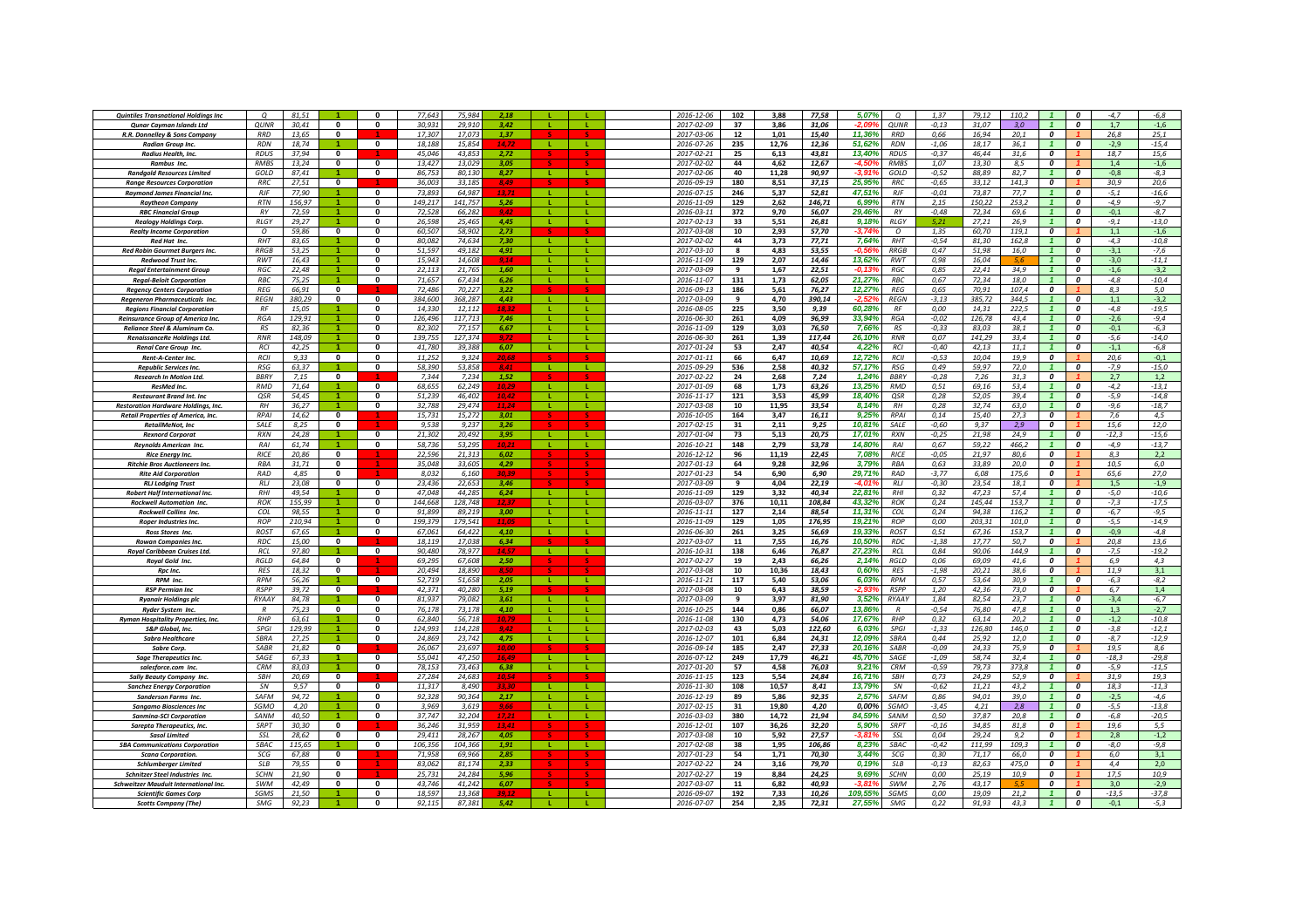| | | | | | | | | | | | | | | | | | | | | | | | |
|---|---|---|---|---|---|---|---|---|---|---|---|---|---|---|---|---|---|---|---|---|---|---|---|
| Quintiles Transnational Holdings Inc | Q | 81,51 | 1 | 0 | 77,643 | 75,984 | 2,18 | L | L | 2016-12-06 | 102 | 3,88 | 77,58 | 5,07% | Q | 1,37 | 79,12 | 110,2 | 1 | 0 | -4,7 | -6,8 |
| Qunar Cayman Islands Ltd | QUNR | 30,41 | 0 | 0 | 30,931 | 29,910 | 3,42 | L | L | 2017-02-09 | 37 | 3,86 | 31,06 | -2,09% | QUNR | -0,13 | 31,07 | 3,0 | 1 | 0 | 1,7 | -1,6 |
| R.R. Donnelley & Sons Company | RRD | 13,65 | 0 | 1 | 17,307 | 17,073 | 1,37 | S | S | 2017-03-06 | 12 | 1,01 | 15,40 | 11,36% | RRD | 0,66 | 16,94 | 20,1 | 0 | 1 | 26,8 | 25,1 |
| Radian Group Inc. | RDN | 18,74 | 1 | 0 | 18,188 | 15,854 | 14,72 | L | L | 2016-07-26 | 235 | 12,76 | 12,36 | 51,62% | RDN | -1,06 | 18,17 | 36,1 | 1 | 0 | -2,9 | -15,4 |
| Radius Health, Inc. | RDUS | 37,94 | 0 | 1 | 45,046 | 43,853 | 2,72 | S | S | 2017-02-21 | 25 | 6,13 | 43,81 | 13,40% | RDUS | -0,37 | 46,44 | 31,6 | 0 | 1 | 18,7 | 15,6 |
| Rambus Inc. | RMBS | 13,24 | 0 | 0 | 13,427 | 13,029 | 3,05 | S | S | 2017-02-02 | 44 | 4,62 | 12,67 | -4,50% | RMBS | 1,07 | 13,30 | 8,5 | 0 | 1 | 1,4 | -1,6 |
| Randgold Resources Limited | GOLD | 87,41 | 1 | 0 | 86,753 | 80,130 | 8,27 | L | L | 2017-07-06 | 40 | 11,28 | 90,97 | -3,91% | GOLD | -0,52 | 88,89 | 82,7 | 1 | 0 | -0,8 | -8,3 |
| Range Resources Corporation | RRC | 27,51 | 0 | 1 | 36,003 | 33,185 | 8,49 | S | S | 2016-09-19 | 180 | 8,51 | 37,15 | 25,95% | RRC | -0,65 | 33,12 | 141,3 | 0 | 1 | 30,9 | 20,6 |
| Raymond James Financial Inc. | RJF | 77,90 | 1 | 0 | 73,893 | 64,987 | 13,71 | L | L | 2016-07-15 | 246 | 5,37 | 52,81 | 47,51% | RJF | -0,01 | 73,87 | 77,7 | 1 | 0 | -5,1 | -16,6 |
| Raytheon Company | RTN | 156,97 | 1 | 0 | 149,217 | 141,757 | 5,26 | L | L | 2016-11-09 | 129 | 2,62 | 146,71 | 6,99% | RTN | 2,15 | 150,22 | 253,2 | 1 | 0 | -4,9 | -9,7 |
| RBC Financial Group | RY | 72,59 | 1 | 0 | 72,528 | 66,282 | 9,42 | L | L | 2016-03-11 | 372 | 9,70 | 56,07 | 29,46% | RY | -0,48 | 72,34 | 69,6 | 1 | 0 | -0,1 | -8,7 |
| Realogy Holdings Corp. | RLGY | 29,27 | 1 | 0 | 26,598 | 25,465 | 4,45 | L | L | 2017-02-13 | 33 | 5,51 | 26,81 | 9,18% | RLGY | 5,21 | 27,21 | 26,9 | 1 | 0 | -9,1 | -13,0 |
| Realty Income Corporation | O | 59,86 | 0 | 0 | 60,507 | 58,902 | 2,73 | S | S | 2017-03-08 | 10 | 2,93 | 57,70 | -3,74% | O | 1,35 | 60,70 | 119,1 | 0 | 1 | 1,1 | -1,6 |
| Red Hat Inc. | RHT | 83,65 | 1 | 0 | 80,082 | 74,634 | 7,30 | L | L | 2017-02-02 | 44 | 3,73 | 77,71 | 7,64% | RHT | -0,54 | 81,30 | 162,8 | 1 | 0 | -4,3 | -10,8 |
| Red Robin Gourmet Burgers Inc. | RRGB | 53,25 | 1 | 0 | 51,597 | 49,182 | 4,91 | L | L | 2017-03-10 | 8 | 4,83 | 53,55 | -0,56% | RRGB | 0,47 | 51,98 | 16,0 | 1 | 0 | -3,1 | -7,6 |
| Redwood Trust Inc. | RWT | 16,43 | 1 | 0 | 15,943 | 14,608 | 9,14 | L | L | 2016-11-09 | 129 | 2,07 | 14,46 | 13,62% | RWT | 0,98 | 16,04 | 5,6 | 1 | 0 | -3,0 | -11,1 |
| Regal Entertainment Group | RGC | 22,48 | 1 | 0 | 22,113 | 21,765 | 1,60 | L | L | 2017-03-09 | 9 | 1,67 | 22,51 | -0,13% | RGC | 0,85 | 22,41 | 34,9 | 1 | 0 | -1,6 | -3,2 |
| Regal-Beloit Corporation | RBC | 75,25 | 1 | 0 | 71,657 | 67,434 | 6,26 | L | L | 2016-11-07 | 131 | 1,73 | 62,05 | 21,27% | RBC | 0,67 | 72,34 | 18,0 | 1 | 0 | -4,8 | -10,4 |
| Regency Centers Corporation | REG | 66,91 | 0 | 1 | 72,486 | 70,227 | 3,22 | S | S | 2016-09-13 | 186 | 5,61 | 76,27 | 12,27% | REG | 0,65 | 70,91 | 107,4 | 0 | 1 | 8,3 | 5,0 |
| Regeneron Pharmaceuticals Inc. | REGN | 380,29 | 0 | 0 | 384,600 | 368,287 | 4,43 | L | L | 2017-03-09 | 9 | 4,70 | 390,14 | -2,52% | REGN | -3,13 | 385,72 | 344,5 | 1 | 0 | 1,1 | -3,2 |
| Regions Financial Corporation | RF | 15,05 | 1 | 0 | 14,330 | 12,112 | 18,32 | L | L | 2016-08-05 | 225 | 3,50 | 9,39 | 60,28% | RF | 0,00 | 14,31 | 222,5 | 1 | 0 | -4,8 | -19,5 |
| Reinsurance Group of America Inc. | RGA | 129,91 | 1 | 0 | 126,496 | 117,713 | 7,46 | L | L | 2016-06-30 | 261 | 4,09 | 96,99 | 33,94% | RGA | -0,02 | 126,78 | 43,4 | 1 | 0 | -2,6 | -9,4 |
| Reliance Steel & Aluminum Co. | RS | 82,36 | 1 | 0 | 82,302 | 77,157 | 6,67 | L | L | 2016-11-09 | 129 | 3,03 | 76,50 | 7,66% | RS | -0,33 | 83,03 | 38,1 | 1 | 0 | -0,1 | -6,3 |
| RenaissanceRe Holdings Ltd. | RNR | 148,09 | 1 | 0 | 139,755 | 127,374 | 9,72 | L | L | 2016-06-30 | 261 | 1,39 | 117,44 | 26,10% | RNR | 0,07 | 141,29 | 33,4 | 1 | 0 | -5,6 | -14,0 |
| Renal Care Group Inc. | RCI | 42,25 | 1 | 0 | 41,780 | 39,388 | 6,07 | L | L | 2017-01-24 | 53 | 2,47 | 40,54 | 4,22% | RCI | -0,40 | 42,13 | 11,1 | 1 | 0 | -1,1 | -6,8 |
| Rent-A-Center Inc. | RCII | 9,33 | 0 | 0 | 11,252 | 9,324 | 20,68 | S | S | 2017-01-11 | 66 | 6,47 | 10,69 | 12,72% | RCII | -0,53 | 10,04 | 19,9 | 0 | 1 | 20,6 | -0,1 |
| Republic Services Inc. | RSG | 63,37 | 1 | 0 | 58,390 | 53,858 | 8,41 | L | L | 2015-09-29 | 536 | 2,58 | 40,32 | 57,17% | RSG | 0,49 | 59,97 | 72,0 | 1 | 0 | -7,9 | -15,0 |
| Research In Motion Ltd. | BBRY | 7,15 | 0 | 1 | 7,344 | 7,234 | 1,52 | S | S | 2017-02-22 | 24 | 2,68 | 7,24 | 1,24% | BBRY | -0,28 | 7,26 | 31,3 | 0 | 1 | 2,7 | 1,2 |
| ResMed Inc. | RMD | 71,64 | 1 | 0 | 68,655 | 62,249 | 10,29 | L | L | 2017-01-09 | 68 | 1,73 | 63,26 | 13,25% | RMD | 0,51 | 69,16 | 53,4 | 1 | 0 | -4,2 | -13,1 |
| Restaurant Brand Int. Inc | QSR | 54,45 | 1 | 0 | 51,239 | 46,402 | 10,42 | L | L | 2016-11-17 | 121 | 3,53 | 45,99 | 18,40% | QSR | 0,28 | 52,05 | 39,4 | 1 | 0 | -5,9 | -14,8 |
| Restoration Hardware Holdings, Inc. | RH | 36,27 | 1 | 0 | 32,788 | 29,474 | 11,24 | L | L | 2017-03-08 | 10 | 11,95 | 33,54 | 8,14% | RH | 0,28 | 32,74 | 63,0 | 1 | 0 | -9,6 | -18,7 |
| Retail Properties of America, Inc. | RPAI | 14,62 | 0 | 1 | 15,731 | 15,272 | 3,01 | S | S | 2016-10-05 | 164 | 3,47 | 16,11 | 9,25% | RPAI | 0,14 | 15,40 | 27,3 | 0 | 1 | 7,6 | 4,5 |
| RetailMeNot, Inc | SALE | 8,25 | 0 | 1 | 9,538 | 9,217 | 3,26 | S | S | 2017-02-15 | 31 | 2,11 | 9,25 | 10,81% | SALE | -0,60 | 9,37 | 2,9 | 0 | 1 | 15,6 | 12,0 |
| Rexnord Corporat | RXN | 24,28 | 1 | 0 | 21,302 | 20,492 | 3,95 | L | L | 2017-01-04 | 73 | 5,13 | 20,75 | 17,01% | RXN | -0,25 | 21,98 | 24,9 | 1 | 0 | -12,3 | -15,6 |
| Reynolds American Inc. | RAI | 61,74 | 1 | 0 | 58,736 | 53,295 | 10,21 | L | L | 2016-10-21 | 148 | 2,79 | 53,78 | 14,80% | RAI | 0,67 | 59,22 | 466,2 | 1 | 0 | -4,9 | -13,7 |
| Rice Energy Inc. | RICE | 20,86 | 0 | 1 | 22,596 | 21,313 | 6,02 | S | S | 2016-12-12 | 96 | 11,19 | 22,45 | 7,08% | RICE | -0,05 | 21,97 | 80,6 | 0 | 1 | 8,3 | 2,2 |
| Ritchie Bros Auctioneers Inc. | RBA | 31,71 | 0 | 1 | 35,048 | 33,605 | 4,29 | S | S | 2017-01-13 | 64 | 9,28 | 32,96 | 3,79% | RBA | 0,63 | 33,89 | 20,0 | 0 | 1 | 10,5 | 6,0 |
| Rite Aid Corporation | RAD | 4,85 | 0 | 1 | 8,032 | 6,160 | 30,39 | S | S | 2017-01-23 | 54 | 6,90 | 6,90 | 29,71% | RAD | -3,77 | 6,08 | 175,6 | 0 | 1 | 65,6 | 27,0 |
| RLJ Lodging Trust | RLJ | 23,08 | 0 | 0 | 23,436 | 22,653 | 3,46 | S | S | 2017-03-09 | 9 | 4,04 | 22,19 | -4,01% | RLJ | -0,30 | 23,54 | 18,1 | 0 | 1 | 1,5 | -1,9 |
| Robert Half International Inc. | RHI | 49,54 | 1 | 0 | 47,048 | 44,285 | 6,24 | L | L | 2016-11-09 | 129 | 3,32 | 40,34 | 22,81% | RHI | 0,32 | 47,23 | 57,4 | 1 | 0 | -5,0 | -10,6 |
| Rockwell Automation Inc. | ROK | 155,99 | 1 | 0 | 144,668 | 128,748 | 12,37 | L | L | 2016-03-07 | 376 | 10,11 | 108,84 | 43,32% | ROK | 0,24 | 145,44 | 153,7 | 1 | 0 | -7,3 | -17,5 |
| Rockwell Collins Inc. | COL | 98,55 | 1 | 0 | 91,899 | 89,219 | 3,00 | L | L | 2016-11-21 | 117 | 2,14 | 88,54 | 11,31% | COL | 0,24 | 94,38 | 116,2 | 1 | 0 | -6,7 | -9,5 |
| Roper Industries Inc. | ROP | 210,94 | 1 | 0 | 199,379 | 179,541 | 11,05 | L | L | 2016-11-09 | 129 | 1,05 | 176,95 | 19,21% | ROP | 0,00 | 203,31 | 101,0 | 1 | 0 | -5,5 | -14,9 |
| Ross Stores Inc. | ROST | 67,65 | 1 | 0 | 67,061 | 64,422 | 4,10 | L | L | 2016-06-30 | 261 | 3,25 | 56,69 | 19,33% | ROST | 0,51 | 67,36 | 153,7 | 1 | 0 | -0,9 | -4,8 |
| Rowan Companies Inc. | RDC | 15,00 | 0 | 1 | 18,119 | 17,038 | 6,34 | S | S | 2017-03-07 | 11 | 7,55 | 16,76 | 10,50% | RDC | -1,38 | 17,77 | 50,7 | 0 | 1 | 20,8 | 13,6 |
| Royal Caribbean Cruises Ltd. | RCL | 97,80 | 1 | 0 | 90,480 | 78,977 | 14,57 | L | L | 2016-10-31 | 138 | 6,46 | 76,87 | 27,23% | RCL | 0,84 | 90,06 | 144,9 | 1 | 0 | -7,5 | -19,2 |
| Royal Gold Inc. | RGLD | 64,84 | 0 | 1 | 69,295 | 67,608 | 2,50 | S | S | 2017-02-27 | 19 | 2,43 | 66,26 | 2,14% | RGLD | 0,06 | 69,09 | 41,6 | 0 | 1 | 6,9 | 4,3 |
| Rpc Inc. | RES | 18,32 | 0 | 1 | 20,494 | 18,890 | 8,50 | S | S | 2017-03-08 | 10 | 10,36 | 18,43 | 0,60% | RES | -1,98 | 20,21 | 38,6 | 0 | 1 | 11,9 | 3,1 |
| RPM Inc. | RPM | 56,26 | 1 | 0 | 52,719 | 51,658 | 2,05 | L | L | 2016-11-21 | 117 | 5,40 | 53,06 | 6,03% | RPM | 0,57 | 53,64 | 30,9 | 1 | 0 | -6,3 | -8,2 |
| RSP Permian Inc | RSPP | 39,72 | 0 | 1 | 42,371 | 40,280 | 5,19 | S | S | 2017-03-08 | 10 | 6,43 | 38,59 | -2,93% | RSPP | 1,20 | 42,36 | 73,0 | 0 | 1 | 6,7 | 1,4 |
| Ryanair Holdings plc | RYAAY | 84,78 | 1 | 0 | 81,937 | 79,082 | 3,61 | L | L | 2017-03-09 | 9 | 3,97 | 81,90 | 3,52% | RYAAY | 1,84 | 82,54 | 23,7 | 1 | 0 | -3,4 | -6,7 |
| Ryder System Inc. | R | 75,23 | 0 | 0 | 76,178 | 73,178 | 4,10 | L | L | 2016-10-25 | 144 | 0,86 | 66,07 | 13,86% | R | -0,54 | 76,80 | 47,8 | 1 | 0 | 1,3 | -2,7 |
| Ryman Hospitality Properties, Inc. | RHP | 63,61 | 1 | 0 | 62,840 | 56,718 | 10,79 | L | L | 2016-11-08 | 130 | 4,73 | 54,06 | 17,67% | RHP | 0,32 | 63,14 | 20,2 | 1 | 0 | -1,2 | -10,8 |
| S&P Global, Inc. | SPGI | 129,99 | 1 | 0 | 124,993 | 114,228 | 9,42 | L | L | 2017-02-03 | 43 | 5,03 | 122,60 | 6,03% | SPGI | -1,33 | 126,80 | 146,0 | 1 | 0 | -3,8 | -12,1 |
| Sabra Healthcare | SBRA | 27,25 | 1 | 0 | 24,869 | 23,742 | 4,75 | L | L | 2016-12-07 | 101 | 6,84 | 24,31 | 12,09% | SBRA | 0,44 | 25,92 | 12,0 | 1 | 0 | -8,7 | -12,9 |
| Sabre Corp. | SABR | 21,82 | 0 | 1 | 26,067 | 23,697 | 10,00 | S | S | 2016-09-14 | 185 | 2,47 | 27,33 | 20,16% | SABR | -0,09 | 24,33 | 75,9 | 0 | 1 | 19,5 | 8,6 |
| Sage Therapeutics Inc. | SAGE | 67,33 | 1 | 0 | 55,041 | 47,250 | 16,49 | L | L | 2016-07-12 | 249 | 17,79 | 46,21 | 45,70% | SAGE | -1,09 | 58,74 | 32,4 | 1 | 0 | -18,3 | -29,8 |
| salesforce.com Inc. | CRM | 83,03 | 1 | 0 | 78,153 | 73,463 | 6,38 | L | L | 2017-01-20 | 57 | 4,58 | 76,03 | 9,21% | CRM | -0,59 | 79,73 | 373,8 | 1 | 0 | -5,9 | -11,5 |
| Sally Beauty Company Inc. | SBH | 20,69 | 0 | 1 | 27,284 | 24,683 | 10,54 | S | S | 2016-11-15 | 123 | 5,54 | 24,84 | 16,71% | SBH | 0,73 | 24,29 | 52,9 | 0 | 1 | 31,9 | 19,3 |
| Sanchez Energy Corporation | SN | 9,57 | 0 | 0 | 11,317 | 8,490 | 33,30 | L | L | 2016-11-30 | 108 | 10,57 | 8,41 | 13,79% | SN | -0,62 | 11,21 | 43,2 | 1 | 0 | 18,3 | -11,3 |
| Sanderson Farms Inc. | SAFM | 94,72 | 1 | 0 | 92,328 | 90,364 | 2,17 | L | L | 2016-12-19 | 89 | 5,86 | 92,35 | 2,57% | SAFM | 0,86 | 94,01 | 39,0 | 1 | 0 | -2,5 | -4,6 |
| Sangamo Biosciences Inc | SGMO | 4,20 | 1 | 0 | 3,969 | 3,619 | 9,66 | L | L | 2017-02-15 | 31 | 19,80 | 4,20 | 0,00% | SGMO | -3,45 | 4,21 | 2,8 | 1 | 0 | -5,5 | -13,8 |
| Sanmina-SCI Corporation | SANM | 40,50 | 1 | 0 | 37,747 | 32,204 | 17,21 | L | L | 2016-03-03 | 380 | 14,72 | 21,94 | 84,59% | SANM | 0,50 | 37,87 | 20,8 | 1 | 0 | -6,8 | -20,5 |
| Sarepta Therapeutics, Inc. | SRPT | 30,30 | 0 | 1 | 36,246 | 31,959 | 13,41 | S | S | 2016-12-01 | 107 | 36,26 | 32,20 | 5,90% | SRPT | -0,16 | 34,85 | 81,8 | 0 | 1 | 19,6 | 5,5 |
| Sasol Limited | SSL | 28,62 | 0 | 0 | 29,411 | 28,267 | 4,05 | S | S | 2017-03-08 | 10 | 5,92 | 27,57 | -3,81% | SSL | 0,04 | 29,24 | 9,2 | 0 | 1 | 2,8 | -1,2 |
| SBA Communications Corporation | SBAC | 115,65 | 1 | 0 | 106,356 | 104,366 | 1,91 | L | L | 2017-02-08 | 38 | 1,95 | 106,86 | 8,23% | SBAC | -0,42 | 111,99 | 109,3 | 1 | 0 | -8,0 | -9,8 |
| Scana Corporation. | SCG | 67,88 | 0 | 1 | 71,958 | 69,966 | 2,85 | S | S | 2017-01-23 | 54 | 1,71 | 70,30 | 3,44% | SCG | 0,30 | 71,17 | 66,0 | 0 | 1 | 6,0 | 3,1 |
| Schlumberger Limited | SLB | 79,55 | 0 | 1 | 83,062 | 81,174 | 2,33 | S | S | 2017-02-22 | 24 | 3,16 | 79,70 | 0,19% | SLB | -0,13 | 82,63 | 475,0 | 0 | 1 | 4,4 | 2,0 |
| Schnitzer Steel Industries Inc. | SCHN | 21,90 | 0 | 1 | 25,731 | 24,284 | 5,96 | S | S | 2017-02-27 | 19 | 8,84 | 24,25 | 9,69% | SCHN | 0,00 | 25,19 | 10,9 | 0 | 1 | 17,5 | 10,9 |
| Schweitzer Mauduit International Inc. | SWM | 42,49 | 0 | 0 | 43,746 | 41,242 | 6,07 | S | S | 2017-03-07 | 11 | 6,82 | 40,93 | -3,81% | SWM | 2,76 | 43,17 | 5,5 | 0 | 1 | 3,0 | -2,9 |
| Scientific Games Corp | SGMS | 21,50 | 1 | 0 | 18,597 | 13,368 | 39,12 | L | L | 2016-09-07 | 192 | 7,33 | 10,26 | 109,55% | SGMS | 0,00 | 19,09 | 21,2 | 1 | 0 | -13,5 | -37,8 |
| Scotts Company (The) | SMG | 92,23 | 1 | 0 | 92,115 | 87,381 | 5,42 | L | L | 2016-07-07 | 254 | 2,35 | 72,31 | 27,55% | SMG | 0,22 | 91,93 | 43,3 | 1 | 0 | -0,1 | -5,3 |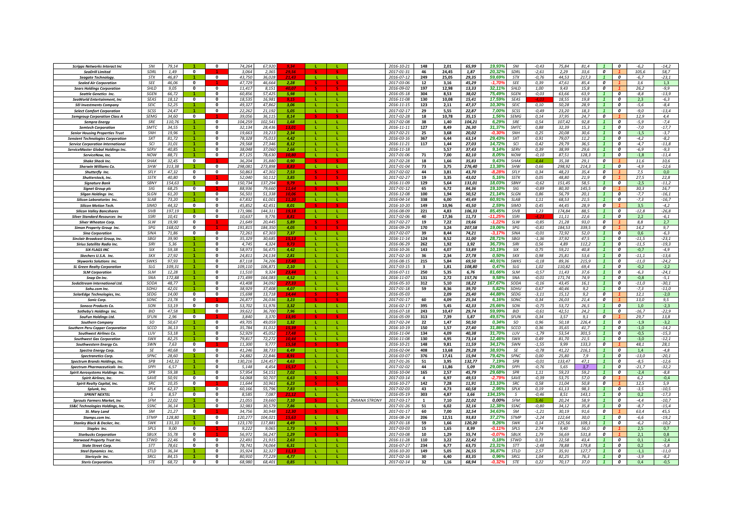| | | | | | | | | | | | | | | | | | | | | | | | | | |
|---|---|---|---|---|---|---|---|---|---|---|---|---|---|---|---|---|---|---|---|---|---|---|---|---|---|
| Scripps Networks Interact Inc | SNI | 79,14 | 1 | 0 | 74,264 | 67,920 | 9,34 | L | L | | 2016-10-21 | 148 | 2,01 | 65,99 | 19,93% | SNI | -0,43 | 75,84 | 81,4 | 1 | 0 | -6,2 | -14,2 |
| SeaDrill Limited | SDRL | 1,49 | 0 | 1 | 3,064 | 2,365 | 23,56 | S | S | | 2017-01-31 | 46 | 24,45 | 1,87 | 20,32% | SDRL | -2,61 | 2,29 | 33,6 | 0 | 1 | 105,6 | 58,7 |
| Seagate Technology. | STX | 46,87 | 1 | 0 | 43,750 | 36,028 | 21,43 | L | L | | 2016-07-12 | 249 | 25,05 | 29,35 | 59,69% | STX | -0,76 | 44,53 | 217,3 | 1 | 0 | -6,7 | -23,1 |
| Sealed Air Corporation | SEE | 46,06 | 0 | 1 | 47,729 | 46,664 | 2,28 | S | S | | 2017-03-06 | 12 | 3,16 | 45,29 | -1,70% | SEE | 0,39 | 47,61 | 85,4 | 0 | 1 | 3,6 | 1,3 |
| Sears Holdings Corporation | SHLD | 9,05 | 0 | 0 | 11,417 | 8,151 | 40,07 | S | S | | 2016-09-02 | 197 | 12,98 | 13,33 | 32,11% | SHLD | 1,00 | 9,43 | 15,8 | 0 | 1 | 26,2 | -9,9 |
| Seattle Genetics Inc. | SGEN | 66,72 | 1 | 0 | 60,856 | 57,425 | 5,98 | L | L | | 2016-05-18 | 304 | 8,53 | 38,02 | 75,49% | SGEN | -0,03 | 63,66 | 63,9 | 1 | 0 | -8,8 | -13,9 |
| SeaWorld Entertainment, Inc | SEAS | 18,12 | 0 | 0 | 18,535 | 16,981 | 9,15 | L | L | | 2016-11-08 | 130 | 10,08 | 15,41 | 17,59% | SEAS | -4,03 | 18,55 | 19,8 | 1 | 0 | 2,3 | -6,3 |
| SEI Investments Company | SEIC | 52,25 | 1 | 0 | 49,327 | 47,862 | 3,06 | L | L | | 2016-11-15 | 123 | 2,11 | 47,37 | 10,30% | SEIC | 0,10 | 50,28 | 28,9 | 1 | 0 | -5,6 | -8,4 |
| Select Comfort Corporation | SCSS | 24,47 | 1 | 0 | 22,262 | 21,192 | 5,05 | L | L | | 2017-02-17 | 29 | 5,55 | 22,87 | 7,00% | SCSS | -0,49 | 23,20 | 18,3 | 1 | 0 | -9,0 | -13,4 |
| Semgroup Corporation Class A | SEMG | 34,60 | 0 | 1 | 39,056 | 36,115 | 8,14 | S | S | | 2017-02-28 | 18 | 10,78 | 35,15 | 1,56% | SEMG | 0,14 | 37,95 | 24,7 | 0 | 1 | 12,9 | 4,4 |
| Sempra Energy | SRE | 110,76 | 1 | 0 | 104,259 | 102,541 | 1,68 | L | L | | 2017-02-08 | 38 | 1,40 | 104,21 | 6,29% | SRE | 0,54 | 107,42 | 92,8 | 1 | 0 | -5,9 | -7,4 |
| Semtech Corporation | SMTC | 34,55 | 1 | 0 | 32,134 | 28,436 | 13,01 | L | L | | 2016-11-11 | 127 | 8,49 | 26,30 | 31,37% | SMTC | 0,88 | 32,39 | 15,3 | 1 | 0 | -7,0 | -17,7 |
| Senior Housing Properties Trust | SNH | 19,96 | 1 | 0 | 19,663 | 19,213 | 2,34 | L | L | | 2017-02-21 | 25 | 3,68 | 20,02 | -0,30% | SNH | 0,25 | 20,08 | 30,6 | 1 | 0 | -1,5 | -3,7 |
| Sensient Technologies Corporation | SXT | 81,72 | 1 | 0 | 78,328 | 75,013 | 4,42 | L | L | | 2016-03-16 | 367 | 6,44 | 63,14 | 29,43% | SXT | 0,91 | 79,07 | 11,2 | 1 | 0 | -4,2 | -8,2 |
| Service Corporation International | SCI | 31,01 | 1 | 0 | 29,568 | 27,346 | 8,12 | L | L | | 2016-11-21 | 117 | 1,44 | 27,03 | 14,72% | SCI | 0,42 | 29,79 | 36,5 | 1 | 0 | -4,7 | -11,8 |
| ServiceMaster Global Holdings Inc. | SERV | 40,85 | 1 | 0 | 38,048 | 37,060 | 2,66 | L | L | | 2016-11-18 | | 5,57 | 37,43 | 9,14% | SERV | 0,39 | 38,99 | 29,6 | 1 | 0 | -6,9 | -9,3 |
| ServiceNow, Inc. | NOW | 88,71 | 1 | 0 | 87,125 | 78,630 | 10,80 | L | L | | 2017-01-06 | 71 | 7,00 | 82,10 | 8,05% | NOW | -0,10 | 87,51 | 128,3 | 1 | 0 | -1,8 | -11,4 |
| Shake Shack Inc. | SHAK | 32,45 | 0 | 1 | 36,204 | 35,880 | 0,90 | S | S | | 2017-02-28 | 18 | 1,66 | 35,83 | 9,43% | SHAK | 4,44 | 35,38 | 29,1 | 0 | 1 | 11,6 | 10,6 |
| Sherwin Williams Co. | SHW | 313,38 | 1 | 0 | 298,081 | 273,898 | 8,83 | L | L | | 2017-01-04 | 73 | 3,75 | 276,40 | 13,38% | SHW | 0,66 | 298,92 | 214,3 | 1 | 0 | -4,9 | -12,6 |
| Shutterfly Inc. | SFLY | 47,32 | 0 | 0 | 50,863 | 47,302 | 7,53 | S | S | | 2017-02-02 | 44 | 3,81 | 43,70 | -8,28% | SFLY | 0,34 | 48,23 | 35,4 | 0 | 1 | 7,5 | 0,0 |
| Shutterstock, Inc. | SSTK | 40,80 | 0 | 1 | 52,040 | 50,112 | 3,85 | S | S | | 2017-02-27 | 19 | 3,35 | 43,02 | 5,16% | SSTK | 0,05 | 48,80 | 21,9 | 0 | 1 | 27,5 | 22,8 |
| Signature Bank | SBNY | 154,63 | 1 | 0 | 150,734 | 137,294 | 9,79 | L | L | | 2016-11-09 | 129 | 5,64 | 131,01 | 18,03% | SBNY | -0,62 | 151,45 | 58,5 | 1 | 0 | -2,5 | -11,2 |
| Signet Group plc | SIG | 68,25 | 0 | 1 | 88,936 | 79,660 | 11,64 | S | S | | 2017-01-12 | 65 | 6,72 | 84,36 | 19,10% | SIG | -0,89 | 80,30 | 145,5 | 0 | 1 | 30,3 | 16,7 |
| Silgan Holdings Inc. | SLGN | 61,20 | 1 | 0 | 56,501 | 51,338 | 10,06 | L | L | | 2016-12-08 | 100 | 1,94 | 50,52 | 21,14% | SLGN | 0,86 | 56,79 | 20,1 | 1 | 0 | -7,7 | -16,1 |
| Silicon Laboratories Inc. | SLAB | 73,20 | 1 | 0 | 67,832 | 61,001 | 11,20 | L | L | | 2016-04-14 | 338 | 6,00 | 45,49 | 60,91% | SLAB | 1,11 | 68,53 | 21,5 | 1 | 0 | -7,3 | -16,7 |
| Silicon Motion Tech. | SIMO | 44,32 | 0 | 0 | 45,852 | 42,451 | 8,01 | S | S | | 2016-10-20 | 149 | 10,96 | 45,50 | 2,59% | SIMO | 0,45 | 44,45 | 28,9 | 0 | 1 | 3,5 | -4,2 |
| Silicon Valley Bancshares | SIVB | 197,19 | 1 | 0 | 171,986 | 144,311 | 19,18 | L | L | | 2016-08-09 | 221 | 4,83 | 106,33 | 85,45% | SIVB | 1,23 | 174,84 | 88,5 | 1 | 0 | -12,8 | -26,8 |
| Silver Standard Resources Inc | SSRI | 10,41 | 0 | 0 | 10,637 | 9,776 | 8,81 | L | L | | 2017-02-06 | 40 | 17,36 | 11,73 | -11,25% | SSRI | -4,23 | 11,11 | 22,6 | 1 | 0 | 2,2 | -6,1 |
| Silver Wheaton Corp. | SLW | 19,90 | 0 | 1 | 21,649 | 20,445 | 5,89 | S | S | | 2017-02-27 | 19 | 7,22 | 19,66 | -1,22% | SLW | -0,85 | 21,28 | 93,0 | 0 | 1 | 8,8 | 2,7 |
| Simon Property Group Inc. | SPG | 168,02 | 0 | 1 | 191,815 | 184,350 | 4,05 | S | S | | 2016-09-29 | 170 | 3,24 | 207,58 | 19,06% | SPG | -0,81 | 184,53 | 339,5 | 0 | 1 | 14,2 | 9,7 |
| Sina Corporation | SINA | 71,86 | 0 | 0 | 72,261 | 67,303 | 7,37 | L | L | | 2017-02-07 | 39 | 8,44 | 74,21 | -3,17% | SINA | -0,01 | 72,92 | 52,0 | 1 | 0 | 0,6 | -6,3 |
| Sinclair Broadcast Group, Inc. | SBGI | 39,90 | 1 | 0 | 35,329 | 30,685 | 15,13 | L | L | | 2016-11-14 | 124 | 8,52 | 31,00 | 28,71% | SBGI | -1,36 | 37,92 | 47,5 | 1 | 0 | -11,5 | -23,1 |
| Sirius Satellite Radio Inc. | SIRI | 5,36 | 1 | 0 | 4,745 | 4,324 | 9,73 | L | L | | 2016-06-29 | 262 | 1,92 | 3,92 | 36,73% | SIRI | 0,56 | 4,89 | 112,2 | 1 | 0 | -11,5 | -19,3 |
| SIX FLAGS INC | SIX | 59,38 | 1 | 0 | 58,973 | 56,475 | 4,42 | L | L | | 2016-10-26 | 143 | 4,07 | 53,89 | 10,19% | SIX | 0,75 | 59,21 | 40,8 | 1 | 0 | -0,7 | -4,9 |
| Skechers U.S.A. Inc. | SKX | 27,92 | 1 | 0 | 24,811 | 24,134 | 2,81 | L | L | | 2017-02-10 | 36 | 2,34 | 27,78 | 0,50% | SKX | 0,98 | 25,81 | 53,6 | 1 | 0 | -11,1 | -13,6 |
| Skyworks Solutions Inc. | SWKS | 97,93 | 1 | 0 | 87,118 | 74,206 | 17,40 | L | L | | 2016-08-15 | 215 | 5,84 | 69,50 | 40,91% | SWKS | -0,18 | 89,36 | 215,9 | 1 | 0 | -11,0 | -24,2 |
| SL Green Realty Corporation | SLG | 109,31 | 1 | 0 | 109,110 | 106,871 | 2,10 | L | L | | 2017-03-15 | 3 | 1,81 | 108,80 | 0,47% | SLG | 1,02 | 110,82 | 69,4 | 1 | 0 | -0,2 | -2,2 |
| SLM Corporation | SLM | 12,28 | 1 | 0 | 11,510 | 9,324 | 23,44 | L | L | | 2016-07-11 | 250 | 5,35 | 6,76 | 81,66% | SLM | -0,57 | 11,43 | 37,6 | 1 | 0 | -6,3 | -24,1 |
| Snap On Inc. | SNA | 172,88 | 1 | 0 | 171,499 | 164,083 | 4,52 | L | L | | 2016-11-07 | 131 | 2,72 | 157,76 | 9,58% | SNA | -0,01 | 171,74 | 74,9 | 1 | 0 | -0,8 | -5,1 |
| SodaStream International Ltd. | SODA | 48,77 | 1 | 0 | 43,408 | 34,092 | 27,33 | L | L | | 2016-05-10 | 312 | 5,10 | 18,22 | 167,67% | SODA | -0,16 | 43,45 | 16,1 | 1 | 0 | -11,0 | -30,1 |
| Sohu.com Inc. | SOHU | 42,01 | 1 | 0 | 38,929 | 37,408 | 4,07 | L | L | | 2017-01-18 | 59 | 8,36 | 39,70 | 5,82% | SOHU | 0,67 | 40,46 | 9,2 | 1 | 0 | -7,3 | -11,0 |
| SolarEdge Technologies, Inc. | SEDG | 14,00 | 0 | 0 | 15,698 | 13,718 | 14,44 | S | S | | 2016-05-03 | | 2,09 | 25,40 | 44,88% | SEDG | -3,11 | 15,12 | 9,2 | 0 | 1 | 12,1 | -2,0 |
| Sonic Corp. | SONC | 23,78 | 0 | 1 | 26,877 | 26,036 | 3,23 | S | S | | 2017-01-17 | 60 | 4,09 | 25,34 | 6,16% | SONC | 0,34 | 26,03 | 21,4 | 0 | 1 | 13,0 | 9,5 |
| Sonoco Products Co. | SON | 53,19 | 0 | 0 | 53,702 | 51,976 | 3,32 | L | L | | 2016-02-17 | 395 | 5,45 | 42,33 | 25,66% | SON | -0,75 | 53,72 | 26,5 | 1 | 0 | 1,0 | -2,3 |
| Sotheby's Holdings Inc. | BID | 47,58 | 1 | 0 | 39,622 | 36,700 | 7,96 | L | L | | 2016-07-18 | 243 | 10,47 | 29,74 | 59,99% | BID | -0,61 | 42,51 | 24,2 | 1 | 0 | -16,7 | -22,9 |
| SouFun Holdings Ltd. | SFUN | 2,96 | 0 | 1 | 3,840 | 3,370 | 13,95 | S | S | | 2016-05-09 | 313 | 7,39 | 5,87 | 49,57% | SFUN | 0,34 | 3,57 | 9,1 | 0 | 1 | 29,7 | 13,8 |
| Southern Company | SO | 50,67 | 1 | 0 | 49,705 | 49,059 | 1,32 | L | L | | 2017-02-24 | 22 | 1,47 | 50,50 | 0,34% | SO | 0,96 | 50,18 | 226,4 | 1 | 0 | -1,9 | -3,2 |
| Southern Peru Copper Corporation | SCCO | 36,13 | 1 | 0 | 35,784 | 31,012 | 15,39 | L | L | | 2016-10-19 | 150 | 1,57 | 27,40 | 31,86% | SCCO | 0,36 | 35,65 | 41,7 | 1 | 0 | -1,0 | -14,2 |
| Southwest Airlines Co. | LUV | 53,18 | 1 | 0 | 52,929 | 45,052 | 17,48 | L | L | | 2016-11-04 | 134 | 4,09 | 40,38 | 31,70% | LUV | -1,79 | 53,54 | 301,5 | 1 | 0 | -0,5 | -15,3 |
| Southwest Gas Corporation | SWX | 82,25 | 1 | 0 | 79,817 | 72,272 | 10,44 | L | L | | 2016-11-08 | 130 | 4,95 | 73,14 | 12,46% | SWX | 0,49 | 81,70 | 21,5 | 1 | 0 | -3,0 | -12,1 |
| Southwestern Energy Co. | SWN | 7,63 | 0 | 1 | 11,300 | 9,777 | 15,58 | S | S | | 2016-10-21 | 148 | 9,81 | 11,59 | 34,17% | SWN | -1,55 | 9,99 | 133,3 | 0 | 1 | 48,1 | 28,1 |
| Spectra Energy Corp. | SE | 40,68 | 0 | 0 | 41,246 | 38,733 | 6,49 | L | L | | 2016-02-04 | 408 | 13,68 | 29,28 | 38,93% | SE | -0,78 | 41,22 | 216,1 | 1 | 0 | 1,4 | -4,8 |
| Spectranetics Corp. | SPNC | 28,60 | 1 | 0 | 24,882 | 22,846 | 8,91 | L | L | | 2016-03-07 | 376 | 17,41 | 15,94 | 79,42% | SPNC | 0,00 | 25,80 | 7,9 | 1 | 0 | -13,0 | -20,1 |
| Spectrum Brands Holdings, Inc. | SPB | 142,32 | 1 | 0 | 130,216 | 124,457 | 4,63 | L | L | | 2017-01-26 | 51 | 3,95 | 132,77 | 7,19% | SPB | -0,01 | 133,47 | 47,1 | 1 | 0 | -8,5 | -12,6 |
| Spectrum Pharmaceuticals Inc. | SPPI | 6,57 | 1 | 0 | 5,148 | 4,454 | 15,57 | L | L | | 2017-02-02 | 44 | 11,86 | 5,09 | 29,08% | SPPI | -0,76 | 5,65 | 3,7 | 1 | 0 | -21,7 | -32,2 |
| Spirit Aerosystems Holdings Inc. | SPR | 59,38 | 1 | 0 | 57,954 | 54,151 | 7,02 | L | L | | 2016-10-04 | 165 | 2,57 | 45,79 | 29,68% | SPR | 1,11 | 59,23 | 59,2 | 1 | 0 | -2,4 | -8,8 |
| Spirit Airlines, Inc. | SAVE | 50,91 | 0 | 0 | 54,068 | 50,707 | 6,63 | S | S | | 2017-03-14 | 4 | 6,97 | 49,53 | -2,79% | SAVE | -0,39 | 53,75 | 57,0 | 0 | 1 | 6,2 | -0,4 |
| Spirit Realty Capital, Inc. | SRC | 10,35 | 0 | 1 | 11,644 | 10,961 | 6,23 | S | S | | 2016-10-27 | 142 | 7,28 | 11,91 | 13,10% | SRC | 0,58 | 11,04 | 50,8 | 0 | 1 | 12,5 | 5,9 |
| Splunk, Inc. | SPLK | 62,37 | 1 | 0 | 60,166 | 55,796 | 7,83 | L | L | | 2017-02-03 | 43 | 4,73 | 60,58 | 2,95% | SPLK | 0,19 | 61,13 | 98,3 | 1 | 0 | -3,5 | -10,5 |
| SPRINT NEXTEL | S | 8,57 | 0 | 0 | 8,585 | 7,087 | 21,12 | L | L | | 2016-05-19 | 303 | 4,87 | 3,66 | 134,15% | S | -0,46 | 8,51 | 143,1 | 1 | 0 | 0,2 | -17,3 |
| Sprouts Farmers Market, Inc | SFM | 22,02 | 1 | 0 | 21,055 | 19,660 | 7,10 | S | L | ZMIANA STRONY | 2017-03-17 | 1 | 7,10 | 22,02 | 0,00% | SFM | 5,46 | 20,24 | 58,9 | 1 | 0 | -4,4 | -10,7 |
| SS&C Technologies Holdings, Inc. | SSNC | 36,14 | 1 | 0 | 32,983 | 30,579 | 7,86 | L | L | | 2017-01-26 | 51 | 6,02 | 32,16 | 12,38% | SSNC | -0,80 | 34,12 | 35,8 | 1 | 0 | -8,7 | -15,4 |
| St. Mary Land | SM | 21,27 | 0 | 1 | 34,756 | 30,948 | 12,30 | S | S | | 2017-01-17 | 60 | 7,00 | 32,54 | 34,63% | SM | -1,21 | 30,19 | 91,6 | 0 | 1 | 63,4 | 45,5 |
| Stamps.com Inc. | STMP | 128,80 | 1 | 0 | 120,277 | 104,021 | 15,63 | L | L | | 2016-08-24 | 206 | 12,51 | 93,83 | 37,27% | STMP | -2,24 | 122,64 | 30,0 | 1 | 0 | -6,6 | -19,2 |
| Stanley Black & Decker, Inc. | SWK | 131,33 | 1 | 0 | 123,170 | 117,881 | 4,49 | L | L | | 2017-01-18 | 59 | 1,66 | 120,20 | 9,26% | SWK | 0,14 | 125,56 | 109,1 | 1 | 0 | -6,2 | -10,2 |
| Staples Inc. | SPLS | 9,00 | 0 | 1 | 9,222 | 9,065 | 1,73 | S | S | | 2017-03-03 | 15 | 1,65 | 8,99 | -0,11% | SPLS | 2,74 | 9,40 | 56,0 | 0 | 1 | 2,5 | 0,7 |
| Starbucks Corporation | SBUX | 55,78 | 0 | 1 | 56,972 | 56,247 | 1,29 | S | S | | 2017-03-08 | 10 | 1,29 | 55,74 | -0,07% | SBUX | 1,79 | 56,69 | 531,8 | 0 | 1 | 2,1 | 0,8 |
| Starwood Property Trust Inc. | STWD | 22,46 | 0 | 0 | 22,491 | 21,915 | 2,63 | L | L | | 2016-11-28 | 110 | 3,22 | 22,42 | 0,18% | STWD | 0,31 | 22,58 | 43,4 | 1 | 0 | 0,1 | -2,4 |
| State Street Corp. | STT | 78,61 | 0 | 0 | 78,741 | 74,064 | 6,31 | L | L | | 2016-07-27 | 234 | 6,77 | 63,75 | 23,31% | STT | -2,48 | 78,88 | 179,8 | 1 | 0 | 0,2 | -5,8 |
| Steel Dynamics Inc. | STLD | 36,34 | 1 | 0 | 35,924 | 32,327 | 11,13 | L | L | | 2016-10-20 | 149 | 5,05 | 26,55 | 36,87% | STLD | 2,57 | 35,91 | 127,7 | 1 | 0 | -1,1 | -11,0 |
| Stericycle Inc. | SRCL | 84,15 | 1 | 0 | 80,910 | 77,229 | 4,77 | L | L | | 2017-02-16 | 30 | 6,40 | 83,35 | 0,96% | SRCL | 1,04 | 82,25 | 76,3 | 1 | 0 | -3,9 | -8,2 |
| Steris Corporation. | STE | 68,72 | 0 | 0 | 68,980 | 68,401 | 0,85 | L | L | | 2017-02-14 | 32 | 1,16 | 68,94 | -0,32% | STE | 0,22 | 70,17 | 37,0 | 1 | 0 | 0,4 | -0,5 |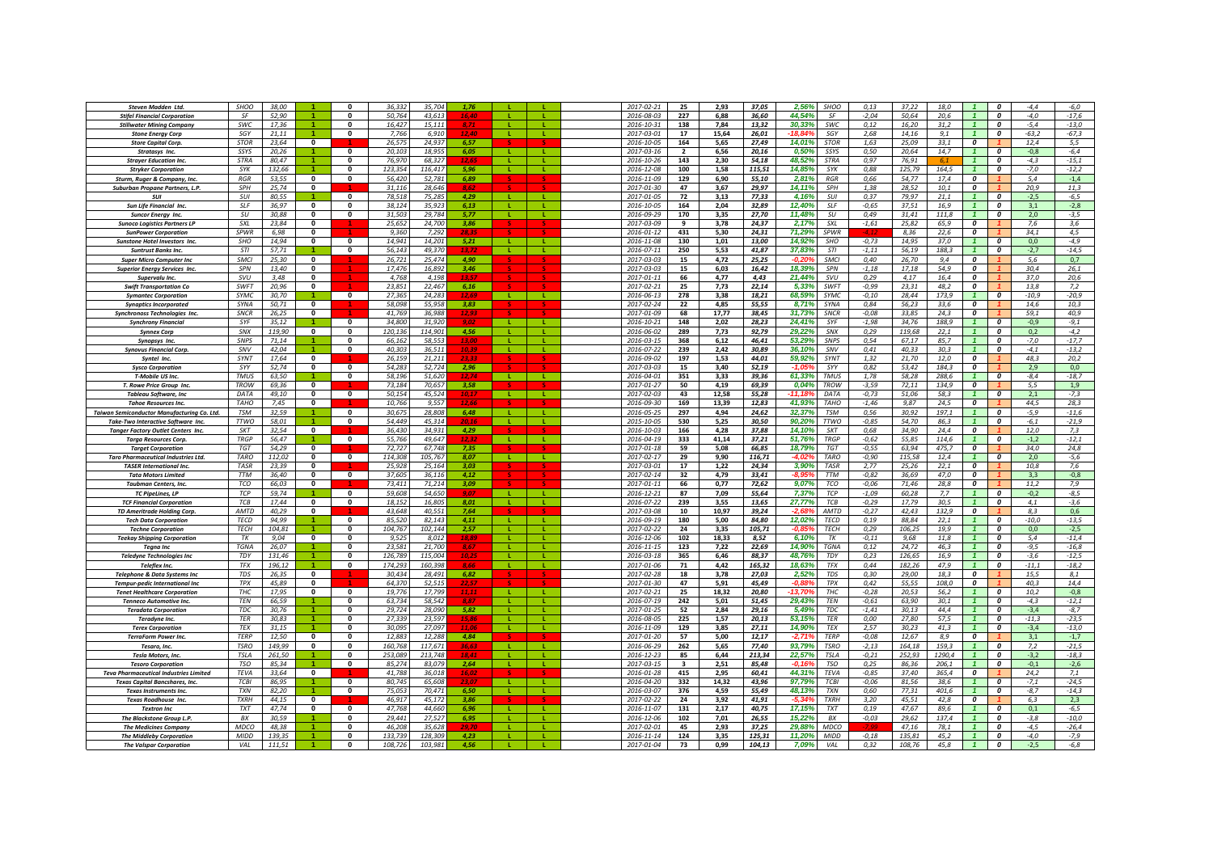| Steven Madden Ltd. | SHOO | 38,00 | 1 | 0 | 36,332 | 35,704 | 1,76 | L | L | | 2017-02-21 | 25 | 2,93 | 37,05 | 2,56% | SHOO | 0,13 | 37,22 | 18,0 | 1 | 0 | -4,4 | -6,0 |
|---|---|---|---|---|---|---|---|---|---|---|---|---|---|---|---|---|---|---|---|---|---|---|---|
| Stifel Financial Corporation | SF | 52,90 | 1 | 0 | 50,764 | 43,613 | 16,40 | L | L | | 2016-08-03 | 227 | 6,88 | 36,60 | 44,54% | SF | -2,04 | 50,64 | 20,6 | 1 | 0 | -4,0 | -17,6 |
| Stillwater Mining Company | SWC | 17,36 | 1 | 0 | 16,427 | 15,111 | 8,71 | L | L | | 2016-10-31 | 138 | 7,84 | 13,32 | 30,33% | SWC | 0,12 | 16,20 | 31,2 | 1 | 0 | -5,4 | -13,0 |
| Stone Energy Corp | SGY | 21,11 | 1 | 0 | 7,766 | 6,910 | 12,40 | L | L | | 2017-03-01 | 17 | 15,64 | 26,01 | -18,84% | SGY | 2,68 | 14,16 | 9,1 | 1 | 0 | -63,2 | -67,3 |
| Store Capital Corp. | STOR | 23,64 | 0 | 1 | 26,575 | 24,937 | 6,57 | S | S | | 2016-10-05 | 164 | 5,65 | 27,49 | 14,01% | STOR | 1,63 | 25,09 | 33,1 | 0 | 1 | 12,4 | 5,5 |
| Stratasys Inc. | SSYS | 20,26 | 1 | 0 | 20,103 | 18,955 | 6,05 | L | L | | 2017-03-16 | 2 | 6,56 | 20,16 | 0,50% | SSYS | 0,50 | 20,64 | 14,7 | 1 | 0 | -0,8 | -6,4 |
| Strayer Education Inc. | STRA | 80,47 | 1 | 0 | 76,970 | 68,327 | 12,65 | L | L | | 2016-10-26 | 143 | 2,30 | 54,18 | 48,52% | STRA | 0,97 | 76,91 | 6,1 | 1 | 0 | -4,3 | -15,1 |
| Stryker Corporation | SYK | 132,66 | 1 | 0 | 123,354 | 116,417 | 5,96 | L | L | | 2016-12-08 | 100 | 1,58 | 115,51 | 14,85% | SYK | 0,88 | 125,79 | 164,5 | 1 | 0 | -7,0 | -12,2 |
| Sturm, Ruger & Company, Inc. | RGR | 53,55 | 0 | 1 | 56,420 | 52,781 | 6,89 | S | S | | 2016-11-09 | 129 | 6,90 | 55,10 | 2,81% | RGR | 0,66 | 54,77 | 17,4 | 0 | 1 | 5,4 | -1,4 |
| Suburban Propane Partners, L.P. | SPH | 25,74 | 0 | 1 | 31,116 | 28,646 | 8,62 | S | S | | 2017-01-30 | 47 | 3,67 | 29,97 | 14,11% | SPH | 1,38 | 28,52 | 10,1 | 0 | 1 | 20,9 | 11,3 |
| SUI | SUI | 80,55 | 1 | 0 | 78,518 | 75,285 | 4,29 | L | L | | 2017-01-05 | 72 | 3,13 | 77,33 | 4,16% | SUI | 0,37 | 79,97 | 21,1 | 1 | 0 | -2,5 | -6,5 |
| Sun Life Financial Inc. | SLF | 36,97 | 0 | 0 | 38,124 | 35,923 | 6,13 | L | L | | 2016-10-05 | 164 | 2,04 | 32,89 | 12,40% | SLF | -0,65 | 37,51 | 16,9 | 1 | 0 | 3,1 | -2,8 |
| Suncor Energy Inc. | SU | 30,88 | 0 | 0 | 31,503 | 29,784 | 5,77 | L | L | | 2016-09-29 | 170 | 3,35 | 27,70 | 11,48% | SU | 0,49 | 31,41 | 111,8 | 1 | 0 | 2,0 | -3,5 |
| Sunoco Logistics Partners LP | SXL | 23,84 | 0 | 1 | 25,652 | 24,700 | 3,86 | S | S | | 2017-03-09 | 9 | 3,78 | 24,37 | 2,17% | SXL | -1,61 | 25,82 | 65,9 | 0 | 1 | 7,6 | 3,6 |
| SunPower Corporation | SPWR | 6,98 | 0 | 1 | 9,360 | 7,292 | 28,35 | S | S | | 2016-01-12 | 431 | 5,30 | 24,31 | 71,29% | SPWR | -4,12 | 8,36 | 22,6 | 0 | 1 | 34,1 | 4,5 |
| Sunstone Hotel Investors Inc. | SHO | 14,94 | 0 | 0 | 14,941 | 14,201 | 5,21 | L | L | | 2016-11-08 | 130 | 1,01 | 13,00 | 14,92% | SHO | -0,73 | 14,95 | 37,0 | 1 | 0 | 0,0 | -4,9 |
| Suntrust Banks Inc. | STI | 57,71 | 1 | 0 | 56,143 | 49,370 | 13,72 | L | L | | 2016-07-11 | 250 | 5,53 | 41,87 | 37,83% | STI | -1,11 | 56,19 | 188,3 | 1 | 0 | -2,7 | -14,5 |
| Super Micro Computer Inc | SMCI | 25,30 | 0 | 1 | 26,721 | 25,474 | 4,90 | S | S | | 2017-03-03 | 15 | 4,72 | 25,25 | -0,20% | SMCI | 0,40 | 26,70 | 9,4 | 0 | 1 | 5,6 | 0,7 |
| Superior Energy Services Inc. | SPN | 13,40 | 0 | 1 | 17,476 | 16,892 | 3,46 | S | S | | 2017-03-03 | 15 | 6,03 | 16,42 | 18,39% | SPN | -1,18 | 17,18 | 54,9 | 0 | 1 | 30,4 | 26,1 |
| Supervalu Inc. | SVU | 3,48 | 0 | 1 | 4,768 | 4,198 | 13,57 | S | S | | 2017-01-11 | 66 | 4,77 | 4,43 | 21,44% | SVU | 0,29 | 4,17 | 16,4 | 0 | 1 | 37,0 | 20,6 |
| Swift Transportation Co | SWFT | 20,96 | 0 | 1 | 23,851 | 22,467 | 6,16 | S | S | | 2017-02-21 | 25 | 7,73 | 22,14 | 5,33% | SWFT | -0,99 | 23,31 | 48,2 | 0 | 1 | 13,8 | 7,2 |
| Symantec Corporation | SYMC | 30,70 | 1 | 0 | 27,365 | 24,283 | 12,69 | L | L | | 2016-06-13 | 278 | 3,38 | 18,21 | 68,59% | SYMC | -0,10 | 28,44 | 173,9 | 1 | 0 | -10,9 | -20,9 |
| Synaptics Incorporated | SYNA | 50,71 | 0 | 1 | 58,098 | 55,958 | 3,83 | S | S | | 2017-02-24 | 22 | 4,85 | 55,55 | 8,71% | SYNA | 0,84 | 56,23 | 33,6 | 0 | 1 | 14,6 | 10,3 |
| Synchronoss Technologies Inc. | SNCR | 26,25 | 0 | 1 | 41,769 | 36,988 | 12,93 | S | S | | 2017-01-09 | 68 | 17,77 | 38,45 | 31,73% | SNCR | -0,08 | 33,85 | 24,3 | 0 | 1 | 59,1 | 40,9 |
| Synchrony Financial | SYF | 35,12 | 1 | 0 | 34,800 | 31,920 | 9,02 | L | L | | 2016-10-21 | 148 | 2,02 | 28,23 | 24,41% | SYF | -1,98 | 34,76 | 188,9 | 1 | 0 | -0,9 | -9,1 |
| Synnex Corp | SNX | 119,90 | 0 | 0 | 120,136 | 114,901 | 4,56 | L | L | | 2016-06-02 | 289 | 7,73 | 92,79 | 29,22% | SNX | 0,29 | 119,68 | 22,1 | 1 | 0 | 0,2 | -4,2 |
| Synopsys Inc. | SNPS | 71,14 | 1 | 0 | 66,162 | 58,553 | 13,00 | L | L | | 2016-03-15 | 368 | 6,12 | 46,41 | 53,29% | SNPS | 0,54 | 67,17 | 85,7 | 1 | 0 | -7,0 | -17,7 |
| Synovus Financial Corp. | SNV | 42,04 | 1 | 0 | 40,303 | 36,511 | 10,39 | L | L | | 2016-07-22 | 239 | 2,42 | 30,89 | 36,10% | SNV | 0,41 | 40,33 | 30,3 | 1 | 0 | -4,1 | -13,2 |
| Syntel Inc. | SYNT | 17,64 | 0 | 1 | 26,159 | 21,211 | 23,33 | S | S | | 2016-09-02 | 197 | 1,53 | 44,01 | 59,92% | SYNT | 1,32 | 21,70 | 12,0 | 0 | 1 | 48,3 | 20,2 |
| Sysco Corporation | SYY | 52,74 | 0 | 1 | 54,283 | 52,724 | 2,96 | S | S | | 2017-03-03 | 15 | 3,40 | 52,19 | -1,05% | SYY | 0,82 | 53,42 | 184,3 | 0 | 1 | 2,9 | 0,0 |
| T-Mobile US Inc. | TMUS | 63,50 | 1 | 0 | 58,196 | 51,620 | 12,74 | L | L | | 2016-04-01 | 351 | 3,33 | 39,36 | 61,33% | TMUS | 1,78 | 58,28 | 288,6 | 1 | 0 | -8,4 | -18,7 |
| T. Rowe Price Group Inc. | TROW | 69,36 | 0 | 1 | 73,184 | 70,657 | 3,58 | S | S | | 2017-01-27 | 50 | 4,19 | 69,39 | 0,04% | TROW | -3,59 | 72,11 | 134,9 | 0 | 1 | 5,5 | 1,9 |
| Tableau Software, Inc | DATA | 49,10 | 0 | 0 | 50,154 | 45,524 | 10,17 | L | L | | 2017-02-03 | 43 | 12,58 | 55,28 | -11,18% | DATA | -0,73 | 51,06 | 58,3 | 1 | 0 | 2,1 | -7,3 |
| Tahoe Resources Inc. | TAHO | 7,45 | 0 | 1 | 10,766 | 9,557 | 12,66 | S | S | | 2016-09-30 | 169 | 13,39 | 12,83 | 41,93% | TAHO | -1,46 | 9,87 | 24,5 | 0 | 1 | 44,5 | 28,3 |
| Taiwan Semiconductor Manufacturing Co. Ltd. | TSM | 32,59 | 1 | 0 | 30,675 | 28,808 | 6,48 | L | L | | 2016-05-25 | 297 | 4,94 | 24,62 | 32,37% | TSM | 0,56 | 30,92 | 197,1 | 1 | 0 | -5,9 | -11,6 |
| Take-Two Interactive Software Inc. | TTWO | 58,01 | 1 | 0 | 54,449 | 45,314 | 20,16 | L | L | | 2015-10-05 | 530 | 5,25 | 30,50 | 90,20% | TTWO | -0,85 | 54,70 | 86,3 | 1 | 0 | -6,1 | -21,9 |
| Tanger Factory Outlet Centers Inc. | SKT | 32,54 | 0 | 1 | 36,430 | 34,931 | 4,29 | S | S | | 2016-10-03 | 166 | 4,28 | 37,88 | 14,10% | SKT | 0,68 | 34,90 | 24,4 | 0 | 1 | 12,0 | 7,3 |
| Targa Resources Corp. | TRGP | 56,47 | 1 | 0 | 55,766 | 49,647 | 12,32 | L | L | | 2016-04-19 | 333 | 41,14 | 37,21 | 51,76% | TRGP | -0,62 | 55,85 | 114,6 | 1 | 0 | -1,2 | -12,1 |
| Target Corporation | TGT | 54,29 | 0 | 1 | 72,727 | 67,748 | 7,35 | S | S | | 2017-01-18 | 59 | 5,08 | 66,85 | 18,79% | TGT | -0,55 | 63,94 | 475,7 | 0 | 1 | 34,0 | 24,8 |
| Taro Pharmaceutical Industries Ltd. | TARO | 112,02 | 0 | 0 | 114,308 | 105,767 | 8,07 | L | L | | 2017-02-17 | 29 | 9,90 | 116,71 | -4,02% | TARO | -0,90 | 115,58 | 12,4 | 1 | 0 | 2,0 | -5,6 |
| TASER International Inc. | TASR | 23,39 | 0 | 1 | 25,928 | 25,164 | 3,03 | S | S | | 2017-03-01 | 17 | 1,22 | 24,34 | 3,90% | TASR | 2,77 | 25,26 | 22,1 | 0 | 1 | 10,8 | 7,6 |
| Tata Motors Limited | TTM | 36,40 | 0 | 0 | 37,605 | 36,116 | 4,12 | S | S | | 2017-02-14 | 32 | 4,79 | 33,41 | -8,95% | TTM | -0,82 | 36,69 | 47,0 | 0 | 1 | 3,3 | -0,8 |
| Taubman Centers, Inc. | TCO | 66,03 | 0 | 1 | 73,411 | 71,214 | 3,09 | S | S | | 2017-01-11 | 66 | 0,77 | 72,62 | 9,07% | TCO | -0,06 | 71,46 | 28,8 | 0 | 1 | 11,2 | 7,9 |
| TC PipeLines, LP | TCP | 59,74 | 1 | 0 | 59,608 | 54,650 | 9,07 | L | L | | 2016-12-21 | 87 | 7,09 | 55,64 | 7,37% | TCP | -1,09 | 60,28 | 7,7 | 1 | 0 | -0,2 | -8,5 |
| TCF Financial Corporation | TCB | 17,44 | 0 | 0 | 18,152 | 16,805 | 8,01 | L | L | | 2016-07-22 | 239 | 3,55 | 13,65 | 27,77% | TCB | -0,29 | 17,79 | 30,5 | 1 | 0 | 4,1 | -3,6 |
| TD Ameritrade Holding Corp. | AMTD | 40,29 | 0 | 1 | 43,648 | 40,551 | 7,64 | S | S | | 2017-03-08 | 10 | 10,97 | 39,24 | -2,68% | AMTD | -0,27 | 42,43 | 132,9 | 0 | 1 | 8,3 | 0,6 |
| Tech Data Corporation | TECD | 94,99 | 1 | 0 | 85,520 | 82,143 | 4,11 | L | L | | 2016-09-19 | 180 | 5,00 | 84,80 | 12,02% | TECD | 0,19 | 88,84 | 22,1 | 1 | 0 | -10,0 | -13,5 |
| Techne Corporation | TECH | 104,81 | 1 | 0 | 104,767 | 102,144 | 2,57 | L | L | | 2017-02-22 | 24 | 3,35 | 105,71 | -0,85% | TECH | 0,29 | 106,25 | 19,9 | 1 | 0 | 0,0 | -2,5 |
| Teekay Shipping Corporation | TK | 9,04 | 0 | 0 | 9,525 | 8,012 | 18,89 | L | L | | 2016-12-06 | 102 | 18,33 | 8,52 | 6,10% | TK | -0,11 | 9,68 | 11,8 | 1 | 0 | 5,4 | -11,4 |
| Tegna Inc | TGNA | 26,07 | 1 | 0 | 23,581 | 21,700 | 8,67 | L | L | | 2016-11-15 | 123 | 7,22 | 22,69 | 14,90% | TGNA | 0,12 | 24,72 | 46,3 | 1 | 0 | -9,5 | -16,8 |
| Teledyne Technologies Inc | TDY | 131,46 | 1 | 0 | 126,789 | 115,004 | 10,25 | L | L | | 2016-03-18 | 365 | 6,46 | 88,37 | 48,76% | TDY | 0,23 | 126,65 | 16,9 | 1 | 0 | -3,6 | -12,5 |
| Teleflex Inc. | TFX | 196,12 | 1 | 0 | 174,293 | 160,398 | 8,66 | L | L | | 2017-01-06 | 71 | 4,42 | 165,32 | 18,63% | TFX | 0,44 | 182,26 | 47,9 | 1 | 0 | -11,1 | -18,2 |
| Telephone & Data Systems Inc | TDS | 26,35 | 0 | 1 | 30,434 | 28,491 | 6,82 | S | S | | 2017-02-28 | 18 | 3,78 | 27,03 | 2,52% | TDS | 0,30 | 29,00 | 18,3 | 0 | 1 | 15,5 | 8,1 |
| Tempur-pedic International Inc | TPX | 45,89 | 0 | 1 | 64,370 | 52,515 | 22,57 | S | S | | 2017-01-30 | 47 | 5,91 | 45,49 | -0,88% | TPX | 0,42 | 55,55 | 108,0 | 0 | 1 | 40,3 | 14,4 |
| Tenet Healthcare Corporation | THC | 17,95 | 0 | 0 | 19,776 | 17,799 | 11,11 | L | L | | 2017-02-21 | 25 | 18,32 | 20,80 | -13,70% | THC | -0,28 | 20,53 | 56,2 | 1 | 0 | 10,2 | -0,8 |
| Tenneco Automotive Inc. | TEN | 66,59 | 1 | 0 | 63,734 | 58,542 | 8,87 | L | L | | 2016-07-19 | 242 | 5,01 | 51,45 | 29,43% | TEN | -0,61 | 63,90 | 30,1 | 1 | 0 | -4,3 | -12,1 |
| Teradata Corporation | TDC | 30,76 | 1 | 0 | 29,724 | 28,090 | 5,82 | L | L | | 2017-01-25 | 52 | 2,84 | 29,16 | 5,49% | TDC | -1,41 | 30,13 | 44,4 | 1 | 0 | -3,4 | -8,7 |
| Teradyne Inc. | TER | 30,83 | 1 | 0 | 27,339 | 23,597 | 15,86 | L | L | | 2016-08-05 | 225 | 1,57 | 20,13 | 53,15% | TER | 0,00 | 27,80 | 57,5 | 1 | 0 | -11,3 | -23,5 |
| Terex Corporation | TEX | 31,15 | 1 | 0 | 30,095 | 27,097 | 11,06 | L | L | | 2016-11-09 | 129 | 3,85 | 27,11 | 14,90% | TEX | 2,57 | 30,23 | 41,3 | 1 | 0 | -3,4 | -13,0 |
| TerraForm Power Inc. | TERP | 12,50 | 0 | 0 | 12,883 | 12,288 | 4,84 | S | S | | 2017-01-20 | 57 | 5,00 | 12,17 | -2,71% | TERP | -0,08 | 12,67 | 8,9 | 0 | 1 | 3,1 | -1,7 |
| Tesoro, Inc. | TSRO | 149,99 | 0 | 0 | 160,768 | 117,671 | 36,63 | L | L | | 2016-06-29 | 262 | 5,65 | 77,40 | 93,79% | TSRO | -2,13 | 164,18 | 159,3 | 1 | 0 | 7,2 | -21,5 |
| Tesla Motors, Inc. | TSLA | 261,50 | 1 | 0 | 253,089 | 213,748 | 18,41 | L | L | | 2016-12-23 | 85 | 6,44 | 213,34 | 22,57% | TSLA | -0,21 | 252,93 | 1290,4 | 1 | 0 | -3,2 | -18,3 |
| Tesoro Corporation | TSO | 85,34 | 1 | 0 | 85,274 | 83,079 | 2,64 | L | L | | 2017-03-15 | 3 | 2,51 | 85,48 | -0,16% | TSO | 0,25 | 86,36 | 206,1 | 1 | 0 | -0,1 | -2,6 |
| Teva Pharmaceutical Industries Limited | TEVA | 33,64 | 0 | 1 | 41,788 | 36,018 | 16,02 | S | S | | 2016-01-28 | 415 | 2,95 | 60,41 | 44,31% | TEVA | -0,85 | 37,40 | 365,4 | 0 | 1 | 24,2 | 7,1 |
| Texas Capital Bancshares, Inc. | TCBI | 86,95 | 1 | 0 | 80,745 | 65,608 | 23,07 | L | L | | 2016-04-20 | 332 | 14,32 | 43,96 | 97,79% | TCBI | -0,06 | 81,56 | 38,6 | 1 | 0 | -7,1 | -24,5 |
| Texas Instruments Inc. | TXN | 82,20 | 1 | 0 | 75,053 | 70,471 | 6,50 | L | L | | 2016-03-07 | 376 | 4,59 | 55,49 | 48,13% | TXN | 0,60 | 77,31 | 401,6 | 1 | 0 | -8,7 | -14,3 |
| Texas Roadhouse Inc. | TXRH | 44,15 | 0 | 1 | 46,917 | 45,172 | 3,86 | S | S | | 2017-02-22 | 24 | 3,92 | 41,91 | -5,34% | TXRH | 3,20 | 45,51 | 42,8 | 0 | 1 | 6,3 | 2,3 |
| Textron Inc | TXT | 47,74 | 0 | 0 | 47,768 | 44,660 | 6,96 | L | L | | 2016-11-07 | 131 | 2,17 | 40,75 | 17,15% | TXT | 0,19 | 47,67 | 89,6 | 1 | 0 | 0,1 | -6,5 |
| The Blackstone Group L.P. | BX | 30,59 | 1 | 0 | 29,441 | 27,527 | 6,95 | L | L | | 2016-12-06 | 102 | 7,01 | 26,55 | 15,22% | BX | -0,03 | 29,62 | 137,4 | 1 | 0 | -3,8 | -10,0 |
| The Medicines Company | MDCO | 48,38 | 1 | 0 | 46,208 | 35,628 | 29,70 | L | L | | 2017-02-01 | 45 | 2,93 | 37,25 | 29,88% | MDCO | -7,79 | 47,16 | 78,1 | 1 | 0 | -4,5 | -26,4 |
| The Middleby Corporation | MIDD | 139,35 | 1 | 0 | 133,739 | 128,309 | 4,23 | L | L | | 2016-11-14 | 124 | 3,35 | 125,31 | 11,20% | MIDD | -0,18 | 135,81 | 45,2 | 1 | 0 | -4,0 | -7,9 |
| The Valspar Corporation | VAL | 111,51 | 1 | 0 | 108,726 | 103,981 | 4,56 | L | L | | 2017-01-04 | 73 | 0,99 | 104,13 | 7,09% | VAL | 0,32 | 108,76 | 45,8 | 1 | 0 | -2,5 | -6,8 |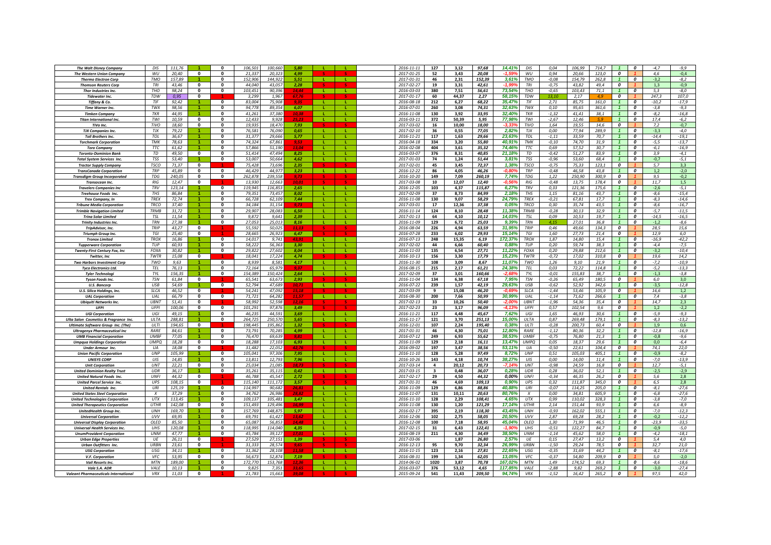| | | | | | | | | | | | | | | | | | | | | | | | | | |
|---|---|---|---|---|---|---|---|---|---|---|---|---|---|---|---|---|---|---|---|---|---|---|---|---|---|
| The Walt Disney Company | DIS | 111,76 | 1 | 0 | 106,501 | 100,660 | 5,80 | L | L | | 2016-11-11 | 127 | 3,12 | 97,68 | 14,41% | DIS | 0,04 | 106,99 | 714,7 | 1 | 0 | -4,7 | -9,9 |
| The Western Union Company | WU | 20,40 | 0 | 0 | 21,337 | 20,323 | 4,99 | S | S | | 2017-01-25 | 52 | 3,43 | 20,08 | -1,59% | WU | 0,94 | 20,66 | 123,0 | 0 | 1 | 4,6 | -0,4 |
| Thermo Electron Corp | TMO | 157,89 | 1 | 0 | 152,906 | 144,922 | 5,51 | L | L | | 2017-01-31 | 46 | 2,31 | 152,39 | 3,61% | TMO | -0,08 | 154,79 | 262,8 | 1 | 0 | -3,2 | -8,2 |
| Thomson Reuters Corp | TRI | 43,46 | 0 | 0 | 44,040 | 43,057 | 2,28 | S | S | | 2017-02-27 | 19 | 3,31 | 42,61 | -1,99% | TRI | -0,75 | 43,82 | 49,4 | 0 | 1 | 1,3 | -0,9 |
| Thor Industries Inc. | THO | 98,24 | 0 | 0 | 103,451 | 90,396 | 14,44 | L | L | | 2016-03-03 | 380 | 7,51 | 56,61 | 73,54% | THO | -0,65 | 103,43 | 71,1 | 1 | 0 | 5,3 | -8,0 |
| Tidewater Inc. | TDW | 0,95 | 0 | 1 | 3,299 | 1,967 | 67,76 | S | S | | 2017-01-17 | 60 | 44,37 | 2,27 | 58,15% | TDW | 13,10 | 2,17 | 4,9 | 0 | 1 | 247,3 | 107,0 |
| Tiffany & Co. | TIF | 92,42 | 1 | 0 | 83,004 | 75,908 | 9,35 | L | L | | 2016-08-18 | 212 | 6,27 | 68,22 | 35,47% | TIF | 2,71 | 85,75 | 161,0 | 1 | 0 | -10,2 | -17,9 |
| Time Warner Inc. | TWX | 98,56 | 1 | 0 | 94,778 | 89,354 | 6,07 | L | L | | 2016-07-01 | 260 | 3,08 | 74,31 | 32,63% | TWX | 0,10 | 95,65 | 361,6 | 1 | 0 | -3,8 | -9,3 |
| Timken Company | TKR | 44,95 | 1 | 0 | 41,261 | 37,380 | 10,38 | L | L | | 2016-11-08 | 130 | 3,92 | 33,95 | 32,40% | TKR | -1,32 | 41,41 | 38,1 | 1 | 0 | -8,2 | -16,8 |
| Titan International Inc. | TWI | 10,59 | 0 | 0 | 12,433 | 9,928 | 25,23 | L | L | | 2016-03-11 | 372 | 50,39 | 5,95 | 77,98% | TWI | -2,67 | 12,46 | 5,9 | 1 | 0 | 17,4 | -6,2 |
| TiVo Inc. | TIVO | 18,60 | 0 | 0 | 19,935 | 18,470 | 7,93 | S | S | | 2017-03-02 | 16 | 10,00 | 18,00 | -3,33% | TIVO | 1,64 | 19,55 | 14,6 | 0 | 1 | 7,2 | -0,7 |
| TJX Companies Inc. | TJX | 79,22 | 1 | 0 | 76,581 | 76,090 | 0,65 | L | L | | 2017-02-10 | 36 | 0,55 | 77,05 | 2,82% | TJX | 0,00 | 77,94 | 289,9 | 1 | 0 | -3,3 | -4,0 |
| Toll Brothers Inc. | TOL | 36,67 | 1 | 0 | 31,377 | 29,666 | 5,77 | L | L | | 2016-11-21 | 117 | 1,63 | 29,66 | 23,63% | TOL | -1,11 | 33,59 | 70,7 | 1 | 0 | -14,4 | -19,1 |
| Torchmark Corporation | TMK | 78,63 | 1 | 0 | 74,324 | 67,861 | 9,53 | L | L | | 2016-04-18 | 334 | 3,20 | 55,80 | 40,91% | TMK | -0,10 | 74,70 | 31,9 | 1 | 0 | -5,5 | -13,7 |
| Toro Company | TTC | 61,62 | 1 | 0 | 57,866 | 51,190 | 13,04 | L | L | | 2016-02-08 | 404 | 3,61 | 35,32 | 74,46% | TTC | 0,69 | 57,52 | 30,7 | 1 | 0 | -6,1 | -16,9 |
| Toronto-Dominion Bank | TD | 49,50 | 0 | 0 | 51,414 | 47,494 | 8,25 | L | L | | 2016-03-07 | 376 | 8,31 | 40,85 | 21,18% | TD | -0,42 | 51,27 | 83,9 | 1 | 0 | 3,9 | -4,1 |
| Total System Services Inc. | TSS | 53,40 | 1 | 0 | 53,007 | 50,664 | 4,62 | L | L | | 2017-01-03 | 74 | 1,24 | 51,44 | 3,81% | TSS | -0,96 | 53,60 | 68,4 | 1 | 0 | -0,7 | -5,1 |
| Tractor Supply Company | TSCO | 71,37 | 0 | 1 | 75,428 | 73,696 | 2,35 | S | S | | 2017-02-01 | 45 | 3,45 | 72,37 | 1,38% | TSCO | -0,75 | 75,33 | 123,1 | 0 | 1 | 5,7 | 3,3 |
| TransCanada Corporation | TRP | 45,89 | 0 | 0 | 46,429 | 44,977 | 3,23 | L | L | | 2016-12-22 | 86 | 4,05 | 46,26 | -0,80% | TRP | -0,48 | 46,58 | 43,8 | 1 | 0 | 1,2 | -2,0 |
| Transdigm Group Incorporated | TDG | 240,05 | 0 | 0 | 262,878 | 239,558 | 9,73 | S | S | | 2016-10-20 | 149 | 7,09 | 260,19 | 7,74% | TDG | 1,22 | 250,90 | 300,9 | 0 | 1 | 9,5 | -0,2 |
| Transocean Inc. | RIG | 12,47 | 0 | 1 | 13,930 | 12,663 | 10,01 | S | S | | 2017-03-08 | 10 | 12,07 | 12,40 | -0,56% | RIG | -0,48 | 13,75 | 178,4 | 0 | 1 | 11,7 | 1,5 |
| Travelers Companies Inc | TRV | 123,14 | 1 | 0 | 119,945 | 116,853 | 2,65 | L | L | | 2016-12-05 | 103 | 4,37 | 115,87 | 6,27% | TRV | 0,33 | 121,36 | 175,6 | 1 | 0 | -2,6 | -5,1 |
| Treehouse Foods Inc. | THS | 86,84 | 1 | 0 | 79,351 | 73,457 | 8,02 | L | L | | 2017-02-09 | 37 | 8,73 | 84,99 | 2,18% | THS | 1,15 | 81,16 | 43,7 | 1 | 0 | -8,6 | -15,4 |
| Trex Company, In | TREX | 72,74 | 1 | 0 | 66,728 | 62,109 | 7,44 | L | L | | 2016-11-08 | 130 | 9,07 | 58,29 | 24,79% | TREX | -0,21 | 67,81 | 17,7 | 1 | 0 | -8,3 | -14,6 |
| Tribune Media Corporation | TRCO | 37,40 | 1 | 0 | 34,184 | 31,154 | 9,73 | L | L | | 2017-03-01 | 17 | 12,36 | 37,38 | 0,05% | TRCO | 0,30 | 35,74 | 43,5 | 1 | 0 | -8,6 | -16,7 |
| Trimble Navigation Limited | TRMB | 31,72 | 1 | 0 | 29,907 | 28,083 | 6,50 | L | L | | 2016-11-14 | 124 | 8,10 | 28,48 | 11,38% | TRMB | -0,28 | 30,13 | 32,9 | 1 | 0 | -5,7 | -11,5 |
| Trina Solar Limited | TSL | 11,54 | 1 | 0 | 9,872 | 9,641 | 2,39 | L | L | | 2017-01-13 | 64 | 4,10 | 10,12 | 14,03% | TSL | 0,09 | 10,53 | 19,7 | 1 | 0 | -14,5 | -16,5 |
| Trinity Industries Inc. | TRN | 27,38 | 1 | 0 | 27,053 | 25,013 | 8,16 | L | L | | 2016-11-09 | 129 | 6,72 | 25,03 | 9,39% | TRN | -4,15 | 27,01 | 36,8 | 1 | 0 | -1,2 | -8,6 |
| TripAdvisor, Inc. | TRIP | 43,27 | 0 | 1 | 55,592 | 50,025 | 11,13 | S | S | | 2016-08-04 | 226 | 4,94 | 63,59 | 31,95% | TRIP | 0,46 | 49,66 | 134,3 | 0 | 1 | 28,5 | 15,6 |
| Triumph Group Inc. | TGI | 25,40 | 0 | 1 | 28,665 | 26,923 | 6,47 | S | S | | 2016-07-28 | 233 | 6,02 | 29,93 | 15,14% | TGI | 1,60 | 27,73 | 21,4 | 0 | 1 | 12,9 | 6,0 |
| Tronox Limited | TROX | 16,86 | 1 | 0 | 14,017 | 9,741 | 43,91 | L | L | | 2016-07-13 | 248 | 15,35 | 6,19 | 172,37% | TROX | 1,87 | 14,80 | 15,4 | 1 | 0 | -16,9 | -42,2 |
| Tupperware Corporation | TUP | 60,93 | 1 | 0 | 58,222 | 56,363 | 3,30 | L | L | | 2017-02-02 | 44 | 6,66 | 60,40 | 0,88% | TUP | 0,20 | 59,74 | 38,3 | 1 | 0 | -4,4 | -7,5 |
| Twenty-First Century Fox, Inc | FOXA | 30,82 | 1 | 0 | 29,822 | 27,602 | 8,04 | L | L | | 2016-11-03 | 135 | 6,54 | 27,71 | 11,22% | FOXA | 0,20 | 29,88 | 212,6 | 1 | 0 | -3,2 | -10,4 |
| Twitter, Inc | TWTR | 15,08 | 0 | 1 | 18,041 | 17,224 | 4,74 | S | S | | 2016-10-13 | 156 | 3,30 | 17,79 | 15,23% | TWTR | -0,72 | 17,02 | 310,8 | 0 | 1 | 19,6 | 14,2 |
| Two Harbors Investment Corp | TWO | 9,63 | 1 | 0 | 8,939 | 8,581 | 4,17 | L | L | | 2016-11-30 | 108 | 3,09 | 8,67 | 11,07% | TWO | 1,26 | 9,10 | 21,9 | 1 | 0 | -7,2 | -10,9 |
| Tyco Electronics Ltd. | TEL | 76,13 | 1 | 0 | 72,164 | 65,979 | 9,37 | L | L | | 2016-08-15 | 215 | 2,17 | 61,21 | 24,38% | TEL | 0,03 | 72,22 | 114,8 | 1 | 0 | -5,2 | -13,3 |
| Tyler Technologi | TYL | 156,35 | 1 | 0 | 154,389 | 150,424 | 2,64 | L | L | | 2017-02-09 | 37 | 3,01 | 160,66 | -2,68% | TYL | -0,01 | 155,83 | 38,7 | 1 | 0 | -1,3 | -3,8 |
| Tyson Foods Inc. | TSN | 61,84 | 0 | 1 | 65,541 | 63,673 | 2,93 | S | S | | 2016-11-04 | 134 | 6,38 | 67,18 | 7,95% | TSN | -0,26 | 65,49 | 180,5 | 0 | 1 | 6,0 | 3,0 |
| U.S. Bancorp | USB | 54,69 | 1 | 0 | 52,794 | 47,689 | 10,71 | L | L | | 2016-07-22 | 239 | 1,57 | 42,19 | 29,63% | USB | -0,62 | 52,92 | 342,6 | 1 | 0 | -3,5 | -12,8 |
| U.S. Silica Holdings, Inc. | SLCA | 46,52 | 0 | 1 | 54,241 | 47,092 | 15,18 | S | S | | 2017-03-09 | 9 | 15,08 | 46,20 | -0,69% | SLCA | -1,44 | 53,46 | 105,9 | 0 | 1 | 16,6 | 1,2 |
| UAL Corporation | UAL | 66,79 | 0 | 0 | 71,721 | 64,282 | 11,57 | L | L | | 2016-08-30 | 200 | 7,66 | 50,99 | 30,99% | UAL | -1,14 | 71,62 | 266,6 | 1 | 0 | 7,4 | -3,8 |
| Ubiquiti Networks Inc. | UBNT | 51,41 | 0 | 1 | 58,992 | 52,598 | 12,16 | S | S | | 2017-02-23 | 33 | 10,26 | 50,40 | -2,00% | UBNT | -1,96 | 54,36 | 35,4 | 0 | 1 | 14,7 | 2,3 |
| UFPI | UFPI | 100,06 | 0 | 0 | 101,291 | 97,876 | 3,49 | S | S | | 2017-02-23 | 23 | 3,17 | 96,09 | -4,13% | UFPI | 0,57 | 102,54 | 9,6 | 0 | 1 | 1,2 | -2,2 |
| UGI Corporation | UGI | 49,15 | 1 | 0 | 46,235 | 44,591 | 3,69 | L | L | | 2016-11-21 | 117 | 4,48 | 45,67 | 7,62% | UGI | 1,65 | 46,93 | 30,6 | 1 | 0 | -5,9 | -9,3 |
| Ulta Salon Cosmetics & Fragrance Inc. | ULTA | 288,81 | 1 | 0 | 264,725 | 250,570 | 5,65 | L | L | | 2016-11-17 | 121 | 3,70 | 251,13 | 15,00% | ULTA | 0,87 | 269,48 | 179,1 | 1 | 0 | -8,3 | -13,2 |
| Ultimate Software Group Inc. (The) | ULTI | 194,65 | 0 | 1 | 198,445 | 195,862 | 1,32 | S | S | | 2016-12-01 | 107 | 2,24 | 195,40 | 0,38% | ULTI | -0,28 | 200,73 | 60,4 | 0 | 1 | 1,9 | 0,6 |
| Ultragenyx Pharmaceutical Inc | RARE | 84,61 | 1 | 0 | 73,791 | 70,285 | 4,99 | L | L | | 2017-01-31 | 46 | 4,30 | 75,01 | 12,80% | RARE | -1,12 | 80,36 | 32,2 | 1 | 0 | -12,8 | -16,9 |
| UMB Financial Corporation | UMBF | 77,05 | 1 | 0 | 76,470 | 69,639 | 9,81 | L | L | | 2016-07-12 | 249 | 6,93 | 55,62 | 38,53% | UMBF | -0,75 | 76,80 | 21,3 | 1 | 0 | -0,8 | -9,6 |
| Umpqua Holdings Corporation | UMPQ | 18,28 | 0 | 0 | 18,288 | 17,103 | 6,93 | L | L | | 2016-11-09 | 129 | 2,18 | 16,11 | 13,47% | UMPQ | 0,05 | 18,37 | 29,6 | 1 | 0 | 0,0 | -6,4 |
| Under Armour Inc. | UA | 18,08 | 0 | 1 | 31,482 | 22,052 | 42,76 | S | S | | 2016-09-02 | 197 | 3,47 | 38,56 | 53,11% | UA | -0,50 | 22,61 | 104,4 | 0 | 1 | 74,1 | 22,0 |
| Union Pacific Corporation | UNP | 105,99 | 1 | 0 | 105,041 | 97,306 | 7,95 | L | L | | 2016-11-10 | 128 | 5,28 | 97,49 | 8,72% | UNP | 0,51 | 105,03 | 405,1 | 1 | 0 | -0,9 | -8,2 |
| UNISYS CORP | UIS | 14,85 | 1 | 0 | 13,811 | 12,793 | 7,96 | L | L | | 2016-10-26 | 143 | 4,18 | 10,74 | 38,27% | UIS | 0,00 | 14,00 | 11,4 | 1 | 0 | -7,0 | -13,9 |
| Unit Corporation | UNT | 22,21 | 0 | 0 | 25,034 | 21,085 | 18,73 | S | S | | 2017-03-14 | 4 | 20,12 | 20,73 | -7,14% | UNT | -0,98 | 24,59 | 16,8 | 0 | 1 | 12,7 | -5,1 |
| United Dominion Realty Trust | UDR | 36,17 | 1 | 0 | 35,261 | 35,115 | 0,42 | L | L | | 2017-03-15 | 3 | 0,48 | 36,07 | 0,28% | UDR | 0,28 | 36,02 | 52,1 | 1 | 0 | -2,5 | -2,9 |
| United Natural Foods Inc. | UNFI | 44,32 | 0 | 1 | 46,788 | 45,547 | 2,72 | S | S | | 2017-02-17 | 29 | 4,50 | 44,32 | 0,00% | UNFI | -0,34 | 46,35 | 26,2 | 0 | 1 | 5,6 | 2,8 |
| United Parcel Service Inc. | UPS | 108,15 | 0 | 1 | 115,140 | 111,172 | 3,57 | S | S | | 2017-01-31 | 46 | 4,69 | 109,13 | 0,90% | UPS | 0,32 | 111,87 | 345,0 | 0 | 1 | 6,5 | 2,8 |
| United Rentals Inc. | URI | 125,19 | 1 | 0 | 114,997 | 90,682 | 26,81 | L | L | | 2016-11-09 | 129 | 6,86 | 88,86 | 40,88% | URI | -0,07 | 114,25 | 205,0 | 1 | 0 | -8,1 | -27,6 |
| United States Steel Corporation | X | 37,29 | 1 | 0 | 34,762 | 26,986 | 28,82 | L | L | | 2016-11-07 | 131 | 10,11 | 20,63 | 80,76% | X | 0,00 | 34,81 | 605,9 | 1 | 0 | -6,8 | -27,6 |
| United Technologies Corporation | UTX | 113,45 | 1 | 0 | 109,137 | 105,481 | 3,47 | L | L | | 2016-11-10 | 128 | 2,29 | 108,41 | 4,65% | UTX | 0,99 | 110,02 | 328,3 | 1 | 0 | -3,8 | -7,0 |
| United Therapeutics Corporation | UTHR | 142,08 | 0 | 0 | 151,493 | 129,496 | 16,99 | L | L | | 2016-11-08 | 130 | 1,20 | 121,29 | 17,14% | UTHR | 2,14 | 151,44 | 93,9 | 1 | 0 | 6,6 | -8,9 |
| UnitedHealth Group Inc. | UNH | 169,70 | 1 | 0 | 157,769 | 148,875 | 5,97 | L | L | | 2016-02-17 | 395 | 2,19 | 118,30 | 43,45% | UNH | -0,93 | 162,02 | 555,1 | 1 | 0 | -7,0 | -12,3 |
| Universal Corporation | UVV | 69,95 | 1 | 0 | 69,791 | 61,427 | 13,62 | L | L | | 2016-12-06 | 102 | 2,75 | 58,05 | 20,50% | UVV | 2,87 | 69,28 | 28,2 | 1 | 0 | -0,2 | -12,2 |
| Universal Display Corporation | OLED | 85,50 | 1 | 0 | 65,087 | 56,853 | 14,48 | L | L | | 2016-12-08 | 100 | 7,18 | 58,95 | 45,04% | OLED | 1,30 | 71,99 | 46,5 | 1 | 0 | -23,9 | -33,5 |
| Universal Health Services Inc. | UHS | 120,08 | 1 | 0 | 118,995 | 114,040 | 4,35 | L | L | | 2017-02-15 | 31 | 6,43 | 122,41 | -1,90% | UHS | -0,51 | 122,27 | 84,7 | 1 | 0 | -0,9 | -5,0 |
| UnumProvident Corporation | UNM | 47,77 | 1 | 0 | 45,784 | 39,127 | 17,01 | L | L | | 2016-08-19 | 211 | 4,30 | 34,49 | 38,50% | UNM | -1,14 | 45,62 | 58,0 | 1 | 0 | -4,2 | -18,1 |
| Urban Edge Properties | UE | 26,11 | 0 | 1 | 27,529 | 27,151 | 1,39 | S | S | | 2017-03-06 | | 1,87 | 26,80 | 2,57% | UE | 0,15 | 27,47 | 13,2 | 0 | 1 | 5,4 | 4,0 |
| Urban Outfitters Inc. | URBN | 23,61 | 0 | 1 | 31,333 | 28,574 | 9,65 | S | S | | 2016-12-13 | 95 | 9,70 | 32,34 | 26,99% | URBN | -1,50 | 29,24 | 78,5 | 0 | 1 | 32,7 | 21,0 |
| USG Corporation | USG | 34,11 | 1 | 0 | 31,362 | 28,108 | 11,58 | L | L | | 2016-11-15 | 123 | 2,16 | 27,81 | 22,65% | USG | -0,35 | 31,69 | 44,2 | 1 | 0 | -8,1 | -17,6 |
| V.F. Corporation | VFC | 53,95 | 0 | 0 | 56,673 | 52,874 | 7,19 | L | S | | 2016-08-31 | 199 | 1,34 | 62,05 | 13,05% | VFC | -0,37 | 54,80 | 209,9 | 0 | 1 | 5,0 | -2,0 |
| Vail Resorts Inc. | MTN | 189,00 | 1 | 0 | 172,770 | 153,768 | 12,36 | L | L | | 2014-06-02 | 1020 | 3,87 | 70,78 | 167,02% | MTN | 1,49 | 174,52 | 69,3 | 1 | 0 | -8,6 | -18,6 |
| Vale S.A. ADR | VALE | 10,13 | 1 | 0 | 9,825 | 7,351 | 33,65 | L | L | | 2016-03-07 | 376 | 53,12 | 4,65 | 117,85% | VALE | -2,88 | 9,82 | 269,2 | 1 | 0 | -3,0 | -27,4 |
| Valeant Pharmaceuticals International | VRX | 11,03 | 0 | 1 | 21,783 | 15,663 | 39,08 | S | S | | 2015-09-24 | 541 | 11,43 | 209,50 | 94,74% | VRX | -1,52 | 16,42 | 265,2 | 0 | 1 | 97,5 | 42,0 |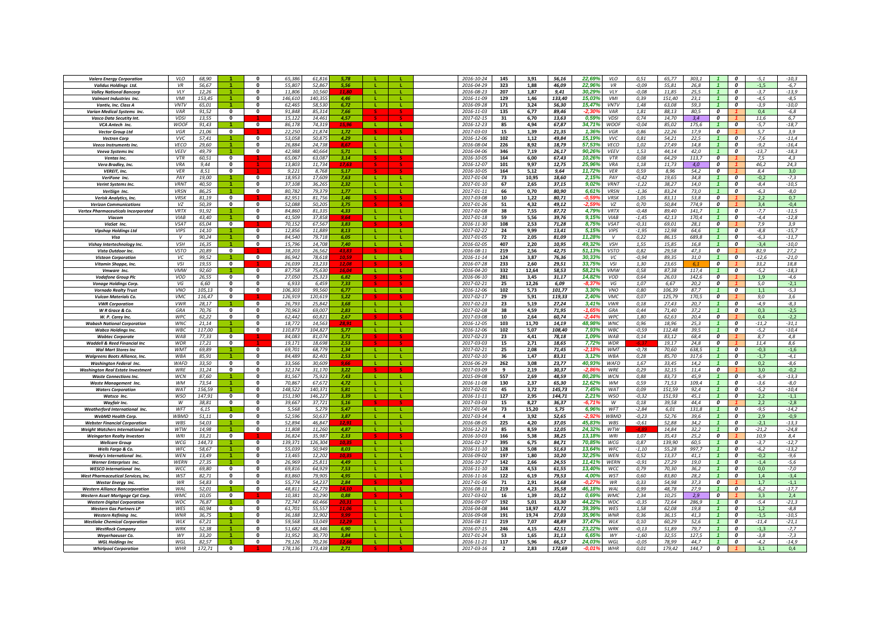| | | | | | | | | | | | | | | | | | | | | | | | |
|---|---|---|---|---|---|---|---|---|---|---|---|---|---|---|---|---|---|---|---|---|---|---|---|
| Valero Energy Corporation | VLO | 68,90 | 1 | 0 | 65,386 | 61,816 | 5,78 | L | L | 2016-10-24 | 145 | 3,91 | 56,16 | 22,69% | VLO | 0,51 | 65,77 | 303,1 | 1 | 0 | -5,1 | -10,3 |
| Validus Holdings Ltd. | VR | 56,67 | 1 | 0 | 55,807 | 52,867 | 5,56 | L | L | 2016-04-29 | 323 | 1,88 | 46,09 | 22,96% | VR | -0,09 | 55,81 | 26,8 | 1 | 0 | -1,5 | -6,7 |
| Valley National Bancorp | VLY | 12,26 | 1 | 0 | 11,806 | 10,560 | 11,80 | L | L | 2016-08-23 | 207 | 1,87 | 9,41 | 30,29% | VLY | -0,08 | 11,85 | 25,5 | 1 | 0 | -3,7 | -13,9 |
| Valmont Industries Inc. | VMI | 153,45 | 1 | 0 | 146,610 | 140,355 | 4,46 | L | L | 2016-11-09 | 129 | 1,46 | 133,40 | 15,03% | VMI | 0,39 | 151,40 | 23,1 | 1 | 0 | -4,5 | -8,5 |
| Vantiv, Inc. Class A | VNTV | 65,01 | 1 | 0 | 62,465 | 58,530 | 6,72 | L | L | 2016-09-28 | 171 | 3,24 | 56,30 | 15,47% | VNTV | 1,48 | 63,08 | 59,3 | 1 | 0 | -3,9 | -10,0 |
| Varian Medical Systems Inc. | VAR | 91,52 | 0 | 0 | 91,848 | 85,314 | 7,66 | S | S | 2016-11-03 | 135 | 6,77 | 89,46 | -2,30% | VAR | 1,81 | 88,13 | 80,5 | 0 | 1 | 0,4 | -6,8 |
| Vasco Data Secutity Int. | VDSI | 13,55 | 0 | 1 | 15,122 | 14,461 | 4,57 | S | S | 2017-02-15 | 31 | 6,70 | 13,63 | 0,59% | VDSI | 0,74 | 14,70 | 3,4 | 0 | 1 | 11,6 | 6,7 |
| VCA Antech Inc. | WOOF | 91,43 | 1 | 0 | 86,178 | 74,319 | 15,96 | L | L | 2016-12-23 | 85 | 4,94 | 67,87 | 34,71% | WOOF | -0,04 | 85,02 | 175,6 | 1 | 0 | -5,7 | -18,7 |
| Vector Group Ltd | VGR | 21,06 | 0 | 1 | 22,250 | 21,874 | 1,72 | S | S | 2017-03-03 | 15 | 1,39 | 21,35 | 1,36% | VGR | 0,86 | 22,26 | 17,9 | 0 | 1 | 5,7 | 3,9 |
| Vectren Corp | VVC | 57,41 | 1 | 0 | 53,058 | 50,875 | 4,29 | L | L | 2016-12-06 | 102 | 1,12 | 49,84 | 15,19% | VVC | 0,81 | 54,21 | 22,5 | 1 | 0 | -7,6 | -11,4 |
| Veeco Instruments Inc. | VECO | 29,60 | 1 | 0 | 26,884 | 24,738 | 8,67 | L | L | 2016-08-04 | 226 | 8,92 | 18,79 | 57,53% | VECO | 1,02 | 27,49 | 14,8 | 1 | 0 | -9,2 | -16,4 |
| Veeva Systems Inc | VEEV | 49,79 | 1 | 0 | 42,988 | 40,664 | 5,71 | L | L | 2016-04-06 | 346 | 7,19 | 26,17 | 90,26% | VEEV | 1,53 | 44,14 | 42,0 | 1 | 0 | -13,7 | -18,3 |
| Ventas Inc. | VTR | 60,51 | 0 | 1 | 65,067 | 63,087 | 3,14 | S | S | 2016-10-05 | 164 | 6,00 | 67,43 | 10,26% | VTR | 0,08 | 64,29 | 113,7 | 0 | 1 | 7,5 | 4,3 |
| Vera Bradley, Inc. | VRA | 9,44 | 0 | 1 | 13,803 | 11,734 | 17,63 | S | S | 2016-12-07 | 101 | 9,97 | 12,75 | 25,96% | VRA | 1,18 | 11,73 | 4,0 | 0 | 1 | 46,2 | 24,3 |
| VEREIT, Inc. | VER | 8,51 | 0 | 1 | 9,221 | 8,768 | 5,17 | S | S | 2016-10-05 | 164 | 5,12 | 9,64 | 11,72% | VER | 0,59 | 8,96 | 54,2 | 0 | 1 | 8,4 | 3,0 |
| VeriFone Inc. | PAY | 19,00 | 1 | 0 | 18,953 | 17,609 | 7,63 | L | L | 2017-01-04 | 73 | 10,95 | 18,60 | 2,15% | PAY | -0,42 | 19,65 | 34,8 | 1 | 0 | -0,2 | -7,3 |
| Verint Systems Inc. | VRNT | 40,50 | 1 | 0 | 37,108 | 36,265 | 2,32 | L | L | 2017-01-10 | 67 | 2,65 | 37,15 | 9,02% | VRNT | -1,22 | 38,27 | 14,0 | 1 | 0 | -8,4 | -10,5 |
| VeriSign Inc. | VRSN | 86,25 | 1 | 0 | 80,782 | 79,379 | 1,77 | L | L | 2017-01-11 | 66 | 0,70 | 80,90 | 6,61% | VRSN | -1,36 | 83,24 | 73,0 | 1 | 0 | -6,3 | -8,0 |
| Verisk Analytics, Inc. | VRSK | 81,19 | 0 | 1 | 82,951 | 81,756 | 1,46 | S | S | 2017-03-08 | 10 | 1,22 | 80,71 | -0,59% | VRSK | 1,05 | 83,11 | 53,8 | 0 | 1 | 2,2 | 0,7 |
| Verizon Communications | VZ | 50,39 | 0 | 0 | 52,088 | 50,205 | 3,75 | S | S | 2017-01-26 | 51 | 4,32 | 49,12 | -2,59% | VZ | 0,70 | 50,84 | 774,9 | 0 | 1 | 3,4 | -0,4 |
| Vertex Pharmaceuticals Incorporated | VRTX | 91,92 | 1 | 0 | 84,860 | 81,335 | 4,33 | L | L | 2017-02-08 | 38 | 7,55 | 87,72 | 4,79% | VRTX | -0,48 | 89,40 | 141,7 | 1 | 0 | -7,7 | -11,5 |
| Viacom | VIAB | 43,40 | 1 | 0 | 41,509 | 37,858 | 9,64 | L | L | 2017-01-18 | 59 | 5,56 | 39,76 | 9,15% | VIAB | -1,45 | 42,13 | 170,4 | 1 | 0 | -4,4 | -12,8 |
| ViaSat Inc. | VSAT | 65,04 | 0 | 1 | 70,152 | 67,567 | 3,83 | S | S | 2016-11-30 | 108 | 2,53 | 71,28 | 8,75% | VSAT | -0,31 | 69,01 | 28,1 | 0 | 1 | 7,9 | 3,9 |
| Vipshop Holdings Ltd | VIPS | 14,10 | 1 | 0 | 12,856 | 11,889 | 8,13 | L | L | 2017-02-22 | 24 | 9,99 | 13,41 | 5,15% | VIPS | -1,95 | 12,98 | 64,6 | 1 | 0 | -8,8 | -15,7 |
| Visa | V | 90,24 | 1 | 0 | 84,540 | 79,718 | 6,05 | L | L | 2017-01-05 | 72 | 2,05 | 81,09 | 11,28% | V | 0,22 | 86,15 | 689,8 | 1 | 0 | -6,3 | -11,7 |
| Vishay Intertechnology Inc. | VSH | 16,35 | 1 | 0 | 15,796 | 14,708 | 7,40 | L | L | 2016-02-05 | 407 | 2,20 | 10,95 | 49,32% | VSH | 1,55 | 15,85 | 16,8 | 1 | 0 | -3,4 | -10,0 |
| Vista Outdoor Inc. | VSTO | 20,89 | 0 | 1 | 38,203 | 26,562 | 43,83 | S | S | 2016-08-11 | 219 | 2,56 | 42,75 | 51,13% | VSTO | 0,82 | 29,58 | 47,3 | 0 | 1 | 82,9 | 27,2 |
| Visteon Corporation | VC | 99,52 | 1 | 0 | 86,942 | 78,618 | 10,59 | L | L | 2016-11-14 | 124 | 3,87 | 76,36 | 30,33% | VC | -0,94 | 89,35 | 31,0 | 1 | 0 | -12,6 | -21,0 |
| Vitamin Shoppe, Inc. | VSI | 19,55 | 0 | 1 | 26,039 | 23,233 | 12,08 | S | S | 2016-07-28 | 233 | 2,60 | 29,51 | 33,75% | VSI | 1,30 | 23,65 | 6,1 | 0 | 1 | 33,2 | 18,8 |
| Vmware Inc. | VMW | 92,60 | 1 | 0 | 87,758 | 75,630 | 16,04 | L | L | 2016-04-20 | 332 | 12,64 | 58,53 | 58,21% | VMW | 0,58 | 87,38 | 117,4 | 1 | 0 | -5,2 | -18,3 |
| Vodafone Group Plc | VOD | 26,55 | 0 | 0 | 27,050 | 25,323 | 6,82 | S | S | 2016-06-10 | 281 | 3,45 | 31,17 | 14,82% | VOD | 0,64 | 26,03 | 142,6 | 0 | 1 | 1,9 | -4,6 |
| Vonage Holdings Corp. | VG | 6,60 | 0 | 0 | 6,933 | 6,459 | 7,33 | S | S | 2017-02-21 | 25 | 12,26 | 6,09 | -8,37% | VG | 1,07 | 6,67 | 20,2 | 0 | 1 | 5,0 | -2,1 |
| Vornado Realty Trust | VNO | 105,13 | 0 | 0 | 106,303 | 99,560 | 6,77 | L | L | 2016-12-06 | 102 | 5,73 | 101,77 | 3,30% | VNO | 0,80 | 106,39 | 87,7 | 1 | 0 | 1,1 | -5,3 |
| Vulcan Materials Co. | VMC | 116,47 | 0 | 1 | 126,919 | 120,619 | 5,22 | S | S | 2017-02-17 | 29 | 5,91 | 119,33 | 2,40% | VMC | 0,07 | 125,79 | 170,5 | 0 | 1 | 9,0 | 3,6 |
| VWR Corporation | VWR | 28,17 | 1 | 0 | 26,793 | 25,842 | 3,68 | L | L | 2017-02-23 | 23 | 5,19 | 27,24 | 3,41% | VWR | 0,18 | 27,43 | 20,7 | 1 | 0 | -4,9 | -8,3 |
| W R Grace & Co. | GRA | 70,76 | 0 | 0 | 70,963 | 69,007 | 2,83 | L | L | 2017-02-08 | 38 | 4,59 | 71,95 | -1,65% | GRA | 0,44 | 71,40 | 37,2 | 1 | 0 | 0,3 | -2,5 |
| W. P. Carey Inc. | WPC | 62,22 | 0 | 0 | 62,442 | 60,821 | 2,67 | S | S | 2017-03-08 | 10 | 2,64 | 60,74 | -2,44% | WPC | 1,80 | 62,63 | 20,4 | 0 | 1 | 0,4 | -2,2 |
| Wabash National Corporation | WNC | 21,14 | 1 | 0 | 18,772 | 14,563 | 28,91 | L | L | 2016-12-05 | 103 | 11,70 | 14,19 | 48,98% | WNC | 0,96 | 18,96 | 25,3 | 1 | 0 | -11,2 | -31,1 |
| Wabco Holdings Inc. | WBC | 117,00 | 1 | 0 | 110,873 | 104,827 | 5,77 | L | L | 2016-12-06 | 102 | 5,07 | 108,40 | 7,93% | WBC | -0,59 | 112,48 | 39,5 | 1 | 0 | -5,2 | -10,4 |
| Wabtec Corporate | WAB | 77,33 | 0 | 0 | 84,083 | 81,074 | 3,71 | S | S | 2017-02-23 | 23 | 4,41 | 78,18 | 1,09% | WAB | 0,14 | 83,12 | 68,4 | 0 | 1 | 8,7 | 4,8 |
| Waddell & Reed Financial Inc | WDR | 17,21 | 0 | 1 | 19,171 | 18,698 | 2,53 | S | S | 2017-03-03 | 15 | 2,71 | 18,65 | 7,72% | WDR | -6,37 | 19,17 | 24,8 | 0 | 1 | 11,4 | 8,6 |
| Wal Mart Stores Inc | WMT | 69,89 | 1 | 0 | 69,701 | 68,779 | 1,34 | L | L | 2017-02-21 | 25 | 2,08 | 71,45 | -2,18% | WMT | -0,78 | 70,60 | 638,5 | 1 | 0 | -0,3 | -1,6 |
| Walgreens Boots Alliance, Inc. | WBA | 85,91 | 1 | 0 | 84,489 | 82,401 | 2,53 | L | L | 2017-02-10 | 36 | 1,47 | 83,31 | 3,12% | WBA | 0,28 | 85,70 | 317,6 | 1 | 0 | -1,7 | -4,1 |
| Washington Federal Inc. | WAFD | 33,50 | 0 | 0 | 33,566 | 30,609 | 9,66 | L | L | 2016-06-29 | 262 | 3,08 | 23,77 | 40,93% | WAFD | 1,67 | 33,45 | 14,2 | 1 | 0 | 0,2 | -8,6 |
| Washington Real Estate Investment | WRE | 31,24 | 0 | 0 | 32,174 | 31,170 | 3,22 | S | S | 2017-03-09 | 9 | 2,19 | 30,37 | -2,86% | WRE | 0,29 | 32,15 | 11,4 | 0 | 1 | 3,0 | -0,2 |
| Waste Connections Inc. | WCN | 87,60 | 1 | 0 | 81,567 | 75,923 | 7,43 | L | L | 2015-09-08 | 557 | 2,69 | 48,59 | 80,28% | WCN | 0,88 | 83,73 | 45,9 | 1 | 0 | -6,9 | -13,3 |
| Waste Management Inc. | WM | 73,54 | 1 | 0 | 70,867 | 67,672 | 4,72 | L | L | 2016-11-08 | 130 | 2,37 | 65,30 | 12,62% | WM | 0,59 | 71,53 | 109,4 | 1 | 0 | -3,6 | -8,0 |
| Waters Corporation | WAT | 156,59 | 1 | 0 | 148,522 | 140,371 | 5,81 | L | L | 2017-02-01 | 45 | 3,72 | 145,73 | 7,45% | WAT | 0,09 | 151,59 | 92,4 | 1 | 0 | -5,2 | -10,4 |
| Watsco Inc. | WSO | 147,91 | 0 | 0 | 151,190 | 146,227 | 3,39 | L | L | 2016-11-11 | 127 | 2,95 | 144,71 | 2,21% | WSO | -0,32 | 151,93 | 45,1 | 1 | 0 | 2,2 | -1,1 |
| Wayfair Inc. | W | 38,81 | 0 | 0 | 39,667 | 37,721 | 5,16 | S | S | 2017-03-03 | 15 | 8,27 | 36,37 | -6,71% | W | 0,18 | 39,58 | 44,4 | 0 | 1 | 2,2 | -2,8 |
| Weatherford International Inc. | WFT | 6,15 | 1 | 0 | 5,568 | 5,279 | 5,47 | L | L | 2017-01-04 | 73 | 15,20 | 5,75 | 6,96% | WFT | -2,84 | 6,01 | 131,8 | 1 | 0 | -9,5 | -14,2 |
| WebMD Health Corp. | WBMD | 51,11 | 0 | 0 | 52,596 | 50,637 | 3,87 | L | L | 2017-03-14 | 4 | 3,92 | 52,65 | -2,92% | WBMD | -0,23 | 52,76 | 39,6 | 1 | 0 | 2,9 | -0,9 |
| Webster Financial Corporation | WBS | 54,03 | 1 | 0 | 52,894 | 46,847 | 12,91 | L | L | 2016-08-05 | 225 | 4,20 | 37,05 | 45,83% | WBS | -0,61 | 52,88 | 34,2 | 1 | 0 | -2,1 | -13,3 |
| Weight Watchers International Inc | WTW | 14,98 | 1 | 0 | 11,808 | 11,260 | 4,87 | L | L | 2016-12-23 | 85 | 8,59 | 12,05 | 24,32% | WTW | -4,89 | 14,84 | 32,2 | 1 | 0 | -21,2 | -24,8 |
| Weingarten Realty Investors | WRI | 33,21 | 0 | 1 | 36,824 | 35,987 | 2,33 | S | S | 2016-10-03 | 166 | 5,38 | 38,25 | 13,18% | WRI | 1,07 | 35,43 | 25,2 | 0 | 1 | 10,9 | 8,4 |
| Wellcare Group | WCG | 144,73 | 1 | 0 | 139,371 | 126,304 | 10,35 | L | L | 2016-02-17 | 395 | 6,75 | 84,71 | 70,85% | WCG | 0,87 | 139,90 | 60,5 | 1 | 0 | -3,7 | -12,7 |
| Wells Fargo & Co. | WFC | 58,67 | 1 | 0 | 55,039 | 50,949 | 8,03 | L | L | 2016-11-10 | 128 | 5,08 | 51,63 | 13,64% | WFC | -1,10 | 55,28 | 997,7 | 1 | 0 | -6,2 | -13,2 |
| Wendy's International Inc. | WEN | 13,49 | 1 | 0 | 13,465 | 12,202 | 10,35 | L | L | 2016-09-02 | 197 | 1,80 | 10,20 | 32,25% | WEN | 0,52 | 13,37 | 41,1 | 1 | 0 | -0,2 | -9,6 |
| Werner Enterprises Inc. | WERN | 27,35 | 1 | 0 | 26,969 | 25,811 | 4,49 | L | L | 2016-10-27 | 142 | 2,66 | 24,55 | 11,41% | WERN | -0,91 | 27,29 | 19,0 | 1 | 0 | -1,4 | -5,6 |
| WESCO International Inc. | WCC | 69,80 | 0 | 0 | 69,816 | 64,929 | 7,53 | L | L | 2016-11-10 | 128 | 4,53 | 61,55 | 13,40% | WCC | 0,79 | 70,30 | 36,2 | 1 | 0 | 0,0 | -7,0 |
| West Pharmaceutical Services, Inc. | WST | 82,71 | 0 | 0 | 83,860 | 79,905 | 4,95 | L | L | 2016-11-16 | 122 | 6,19 | 79,53 | 4,00% | WST | 0,60 | 83,80 | 28,2 | 1 | 0 | 1,4 | -3,4 |
| Westar Energy Inc. | WR | 54,83 | 0 | 0 | 55,774 | 54,237 | 2,84 | S | S | 2017-01-06 | 71 | 2,91 | 54,68 | -0,27% | WR | 0,33 | 54,98 | 37,3 | 0 | 1 | 1,7 | -1,1 |
| Western Alliance Bancorporation | WAL | 52,01 | 1 | 0 | 48,811 | 42,779 | 14,10 | L | L | 2016-08-11 | 219 | 4,23 | 35,58 | 46,18% | WAL | 0,99 | 48,78 | 27,9 | 1 | 0 | -6,2 | -17,7 |
| Western Asset Mortgage Cpt Corp. | WMC | 10,05 | 0 | 1 | 10,381 | 10,290 | 0,88 | S | S | 2017-03-02 | 16 | 1,39 | 10,12 | 0,69% | WMC | 2,34 | 10,25 | 2,9 | 0 | 1 | 3,3 | 2,4 |
| Western Digital Corporation | WDC | 76,87 | 1 | 0 | 72,747 | 60,466 | 20,31 | L | L | 2016-09-07 | 192 | 5,01 | 53,30 | 44,22% | WDC | -0,35 | 72,64 | 286,9 | 1 | 0 | -5,4 | -21,3 |
| Western Gas Partners LP | WES | 60,94 | 0 | 0 | 61,701 | 55,557 | 11,06 | L | L | 2016-04-08 | 344 | 18,97 | 43,72 | 39,39% | WES | 1,58 | 62,08 | 19,8 | 1 | 0 | 1,2 | -8,8 |
| Western Refining Inc. | WNR | 36,75 | 1 | 0 | 36,188 | 32,902 | 9,99 | L | L | 2016-09-08 | 191 | 19,74 | 27,03 | 35,96% | WNR | 0,36 | 36,15 | 41,3 | 1 | 0 | -1,5 | -10,5 |
| Westlake Chemical Corporation | WLK | 67,21 | 1 | 0 | 59,568 | 53,049 | 12,29 | L | L | 2016-08-11 | 219 | 7,07 | 48,89 | 37,47% | WLK | 0,10 | 60,29 | 52,6 | 1 | 0 | -11,4 | -21,1 |
| WestRock Company | WRK | 52,38 | 1 | 0 | 51,682 | 48,346 | 6,90 | L | L | 2016-07-15 | 246 | 4,15 | 42,51 | 23,22% | WRK | -0,13 | 51,89 | 79,7 | 1 | 0 | -1,3 | -7,7 |
| Weyerhaeuser Co. | WY | 33,20 | 1 | 0 | 31,952 | 30,770 | 3,84 | L | L | 2017-01-24 | 53 | 1,65 | 31,13 | 6,65% | WY | -1,60 | 32,55 | 127,5 | 1 | 0 | -3,8 | -7,3 |
| WGL Holdings Inc | WGL | 82,57 | 1 | 0 | 79,126 | 70,236 | 12,66 | L | L | 2016-11-21 | 117 | 5,96 | 66,57 | 24,03% | WGL | -0,05 | 78,99 | 44,7 | 1 | 0 | -4,2 | -14,9 |
| Whirlpool Corporation | WHR | 172,71 | 0 | 1 | 178,136 | 173,438 | 2,71 | S | S | 2017-03-16 | 2 | 2,83 | 172,69 | -0,01% | WHR | 0,01 | 179,42 | 144,7 | 0 | 1 | 3,1 | 0,4 |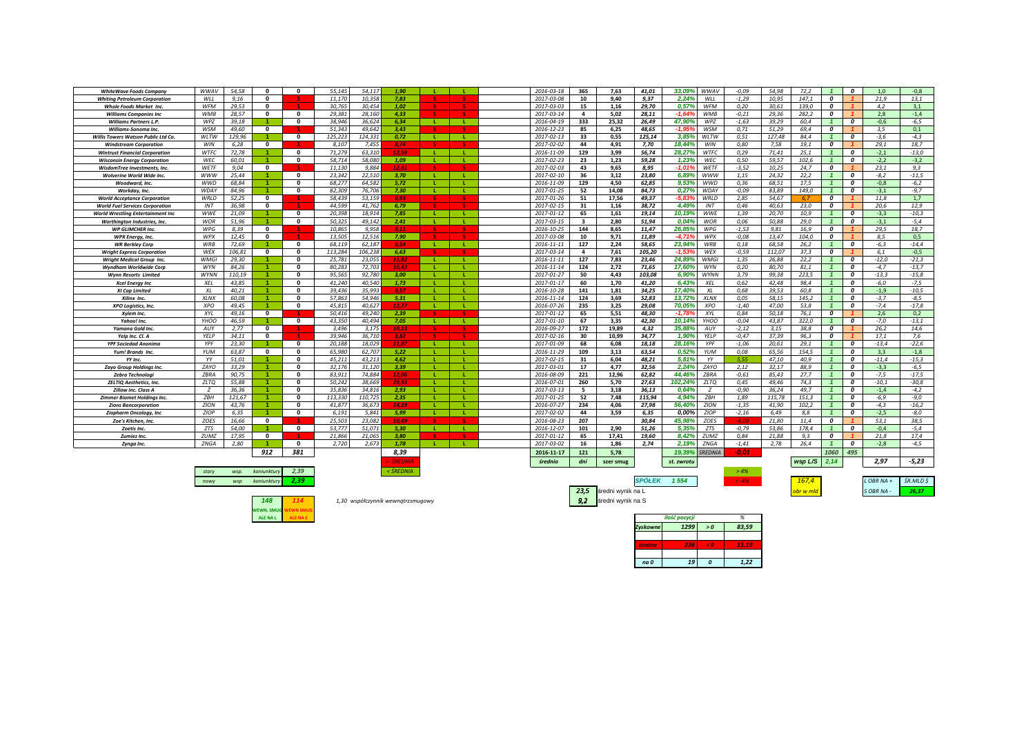| | | | | | | | | | | | | | | | | | | | | | | | | | | | |
|---|---|---|---|---|---|---|---|---|---|---|---|---|---|---|---|---|---|---|---|---|---|---|---|---|---|---|---|
| WhiteWave Foods Company | WWAV | 54,58 | 0 | 0 | 55,145 | 54,117 | 1,90 | L | L | 2016-03-18 | 365 | 7,63 | 41,01 | 33,09% | WWAV | -0,09 | 54,98 | 72,2 | 1 | 0 | 1,0 | -0,8 |
| Whiting Petroleum Corporation | WLL | 9,16 | 0 | 1 | 11,170 | 10,358 | 7,83 | S | S | 2017-03-08 | 10 | 9,40 | 9,37 | 2,24% | WLL | -1,29 | 10,95 | 147,1 | 0 | 1 | 21,9 | 13,1 |
| Whole Foods Market Inc. | WFM | 29,53 | 0 | 1 | 30,765 | 30,454 | 1,02 | S | S | 2017-03-03 | 15 | 1,16 | 29,70 | 0,57% | WFM | 0,20 | 30,61 | 139,0 | 0 | 1 | 4,2 | 3,1 |
| Williams Companies Inc | WMB | 28,57 | 0 | 0 | 29,381 | 28,160 | 4,33 | S | S | 2017-03-14 | 4 | 5,02 | 28,11 | -1,64% | WMB | -0,21 | 29,36 | 282,2 | 0 | 1 | 2,8 | -1,4 |
| Williams Partners L.P. | WPZ | 39,18 | 1 | 0 | 38,946 | 36,624 | 6,34 | L | L | 2016-04-19 | 333 | 25,32 | 26,49 | 47,90% | WPZ | -1,63 | 39,29 | 60,4 | 1 | 0 | -0,6 | -6,5 |
| Williams-Sonoma Inc. | WSM | 49,60 | 0 | 1 | 51,343 | 49,642 | 3,43 | S | S | 2016-12-23 | 85 | 6,25 | 48,65 | -1,95% | WSM | 0,71 | 51,29 | 69,4 | 0 | 1 | 3,5 | 0,1 |
| Willis Towers Watson Public Ltd Co. | WLTW | 129,96 | 1 | 0 | 125,223 | 124,331 | 0,72 | L | L | 2017-02-13 | 33 | 0,55 | 125,14 | 3,85% | WLTW | 0,51 | 127,48 | 84,4 | 1 | 0 | -3,6 | -4,3 |
| Windstream Corporation | WIN | 6,28 | 0 | 1 | 8,107 | 7,455 | 8,74 | S | S | 2017-02-02 | 44 | 4,91 | 7,70 | 18,44% | WIN | 0,80 | 7,58 | 19,1 | 0 | 1 | 29,1 | 18,7 |
| Wintrust Financial Corporation | WTFC | 72,78 | 1 | 0 | 71,279 | 63,310 | 12,59 | L | L | 2016-11-09 | 129 | 3,99 | 56,74 | 28,27% | WTFC | 0,29 | 71,41 | 25,1 | 1 | 0 | -2,1 | -13,0 |
| Wisconsin Energy Corporation | WEC | 60,01 | 1 | 0 | 58,714 | 58,080 | 1,09 | L | L | 2017-02-23 | 23 | 1,23 | 59,28 | 1,23% | WEC | 0,50 | 59,57 | 102,6 | 1 | 0 | -2,2 | -3,2 |
| WisdomTree Investments, Inc. | WETF | 9,04 | 0 | 1 | 11,130 | 9,884 | 12,61 | S | S | 2017-02-03 | 43 | 9,65 | 8,95 | -1,01% | WETF | -3,52 | 10,25 | 24,7 | 0 | 1 | 23,1 | 9,3 |
| Wolverine World Wide Inc. | WWW | 25,44 | 1 | 0 | 23,342 | 22,510 | 3,70 | L | L | 2017-02-10 | 36 | 3,12 | 23,80 | 6,89% | WWW | 1,15 | 24,32 | 22,2 | 1 | 0 | -8,2 | -11,5 |
| Woodward, Inc. | WWD | 68,84 | 1 | 0 | 68,277 | 64,582 | 5,72 | L | L | 2016-11-09 | 129 | 4,50 | 62,85 | 9,53% | WWD | 0,36 | 68,51 | 17,5 | 1 | 0 | -0,8 | -6,2 |
| Workday, Inc. | WDAY | 84,96 | 1 | 0 | 82,309 | 76,706 | 7,30 | L | L | 2017-01-25 | 52 | 14,08 | 84,73 | 0,27% | WDAY | -0,09 | 83,89 | 149,0 | 1 | 0 | -3,1 | -9,7 |
| World Acceptance Corporation | WRLD | 52,25 | 0 | 1 | 58,439 | 53,159 | 9,93 | S | S | 2017-01-26 | 51 | 17,56 | 49,37 | -5,83% | WRLD | 2,85 | 54,67 | 6,7 | 0 | 1 | 11,8 | 1,7 |
| World Fuel Services Corporation | INT | 36,98 | 0 | 1 | 44,599 | 41,762 | 6,79 | S | S | 2017-02-15 | 31 | 1,16 | 38,72 | 4,49% | INT | 0,46 | 40,63 | 23,0 | 0 | 1 | 20,6 | 12,9 |
| World Wrestling Entertainment Inc | WWE | 21,09 | 1 | 0 | 20,398 | 18,914 | 7,85 | L | L | 2017-01-12 | 65 | 1,61 | 19,14 | 10,19% | WWE | 1,39 | 20,70 | 10,9 | 1 | 0 | -3,3 | -10,3 |
| Worthington Industries, Inc. | WOR | 51,96 | 1 | 0 | 50,325 | 49,142 | 2,41 | L | L | 2017-03-15 | 3 | 2,80 | 51,94 | 0,04% | WOR | 0,06 | 50,88 | 29,0 | 1 | 0 | -3,1 | -5,4 |
| WP GLIMCHER Inc. | WPG | 8,39 | 0 | 1 | 10,865 | 9,958 | 9,11 | S | S | 2016-10-25 | 144 | 8,65 | 11,47 | 26,85% | WPG | -1,53 | 9,81 | 16,9 | 0 | 1 | 29,5 | 18,7 |
| WPX Energy, Inc. | WPX | 12,45 | 0 | 1 | 13,505 | 12,516 | 7,90 | S | S | 2017-03-08 | 10 | 9,71 | 11,89 | -4,71% | WPX | -0,08 | 13,47 | 104,0 | 0 | 1 | 8,5 | 0,5 |
| WR Berkley Corp | WRB | 72,69 | 1 | 0 | 68,119 | 62,187 | 9,54 | L | L | 2016-11-11 | 127 | 2,24 | 58,65 | 23,94% | WRB | 0,18 | 68,58 | 26,2 | 1 | 0 | -6,3 | -14,4 |
| Wright Express Corporation | WEX | 106,81 | 0 | 0 | 113,284 | 106,238 | 6,63 | S | S | 2017-03-14 | 4 | 7,61 | 105,20 | -1,53% | WEX | -0,59 | 112,07 | 37,3 | 0 | 1 | 6,1 | -0,5 |
| Wright Medical Group Inc. | WMGI | 29,30 | 1 | 0 | 25,781 | 23,055 | 11,82 | L | L | 2016-11-11 | 127 | 7,83 | 23,46 | 24,89% | WMGI | 1,35 | 26,88 | 22,2 | 1 | 0 | -12,0 | -21,3 |
| Wyndham Worldwide Corp | WYN | 84,26 | 1 | 0 | 80,283 | 72,703 | 10,43 | L | L | 2016-11-14 | 124 | 2,72 | 71,65 | 17,60% | WYN | 0,20 | 80,70 | 81,1 | 1 | 0 | -4,7 | -13,7 |
| Wynn Resorts Limited | WYNN | 110,19 | 1 | 0 | 95,565 | 92,780 | 3,00 | L | L | 2017-01-27 | 50 | 4,43 | 103,08 | 6,90% | WYNN | 3,79 | 99,38 | 223,5 | 1 | 0 | -13,3 | -15,8 |
| Xcel Energy Inc | XEL | 43,85 | 1 | 0 | 41,240 | 40,540 | 1,73 | L | L | 2017-01-17 | 60 | 1,70 | 41,20 | 6,43% | XEL | 0,62 | 42,48 | 98,4 | 1 | 0 | -6,0 | -7,5 |
| XI Cap Limited | XL | 40,21 | 1 | 0 | 39,436 | 35,993 | 9,57 | L | L | 2016-10-28 | 141 | 1,81 | 34,25 | 17,40% | XL | 0,68 | 39,53 | 60,8 | 1 | 0 | -1,9 | -10,5 |
| Xilinx Inc. | XLNX | 60,08 | 1 | 0 | 57,863 | 54,946 | 5,31 | L | L | 2016-11-14 | 124 | 3,69 | 52,83 | 13,72% | XLNX | 0,05 | 58,15 | 145,2 | 1 | 0 | -3,7 | -8,5 |
| XPO Logistics, Inc. | XPO | 49,45 | 1 | 0 | 45,815 | 40,627 | 12,77 | L | L | 2016-07-26 | 235 | 3,25 | 29,08 | 70,05% | XPO | -1,40 | 47,00 | 53,8 | 1 | 0 | -7,4 | -17,8 |
| Xylem Inc. | XYL | 49,16 | 0 | 1 | 50,416 | 49,240 | 2,39 | S | S | 2017-01-12 | 65 | 5,51 | 48,30 | -1,78% | XYL | 0,84 | 50,18 | 76,1 | 0 | 1 | 2,6 | 0,2 |
| Yahoo! Inc. | YHOO | 46,59 | 1 | 0 | 43,350 | 40,494 | 7,05 | L | L | 2017-01-10 | 67 | 3,35 | 42,30 | 10,14% | YHOO | -0,04 | 43,87 | 322,0 | 1 | 0 | -7,0 | -13,1 |
| Yamana Gold Inc. | AUY | 2,77 | 0 | 1 | 3,496 | 3,175 | 10,13 | S | S | 2016-09-27 | 172 | 19,89 | 4,32 | 35,88% | AUY | -2,12 | 3,15 | 38,8 | 0 | 1 | 26,2 | 14,6 |
| Yelp Inc. Cl. A | YELP | 34,11 | 0 | 1 | 39,946 | 36,710 | 8,82 | S | S | 2017-02-16 | 30 | 10,99 | 34,77 | 1,90% | YELP | -0,47 | 37,39 | 96,3 | 0 | 1 | 17,1 | 7,6 |
| YPF Sociedad Anonima | YPF | 23,30 | 1 | 0 | 20,188 | 18,029 | 11,97 | L | L | 2017-01-09 | 68 | 6,08 | 18,18 | 28,16% | YPF | -1,06 | 20,61 | 29,1 | 1 | 0 | -13,4 | -22,6 |
| Yum! Brands Inc. | YUM | 63,87 | 0 | 0 | 65,980 | 62,707 | 5,22 | L | L | 2016-11-29 | 109 | 3,13 | 63,54 | 0,52% | YUM | 0,08 | 65,56 | 154,5 | 1 | 0 | 3,3 | -1,8 |
| YY Inc. | YY | 51,01 | 1 | 0 | 45,211 | 43,213 | 4,62 | L | L | 2017-02-15 | 31 | 6,04 | 48,21 | 5,81% | YY | 5,55 | 47,10 | 40,9 | 1 | 0 | -11,4 | -15,3 |
| Zayo Group Holdings Inc. | ZAYO | 33,29 | 1 | 0 | 32,176 | 31,120 | 3,39 | L | L | 2017-03-01 | 17 | 4,77 | 32,56 | 2,24% | ZAYO | 2,12 | 32,17 | 88,9 | 1 | 0 | -3,3 | -6,5 |
| Zebra Technologi | ZBRA | 90,75 | 1 | 0 | 83,911 | 74,884 | 12,06 | L | L | 2016-08-09 | 221 | 12,96 | 62,82 | 44,46% | ZBRA | -0,61 | 85,43 | 27,7 | 1 | 0 | -7,5 | -17,5 |
| ZELTIQ Aesthetics, Inc. | ZLTQ | 55,88 | 1 | 0 | 50,242 | 38,669 | 29,93 | L | L | 2016-07-01 | 260 | 5,70 | 27,63 | 102,24% | ZLTQ | 0,45 | 49,46 | 74,3 | 1 | 0 | -10,1 | -30,8 |
| Zillow Inc. Class A | Z | 36,36 | 1 | 0 | 35,836 | 34,816 | 2,93 | L | L | 2017-03-13 | 5 | 3,18 | 36,13 | 0,64% | Z | -0,90 | 36,24 | 49,7 | 1 | 0 | -1,4 | -4,2 |
| Zimmer Biomet Holdings Inc. | ZBH | 121,67 | 1 | 0 | 113,330 | 110,725 | 2,35 | L | L | 2017-01-25 | 52 | 7,48 | 115,94 | 4,94% | ZBH | 1,89 | 115,78 | 151,3 | 1 | 0 | -6,9 | -9,0 |
| Zions Bancorporation | ZION | 43,76 | 1 | 0 | 41,877 | 36,673 | 14,19 | L | L | 2016-07-27 | 234 | 4,06 | 27,98 | 56,40% | ZION | -1,35 | 41,90 | 102,2 | 1 | 0 | -4,3 | -16,2 |
| Ziopharm Oncology, Inc | ZIOP | 6,35 | 1 | 0 | 6,191 | 5,841 | 5,99 | L | L | 2017-02-02 | 44 | 3,59 | 6,35 | 0,00% | ZIOP | -2,16 | 6,49 | 8,8 | 1 | 0 | -2,5 | -8,0 |
| Zoe's Kitchen, Inc. | ZOES | 16,66 | 0 | 1 | 25,503 | 23,082 | 10,49 | S | S | 2016-08-23 | 207 | | 30,84 | 45,98% | ZOES | -4,09 | 21,80 | 11,4 | 0 | 1 | 53,1 | 38,5 |
| Zoetis Inc. | ZTS | 54,00 | 1 | 0 | 53,777 | 51,071 | 5,30 | L | L | 2016-12-07 | 101 | 2,90 | 51,26 | 5,35% | ZTS | -0,79 | 53,86 | 178,4 | 1 | 0 | -0,4 | -5,4 |
| Zumiez Inc. | ZUMZ | 17,95 | 0 | 1 | 21,866 | 21,065 | 3,80 | S | S | 2017-01-12 | 65 | 17,41 | 19,60 | 8,42% | ZUMZ | 0,84 | 21,88 | 9,3 | 0 | 1 | 21,8 | 17,4 |
| Zynga Inc. | ZNGA | 2,80 | 1 | 0 | 2,720 | 2,673 | 1,78 | L | L | 2017-03-02 | 16 | 1,86 | 2,74 | 2,19% | ZNGA | -1,41 | 2,78 | 26,4 | 1 | 0 | -2,8 | -4,5 |
| | | | 912 | 381 | | | 8,39 | | | 2016-11-17 | 121 | 5,78 | | 19,39% | ŚREDNIA | -0,01 | | | 1060 | 495 | 2,97 | -5,23 |
| | | | | | | | > ŚREDNIA | | | średnio | dni | szer smug | | st. zwrotu | | > 4% | | wsp L/S | 2,14 | | | |
| | | | | | | | < ŚREDNIA | | | | | | | SPÓŁEK | 1 554 | < -4% | | 167,4 | | | L OBR NA + | ŚR.MLD $ |
| | | | | | | | | | | | | | | | | | | obr w mld | | | S OBR NA - | 26,37 |

| | | | |
|---|---|---|---|
| stary | wsp. | koniunktury | 2,39 |
| nowy | wsp | koniunktury | 2,39 |

| | |
|---|---|
| 148 | 114 |
| WEWN. SMUG ALE NA L | WEWN SMUG ALE NA S |

1,30 współczynnik wewnątrzsmugowy

23,5 średni wynik na L

9,2 średni wynik na S

| | ilość pozycji | | % |
|---|---|---|---|
| zyskowne | 1299 | > 0 | 83,59 |
| stratne | 236 | < 0 | 15,19 |
| na 0 | 19 | 0 | 1,22 |